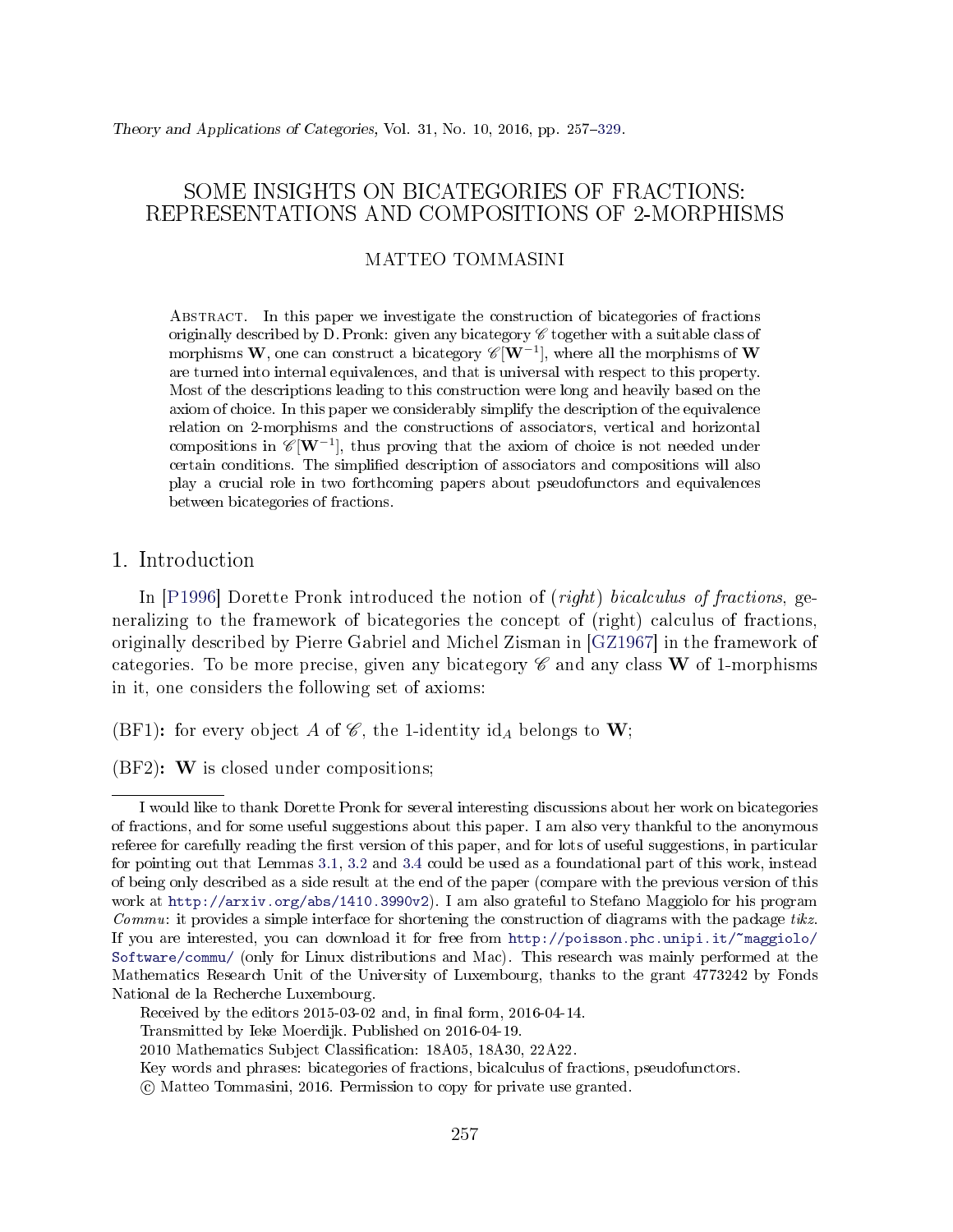# SOME INSIGHTS ON BICATEGORIES OF FRACTIONS: REPRESENTATIONS AND COMPOSITIONS OF 2-MORPHISMS

MATTEO TOMMASINI

Abstract. In this paper we investigate the construction of bicategories of fractions originally described by D. Pronk: given any bicategory $\mathscr{C}$ together with a suitable class of morphisms $\mathbf{W}$, one can construct a bicategory $\mathscr{C}[\mathbf{W}^{-1}]$, where all the morphisms of $\mathbf{W}$ are turned into internal equivalences, and that is universal with respect to this property. Most of the descriptions leading to this construction were long and heavily based on the axiom of choice. In this paper we considerably simplify the description of the equivalence relation on 2-morphisms and the constructions of associators, vertical and horizontal compositions in $\mathscr{C}[\mathbf{W}^{-1}]$, thus proving that the axiom of choice is not needed under certain conditions. The simplified description of associators and compositions will also play a crucial role in two forthcoming papers about pseudofunctors and equivalences between bicategories of fractions.

## 1. Introduction

In [P1996] Dorette Pronk introduced the notion of (*right*) *bicalculus of fractions*, generalizing to the framework of bicategories the concept of (right) calculus of fractions, originally described by Pierre Gabriel and Michel Zisman in [GZ1967] in the framework of categories. To be more precise, given any bicategory $\mathscr{C}$ and any class $\mathbf{W}$ of 1-morphisms in it, one considers the following set of axioms:

**(BF1):** for every object $A$ of $\mathscr{C}$, the 1-identity $\mathrm{id}_A$ belongs to $\mathbf{W}$;

**(BF2):** $\mathbf{W}$ is closed under compositions;

---

I would like to thank Dorette Pronk for several interesting discussions about her work on bicategories of fractions, and for some useful suggestions about this paper. I am also very thankful to the anonymous referee for carefully reading the first version of this paper, and for lots of useful suggestions, in particular for pointing out that Lemmas 3.1, 3.2 and 3.4 could be used as a foundational part of this work, instead of being only described as a side result at the end of the paper (compare with the previous version of this work at http://arxiv.org/abs/1410.3990v2). I am also grateful to Stefano Maggiolo for his program *Commu*: it provides a simple interface for shortening the construction of diagrams with the package *tikz*. If you are interested, you can download it for free from http://poisson.phc.unipi.it/~maggiolo/Software/commu/ (only for Linux distributions and Mac). This research was mainly performed at the Mathematics Research Unit of the University of Luxembourg, thanks to the grant 4773242 by Fonds National de la Recherche Luxembourg.

Received by the editors 2015-03-02 and, in final form, 2016-04-14.

Transmitted by Ieke Moerdijk. Published on 2016-04-19.

2010 Mathematics Subject Classification: 18A05, 18A30, 22A22.

Key words and phrases: bicategories of fractions, bicalculus of fractions, pseudofunctors.

© Matteo Tommasini, 2016. Permission to copy for private use granted.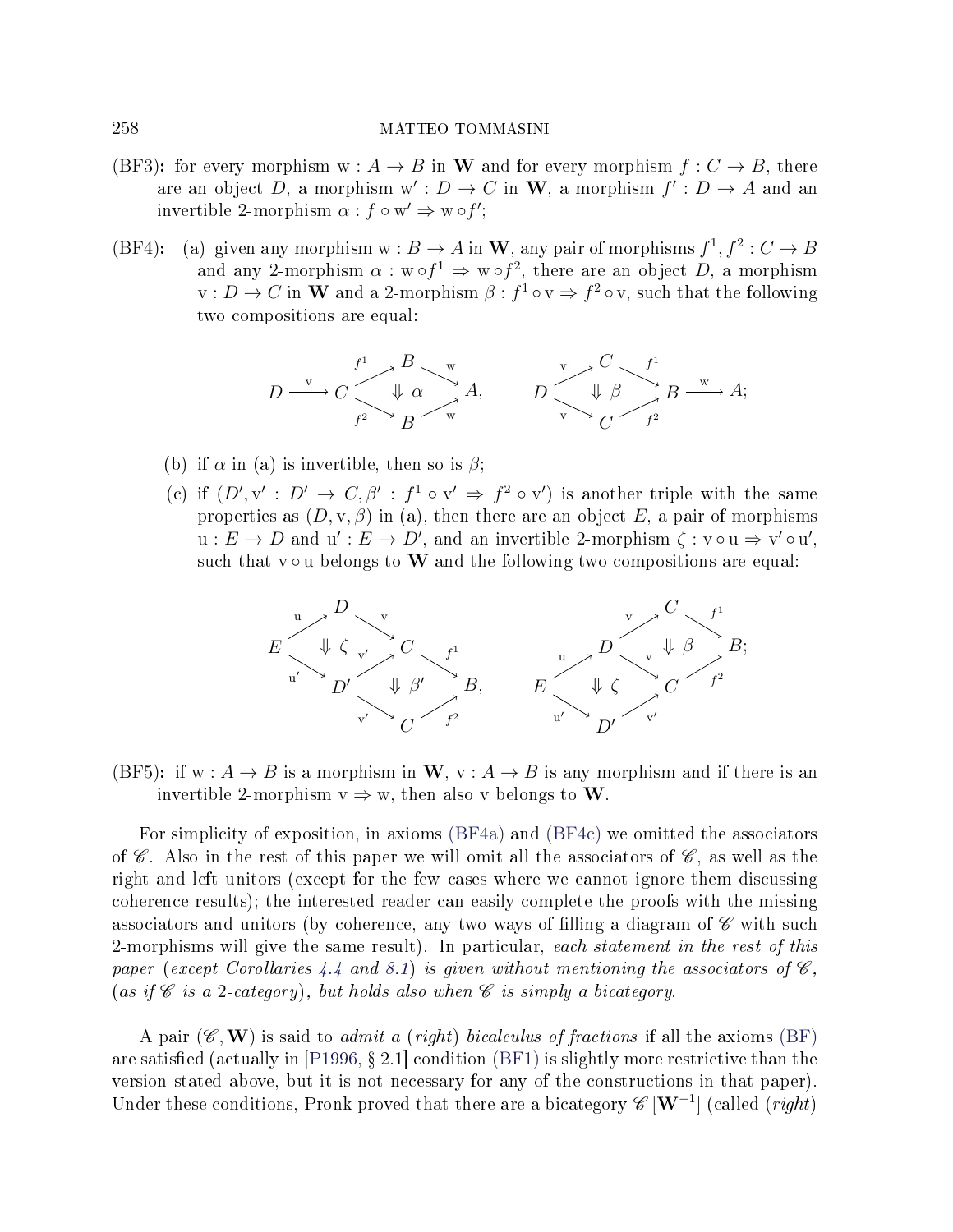(BF3): for every morphism $\mathrm{w}: A \to B$ in $\mathbf{W}$ and for every morphism $f: C \to B$, there are an object $D$, a morphism $\mathrm{w}': D \to C$ in $\mathbf{W}$, a morphism $f': D \to A$ and an invertible 2-morphism $\alpha: f \circ \mathrm{w}' \Rightarrow \mathrm{w} \circ f'$;

(BF4): (a) given any morphism $\mathrm{w}: B \to A$ in $\mathbf{W}$, any pair of morphisms $f^1, f^2: C \to B$ and any 2-morphism $\alpha: \mathrm{w} \circ f^1 \Rightarrow \mathrm{w} \circ f^2$, there are an object $D$, a morphism $\mathrm{v}: D \to C$ in $\mathbf{W}$ and a 2-morphism $\beta: f^1 \circ \mathrm{v} \Rightarrow f^2 \circ \mathrm{v}$, such that the following two compositions are equal:

$$
\begin{array}{ccc}
D \xrightarrow{\mathrm{v}} C \overset{f^1}{\underset{f^2}{\rightrightarrows}} B \overset{\mathrm{w}}{\to} A \ \ (\Downarrow \alpha), & \qquad & D \overset{\mathrm{v}}{\underset{\mathrm{v}}{\rightrightarrows}} C \overset{f^1}{\underset{f^2}{\rightrightarrows}} B \xrightarrow{\mathrm{w}} A \ \ (\Downarrow \beta);
\end{array}
$$

(b) if $\alpha$ in (a) is invertible, then so is $\beta$;

(c) if $(D', \mathrm{v}': D' \to C, \beta': f^1 \circ \mathrm{v}' \Rightarrow f^2 \circ \mathrm{v}')$ is another triple with the same properties as $(D, \mathrm{v}, \beta)$ in (a), then there are an object $E$, a pair of morphisms $\mathrm{u}: E \to D$ and $\mathrm{u}': E \to D'$, and an invertible 2-morphism $\zeta: \mathrm{v} \circ \mathrm{u} \Rightarrow \mathrm{v}' \circ \mathrm{u}'$, such that $\mathrm{v} \circ \mathrm{u}$ belongs to $\mathbf{W}$ and the following two compositions are equal:

$$
\begin{array}{ccc}
E \xrightarrow{\mathrm{u}} D \xrightarrow{\mathrm{v}} C,\ E \xrightarrow{\mathrm{u}'} D' \xrightarrow{\mathrm{v}'} C \ (\Downarrow \zeta),\ D' \overset{\mathrm{v}'}{\underset{\mathrm{v}'}{\rightrightarrows}} C \overset{f^1}{\underset{f^2}{\rightrightarrows}} B \ (\Downarrow \beta'), & \qquad & E \xrightarrow{\mathrm{u}} D \overset{\mathrm{v}}{\underset{\mathrm{v}}{\rightrightarrows}} C \overset{f^1}{\underset{f^2}{\rightrightarrows}} B \ (\Downarrow \beta),\ E \xrightarrow{\mathrm{u}'} D' \xrightarrow{\mathrm{v}'} C \ (\Downarrow \zeta);
\end{array}
$$

(BF5): if $\mathrm{w}: A \to B$ is a morphism in $\mathbf{W}$, $\mathrm{v}: A \to B$ is any morphism and if there is an invertible 2-morphism $\mathrm{v} \Rightarrow \mathrm{w}$, then also $\mathrm{v}$ belongs to $\mathbf{W}$.

For simplicity of exposition, in axioms (BF4a) and (BF4c) we omitted the associators of $\mathscr{C}$. Also in the rest of this paper we will omit all the associators of $\mathscr{C}$, as well as the right and left unitors (except for the few cases where we cannot ignore them discussing coherence results); the interested reader can easily complete the proofs with the missing associators and unitors (by coherence, any two ways of filling a diagram of $\mathscr{C}$ with such 2-morphisms will give the same result). In particular, *each statement in the rest of this paper (except Corollaries 4.4 and 8.1) is given without mentioning the associators of $\mathscr{C}$, (as if $\mathscr{C}$ is a 2-category), but holds also when $\mathscr{C}$ is simply a bicategory.*

A pair $(\mathscr{C}, \mathbf{W})$ is said to *admit a (right) bicalculus of fractions* if all the axioms (BF) are satisfied (actually in [P1996, § 2.1] condition (BF1) is slightly more restrictive than the version stated above, but it is not necessary for any of the constructions in that paper). Under these conditions, Pronk proved that there are a bicategory $\mathscr{C}[\mathbf{W}^{-1}]$ (called *(right)*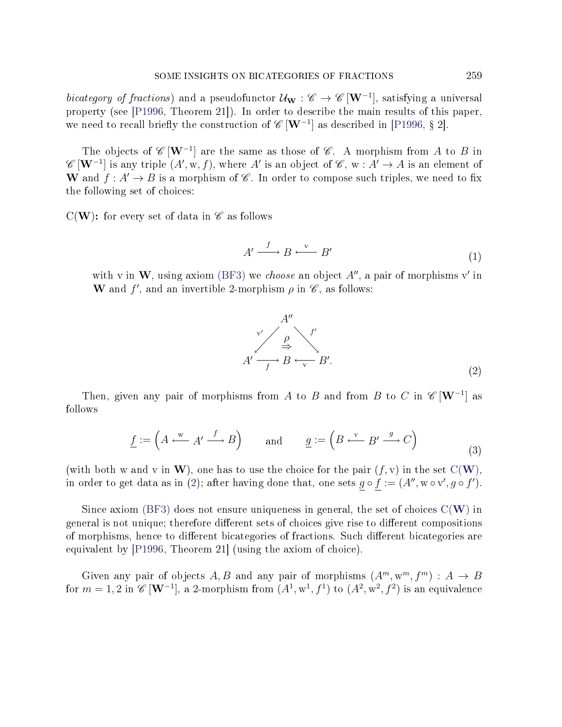*bicategory of fractions*) and a pseudofunctor $\mathcal{U}_{\mathbf{W}} : \mathscr{C} \to \mathscr{C}\left[\mathbf{W}^{-1}\right]$, satisfying a universal property (see [P1996, Theorem 21]). In order to describe the main results of this paper, we need to recall briefly the construction of $\mathscr{C}\left[\mathbf{W}^{-1}\right]$ as described in [P1996, § 2].

The objects of $\mathscr{C}\left[\mathbf{W}^{-1}\right]$ are the same as those of $\mathscr{C}$. A morphism from $A$ to $B$ in $\mathscr{C}\left[\mathbf{W}^{-1}\right]$ is any triple $(A', \mathrm{w}, f)$, where $A'$ is an object of $\mathscr{C}$, $\mathrm{w} : A' \to A$ is an element of $\mathbf{W}$ and $f : A' \to B$ is a morphism of $\mathscr{C}$. In order to compose such triples, we need to fix the following set of choices:

C($\mathbf{W}$)**:** for every set of data in $\mathscr{C}$ as follows

$$A' \xrightarrow{\;f\;} B \xleftarrow{\;\mathrm{v}\;} B' \tag{1}$$

with v in $\mathbf{W}$, using axiom (BF3) we *choose* an object $A''$, a pair of morphisms $\mathrm{v}'$ in $\mathbf{W}$ and $f'$, and an invertible 2-morphism $\rho$ in $\mathscr{C}$, as follows:

$$\begin{array}{ccccc} & & A'' & & \\ & {\scriptstyle \mathrm{v}'}\swarrow & \overset{\rho}{\Rightarrow} & \searrow{\scriptstyle f'} & \\ A' & \xrightarrow[f]{} & B & \xleftarrow[\mathrm{v}]{} & B'. \end{array} \tag{2}$$

Then, given any pair of morphisms from $A$ to $B$ and from $B$ to $C$ in $\mathscr{C}\left[\mathbf{W}^{-1}\right]$ as follows

$$\underline{f} := \left(A \xleftarrow{\;\mathrm{w}\;} A' \xrightarrow{\;f\;} B\right) \qquad \text{and} \qquad \underline{g} := \left(B \xleftarrow{\;\mathrm{v}\;} B' \xrightarrow{\;g\;} C\right) \tag{3}$$

(with both w and v in $\mathbf{W}$), one has to use the choice for the pair $(f, \mathrm{v})$ in the set C($\mathbf{W}$), in order to get data as in (2); after having done that, one sets $\underline{g} \circ \underline{f} := (A'', \mathrm{w} \circ \mathrm{v}', g \circ f')$.

Since axiom (BF3) does not ensure uniqueness in general, the set of choices C($\mathbf{W}$) in general is not unique; therefore different sets of choices give rise to different compositions of morphisms, hence to different bicategories of fractions. Such different bicategories are equivalent by [P1996, Theorem 21] (using the axiom of choice).

Given any pair of objects $A, B$ and any pair of morphisms $(A^m, \mathrm{w}^m, f^m) : A \to B$ for $m = 1, 2$ in $\mathscr{C}\left[\mathbf{W}^{-1}\right]$, a 2-morphism from $(A^1, \mathrm{w}^1, f^1)$ to $(A^2, \mathrm{w}^2, f^2)$ is an equivalence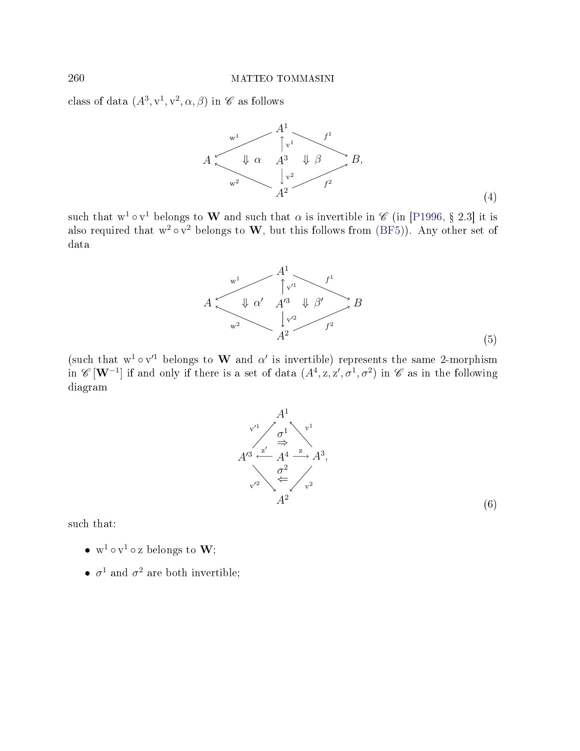class of data $(A^3, \mathrm{v}^1, \mathrm{v}^2, \alpha, \beta)$ in $\mathscr{C}$ as follows

$$
\begin{array}{ccccc}
 & & A^1 & & \\
 & \overset{\mathrm{w}^1}{\swarrow} & \uparrow \mathrm{v}^1 & \overset{f^1}{\searrow} & \\
A & \Downarrow \alpha & A^3 & \Downarrow \beta & B, \\
 & \underset{\mathrm{w}^2}{\nwarrow} & \downarrow \mathrm{v}^2 & \underset{f^2}{\nearrow} & \\
 & & A^2 & &
\end{array}
\tag{4}
$$

such that $\mathrm{w}^1 \circ \mathrm{v}^1$ belongs to $\mathbf{W}$ and such that $\alpha$ is invertible in $\mathscr{C}$ (in [P1996, § 2.3] it is also required that $\mathrm{w}^2 \circ \mathrm{v}^2$ belongs to $\mathbf{W}$, but this follows from (BF5)). Any other set of data

$$
\begin{array}{ccccc}
 & & A^1 & & \\
 & \overset{\mathrm{w}^1}{\swarrow} & \uparrow \mathrm{v}'^1 & \overset{f^1}{\searrow} & \\
A & \Downarrow \alpha' & A'^3 & \Downarrow \beta' & B \\
 & \underset{\mathrm{w}^2}{\nwarrow} & \downarrow \mathrm{v}'^2 & \underset{f^2}{\nearrow} & \\
 & & A^2 & &
\end{array}
\tag{5}
$$

(such that $\mathrm{w}^1 \circ \mathrm{v}'^1$ belongs to $\mathbf{W}$ and $\alpha'$ is invertible) represents the same 2-morphism in $\mathscr{C}[\mathbf{W}^{-1}]$ if and only if there is a set of data $(A^4, \mathrm{z}, \mathrm{z}', \sigma^1, \sigma^2)$ in $\mathscr{C}$ as in the following diagram

$$
\begin{array}{ccccc}
 & & A^1 & & \\
 & \overset{\mathrm{v}'^1}{\nearrow} & \overset{\sigma^1}{\Rightarrow} & \overset{\mathrm{v}^1}{\nwarrow} & \\
A'^3 & \overset{\mathrm{z}'}{\longleftarrow} & A^4 & \overset{\mathrm{z}}{\longrightarrow} & A^3, \\
 & \underset{\mathrm{v}'^2}{\searrow} & \underset{\Leftarrow}{\sigma^2} & \underset{\mathrm{v}^2}{\swarrow} & \\
 & & A^2 & &
\end{array}
\tag{6}
$$

such that:

- $\mathrm{w}^1 \circ \mathrm{v}^1 \circ \mathrm{z}$ belongs to $\mathbf{W}$;
- $\sigma^1$ and $\sigma^2$ are both invertible;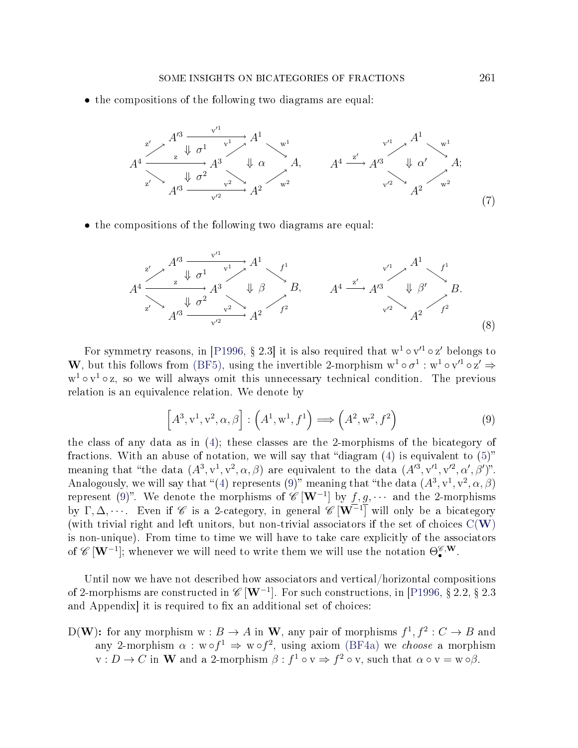- the compositions of the following two diagrams are equal:

$$
\begin{array}{ccc}
\begin{array}{c}
A^4 \xrightarrow{\mathrm{z}'} A'^3 \xrightarrow{\mathrm{v}'^1} A^1 \\
A^4 \xrightarrow{\mathrm{z}} A^3, \quad \Downarrow \sigma^1, \quad \Downarrow \sigma^2, \quad \Downarrow \alpha \\
A^4 \xrightarrow{\mathrm{z}'} A'^3 \xrightarrow{\mathrm{v}'^2} A^2 \\
A^3 \xrightarrow{\mathrm{v}^1} A^1 \xrightarrow{\mathrm{w}^1} A, \quad A^3 \xrightarrow{\mathrm{v}^2} A^2 \xrightarrow{\mathrm{w}^2} A
\end{array}
& \qquad &
\begin{array}{c}
A^4 \xrightarrow{\mathrm{z}'} A'^3, \quad A'^3 \xrightarrow{\mathrm{v}'^1} A^1 \xrightarrow{\mathrm{w}^1} A, \\
\Downarrow \alpha', \quad A'^3 \xrightarrow{\mathrm{v}'^2} A^2 \xrightarrow{\mathrm{w}^2} A;
\end{array}
\end{array}
\tag{7}
$$

- the compositions of the following two diagrams are equal:

$$
\begin{array}{ccc}
\begin{array}{c}
A^4 \xrightarrow{\mathrm{z}'} A'^3 \xrightarrow{\mathrm{v}'^1} A^1 \\
A^4 \xrightarrow{\mathrm{z}} A^3, \quad \Downarrow \sigma^1, \quad \Downarrow \sigma^2, \quad \Downarrow \beta \\
A^4 \xrightarrow{\mathrm{z}'} A'^3 \xrightarrow{\mathrm{v}'^2} A^2 \\
A^3 \xrightarrow{\mathrm{v}^1} A^1 \xrightarrow{f^1} B, \quad A^3 \xrightarrow{\mathrm{v}^2} A^2 \xrightarrow{f^2} B
\end{array}
& \qquad &
\begin{array}{c}
A^4 \xrightarrow{\mathrm{z}'} A'^3, \quad A'^3 \xrightarrow{\mathrm{v}'^1} A^1 \xrightarrow{f^1} B, \\
\Downarrow \beta', \quad A'^3 \xrightarrow{\mathrm{v}'^2} A^2 \xrightarrow{f^2} B.
\end{array}
\end{array}
\tag{8}
$$

For symmetry reasons, in [P1996, § 2.3] it is also required that $\mathrm{w}^1 \circ \mathrm{v}'^1 \circ \mathrm{z}'$ belongs to $\mathbf{W}$, but this follows from (BF5), using the invertible 2-morphism $\mathrm{w}^1 \circ \sigma^1 : \mathrm{w}^1 \circ \mathrm{v}'^1 \circ \mathrm{z}' \Rightarrow \mathrm{w}^1 \circ \mathrm{v}^1 \circ \mathrm{z}$, so we will always omit this unnecessary technical condition. The previous relation is an equivalence relation. We denote by

$$
\Big[A^3, \mathrm{v}^1, \mathrm{v}^2, \alpha, \beta\Big] : \Big(A^1, \mathrm{w}^1, f^1\Big) \Longrightarrow \Big(A^2, \mathrm{w}^2, f^2\Big) \tag{9}
$$

the class of any data as in (4); these classes are the 2-morphisms of the bicategory of fractions. With an abuse of notation, we will say that "diagram (4) is equivalent to (5)" meaning that "the data $(A^3, \mathrm{v}^1, \mathrm{v}^2, \alpha, \beta)$ are equivalent to the data $(A'^3, \mathrm{v}'^1, \mathrm{v}'^2, \alpha', \beta')$". Analogously, we will say that "(4) represents (9)" meaning that "the data $(A^3, \mathrm{v}^1, \mathrm{v}^2, \alpha, \beta)$ represent (9)". We denote the morphisms of $\mathscr{C}[\mathbf{W}^{-1}]$ by $\underline{f}, \underline{g}, \cdots$ and the 2-morphisms by $\Gamma, \Delta, \cdots$. Even if $\mathscr{C}$ is a 2-category, in general $\mathscr{C}[\mathbf{W}^{-1}]$ will only be a bicategory (with trivial right and left unitors, but non-trivial associators if the set of choices C(**W**) is non-unique). From time to time we will have to take care explicitly of the associators of $\mathscr{C}[\mathbf{W}^{-1}]$; whenever we will need to write them we will use the notation $\Theta^{\mathscr{C},\mathbf{W}}_{\bullet}$.

Until now we have not described how associators and vertical/horizontal compositions of 2-morphisms are constructed in $\mathscr{C}[\mathbf{W}^{-1}]$. For such constructions, in [P1996, § 2.2, § 2.3 and Appendix] it is required to fix an additional set of choices:

D(**W**)**:** for any morphism $\mathrm{w} : B \to A$ in $\mathbf{W}$, any pair of morphisms $f^1, f^2 : C \to B$ and any 2-morphism $\alpha : \mathrm{w} \circ f^1 \Rightarrow \mathrm{w} \circ f^2$, using axiom (BF4a) we *choose* a morphism $\mathrm{v} : D \to C$ in $\mathbf{W}$ and a 2-morphism $\beta : f^1 \circ \mathrm{v} \Rightarrow f^2 \circ \mathrm{v}$, such that $\alpha \circ \mathrm{v} = \mathrm{w} \circ \beta$.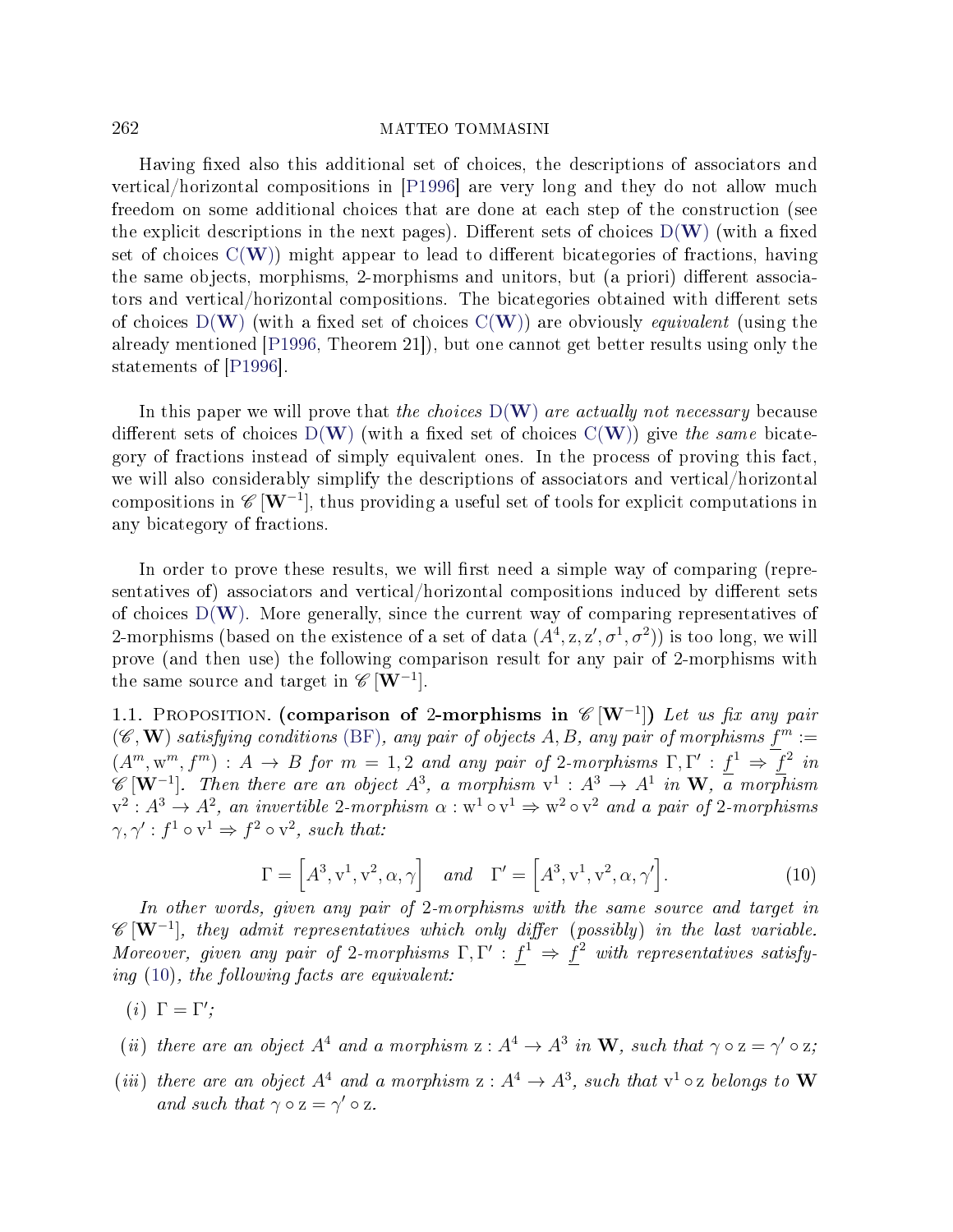Having fixed also this additional set of choices, the descriptions of associators and vertical/horizontal compositions in [P1996] are very long and they do not allow much freedom on some additional choices that are done at each step of the construction (see the explicit descriptions in the next pages). Different sets of choices $\mathrm{D}(\mathbf{W})$ (with a fixed set of choices $\mathrm{C}(\mathbf{W})$) might appear to lead to different bicategories of fractions, having the same objects, morphisms, 2-morphisms and unitors, but (a priori) different associators and vertical/horizontal compositions. The bicategories obtained with different sets of choices $\mathrm{D}(\mathbf{W})$ (with a fixed set of choices $\mathrm{C}(\mathbf{W})$) are obviously *equivalent* (using the already mentioned [P1996, Theorem 21]), but one cannot get better results using only the statements of [P1996].

In this paper we will prove that *the choices* $\mathrm{D}(\mathbf{W})$ *are actually not necessary* because different sets of choices $\mathrm{D}(\mathbf{W})$ (with a fixed set of choices $\mathrm{C}(\mathbf{W})$) give *the same* bicategory of fractions instead of simply equivalent ones. In the process of proving this fact, we will also considerably simplify the descriptions of associators and vertical/horizontal compositions in $\mathscr{C}\left[\mathbf{W}^{-1}\right]$, thus providing a useful set of tools for explicit computations in any bicategory of fractions.

In order to prove these results, we will first need a simple way of comparing (representatives of) associators and vertical/horizontal compositions induced by different sets of choices $\mathrm{D}(\mathbf{W})$. More generally, since the current way of comparing representatives of 2-morphisms (based on the existence of a set of data $(A^4, \mathrm{z}, \mathrm{z}', \sigma^1, \sigma^2)$) is too long, we will prove (and then use) the following comparison result for any pair of 2-morphisms with the same source and target in $\mathscr{C}\left[\mathbf{W}^{-1}\right]$.

1.1. Proposition. **(comparison of 2-morphisms in $\mathscr{C}\left[\mathbf{W}^{-1}\right]$)** *Let us fix any pair $(\mathscr{C}, \mathbf{W})$ satisfying conditions (BF), any pair of objects $A, B$, any pair of morphisms $\underline{f}^m := (A^m, \mathrm{w}^m, f^m) : A \to B$ for $m = 1, 2$ and any pair of 2-morphisms $\Gamma, \Gamma' : \underline{f}^1 \Rightarrow \underline{f}^2$ in $\mathscr{C}\left[\mathbf{W}^{-1}\right]$. Then there are an object $A^3$, a morphism $\mathrm{v}^1 : A^3 \to A^1$ in $\mathbf{W}$, a morphism $\mathrm{v}^2 : A^3 \to A^2$, an invertible 2-morphism $\alpha : \mathrm{w}^1 \circ \mathrm{v}^1 \Rightarrow \mathrm{w}^2 \circ \mathrm{v}^2$ and a pair of 2-morphisms $\gamma, \gamma' : f^1 \circ \mathrm{v}^1 \Rightarrow f^2 \circ \mathrm{v}^2$, such that:*

$$\Gamma = \left[A^3, \mathrm{v}^1, \mathrm{v}^2, \alpha, \gamma\right] \quad \textit{and} \quad \Gamma' = \left[A^3, \mathrm{v}^1, \mathrm{v}^2, \alpha, \gamma'\right]. \tag{10}$$

*In other words, given any pair of 2-morphisms with the same source and target in $\mathscr{C}\left[\mathbf{W}^{-1}\right]$, they admit representatives which only differ (possibly) in the last variable. Moreover, given any pair of 2-morphisms $\Gamma, \Gamma' : \underline{f}^1 \Rightarrow \underline{f}^2$ with representatives satisfying (10), the following facts are equivalent:*

- $(i)$ $\Gamma = \Gamma'$*;*
- $(ii)$ *there are an object $A^4$ and a morphism $\mathrm{z} : A^4 \to A^3$ in $\mathbf{W}$, such that $\gamma \circ \mathrm{z} = \gamma' \circ \mathrm{z}$;*
- $(iii)$ *there are an object $A^4$ and a morphism $\mathrm{z} : A^4 \to A^3$, such that $\mathrm{v}^1 \circ \mathrm{z}$ belongs to $\mathbf{W}$ and such that $\gamma \circ \mathrm{z} = \gamma' \circ \mathrm{z}$.*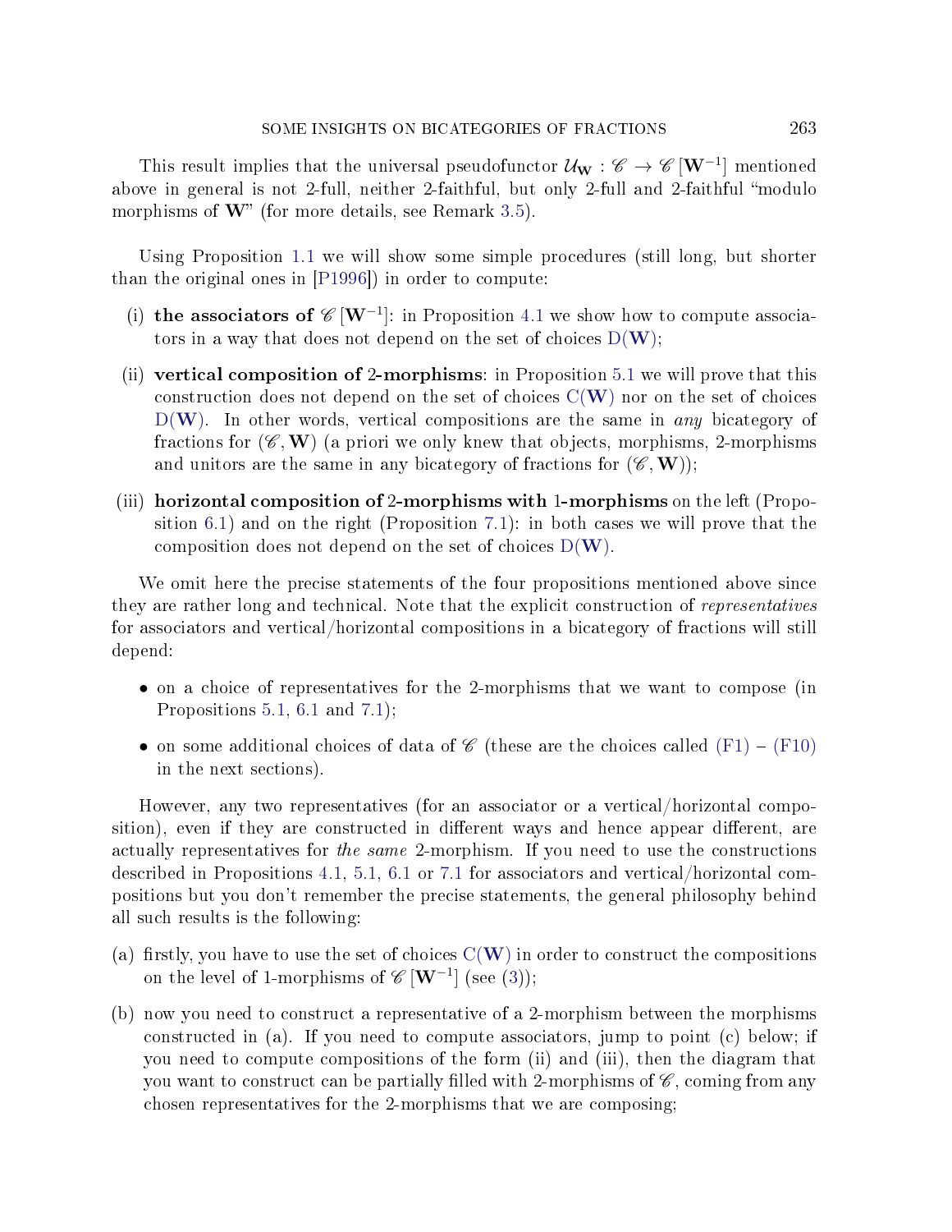This result implies that the universal pseudofunctor $\mathcal{U}_{\mathbf{W}} : \mathscr{C} \to \mathscr{C}\left[\mathbf{W}^{-1}\right]$ mentioned above in general is not 2-full, neither 2-faithful, but only 2-full and 2-faithful "modulo morphisms of $\mathbf{W}$" (for more details, see Remark 3.5).

Using Proposition 1.1 we will show some simple procedures (still long, but shorter than the original ones in [P1996]) in order to compute:

(i) **the associators of $\mathscr{C}\left[\mathbf{W}^{-1}\right]$**: in Proposition 4.1 we show how to compute associators in a way that does not depend on the set of choices $\mathrm{D}(\mathbf{W})$;

(ii) **vertical composition of 2-morphisms**: in Proposition 5.1 we will prove that this construction does not depend on the set of choices $\mathrm{C}(\mathbf{W})$ nor on the set of choices $\mathrm{D}(\mathbf{W})$. In other words, vertical compositions are the same in *any* bicategory of fractions for $(\mathscr{C}, \mathbf{W})$ (a priori we only knew that objects, morphisms, 2-morphisms and unitors are the same in any bicategory of fractions for $(\mathscr{C}, \mathbf{W})$);

(iii) **horizontal composition of 2-morphisms with 1-morphisms** on the left (Proposition 6.1) and on the right (Proposition 7.1): in both cases we will prove that the composition does not depend on the set of choices $\mathrm{D}(\mathbf{W})$.

We omit here the precise statements of the four propositions mentioned above since they are rather long and technical. Note that the explicit construction of *representatives* for associators and vertical/horizontal compositions in a bicategory of fractions will still depend:

- on a choice of representatives for the 2-morphisms that we want to compose (in Propositions 5.1, 6.1 and 7.1);
- on some additional choices of data of $\mathscr{C}$ (these are the choices called (F1) – (F10) in the next sections).

However, any two representatives (for an associator or a vertical/horizontal composition), even if they are constructed in different ways and hence appear different, are actually representatives for *the same* 2-morphism. If you need to use the constructions described in Propositions 4.1, 5.1, 6.1 or 7.1 for associators and vertical/horizontal compositions but you don't remember the precise statements, the general philosophy behind all such results is the following:

(a) firstly, you have to use the set of choices $\mathrm{C}(\mathbf{W})$ in order to construct the compositions on the level of 1-morphisms of $\mathscr{C}\left[\mathbf{W}^{-1}\right]$ (see (3));

(b) now you need to construct a representative of a 2-morphism between the morphisms constructed in (a). If you need to compute associators, jump to point (c) below; if you need to compute compositions of the form (ii) and (iii), then the diagram that you want to construct can be partially filled with 2-morphisms of $\mathscr{C}$, coming from any chosen representatives for the 2-morphisms that we are composing;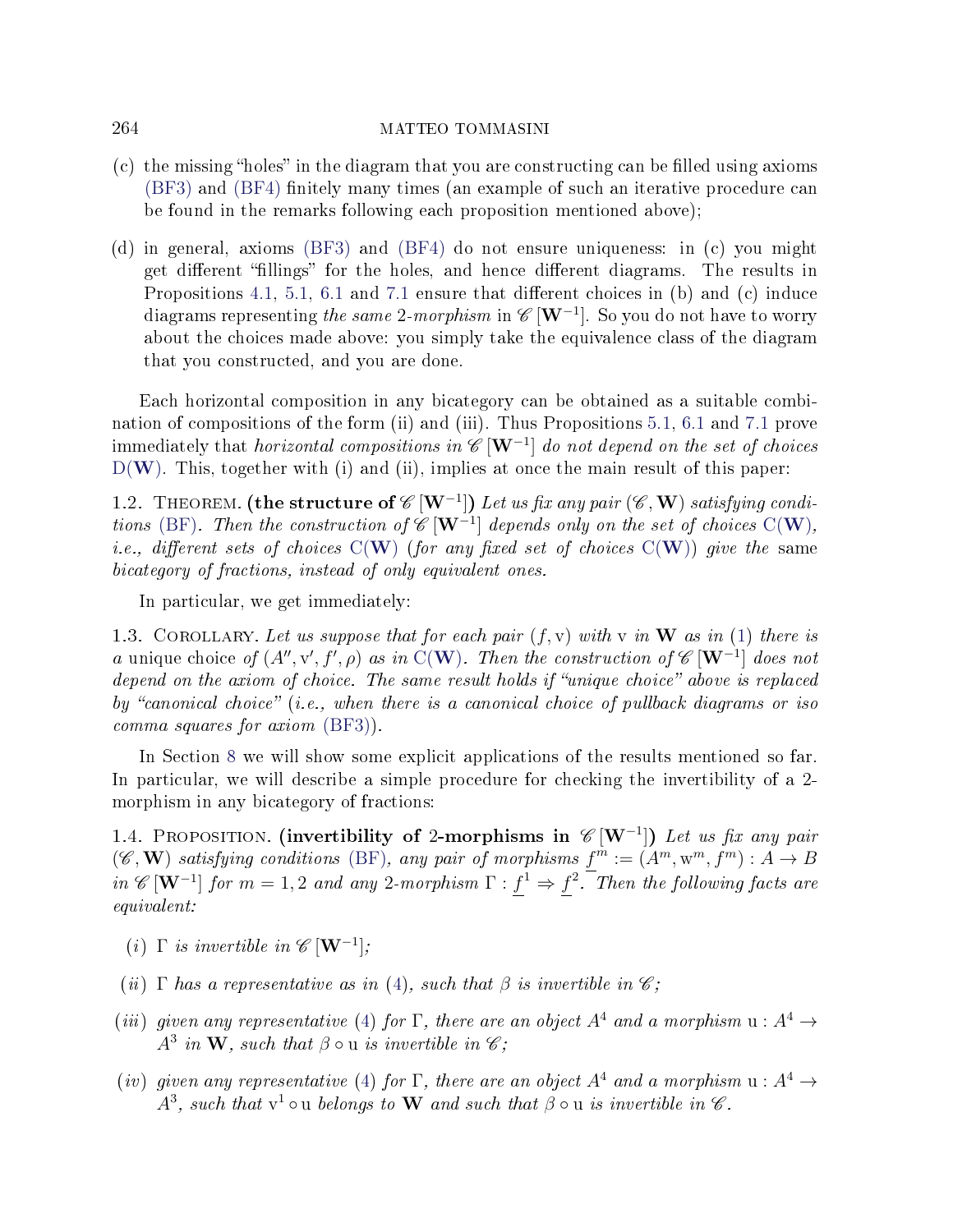(c) the missing "holes" in the diagram that you are constructing can be filled using axioms (BF3) and (BF4) finitely many times (an example of such an iterative procedure can be found in the remarks following each proposition mentioned above);

(d) in general, axioms (BF3) and (BF4) do not ensure uniqueness: in (c) you might get different "fillings" for the holes, and hence different diagrams. The results in Propositions 4.1, 5.1, 6.1 and 7.1 ensure that different choices in (b) and (c) induce diagrams representing *the same* 2*-morphism* in $\mathscr{C}\,[\mathbf{W}^{-1}]$. So you do not have to worry about the choices made above: you simply take the equivalence class of the diagram that you constructed, and you are done.

Each horizontal composition in any bicategory can be obtained as a suitable combination of compositions of the form (ii) and (iii). Thus Propositions 5.1, 6.1 and 7.1 prove immediately that *horizontal compositions in* $\mathscr{C}\,[\mathbf{W}^{-1}]$ *do not depend on the set of choices* $\mathrm{D}(\mathbf{W})$. This, together with (i) and (ii), implies at once the main result of this paper:

1.2. Theorem. **(the structure of $\mathscr{C}\,[\mathbf{W}^{-1}]$)** *Let us fix any pair $(\mathscr{C}, \mathbf{W})$ satisfying conditions (BF). Then the construction of $\mathscr{C}\,[\mathbf{W}^{-1}]$ depends only on the set of choices $\mathrm{C}(\mathbf{W})$, i.e., different sets of choices $\mathrm{C}(\mathbf{W})$ (for any fixed set of choices $\mathrm{C}(\mathbf{W})$) give the* same *bicategory of fractions, instead of only equivalent ones.*

In particular, we get immediately:

1.3. Corollary. *Let us suppose that for each pair $(f, \mathrm{v})$ with $\mathrm{v}$ in $\mathbf{W}$ as in (1) there is a* unique choice *of $(A'', \mathrm{v}', f', \rho)$ as in $\mathrm{C}(\mathbf{W})$. Then the construction of $\mathscr{C}\,[\mathbf{W}^{-1}]$ does not depend on the axiom of choice. The same result holds if "unique choice" above is replaced by "canonical choice" (i.e., when there is a canonical choice of pullback diagrams or iso comma squares for axiom (BF3)).*

In Section 8 we will show some explicit applications of the results mentioned so far. In particular, we will describe a simple procedure for checking the invertibility of a 2-morphism in any bicategory of fractions:

1.4. Proposition. **(invertibility of 2-morphisms in $\mathscr{C}\,[\mathbf{W}^{-1}]$)** *Let us fix any pair $(\mathscr{C}, \mathbf{W})$ satisfying conditions (BF), any pair of morphisms $\underline{f}^m := (A^m, \mathrm{w}^m, f^m) : A \to B$ in $\mathscr{C}\,[\mathbf{W}^{-1}]$ for $m = 1, 2$ and any 2-morphism $\Gamma : \underline{f}^1 \Rightarrow \underline{f}^2$. Then the following facts are equivalent:*

- *(i) $\Gamma$ is invertible in $\mathscr{C}\,[\mathbf{W}^{-1}]$;*
- *(ii) $\Gamma$ has a representative as in (4), such that $\beta$ is invertible in $\mathscr{C}$;*
- *(iii) given any representative (4) for $\Gamma$, there are an object $A^4$ and a morphism $\mathrm{u} : A^4 \to A^3$ in $\mathbf{W}$, such that $\beta \circ \mathrm{u}$ is invertible in $\mathscr{C}$;*
- *(iv) given any representative (4) for $\Gamma$, there are an object $A^4$ and a morphism $\mathrm{u} : A^4 \to A^3$, such that $\mathrm{v}^1 \circ \mathrm{u}$ belongs to $\mathbf{W}$ and such that $\beta \circ \mathrm{u}$ is invertible in $\mathscr{C}$.*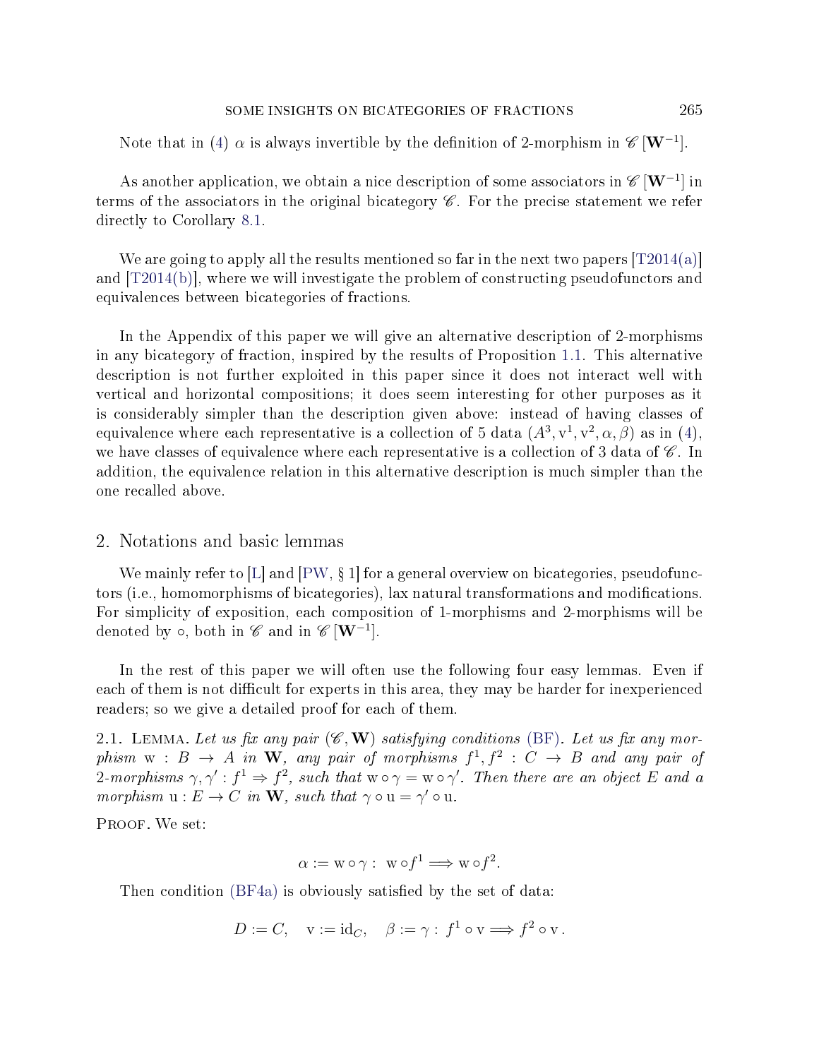Note that in (4) $\alpha$ is always invertible by the definition of 2-morphism in $\mathscr{C}[\mathbf{W}^{-1}]$.

As another application, we obtain a nice description of some associators in $\mathscr{C}[\mathbf{W}^{-1}]$ in terms of the associators in the original bicategory $\mathscr{C}$. For the precise statement we refer directly to Corollary 8.1.

We are going to apply all the results mentioned so far in the next two papers [T2014(a)] and [T2014(b)], where we will investigate the problem of constructing pseudofunctors and equivalences between bicategories of fractions.

In the Appendix of this paper we will give an alternative description of 2-morphisms in any bicategory of fraction, inspired by the results of Proposition 1.1. This alternative description is not further exploited in this paper since it does not interact well with vertical and horizontal compositions; it does seem interesting for other purposes as it is considerably simpler than the description given above: instead of having classes of equivalence where each representative is a collection of 5 data $(A^3, \mathrm{v}^1, \mathrm{v}^2, \alpha, \beta)$ as in (4), we have classes of equivalence where each representative is a collection of 3 data of $\mathscr{C}$. In addition, the equivalence relation in this alternative description is much simpler than the one recalled above.

## 2. Notations and basic lemmas

We mainly refer to [L] and [PW, § 1] for a general overview on bicategories, pseudofunctors (i.e., homomorphisms of bicategories), lax natural transformations and modifications. For simplicity of exposition, each composition of 1-morphisms and 2-morphisms will be denoted by $\circ$, both in $\mathscr{C}$ and in $\mathscr{C}[\mathbf{W}^{-1}]$.

In the rest of this paper we will often use the following four easy lemmas. Even if each of them is not difficult for experts in this area, they may be harder for inexperienced readers; so we give a detailed proof for each of them.

2.1. Lemma. *Let us fix any pair $(\mathscr{C}, \mathbf{W})$ satisfying conditions (BF). Let us fix any morphism $\mathrm{w} : B \rightarrow A$ in $\mathbf{W}$, any pair of morphisms $f^1, f^2 : C \rightarrow B$ and any pair of 2-morphisms $\gamma, \gamma' : f^1 \Rightarrow f^2$, such that $\mathrm{w} \circ \gamma = \mathrm{w} \circ \gamma'$. Then there are an object $E$ and a morphism $\mathrm{u} : E \rightarrow C$ in $\mathbf{W}$, such that $\gamma \circ \mathrm{u} = \gamma' \circ \mathrm{u}$.*

Proof. We set:

$$\alpha := \mathrm{w} \circ \gamma : \ \mathrm{w} \circ f^1 \Longrightarrow \mathrm{w} \circ f^2.$$

Then condition (BF4a) is obviously satisfied by the set of data:

$$D := C, \quad \mathrm{v} := \mathrm{id}_C, \quad \beta := \gamma : \ f^1 \circ \mathrm{v} \Longrightarrow f^2 \circ \mathrm{v}.$$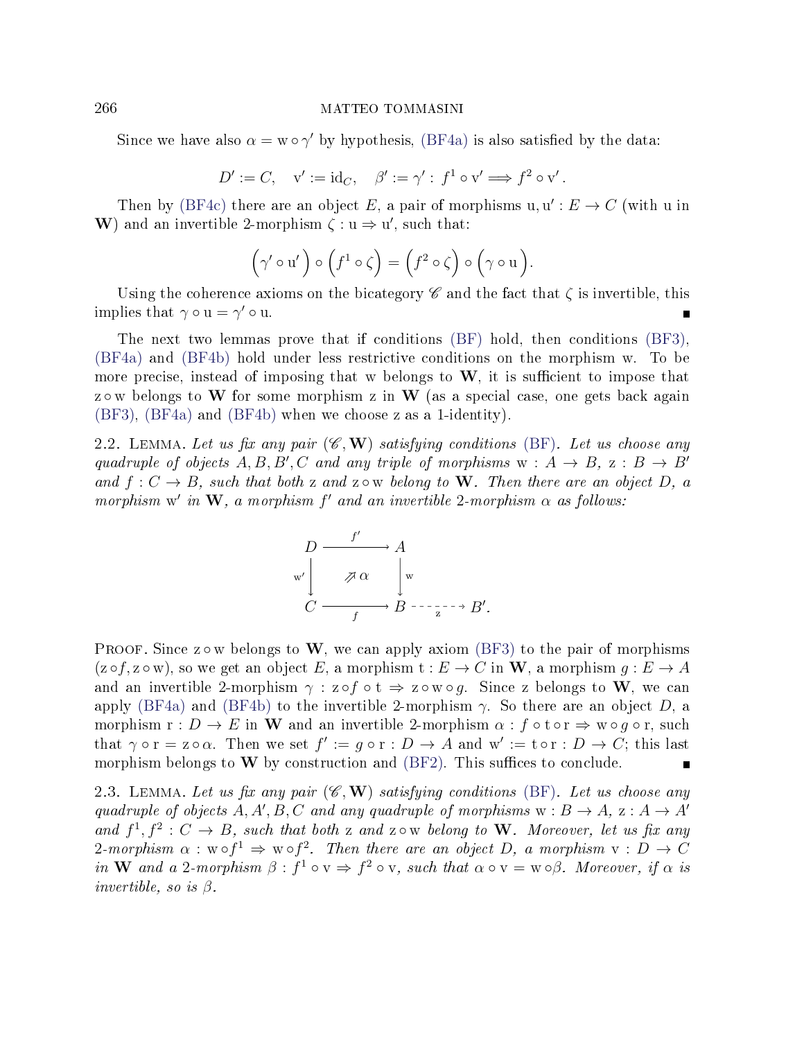Since we have also $\alpha = \mathrm{w} \circ \gamma'$ by hypothesis, (BF4a) is also satisfied by the data:

$$D' := C, \quad \mathrm{v}' := \mathrm{id}_C, \quad \beta' := \gamma' : \, f^1 \circ \mathrm{v}' \Longrightarrow f^2 \circ \mathrm{v}' .$$

Then by (BF4c) there are an object $E$, a pair of morphisms $\mathrm{u}, \mathrm{u}' : E \to C$ (with u in $\mathbf{W}$) and an invertible 2-morphism $\zeta : \mathrm{u} \Rightarrow \mathrm{u}'$, such that:

$$\Big(\gamma' \circ \mathrm{u}'\Big) \circ \Big(f^1 \circ \zeta\Big) = \Big(f^2 \circ \zeta\Big) \circ \Big(\gamma \circ \mathrm{u}\Big).$$

Using the coherence axioms on the bicategory $\mathscr{C}$ and the fact that $\zeta$ is invertible, this implies that $\gamma \circ \mathrm{u} = \gamma' \circ \mathrm{u}$. ∎

The next two lemmas prove that if conditions (BF) hold, then conditions (BF3), (BF4a) and (BF4b) hold under less restrictive conditions on the morphism w. To be more precise, instead of imposing that w belongs to $\mathbf{W}$, it is sufficient to impose that $\mathrm{z} \circ \mathrm{w}$ belongs to $\mathbf{W}$ for some morphism z in $\mathbf{W}$ (as a special case, one gets back again (BF3), (BF4a) and (BF4b) when we choose z as a 1-identity).

**2.2. Lemma.** *Let us fix any pair $(\mathscr{C}, \mathbf{W})$ satisfying conditions (BF). Let us choose any quadruple of objects $A, B, B', C$ and any triple of morphisms $\mathrm{w} : A \to B$, $\mathrm{z} : B \to B'$ and $f : C \to B$, such that both z and $\mathrm{z} \circ \mathrm{w}$ belong to $\mathbf{W}$. Then there are an object $D$, a morphism $\mathrm{w}'$ in $\mathbf{W}$, a morphism $f'$ and an invertible 2-morphism $\alpha$ as follows:*

$$\begin{array}{ccccc} D & \xrightarrow{\;f'\;} & A & & \\ {\scriptstyle \mathrm{w}'}\downarrow & \nearrow\alpha & \downarrow{\scriptstyle \mathrm{w}} & & \\ C & \xrightarrow[\;f\;]{} & B & \overset{}{\underset{\mathrm{z}}{\dashrightarrow}} & B'. \end{array}$$

Proof. Since $\mathrm{z} \circ \mathrm{w}$ belongs to $\mathbf{W}$, we can apply axiom (BF3) to the pair of morphisms $(\mathrm{z} \circ f, \mathrm{z} \circ \mathrm{w})$, so we get an object $E$, a morphism $\mathrm{t} : E \to C$ in $\mathbf{W}$, a morphism $g : E \to A$ and an invertible 2-morphism $\gamma : \mathrm{z} \circ f \circ \mathrm{t} \Rightarrow \mathrm{z} \circ \mathrm{w} \circ g$. Since z belongs to $\mathbf{W}$, we can apply (BF4a) and (BF4b) to the invertible 2-morphism $\gamma$. So there are an object $D$, a morphism $\mathrm{r} : D \to E$ in $\mathbf{W}$ and an invertible 2-morphism $\alpha : f \circ \mathrm{t} \circ \mathrm{r} \Rightarrow \mathrm{w} \circ g \circ \mathrm{r}$, such that $\gamma \circ \mathrm{r} = \mathrm{z} \circ \alpha$. Then we set $f' := g \circ \mathrm{r} : D \to A$ and $\mathrm{w}' := \mathrm{t} \circ \mathrm{r} : D \to C$; this last morphism belongs to $\mathbf{W}$ by construction and (BF2). This suffices to conclude. ∎

**2.3. Lemma.** *Let us fix any pair $(\mathscr{C}, \mathbf{W})$ satisfying conditions (BF). Let us choose any quadruple of objects $A, A', B, C$ and any quadruple of morphisms $\mathrm{w} : B \to A$, $\mathrm{z} : A \to A'$ and $f^1, f^2 : C \to B$, such that both z and $\mathrm{z} \circ \mathrm{w}$ belong to $\mathbf{W}$. Moreover, let us fix any 2-morphism $\alpha : \mathrm{w} \circ f^1 \Rightarrow \mathrm{w} \circ f^2$. Then there are an object $D$, a morphism $\mathrm{v} : D \to C$ in $\mathbf{W}$ and a 2-morphism $\beta : f^1 \circ \mathrm{v} \Rightarrow f^2 \circ \mathrm{v}$, such that $\alpha \circ \mathrm{v} = \mathrm{w} \circ \beta$. Moreover, if $\alpha$ is invertible, so is $\beta$.*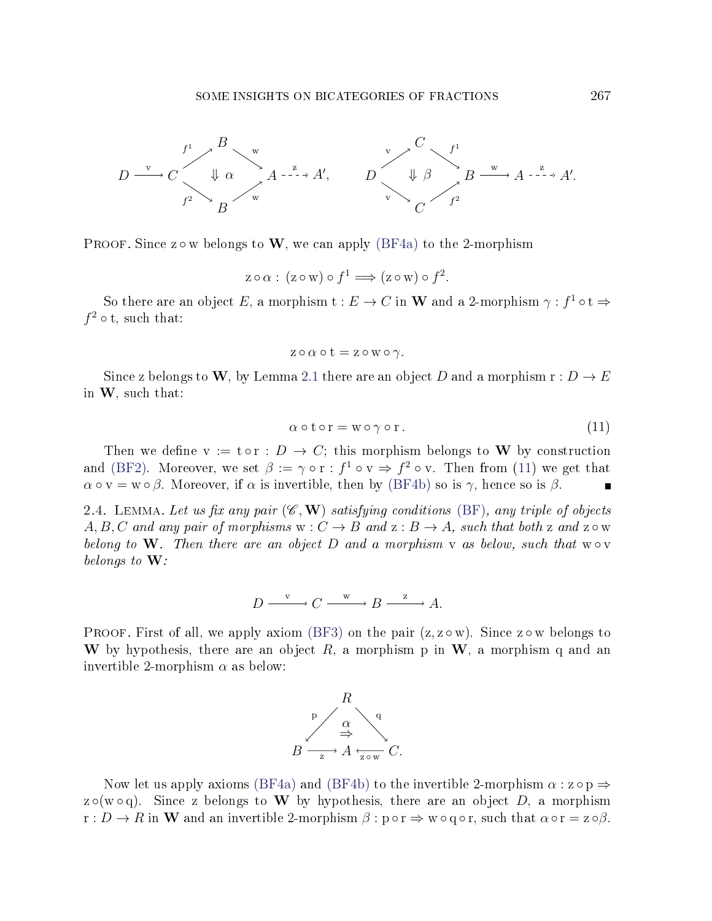$$D \xrightarrow{\mathrm{v}} C \underset{f^2}{\overset{f^1}{\rightrightarrows}} B \xrightarrow{\mathrm{w}} A \dashrightarrow^{\mathrm{z}} A', \quad \Downarrow \alpha \qquad\qquad D \underset{\mathrm{v}}{\overset{\mathrm{v}}{\rightrightarrows}} C \underset{f^2}{\overset{f^1}{\rightrightarrows}} B \xrightarrow{\mathrm{w}} A \dashrightarrow^{\mathrm{z}} A'. \quad \Downarrow \beta$$

PROOF. Since $\mathrm{z} \circ \mathrm{w}$ belongs to $\mathbf{W}$, we can apply (BF4a) to the 2-morphism

$$\mathrm{z} \circ \alpha : (\mathrm{z} \circ \mathrm{w}) \circ f^1 \Longrightarrow (\mathrm{z} \circ \mathrm{w}) \circ f^2.$$

So there are an object $E$, a morphism $\mathrm{t} : E \to C$ in $\mathbf{W}$ and a 2-morphism $\gamma : f^1 \circ \mathrm{t} \Rightarrow f^2 \circ \mathrm{t}$, such that:

$$\mathrm{z} \circ \alpha \circ \mathrm{t} = \mathrm{z} \circ \mathrm{w} \circ \gamma.$$

Since z belongs to $\mathbf{W}$, by Lemma 2.1 there are an object $D$ and a morphism $\mathrm{r} : D \to E$ in $\mathbf{W}$, such that:

$$\alpha \circ \mathrm{t} \circ \mathrm{r} = \mathrm{w} \circ \gamma \circ \mathrm{r}. \tag{11}$$

Then we define $\mathrm{v} := \mathrm{t} \circ \mathrm{r} : D \to C$; this morphism belongs to $\mathbf{W}$ by construction and (BF2). Moreover, we set $\beta := \gamma \circ \mathrm{r} : f^1 \circ \mathrm{v} \Rightarrow f^2 \circ \mathrm{v}$. Then from (11) we get that $\alpha \circ \mathrm{v} = \mathrm{w} \circ \beta$. Moreover, if $\alpha$ is invertible, then by (BF4b) so is $\gamma$, hence so is $\beta$. ∎

2.4. LEMMA. *Let us fix any pair $(\mathscr{C}, \mathbf{W})$ satisfying conditions (BF), any triple of objects $A, B, C$ and any pair of morphisms $\mathrm{w} : C \to B$ and $\mathrm{z} : B \to A$, such that both $\mathrm{z}$ and $\mathrm{z} \circ \mathrm{w}$ belong to $\mathbf{W}$. Then there are an object $D$ and a morphism $\mathrm{v}$ as below, such that $\mathrm{w} \circ \mathrm{v}$ belongs to $\mathbf{W}$:*

$$D \xrightarrow{\mathrm{v}} C \xrightarrow{\mathrm{w}} B \xrightarrow{\mathrm{z}} A.$$

PROOF. First of all, we apply axiom (BF3) on the pair $(\mathrm{z}, \mathrm{z} \circ \mathrm{w})$. Since $\mathrm{z} \circ \mathrm{w}$ belongs to $\mathbf{W}$ by hypothesis, there are an object $R$, a morphism p in $\mathbf{W}$, a morphism q and an invertible 2-morphism $\alpha$ as below:

$$B \xleftarrow{\mathrm{p}} R \xrightarrow{\mathrm{q}} C, \qquad B \xrightarrow[\mathrm{z}]{} A \xleftarrow[\mathrm{z} \circ \mathrm{w}]{} C, \qquad \alpha : \mathrm{z} \circ \mathrm{p} \Rightarrow (\mathrm{z} \circ \mathrm{w}) \circ \mathrm{q}.$$

Now let us apply axioms (BF4a) and (BF4b) to the invertible 2-morphism $\alpha : \mathrm{z} \circ \mathrm{p} \Rightarrow \mathrm{z} \circ (\mathrm{w} \circ \mathrm{q})$. Since z belongs to $\mathbf{W}$ by hypothesis, there are an object $D$, a morphism $\mathrm{r} : D \to R$ in $\mathbf{W}$ and an invertible 2-morphism $\beta : \mathrm{p} \circ \mathrm{r} \Rightarrow \mathrm{w} \circ \mathrm{q} \circ \mathrm{r}$, such that $\alpha \circ \mathrm{r} = \mathrm{z} \circ \beta$.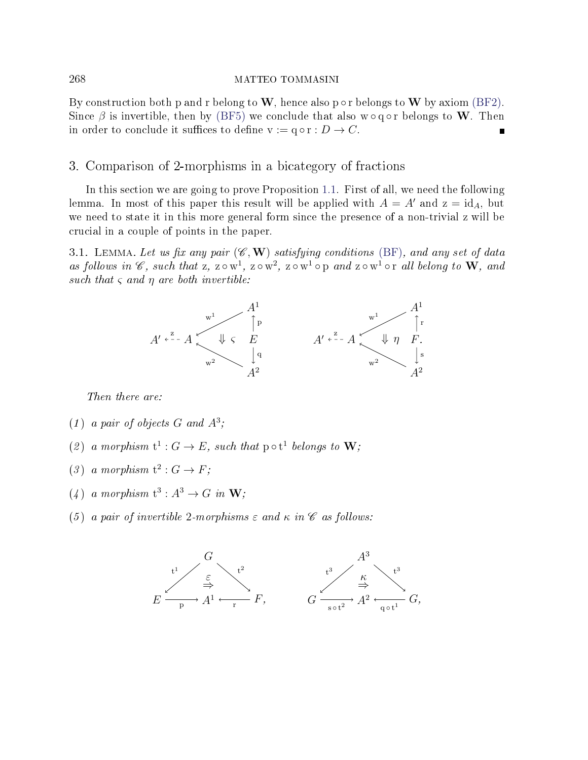By construction both $\mathrm{p}$ and $\mathrm{r}$ belong to $\mathbf{W}$, hence also $\mathrm{p} \circ \mathrm{r}$ belongs to $\mathbf{W}$ by axiom (BF2). Since $\beta$ is invertible, then by (BF5) we conclude that also $\mathrm{w} \circ \mathrm{q} \circ \mathrm{r}$ belongs to $\mathbf{W}$. Then in order to conclude it suffices to define $\mathrm{v} := \mathrm{q} \circ \mathrm{r} : D \rightarrow C$. ∎

## 3. Comparison of 2-morphisms in a bicategory of fractions

In this section we are going to prove Proposition 1.1. First of all, we need the following lemma. In most of this paper this result will be applied with $A = A'$ and $\mathrm{z} = \mathrm{id}_A$, but we need to state it in this more general form since the presence of a non-trivial $\mathrm{z}$ will be crucial in a couple of points in the paper.

3.1. Lemma. *Let us fix any pair $(\mathscr{C}, \mathbf{W})$ satisfying conditions (BF), and any set of data as follows in $\mathscr{C}$, such that $\mathrm{z}$, $\mathrm{z} \circ \mathrm{w}^1$, $\mathrm{z} \circ \mathrm{w}^2$, $\mathrm{z} \circ \mathrm{w}^1 \circ \mathrm{p}$ and $\mathrm{z} \circ \mathrm{w}^1 \circ \mathrm{r}$ all belong to $\mathbf{W}$, and such that $\varsigma$ and $\eta$ are both invertible:*

$$
\begin{array}{ccc}
 & & A^1 \\
 & \overset{\mathrm{w}^1}{\swarrow} & \uparrow \mathrm{p} \\
A' \overset{\mathrm{z}}{\leftarrow} A & \Downarrow \varsigma & E \\
 & \underset{\mathrm{w}^2}{\nwarrow} & \downarrow \mathrm{q} \\
 & & A^2
\end{array}
\qquad\qquad
\begin{array}{ccc}
 & & A^1 \\
 & \overset{\mathrm{w}^1}{\swarrow} & \uparrow \mathrm{r} \\
A' \overset{\mathrm{z}}{\leftarrow} A & \Downarrow \eta & F. \\
 & \underset{\mathrm{w}^2}{\nwarrow} & \downarrow \mathrm{s} \\
 & & A^2
\end{array}
$$

*Then there are:*

1. *a pair of objects $G$ and $A^3$;*
2. *a morphism $\mathrm{t}^1 : G \rightarrow E$, such that $\mathrm{p} \circ \mathrm{t}^1$ belongs to $\mathbf{W}$;*
3. *a morphism $\mathrm{t}^2 : G \rightarrow F$;*
4. *a morphism $\mathrm{t}^3 : A^3 \rightarrow G$ in $\mathbf{W}$;*
5. *a pair of invertible 2-morphisms $\varepsilon$ and $\kappa$ in $\mathscr{C}$ as follows:*

$$
\begin{array}{ccccc}
 & & G & & \\
 & \overset{\mathrm{t}^1}{\swarrow} & \overset{\varepsilon}{\Rightarrow} & \overset{\mathrm{t}^2}{\searrow} & \\
E & \underset{\mathrm{p}}{\longrightarrow} & A^1 & \underset{\mathrm{r}}{\longleftarrow} & F,
\end{array}
\qquad\qquad
\begin{array}{ccccc}
 & & A^3 & & \\
 & \overset{\mathrm{t}^3}{\swarrow} & \overset{\kappa}{\Rightarrow} & \overset{\mathrm{t}^3}{\searrow} & \\
G & \underset{\mathrm{s} \circ \mathrm{t}^2}{\longrightarrow} & A^2 & \underset{\mathrm{q} \circ \mathrm{t}^1}{\longleftarrow} & G,
\end{array}
$$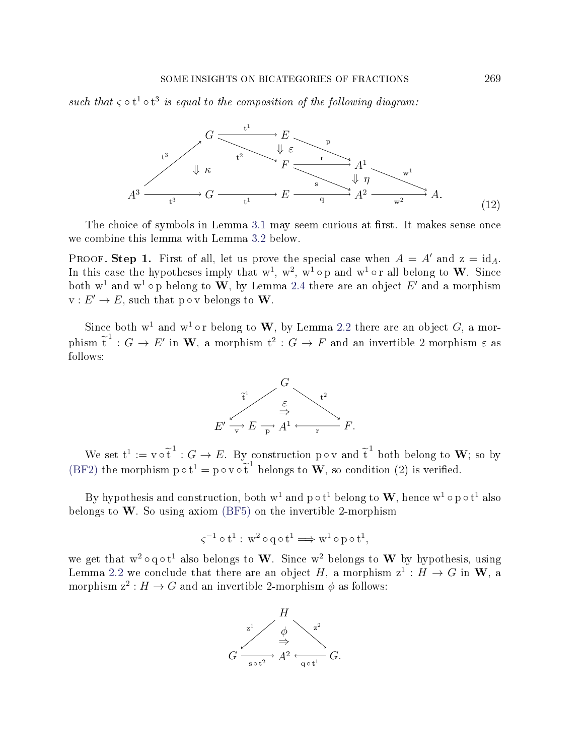*such that* $\varsigma \circ \mathrm{t}^1 \circ \mathrm{t}^3$ *is equal to the composition of the following diagram:*

$$
\begin{array}{ccccccccc}
 & & G & \xrightarrow{\mathrm{t}^1} & E & & & & \\
 & \nearrow^{\mathrm{t}^3} & & \searrow^{\mathrm{t}^2} & \Downarrow \varepsilon & \searrow^{\mathrm{p}} & & & \\
 & \Downarrow \kappa & & & F & \xrightarrow{\mathrm{r}} & A^1 & & \\
 & & & & & \searrow^{\mathrm{s}} & \Downarrow \eta & \searrow^{\mathrm{w}^1} & \\
A^3 & \xrightarrow[\mathrm{t}^3]{} & G & \xrightarrow[\mathrm{t}^1]{} & E & \xrightarrow[\mathrm{q}]{} & A^2 & \xrightarrow[\mathrm{w}^2]{} & A.
\end{array}
\tag{12}
$$

The choice of symbols in Lemma 3.1 may seem curious at first. It makes sense once we combine this lemma with Lemma 3.2 below.

Proof. **Step 1.** First of all, let us prove the special case when $A = A'$ and $\mathrm{z} = \mathrm{id}_A$. In this case the hypotheses imply that $\mathrm{w}^1$, $\mathrm{w}^2$, $\mathrm{w}^1 \circ \mathrm{p}$ and $\mathrm{w}^1 \circ \mathrm{r}$ all belong to $\mathbf{W}$. Since both $\mathrm{w}^1$ and $\mathrm{w}^1 \circ \mathrm{p}$ belong to $\mathbf{W}$, by Lemma 2.4 there are an object $E'$ and a morphism $\mathrm{v} : E' \to E$, such that $\mathrm{p} \circ \mathrm{v}$ belongs to $\mathbf{W}$.

Since both $\mathrm{w}^1$ and $\mathrm{w}^1 \circ \mathrm{r}$ belong to $\mathbf{W}$, by Lemma 2.2 there are an object $G$, a morphism $\widetilde{\mathrm{t}}^1 : G \to E'$ in $\mathbf{W}$, a morphism $\mathrm{t}^2 : G \to F$ and an invertible 2-morphism $\varepsilon$ as follows:

$$
\begin{array}{ccccc}
 & & G & & \\
 & \swarrow^{\widetilde{\mathrm{t}}^1} & \overset{\varepsilon}{\Rightarrow} & \searrow^{\mathrm{t}^2} & \\
E' \xrightarrow[\mathrm{v}]{} E \xrightarrow[\mathrm{p}]{} & A^1 & \xleftarrow[\mathrm{r}]{} & & F.
\end{array}
$$

We set $\mathrm{t}^1 := \mathrm{v} \circ \widetilde{\mathrm{t}}^1 : G \to E$. By construction $\mathrm{p} \circ \mathrm{v}$ and $\widetilde{\mathrm{t}}^1$ both belong to $\mathbf{W}$; so by (BF2) the morphism $\mathrm{p} \circ \mathrm{t}^1 = \mathrm{p} \circ \mathrm{v} \circ \widetilde{\mathrm{t}}^1$ belongs to $\mathbf{W}$, so condition (2) is verified.

By hypothesis and construction, both $\mathrm{w}^1$ and $\mathrm{p} \circ \mathrm{t}^1$ belong to $\mathbf{W}$, hence $\mathrm{w}^1 \circ \mathrm{p} \circ \mathrm{t}^1$ also belongs to $\mathbf{W}$. So using axiom (BF5) on the invertible 2-morphism

$$\varsigma^{-1} \circ \mathrm{t}^1 : \mathrm{w}^2 \circ \mathrm{q} \circ \mathrm{t}^1 \Longrightarrow \mathrm{w}^1 \circ \mathrm{p} \circ \mathrm{t}^1,$$

we get that $\mathrm{w}^2 \circ \mathrm{q} \circ \mathrm{t}^1$ also belongs to $\mathbf{W}$. Since $\mathrm{w}^2$ belongs to $\mathbf{W}$ by hypothesis, using Lemma 2.2 we conclude that there are an object $H$, a morphism $\mathrm{z}^1 : H \to G$ in $\mathbf{W}$, a morphism $\mathrm{z}^2 : H \to G$ and an invertible 2-morphism $\phi$ as follows:

$$
\begin{array}{ccccc}
 & & H & & \\
 & \swarrow^{\mathrm{z}^1} & \overset{\phi}{\Rightarrow} & \searrow^{\mathrm{z}^2} & \\
G & \xrightarrow[\mathrm{s} \circ \mathrm{t}^2]{} & A^2 & \xleftarrow[\mathrm{q} \circ \mathrm{t}^1]{} & G.
\end{array}
$$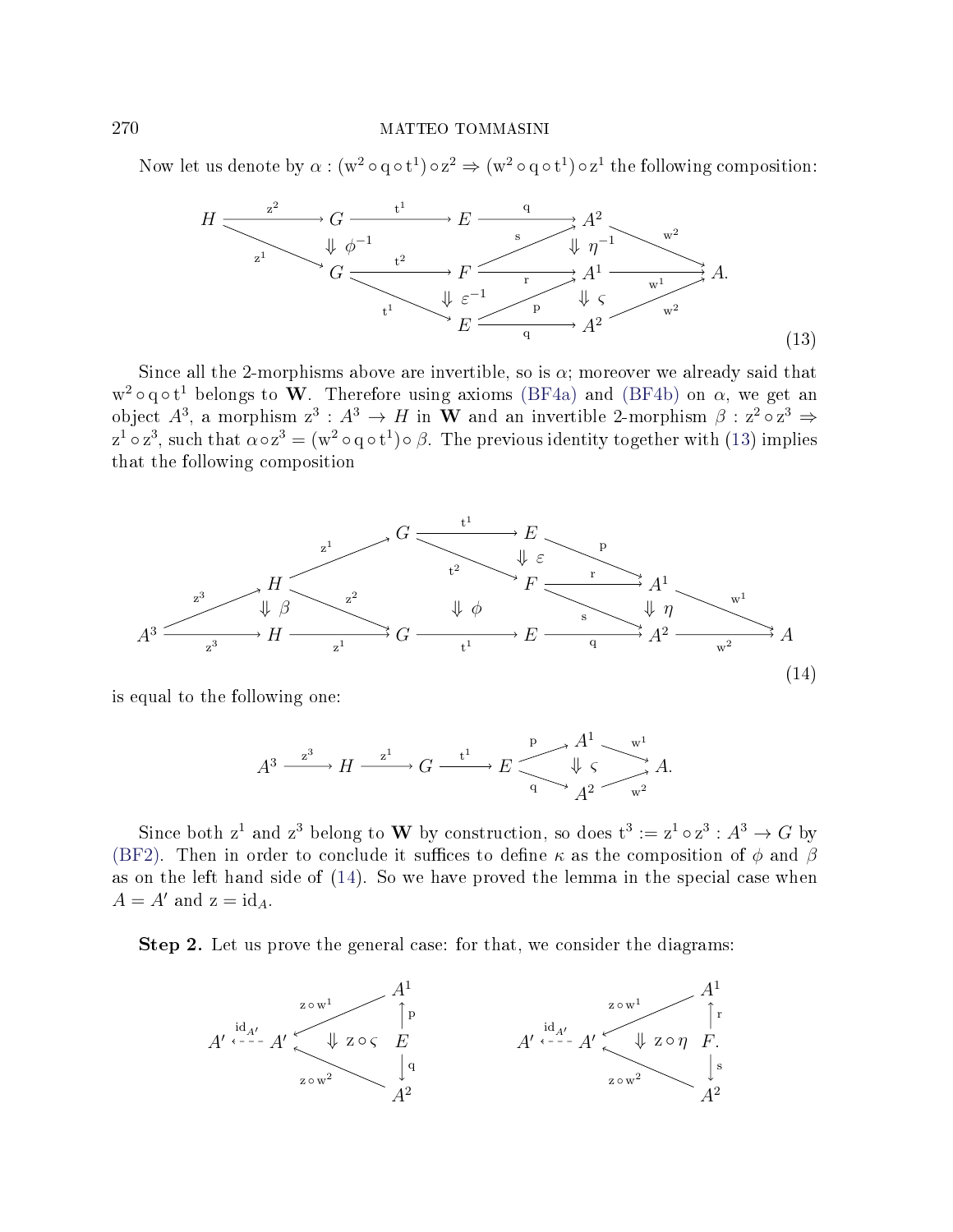Now let us denote by $\alpha : (\mathrm{w}^2 \circ \mathrm{q} \circ \mathrm{t}^1) \circ \mathrm{z}^2 \Rightarrow (\mathrm{w}^2 \circ \mathrm{q} \circ \mathrm{t}^1) \circ \mathrm{z}^1$ the following composition:

$$
\begin{array}{ccccccccc}
H & \xrightarrow{\mathrm{z}^2} & G & \xrightarrow{\mathrm{t}^1} & E & \xrightarrow{\mathrm{q}} & A^2 & & \\
& \searrow^{\mathrm{z}^1} & \Downarrow \phi^{-1} & & \nearrow^{\mathrm{s}} & & \Downarrow \eta^{-1} & \searrow^{\mathrm{w}^2} & \\
& & G & \xrightarrow{\mathrm{t}^2} & F & \xrightarrow{\mathrm{r}} & A^1 & \xrightarrow{\mathrm{w}^1} & A. \\
& & & \searrow^{\mathrm{t}^1} & \Downarrow \varepsilon^{-1} & \nearrow^{\mathrm{p}} & \Downarrow \varsigma & \nearrow^{\mathrm{w}^2} & \\
& & & & E & \xrightarrow{\mathrm{q}} & A^2 & &
\end{array}
\tag{13}
$$

Since all the 2-morphisms above are invertible, so is $\alpha$; moreover we already said that $\mathrm{w}^2 \circ \mathrm{q} \circ \mathrm{t}^1$ belongs to $\mathbf{W}$. Therefore using axioms (BF4a) and (BF4b) on $\alpha$, we get an object $A^3$, a morphism $\mathrm{z}^3 : A^3 \to H$ in $\mathbf{W}$ and an invertible 2-morphism $\beta : \mathrm{z}^2 \circ \mathrm{z}^3 \Rightarrow \mathrm{z}^1 \circ \mathrm{z}^3$, such that $\alpha \circ \mathrm{z}^3 = (\mathrm{w}^2 \circ \mathrm{q} \circ \mathrm{t}^1) \circ \beta$. The previous identity together with (13) implies that the following composition

$$
\begin{array}{ccccccccccccc}
& & & & G & \xrightarrow{\mathrm{t}^1} & E & & & & & & \\
& & & \nearrow^{\mathrm{z}^1} & & \searrow^{\mathrm{t}^2} & \Downarrow \varepsilon & \searrow^{\mathrm{p}} & & & & & \\
& & H & & & & F & \xrightarrow{\mathrm{r}} & A^1 & & & & \\
& \nearrow^{\mathrm{z}^3} & \Downarrow \beta & \searrow^{\mathrm{z}^2} & & \Downarrow \phi & & \searrow^{\mathrm{s}} & \Downarrow \eta & \searrow^{\mathrm{w}^1} & & & \\
A^3 & \xrightarrow{\mathrm{z}^3} & H & \xrightarrow{\mathrm{z}^1} & G & \xrightarrow{\mathrm{t}^1} & E & \xrightarrow{\mathrm{q}} & A^2 & \xrightarrow{\mathrm{w}^2} & A & &
\end{array}
\tag{14}
$$

is equal to the following one:

$$
A^3 \xrightarrow{\mathrm{z}^3} H \xrightarrow{\mathrm{z}^1} G \xrightarrow{\mathrm{t}^1} E \underset{\mathrm{q}}{\overset{\mathrm{p}}{\rightrightarrows}} \begin{array}{c} A^1 \\ \Downarrow \varsigma \\ A^2 \end{array} \underset{\mathrm{w}^2}{\overset{\mathrm{w}^1}{\rightrightarrows}} A.
$$

Since both $\mathrm{z}^1$ and $\mathrm{z}^3$ belong to $\mathbf{W}$ by construction, so does $\mathrm{t}^3 := \mathrm{z}^1 \circ \mathrm{z}^3 : A^3 \to G$ by (BF2). Then in order to conclude it suffices to define $\kappa$ as the composition of $\phi$ and $\beta$ as on the left hand side of (14). So we have proved the lemma in the special case when $A = A'$ and $\mathrm{z} = \mathrm{id}_A$.

**Step 2.** Let us prove the general case: for that, we consider the diagrams:

$$
\begin{array}{ccccc}
& & & & A^1 \\
& & & \swarrow^{\mathrm{z} \circ \mathrm{w}^1} & \uparrow \mathrm{p} \\
A' & \overset{\mathrm{id}_{A'}}{\dashleftarrow} & A' & \Downarrow \mathrm{z} \circ \varsigma & E \\
& & & \nwarrow_{\mathrm{z} \circ \mathrm{w}^2} & \downarrow \mathrm{q} \\
& & & & A^2
\end{array}
\qquad
\begin{array}{ccccc}
& & & & A^1 \\
& & & \swarrow^{\mathrm{z} \circ \mathrm{w}^1} & \uparrow \mathrm{r} \\
A' & \overset{\mathrm{id}_{A'}}{\dashleftarrow} & A' & \Downarrow \mathrm{z} \circ \eta & F. \\
& & & \nwarrow_{\mathrm{z} \circ \mathrm{w}^2} & \downarrow \mathrm{s} \\
& & & & A^2
\end{array}
$$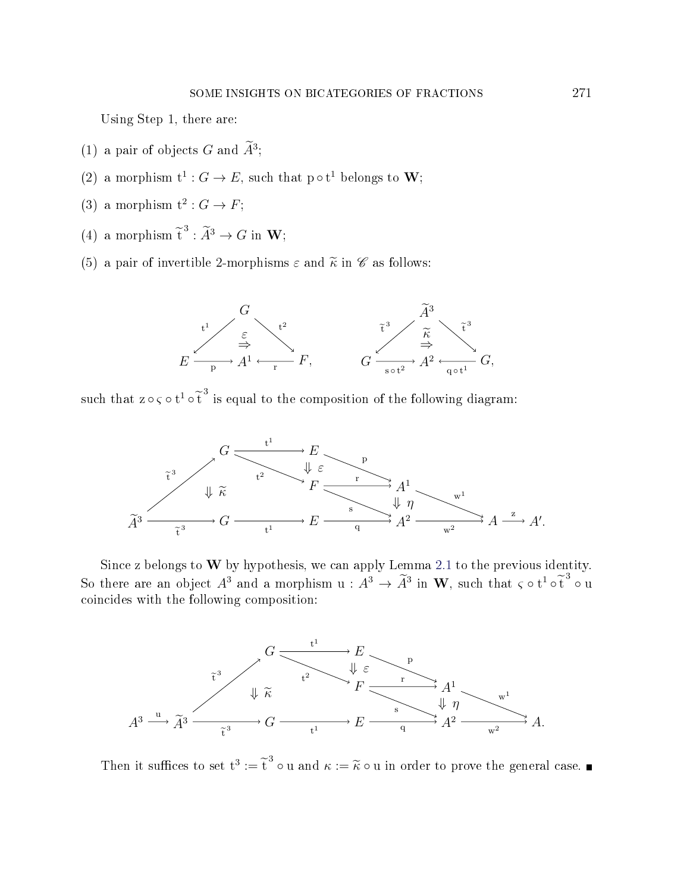Using Step 1, there are:

(1) a pair of objects $G$ and $\widetilde{A}^3$;

(2) a morphism $\mathrm{t}^1 : G \to E$, such that $\mathrm{p} \circ \mathrm{t}^1$ belongs to $\mathbf{W}$;

(3) a morphism $\mathrm{t}^2 : G \to F$;

(4) a morphism $\widetilde{\mathrm{t}}^3 : \widetilde{A}^3 \to G$ in $\mathbf{W}$;

(5) a pair of invertible 2-morphisms $\varepsilon$ and $\widetilde{\kappa}$ in $\mathscr{C}$ as follows:

$$\begin{array}{ccc} & G & \\ {}^{\mathrm{t}^1}\swarrow & \overset{\varepsilon}{\Rightarrow} & \searrow^{\mathrm{t}^2} \\ E \xrightarrow[\mathrm{p}]{} & A^1 & \xleftarrow[\mathrm{r}]{} F, \end{array} \qquad \begin{array}{ccc} & \widetilde{A}^3 & \\ {}^{\widetilde{\mathrm{t}}^3}\swarrow & \overset{\widetilde{\kappa}}{\Rightarrow} & \searrow^{\widetilde{\mathrm{t}}^3} \\ G \xrightarrow[\mathrm{s} \circ \mathrm{t}^2]{} & A^2 & \xleftarrow[\mathrm{q} \circ \mathrm{t}^1]{} G, \end{array}$$

such that $\mathrm{z} \circ \varsigma \circ \mathrm{t}^1 \circ \widetilde{\mathrm{t}}^3$ is equal to the composition of the following diagram:

$$\begin{array}{ccccccccccc} & & G & \xrightarrow{\mathrm{t}^1} & E & & & & & & \\ & {}^{\widetilde{\mathrm{t}}^3}\nearrow & & {}_{\mathrm{t}^2}\searrow & \Downarrow \varepsilon & \searrow^{\mathrm{p}} & & & & & \\ & & \Downarrow \widetilde{\kappa} & & F & \xrightarrow{\mathrm{r}} & A^1 & & & & \\ & & & & & {}_{\mathrm{s}}\searrow & \Downarrow \eta & \searrow^{\mathrm{w}^1} & & & \\ \widetilde{A}^3 & \xrightarrow[\widetilde{\mathrm{t}}^3]{} & G & \xrightarrow[\mathrm{t}^1]{} & E & \xrightarrow[\mathrm{q}]{} & A^2 & \xrightarrow[\mathrm{w}^2]{} & A & \xrightarrow{\mathrm{z}} & A'. \end{array}$$

Since z belongs to $\mathbf{W}$ by hypothesis, we can apply Lemma 2.1 to the previous identity. So there are an object $A^3$ and a morphism $\mathrm{u} : A^3 \to \widetilde{A}^3$ in $\mathbf{W}$, such that $\varsigma \circ \mathrm{t}^1 \circ \widetilde{\mathrm{t}}^3 \circ \mathrm{u}$ coincides with the following composition:

$$\begin{array}{ccccccccccc} & & & G & \xrightarrow{\mathrm{t}^1} & E & & & & \\ & & {}^{\widetilde{\mathrm{t}}^3}\nearrow & & {}_{\mathrm{t}^2}\searrow & \Downarrow \varepsilon & \searrow^{\mathrm{p}} & & & \\ & & & \Downarrow \widetilde{\kappa} & & F & \xrightarrow{\mathrm{r}} & A^1 & & \\ & & & & & & {}_{\mathrm{s}}\searrow & \Downarrow \eta & \searrow^{\mathrm{w}^1} & \\ A^3 & \xrightarrow{\mathrm{u}} & \widetilde{A}^3 & \xrightarrow[\widetilde{\mathrm{t}}^3]{} & G & \xrightarrow[\mathrm{t}^1]{} & E & \xrightarrow[\mathrm{q}]{} & A^2 & \xrightarrow[\mathrm{w}^2]{} A. \end{array}$$

Then it suffices to set $\mathrm{t}^3 := \widetilde{\mathrm{t}}^3 \circ \mathrm{u}$ and $\kappa := \widetilde{\kappa} \circ \mathrm{u}$ in order to prove the general case. ∎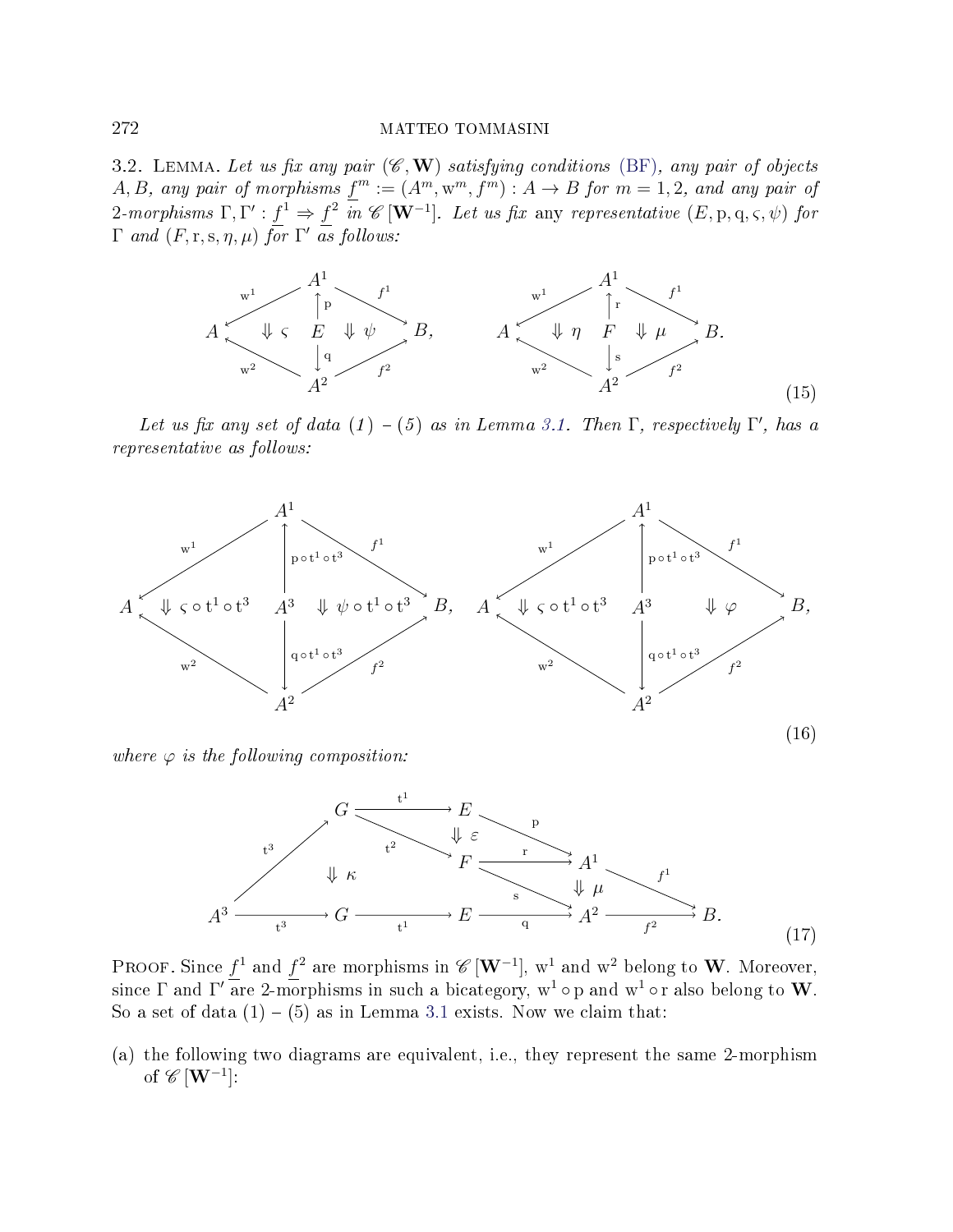3.2. Lemma. *Let us fix any pair $(\mathscr{C}, \mathbf{W})$ satisfying conditions (BF), any pair of objects $A, B$, any pair of morphisms $\underline{f}^m := (A^m, \mathrm{w}^m, f^m) : A \to B$ for $m = 1, 2$, and any pair of 2-morphisms $\Gamma, \Gamma' : \underline{f}^1 \Rightarrow \underline{f}^2$ in $\mathscr{C}[\mathbf{W}^{-1}]$. Let us fix* any *representative $(E, \mathrm{p}, \mathrm{q}, \varsigma, \psi)$ for $\Gamma$ and $(F, \mathrm{r}, \mathrm{s}, \eta, \mu)$ for $\Gamma'$ as follows:*

$$
\begin{array}{ccccc}
 & & A^1 & & \\
 & \overset{\mathrm{w}^1}{\swarrow} & \uparrow \mathrm{p} & \overset{f^1}{\searrow} & \\
A & \Downarrow \varsigma & E & \Downarrow \psi & B, \\
 & \underset{\mathrm{w}^2}{\nwarrow} & \downarrow \mathrm{q} & \underset{f^2}{\nearrow} & \\
 & & A^2 & &
\end{array}
\qquad
\begin{array}{ccccc}
 & & A^1 & & \\
 & \overset{\mathrm{w}^1}{\swarrow} & \uparrow \mathrm{r} & \overset{f^1}{\searrow} & \\
A & \Downarrow \eta & F & \Downarrow \mu & B. \\
 & \underset{\mathrm{w}^2}{\nwarrow} & \downarrow \mathrm{s} & \underset{f^2}{\nearrow} & \\
 & & A^2 & &
\end{array}
\tag{15}
$$

*Let us fix any set of data (1) – (5) as in Lemma 3.1. Then $\Gamma$, respectively $\Gamma'$, has a representative as follows:*

$$
\begin{array}{ccccc}
 & & A^1 & & \\
 & \overset{\mathrm{w}^1}{\swarrow} & \uparrow \mathrm{p}\circ\mathrm{t}^1\circ\mathrm{t}^3 & \overset{f^1}{\searrow} & \\
A & \Downarrow \varsigma\circ\mathrm{t}^1\circ\mathrm{t}^3 & A^3 & \Downarrow \psi\circ\mathrm{t}^1\circ\mathrm{t}^3 & B, \\
 & \underset{\mathrm{w}^2}{\nwarrow} & \downarrow \mathrm{q}\circ\mathrm{t}^1\circ\mathrm{t}^3 & \underset{f^2}{\nearrow} & \\
 & & A^2 & &
\end{array}
\qquad
\begin{array}{ccccc}
 & & A^1 & & \\
 & \overset{\mathrm{w}^1}{\swarrow} & \uparrow \mathrm{p}\circ\mathrm{t}^1\circ\mathrm{t}^3 & \overset{f^1}{\searrow} & \\
A & \Downarrow \varsigma\circ\mathrm{t}^1\circ\mathrm{t}^3 & A^3 & \Downarrow \varphi & B, \\
 & \underset{\mathrm{w}^2}{\nwarrow} & \downarrow \mathrm{q}\circ\mathrm{t}^1\circ\mathrm{t}^3 & \underset{f^2}{\nearrow} & \\
 & & A^2 & &
\end{array}
\tag{16}
$$

*where $\varphi$ is the following composition:*

$$
\begin{array}{c}
G \xrightarrow{\mathrm{t}^1} E \xrightarrow{\mathrm{p}} A^1, \quad G \xrightarrow{\mathrm{t}^2} F \xrightarrow{\mathrm{r}} A^1 \quad (\Downarrow \varepsilon), \\
A^3 \xrightarrow{\mathrm{t}^3} G \ \text{(upper)}, \quad A^3 \xrightarrow{\mathrm{t}^3} G \xrightarrow{\mathrm{t}^1} E \xrightarrow{\mathrm{q}} A^2 \ \text{(lower)} \quad (\Downarrow \kappa), \\
F \xrightarrow{\mathrm{s}} A^2 \quad (\Downarrow \mu), \quad A^1 \xrightarrow{f^1} B, \quad A^2 \xrightarrow{f^2} B.
\end{array}
\tag{17}
$$

Proof. Since $\underline{f}^1$ and $\underline{f}^2$ are morphisms in $\mathscr{C}[\mathbf{W}^{-1}]$, $\mathrm{w}^1$ and $\mathrm{w}^2$ belong to $\mathbf{W}$. Moreover, since $\Gamma$ and $\Gamma'$ are 2-morphisms in such a bicategory, $\mathrm{w}^1\circ\mathrm{p}$ and $\mathrm{w}^1\circ\mathrm{r}$ also belong to $\mathbf{W}$. So a set of data (1) – (5) as in Lemma 3.1 exists. Now we claim that:

(a) the following two diagrams are equivalent, i.e., they represent the same 2-morphism of $\mathscr{C}[\mathbf{W}^{-1}]$: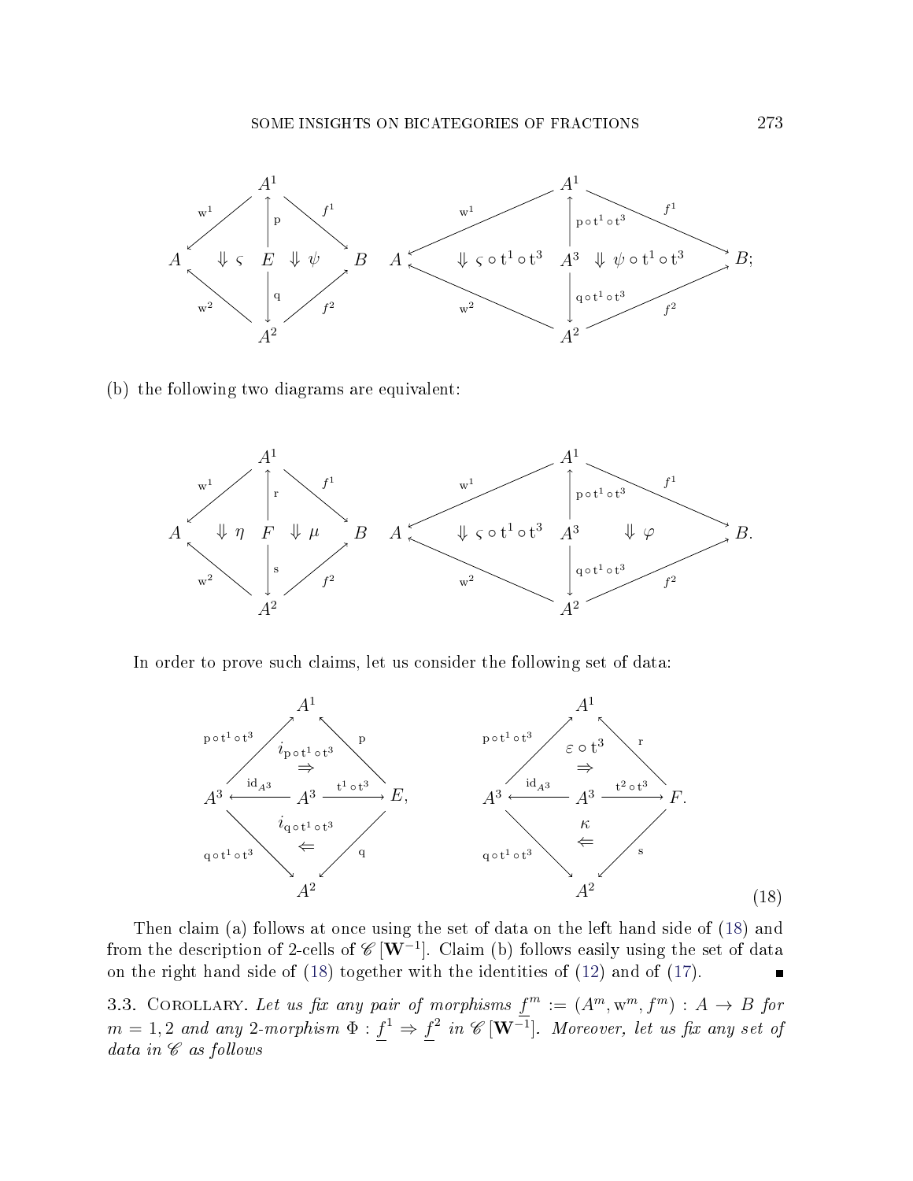$$
\begin{array}{ccc}
 & A^1 & \\
{\scriptstyle \mathrm{w}^1}\swarrow & \big\uparrow{\scriptstyle \mathrm{p}} & \searrow{\scriptstyle f^1} \\
A \quad \Downarrow \varsigma & E & \Downarrow \psi \quad B \\
{\scriptstyle \mathrm{w}^2}\nwarrow & \big\downarrow{\scriptstyle \mathrm{q}} & \nearrow{\scriptstyle f^2} \\
 & A^2 &
\end{array}
\qquad
\begin{array}{ccc}
 & A^1 & \\
{\scriptstyle \mathrm{w}^1}\swarrow & \big\uparrow{\scriptstyle \mathrm{p}\circ \mathrm{t}^1\circ \mathrm{t}^3} & \searrow{\scriptstyle f^1} \\
A \quad \Downarrow \varsigma\circ \mathrm{t}^1\circ \mathrm{t}^3 & A^3 & \Downarrow \psi\circ \mathrm{t}^1\circ \mathrm{t}^3 \quad B; \\
{\scriptstyle \mathrm{w}^2}\nwarrow & \big\downarrow{\scriptstyle \mathrm{q}\circ \mathrm{t}^1\circ \mathrm{t}^3} & \nearrow{\scriptstyle f^2} \\
 & A^2 &
\end{array}
$$

(b) the following two diagrams are equivalent:

$$
\begin{array}{ccc}
 & A^1 & \\
{\scriptstyle \mathrm{w}^1}\swarrow & \big\uparrow{\scriptstyle \mathrm{r}} & \searrow{\scriptstyle f^1} \\
A \quad \Downarrow \eta & F & \Downarrow \mu \quad B \\
{\scriptstyle \mathrm{w}^2}\nwarrow & \big\downarrow{\scriptstyle \mathrm{s}} & \nearrow{\scriptstyle f^2} \\
 & A^2 &
\end{array}
\qquad
\begin{array}{ccc}
 & A^1 & \\
{\scriptstyle \mathrm{w}^1}\swarrow & \big\uparrow{\scriptstyle \mathrm{p}\circ \mathrm{t}^1\circ \mathrm{t}^3} & \searrow{\scriptstyle f^1} \\
A \quad \Downarrow \varsigma\circ \mathrm{t}^1\circ \mathrm{t}^3 & A^3 & \Downarrow \varphi \quad B. \\
{\scriptstyle \mathrm{w}^2}\nwarrow & \big\downarrow{\scriptstyle \mathrm{q}\circ \mathrm{t}^1\circ \mathrm{t}^3} & \nearrow{\scriptstyle f^2} \\
 & A^2 &
\end{array}
$$

In order to prove such claims, let us consider the following set of data:

$$
\begin{array}{ccccc}
 & & A^1 & & \\
 & {\scriptstyle \mathrm{p}\circ \mathrm{t}^1\circ \mathrm{t}^3}\nearrow & i_{\mathrm{p}\circ \mathrm{t}^1\circ \mathrm{t}^3} \Rightarrow & \nwarrow{\scriptstyle \mathrm{p}} & \\
A^3 & \xleftarrow{\mathrm{id}_{A^3}} & A^3 & \xrightarrow{\mathrm{t}^1\circ \mathrm{t}^3} & E, \\
 & {\scriptstyle \mathrm{q}\circ \mathrm{t}^1\circ \mathrm{t}^3}\searrow & i_{\mathrm{q}\circ \mathrm{t}^1\circ \mathrm{t}^3} \Leftarrow & \swarrow{\scriptstyle \mathrm{q}} & \\
 & & A^2 & &
\end{array}
\qquad
\begin{array}{ccccc}
 & & A^1 & & \\
 & {\scriptstyle \mathrm{p}\circ \mathrm{t}^1\circ \mathrm{t}^3}\nearrow & \varepsilon\circ \mathrm{t}^3 \Rightarrow & \nwarrow{\scriptstyle \mathrm{r}} & \\
A^3 & \xleftarrow{\mathrm{id}_{A^3}} & A^3 & \xrightarrow{\mathrm{t}^2\circ \mathrm{t}^3} & F. \\
 & {\scriptstyle \mathrm{q}\circ \mathrm{t}^1\circ \mathrm{t}^3}\searrow & \kappa \Leftarrow & \swarrow{\scriptstyle \mathrm{s}} & \\
 & & A^2 & &
\end{array}
\tag{18}
$$

Then claim (a) follows at once using the set of data on the left hand side of (18) and from the description of 2-cells of $\mathscr{C}\,[\mathbf{W}^{-1}]$. Claim (b) follows easily using the set of data on the right hand side of (18) together with the identities of (12) and of (17). ∎

3.3. Corollary. *Let us fix any pair of morphisms $\underline{f}^m := (A^m, \mathrm{w}^m, f^m) : A \to B$ for $m = 1, 2$ and any 2-morphism $\Phi : \underline{f}^1 \Rightarrow \underline{f}^2$ in $\mathscr{C}\,[\mathbf{W}^{-1}]$. Moreover, let us fix any set of data in $\mathscr{C}$ as follows*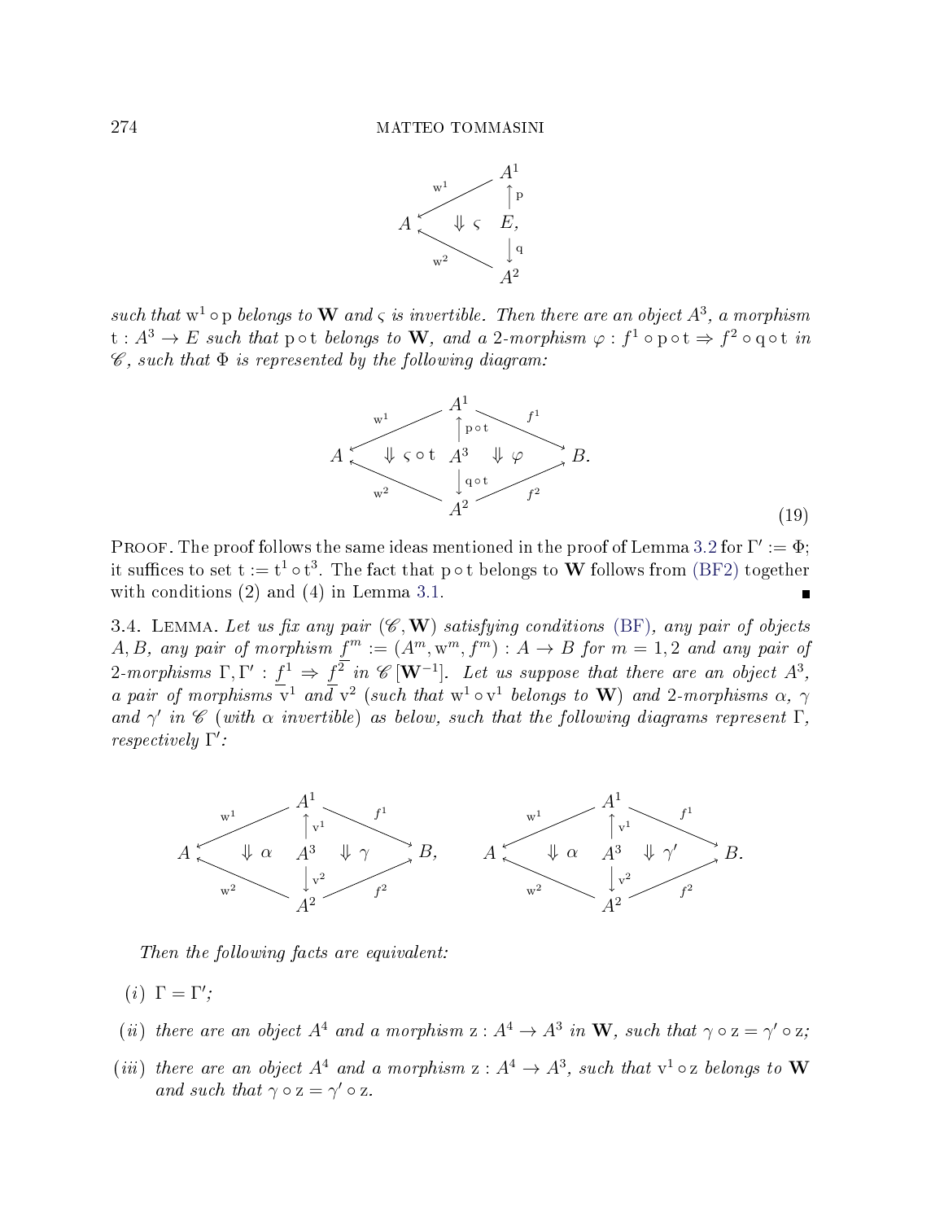$$
\begin{array}{ccc}
 & & A^1 \\
 & \overset{\mathrm{w}^1}{\swarrow} & \uparrow \mathrm{p} \\
A & \Downarrow \varsigma & E, \\
 & \underset{\mathrm{w}^2}{\nwarrow} & \downarrow \mathrm{q} \\
 & & A^2
\end{array}
$$

*such that* $\mathrm{w}^1 \circ \mathrm{p}$ *belongs to* $\mathbf{W}$ *and* $\varsigma$ *is invertible. Then there are an object* $A^3$*, a morphism* $\mathrm{t} : A^3 \to E$ *such that* $\mathrm{p} \circ \mathrm{t}$ *belongs to* $\mathbf{W}$*, and a 2-morphism* $\varphi : f^1 \circ \mathrm{p} \circ \mathrm{t} \Rightarrow f^2 \circ \mathrm{q} \circ \mathrm{t}$ *in* $\mathscr{C}$*, such that* $\Phi$ *is represented by the following diagram:*

$$
\begin{array}{ccccc}
 & & A^1 & & \\
 & \overset{\mathrm{w}^1}{\swarrow} & \uparrow \mathrm{p}\circ\mathrm{t} & \overset{f^1}{\searrow} & \\
A & \Downarrow \varsigma \circ \mathrm{t} & A^3 & \Downarrow \varphi & B. \\
 & \underset{\mathrm{w}^2}{\nwarrow} & \downarrow \mathrm{q}\circ\mathrm{t} & \underset{f^2}{\nearrow} & \\
 & & A^2 & &
\end{array}
\tag{19}
$$

Proof. The proof follows the same ideas mentioned in the proof of Lemma 3.2 for $\Gamma' := \Phi$; it suffices to set $\mathrm{t} := \mathrm{t}^1 \circ \mathrm{t}^3$. The fact that $\mathrm{p} \circ \mathrm{t}$ belongs to $\mathbf{W}$ follows from (BF2) together with conditions (2) and (4) in Lemma 3.1. ∎

3.4. Lemma. *Let us fix any pair* $(\mathscr{C}, \mathbf{W})$ *satisfying conditions (BF), any pair of objects* $A, B$*, any pair of morphism* $\underline{f}^m := (A^m, \mathrm{w}^m, f^m) : A \to B$ *for* $m = 1, 2$ *and any pair of 2-morphisms* $\Gamma, \Gamma' : \underline{f}^1 \Rightarrow \underline{f}^2$ *in* $\mathscr{C}\left[\mathbf{W}^{-1}\right]$*. Let us suppose that there are an object* $A^3$*, a pair of morphisms* $\mathrm{v}^1$ *and* $\mathrm{v}^2$ *(such that* $\mathrm{w}^1 \circ \mathrm{v}^1$ *belongs to* $\mathbf{W}$*) and 2-morphisms* $\alpha$*,* $\gamma$ *and* $\gamma'$ *in* $\mathscr{C}$ *(with* $\alpha$ *invertible) as below, such that the following diagrams represent* $\Gamma$*, respectively* $\Gamma'$*:*

$$
\begin{array}{ccccc}
 & & A^1 & & \\
 & \overset{\mathrm{w}^1}{\swarrow} & \uparrow \mathrm{v}^1 & \overset{f^1}{\searrow} & \\
A & \Downarrow \alpha & A^3 & \Downarrow \gamma & B, \\
 & \underset{\mathrm{w}^2}{\nwarrow} & \downarrow \mathrm{v}^2 & \underset{f^2}{\nearrow} & \\
 & & A^2 & &
\end{array}
\qquad
\begin{array}{ccccc}
 & & A^1 & & \\
 & \overset{\mathrm{w}^1}{\swarrow} & \uparrow \mathrm{v}^1 & \overset{f^1}{\searrow} & \\
A & \Downarrow \alpha & A^3 & \Downarrow \gamma' & B. \\
 & \underset{\mathrm{w}^2}{\nwarrow} & \downarrow \mathrm{v}^2 & \underset{f^2}{\nearrow} & \\
 & & A^2 & &
\end{array}
$$

*Then the following facts are equivalent:*

(*i*) $\Gamma = \Gamma'$;

(*ii*) *there are an object* $A^4$ *and a morphism* $\mathrm{z} : A^4 \to A^3$ *in* $\mathbf{W}$*, such that* $\gamma \circ \mathrm{z} = \gamma' \circ \mathrm{z}$*;*

(*iii*) *there are an object* $A^4$ *and a morphism* $\mathrm{z} : A^4 \to A^3$*, such that* $\mathrm{v}^1 \circ \mathrm{z}$ *belongs to* $\mathbf{W}$ *and such that* $\gamma \circ \mathrm{z} = \gamma' \circ \mathrm{z}$*.*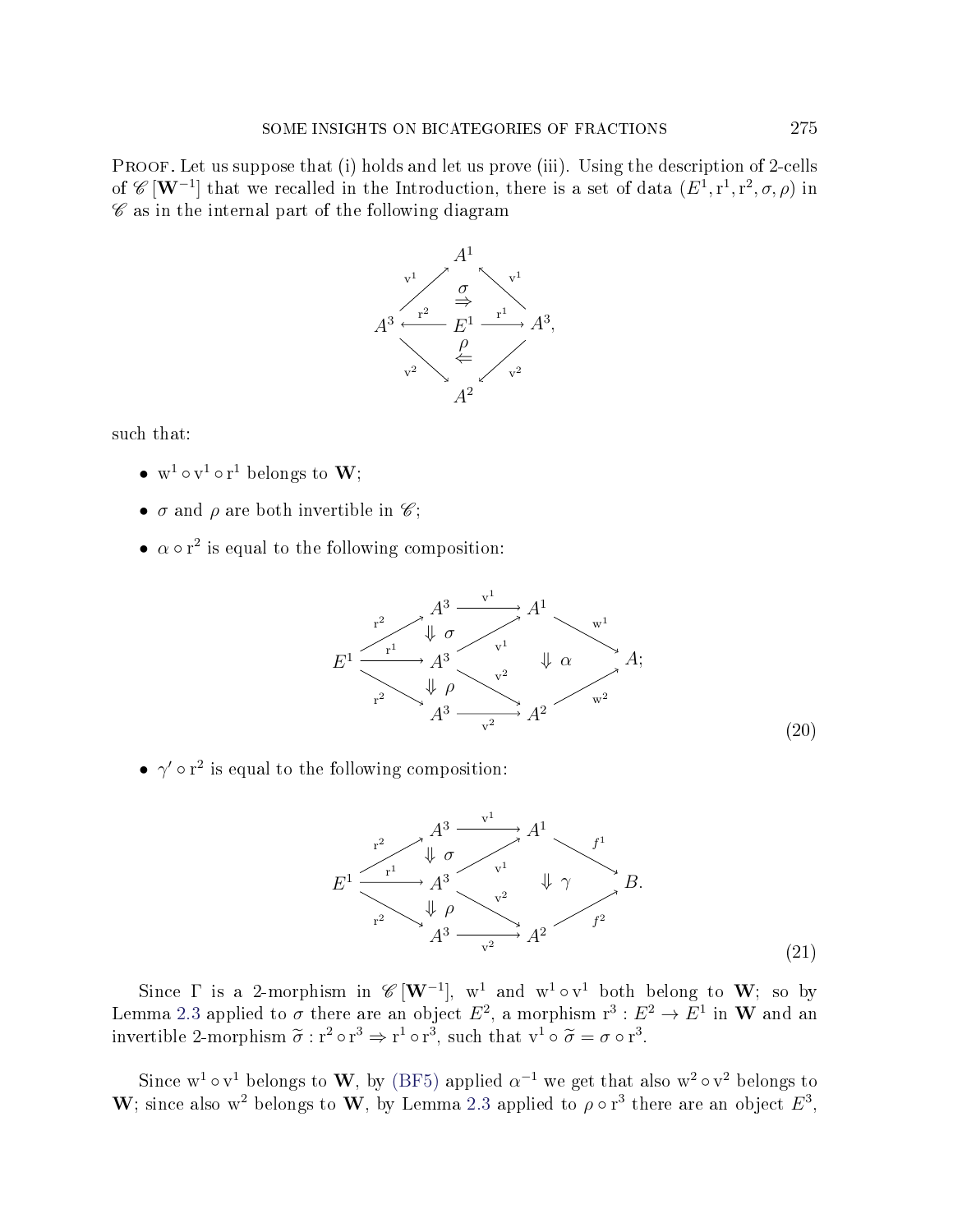Proof. Let us suppose that (i) holds and let us prove (iii). Using the description of 2-cells of $\mathscr{C}\left[\mathbf{W}^{-1}\right]$ that we recalled in the Introduction, there is a set of data $(E^1, \mathrm{r}^1, \mathrm{r}^2, \sigma, \rho)$ in $\mathscr{C}$ as in the internal part of the following diagram

$$
\begin{array}{ccccc}
 & & A^1 & & \\
 & \nearrow^{\mathrm{v}^1} & \overset{\sigma}{\Rightarrow} & \nwarrow^{\mathrm{v}^1} & \\
A^3 & \xleftarrow{\mathrm{r}^2} & E^1 & \xrightarrow{\mathrm{r}^1} & A^3, \\
 & \searrow_{\mathrm{v}^2} & \overset{\rho}{\Leftarrow} & \swarrow_{\mathrm{v}^2} & \\
 & & A^2 & &
\end{array}
$$

such that:

- $\mathrm{w}^1 \circ \mathrm{v}^1 \circ \mathrm{r}^1$ belongs to $\mathbf{W}$;
- $\sigma$ and $\rho$ are both invertible in $\mathscr{C}$;
- $\alpha \circ \mathrm{r}^2$ is equal to the following composition:

$$
\begin{array}{ccccccc}
 & & A^3 & \xrightarrow{\mathrm{v}^1} & A^1 & & \\
 & \nearrow^{\mathrm{r}^2} & \Downarrow \sigma & \nearrow_{\mathrm{v}^1} & & \searrow^{\mathrm{w}^1} & \\
E^1 & \xrightarrow{\mathrm{r}^1} & A^3 & & \Downarrow \alpha & & A; \\
 & \searrow_{\mathrm{r}^2} & \Downarrow \rho & \searrow^{\mathrm{v}^2} & & \nearrow_{\mathrm{w}^2} & \\
 & & A^3 & \xrightarrow[\mathrm{v}^2]{} & A^2 & &
\end{array}
\tag{20}
$$

- $\gamma' \circ \mathrm{r}^2$ is equal to the following composition:

$$
\begin{array}{ccccccc}
 & & A^3 & \xrightarrow{\mathrm{v}^1} & A^1 & & \\
 & \nearrow^{\mathrm{r}^2} & \Downarrow \sigma & \nearrow_{\mathrm{v}^1} & & \searrow^{f^1} & \\
E^1 & \xrightarrow{\mathrm{r}^1} & A^3 & & \Downarrow \gamma & & B. \\
 & \searrow_{\mathrm{r}^2} & \Downarrow \rho & \searrow^{\mathrm{v}^2} & & \nearrow_{f^2} & \\
 & & A^3 & \xrightarrow[\mathrm{v}^2]{} & A^2 & &
\end{array}
\tag{21}
$$

Since $\Gamma$ is a 2-morphism in $\mathscr{C}\left[\mathbf{W}^{-1}\right]$, $\mathrm{w}^1$ and $\mathrm{w}^1 \circ \mathrm{v}^1$ both belong to $\mathbf{W}$; so by Lemma 2.3 applied to $\sigma$ there are an object $E^2$, a morphism $\mathrm{r}^3 : E^2 \to E^1$ in $\mathbf{W}$ and an invertible 2-morphism $\widetilde{\sigma} : \mathrm{r}^2 \circ \mathrm{r}^3 \Rightarrow \mathrm{r}^1 \circ \mathrm{r}^3$, such that $\mathrm{v}^1 \circ \widetilde{\sigma} = \sigma \circ \mathrm{r}^3$.

Since $\mathrm{w}^1 \circ \mathrm{v}^1$ belongs to $\mathbf{W}$, by (BF5) applied $\alpha^{-1}$ we get that also $\mathrm{w}^2 \circ \mathrm{v}^2$ belongs to $\mathbf{W}$; since also $\mathrm{w}^2$ belongs to $\mathbf{W}$, by Lemma 2.3 applied to $\rho \circ \mathrm{r}^3$ there are an object $E^3$,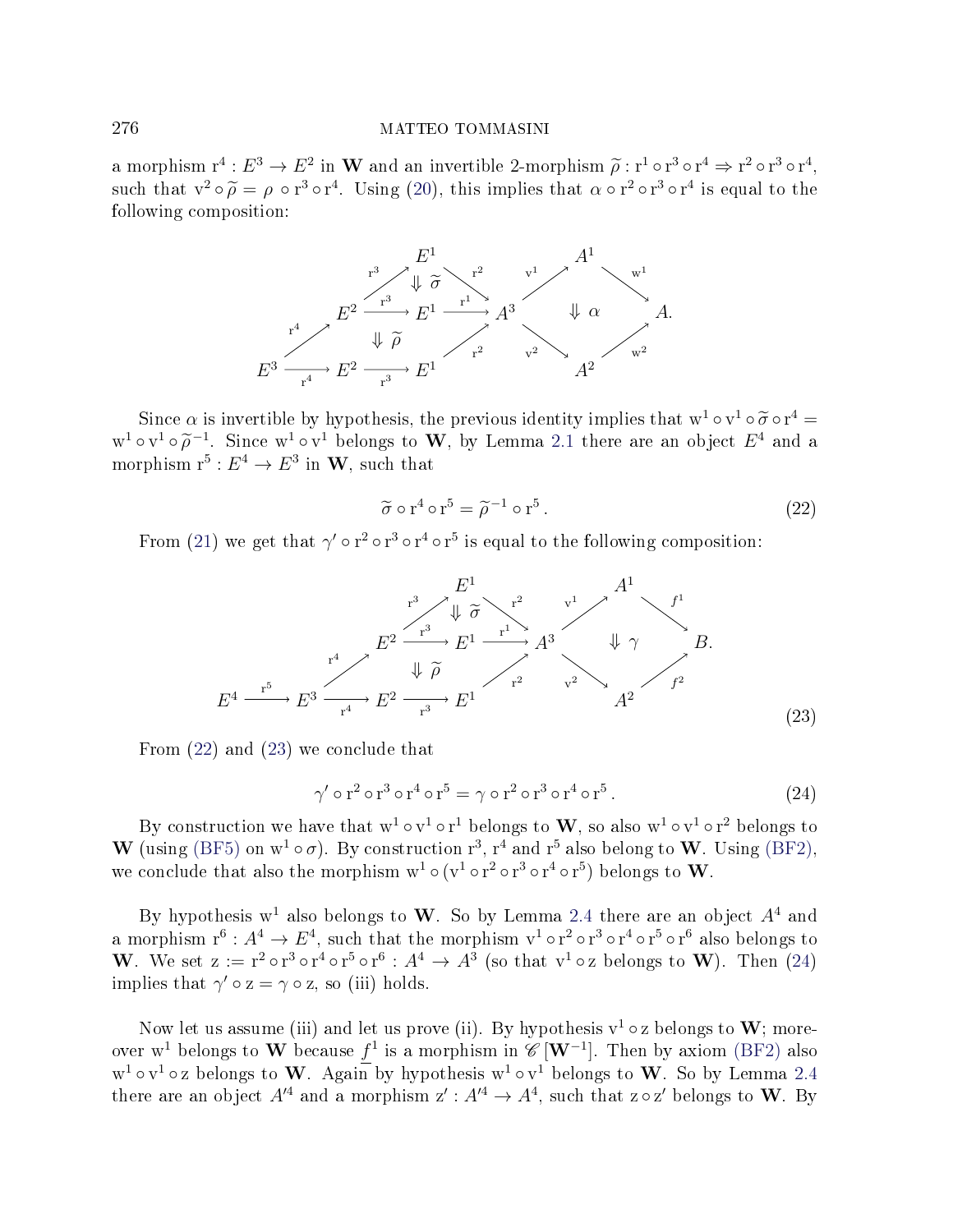a morphism $\mathrm{r}^4 : E^3 \to E^2$ in $\mathbf{W}$ and an invertible 2-morphism $\widetilde{\rho} : \mathrm{r}^1 \circ \mathrm{r}^3 \circ \mathrm{r}^4 \Rightarrow \mathrm{r}^2 \circ \mathrm{r}^3 \circ \mathrm{r}^4$, such that $\mathrm{v}^2 \circ \widetilde{\rho} = \rho \circ \mathrm{r}^3 \circ \mathrm{r}^4$. Using (20), this implies that $\alpha \circ \mathrm{r}^2 \circ \mathrm{r}^3 \circ \mathrm{r}^4$ is equal to the following composition:

$$
\begin{array}{ccccccccc}
 & & & & E^1 & & & A^1 & \\
 & & & \overset{\mathrm{r}^3}{\nearrow} & \Downarrow \widetilde{\sigma} & \overset{\mathrm{r}^2}{\searrow} & \overset{\mathrm{v}^1}{\nearrow} & & \overset{\mathrm{w}^1}{\searrow} \\
 & & E^2 & \xrightarrow{\mathrm{r}^3} & E^1 & \xrightarrow{\mathrm{r}^1} & A^3 & \Downarrow \alpha & & A. \\
 & \overset{\mathrm{r}^4}{\nearrow} & & \Downarrow \widetilde{\rho} & & \overset{\mathrm{r}^2}{\nearrow} & \overset{\mathrm{v}^2}{\searrow} & & \overset{\mathrm{w}^2}{\nearrow} \\
E^3 & \xrightarrow[\mathrm{r}^4]{} & E^2 & \xrightarrow[\mathrm{r}^3]{} & E^1 & & & A^2 &
\end{array}
$$

Since $\alpha$ is invertible by hypothesis, the previous identity implies that $\mathrm{w}^1 \circ \mathrm{v}^1 \circ \widetilde{\sigma} \circ \mathrm{r}^4 = \mathrm{w}^1 \circ \mathrm{v}^1 \circ \widetilde{\rho}^{-1}$. Since $\mathrm{w}^1 \circ \mathrm{v}^1$ belongs to $\mathbf{W}$, by Lemma 2.1 there are an object $E^4$ and a morphism $\mathrm{r}^5 : E^4 \to E^3$ in $\mathbf{W}$, such that

$$
\widetilde{\sigma} \circ \mathrm{r}^4 \circ \mathrm{r}^5 = \widetilde{\rho}^{-1} \circ \mathrm{r}^5 . \tag{22}
$$

From (21) we get that $\gamma' \circ \mathrm{r}^2 \circ \mathrm{r}^3 \circ \mathrm{r}^4 \circ \mathrm{r}^5$ is equal to the following composition:

$$
\begin{array}{ccccccccccc}
 & & & & & & E^1 & & & A^1 & \\
 & & & & & \overset{\mathrm{r}^3}{\nearrow} & \Downarrow \widetilde{\sigma} & \overset{\mathrm{r}^2}{\searrow} & \overset{\mathrm{v}^1}{\nearrow} & & \overset{f^1}{\searrow} \\
 & & & & E^2 & \xrightarrow{\mathrm{r}^3} & E^1 & \xrightarrow{\mathrm{r}^1} & A^3 & \Downarrow \gamma & & B. \\
 & & & \overset{\mathrm{r}^4}{\nearrow} & & \Downarrow \widetilde{\rho} & & \overset{\mathrm{r}^2}{\nearrow} & \overset{\mathrm{v}^2}{\searrow} & & \overset{f^2}{\nearrow} \\
E^4 & \xrightarrow{\mathrm{r}^5} & E^3 & \xrightarrow[\mathrm{r}^4]{} & E^2 & \xrightarrow[\mathrm{r}^3]{} & E^1 & & & A^2 &
\end{array}
\tag{23}
$$

From (22) and (23) we conclude that

$$
\gamma' \circ \mathrm{r}^2 \circ \mathrm{r}^3 \circ \mathrm{r}^4 \circ \mathrm{r}^5 = \gamma \circ \mathrm{r}^2 \circ \mathrm{r}^3 \circ \mathrm{r}^4 \circ \mathrm{r}^5 . \tag{24}
$$

By construction we have that $\mathrm{w}^1 \circ \mathrm{v}^1 \circ \mathrm{r}^1$ belongs to $\mathbf{W}$, so also $\mathrm{w}^1 \circ \mathrm{v}^1 \circ \mathrm{r}^2$ belongs to $\mathbf{W}$ (using (BF5) on $\mathrm{w}^1 \circ \sigma$). By construction $\mathrm{r}^3$, $\mathrm{r}^4$ and $\mathrm{r}^5$ also belong to $\mathbf{W}$. Using (BF2), we conclude that also the morphism $\mathrm{w}^1 \circ (\mathrm{v}^1 \circ \mathrm{r}^2 \circ \mathrm{r}^3 \circ \mathrm{r}^4 \circ \mathrm{r}^5)$ belongs to $\mathbf{W}$.

By hypothesis $\mathrm{w}^1$ also belongs to $\mathbf{W}$. So by Lemma 2.4 there are an object $A^4$ and a morphism $\mathrm{r}^6 : A^4 \to E^4$, such that the morphism $\mathrm{v}^1 \circ \mathrm{r}^2 \circ \mathrm{r}^3 \circ \mathrm{r}^4 \circ \mathrm{r}^5 \circ \mathrm{r}^6$ also belongs to $\mathbf{W}$. We set $\mathrm{z} := \mathrm{r}^2 \circ \mathrm{r}^3 \circ \mathrm{r}^4 \circ \mathrm{r}^5 \circ \mathrm{r}^6 : A^4 \to A^3$ (so that $\mathrm{v}^1 \circ \mathrm{z}$ belongs to $\mathbf{W}$). Then (24) implies that $\gamma' \circ \mathrm{z} = \gamma \circ \mathrm{z}$, so (iii) holds.

Now let us assume (iii) and let us prove (ii). By hypothesis $\mathrm{v}^1 \circ \mathrm{z}$ belongs to $\mathbf{W}$; moreover $\mathrm{w}^1$ belongs to $\mathbf{W}$ because $\underline{f}^1$ is a morphism in $\mathscr{C}\left[\mathbf{W}^{-1}\right]$. Then by axiom (BF2) also $\mathrm{w}^1 \circ \mathrm{v}^1 \circ \mathrm{z}$ belongs to $\mathbf{W}$. Again by hypothesis $\mathrm{w}^1 \circ \mathrm{v}^1$ belongs to $\mathbf{W}$. So by Lemma 2.4 there are an object $A'^4$ and a morphism $\mathrm{z}' : A'^4 \to A^4$, such that $\mathrm{z} \circ \mathrm{z}'$ belongs to $\mathbf{W}$. By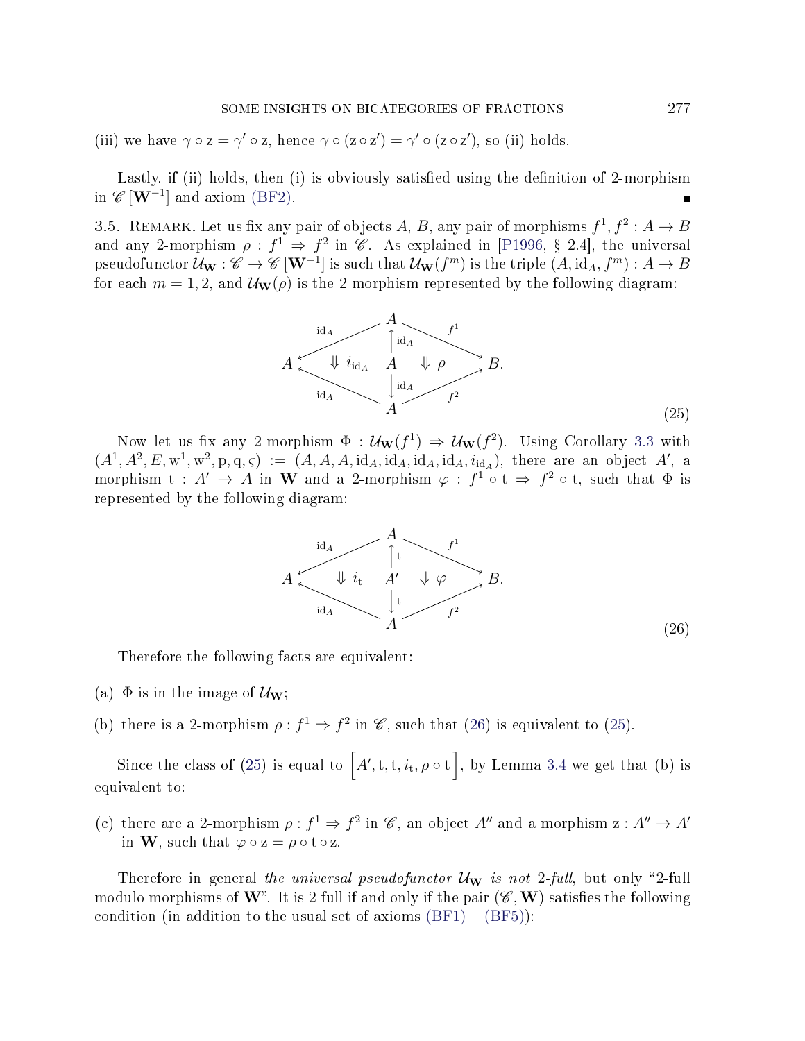(iii) we have $\gamma \circ \mathrm{z} = \gamma' \circ \mathrm{z}$, hence $\gamma \circ (\mathrm{z} \circ \mathrm{z}') = \gamma' \circ (\mathrm{z} \circ \mathrm{z}')$, so (ii) holds.

Lastly, if (ii) holds, then (i) is obviously satisfied using the definition of 2-morphism in $\mathscr{C}\left[\mathbf{W}^{-1}\right]$ and axiom (BF2). ∎

3.5. Remark. Let us fix any pair of objects $A$, $B$, any pair of morphisms $f^1, f^2 : A \to B$ and any 2-morphism $\rho : f^1 \Rightarrow f^2$ in $\mathscr{C}$. As explained in [P1996, § 2.4], the universal pseudofunctor $\mathcal{U}_{\mathbf{W}} : \mathscr{C} \to \mathscr{C}\left[\mathbf{W}^{-1}\right]$ is such that $\mathcal{U}_{\mathbf{W}}(f^m)$ is the triple $(A, \mathrm{id}_A, f^m) : A \to B$ for each $m = 1, 2$, and $\mathcal{U}_{\mathbf{W}}(\rho)$ is the 2-morphism represented by the following diagram:

$$
\begin{array}{ccccc}
 & & A & & \\
 & \overset{\mathrm{id}_A}{\swarrow} & \uparrow \mathrm{id}_A & \overset{f^1}{\searrow} & \\
A & \Downarrow i_{\mathrm{id}_A} & A & \Downarrow \rho & B. \\
 & \underset{\mathrm{id}_A}{\nwarrow} & \downarrow \mathrm{id}_A & \underset{f^2}{\nearrow} & \\
 & & A & &
\end{array}
\tag{25}
$$

Now let us fix any 2-morphism $\Phi : \mathcal{U}_{\mathbf{W}}(f^1) \Rightarrow \mathcal{U}_{\mathbf{W}}(f^2)$. Using Corollary 3.3 with $(A^1, A^2, E, \mathrm{w}^1, \mathrm{w}^2, \mathrm{p}, \mathrm{q}, \varsigma) := (A, A, A, \mathrm{id}_A, \mathrm{id}_A, \mathrm{id}_A, \mathrm{id}_A, i_{\mathrm{id}_A})$, there are an object $A'$, a morphism $\mathrm{t} : A' \to A$ in $\mathbf{W}$ and a 2-morphism $\varphi : f^1 \circ \mathrm{t} \Rightarrow f^2 \circ \mathrm{t}$, such that $\Phi$ is represented by the following diagram:

$$
\begin{array}{ccccc}
 & & A & & \\
 & \overset{\mathrm{id}_A}{\swarrow} & \uparrow \mathrm{t} & \overset{f^1}{\searrow} & \\
A & \Downarrow i_{\mathrm{t}} & A' & \Downarrow \varphi & B. \\
 & \underset{\mathrm{id}_A}{\nwarrow} & \downarrow \mathrm{t} & \underset{f^2}{\nearrow} & \\
 & & A & &
\end{array}
\tag{26}
$$

Therefore the following facts are equivalent:

(a) $\Phi$ is in the image of $\mathcal{U}_{\mathbf{W}}$;

(b) there is a 2-morphism $\rho : f^1 \Rightarrow f^2$ in $\mathscr{C}$, such that (26) is equivalent to (25).

Since the class of (25) is equal to $\Big[A', \mathrm{t}, \mathrm{t}, i_{\mathrm{t}}, \rho \circ \mathrm{t}\Big]$, by Lemma 3.4 we get that (b) is equivalent to:

(c) there are a 2-morphism $\rho : f^1 \Rightarrow f^2$ in $\mathscr{C}$, an object $A''$ and a morphism $\mathrm{z} : A'' \to A'$ in $\mathbf{W}$, such that $\varphi \circ \mathrm{z} = \rho \circ \mathrm{t} \circ \mathrm{z}$.

Therefore in general *the universal pseudofunctor $\mathcal{U}_{\mathbf{W}}$ is not 2-full*, but only "2-full modulo morphisms of $\mathbf{W}$". It is 2-full if and only if the pair $(\mathscr{C}, \mathbf{W})$ satisfies the following condition (in addition to the usual set of axioms (BF1) – (BF5)):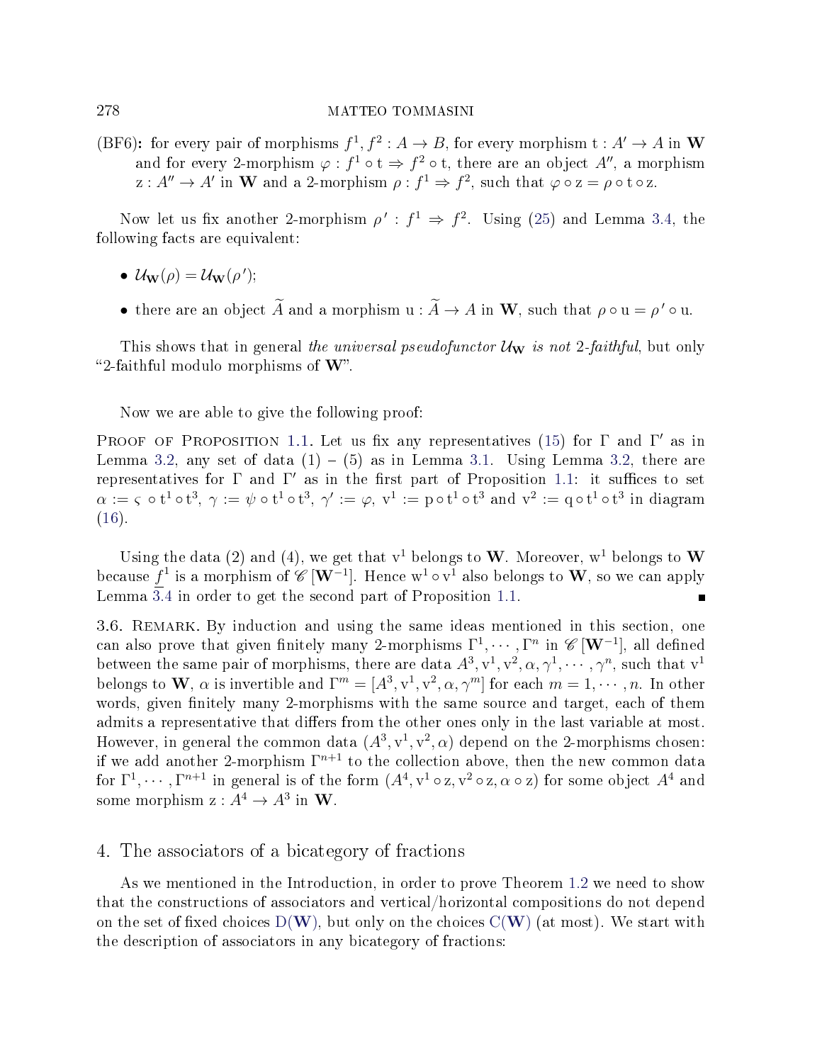**(BF6):** for every pair of morphisms $f^1, f^2 : A \to B$, for every morphism $\mathrm{t} : A' \to A$ in $\mathbf{W}$ and for every 2-morphism $\varphi : f^1 \circ \mathrm{t} \Rightarrow f^2 \circ \mathrm{t}$, there are an object $A''$, a morphism $\mathrm{z} : A'' \to A'$ in $\mathbf{W}$ and a 2-morphism $\rho : f^1 \Rightarrow f^2$, such that $\varphi \circ \mathrm{z} = \rho \circ \mathrm{t} \circ \mathrm{z}$.

Now let us fix another 2-morphism $\rho' : f^1 \Rightarrow f^2$. Using (25) and Lemma 3.4, the following facts are equivalent:

- $\mathcal{U}_{\mathbf{W}}(\rho) = \mathcal{U}_{\mathbf{W}}(\rho')$;
- there are an object $\widetilde{A}$ and a morphism $\mathrm{u} : \widetilde{A} \to A$ in $\mathbf{W}$, such that $\rho \circ \mathrm{u} = \rho' \circ \mathrm{u}$.

This shows that in general *the universal pseudofunctor $\mathcal{U}_{\mathbf{W}}$ is not 2-faithful*, but only "2-faithful modulo morphisms of $\mathbf{W}$".

Now we are able to give the following proof:

Proof of Proposition 1.1. Let us fix any representatives (15) for $\Gamma$ and $\Gamma'$ as in Lemma 3.2, any set of data (1) – (5) as in Lemma 3.1. Using Lemma 3.2, there are representatives for $\Gamma$ and $\Gamma'$ as in the first part of Proposition 1.1: it suffices to set $\alpha := \varsigma \circ \mathrm{t}^1 \circ \mathrm{t}^3$, $\gamma := \psi \circ \mathrm{t}^1 \circ \mathrm{t}^3$, $\gamma' := \varphi$, $\mathrm{v}^1 := \mathrm{p} \circ \mathrm{t}^1 \circ \mathrm{t}^3$ and $\mathrm{v}^2 := \mathrm{q} \circ \mathrm{t}^1 \circ \mathrm{t}^3$ in diagram (16).

Using the data (2) and (4), we get that $\mathrm{v}^1$ belongs to $\mathbf{W}$. Moreover, $\mathrm{w}^1$ belongs to $\mathbf{W}$ because $\underline{f}^1$ is a morphism of $\mathscr{C}\left[\mathbf{W}^{-1}\right]$. Hence $\mathrm{w}^1 \circ \mathrm{v}^1$ also belongs to $\mathbf{W}$, so we can apply Lemma 3.4 in order to get the second part of Proposition 1.1. ∎

3.6. Remark. By induction and using the same ideas mentioned in this section, one can also prove that given finitely many 2-morphisms $\Gamma^1, \cdots, \Gamma^n$ in $\mathscr{C}\left[\mathbf{W}^{-1}\right]$, all defined between the same pair of morphisms, there are data $A^3, \mathrm{v}^1, \mathrm{v}^2, \alpha, \gamma^1, \cdots, \gamma^n$, such that $\mathrm{v}^1$ belongs to $\mathbf{W}$, $\alpha$ is invertible and $\Gamma^m = [A^3, \mathrm{v}^1, \mathrm{v}^2, \alpha, \gamma^m]$ for each $m = 1, \cdots, n$. In other words, given finitely many 2-morphisms with the same source and target, each of them admits a representative that differs from the other ones only in the last variable at most. However, in general the common data $(A^3, \mathrm{v}^1, \mathrm{v}^2, \alpha)$ depend on the 2-morphisms chosen: if we add another 2-morphism $\Gamma^{n+1}$ to the collection above, then the new common data for $\Gamma^1, \cdots, \Gamma^{n+1}$ in general is of the form $(A^4, \mathrm{v}^1 \circ \mathrm{z}, \mathrm{v}^2 \circ \mathrm{z}, \alpha \circ \mathrm{z})$ for some object $A^4$ and some morphism $\mathrm{z} : A^4 \to A^3$ in $\mathbf{W}$.

## 4. The associators of a bicategory of fractions

As we mentioned in the Introduction, in order to prove Theorem 1.2 we need to show that the constructions of associators and vertical/horizontal compositions do not depend on the set of fixed choices $\mathrm{D}(\mathbf{W})$, but only on the choices $\mathrm{C}(\mathbf{W})$ (at most). We start with the description of associators in any bicategory of fractions: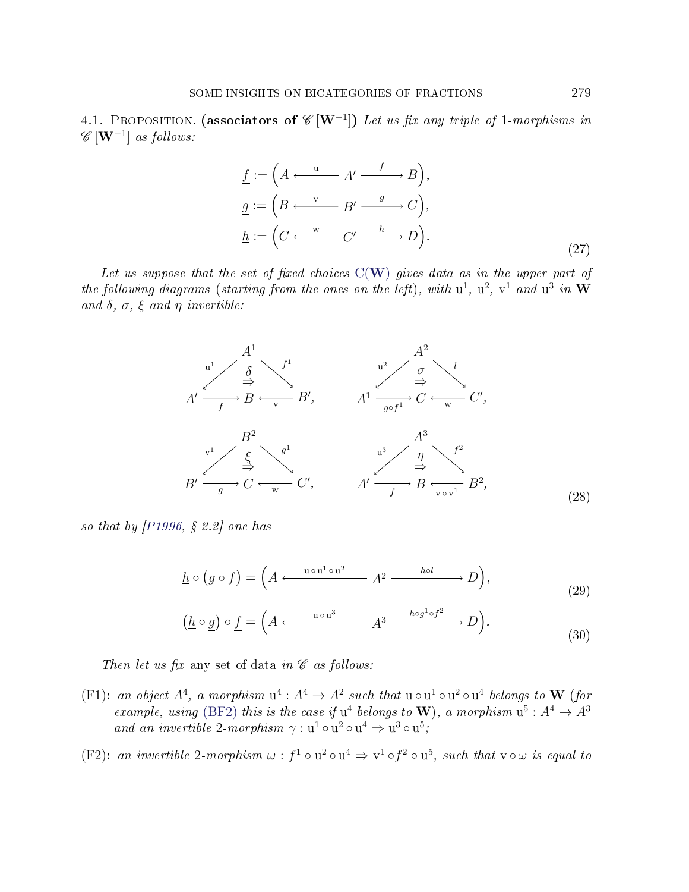**4.1. Proposition.** **(associators of $\mathscr{C}[\mathbf{W}^{-1}]$)** *Let us fix any triple of 1-morphisms in $\mathscr{C}[\mathbf{W}^{-1}]$ as follows:*

$$
\begin{aligned}
\underline{f} &:= \Big(A \xleftarrow{\ \mathrm{u}\ } A' \xrightarrow{\ f\ } B\Big),\\
\underline{g} &:= \Big(B \xleftarrow{\ \mathrm{v}\ } B' \xrightarrow{\ g\ } C\Big),\\
\underline{h} &:= \Big(C \xleftarrow{\ \mathrm{w}\ } C' \xrightarrow{\ h\ } D\Big).
\end{aligned}
\tag{27}
$$

*Let us suppose that the set of fixed choices* C($\mathbf{W}$) *gives data as in the upper part of the following diagrams (starting from the ones on the left), with $\mathrm{u}^1$, $\mathrm{u}^2$, $\mathrm{v}^1$ and $\mathrm{u}^3$ in $\mathbf{W}$ and $\delta$, $\sigma$, $\xi$ and $\eta$ invertible:*

$$
\begin{array}{cc}
\begin{array}{c}
A^1 \quad (\mathrm{u}^1 : A^1 \to A',\ f^1 : A^1 \to B')\\
\delta : f \circ \mathrm{u}^1 \Rightarrow \mathrm{v} \circ f^1 \\
A' \xrightarrow{\ f\ } B \xleftarrow{\ \mathrm{v}\ } B',
\end{array}
&
\begin{array}{c}
A^2 \quad (\mathrm{u}^2 : A^2 \to A^1,\ l : A^2 \to C')\\
\sigma : g \circ f^1 \circ \mathrm{u}^2 \Rightarrow \mathrm{w} \circ l \\
A^1 \xrightarrow{\ g\circ f^1\ } C \xleftarrow{\ \mathrm{w}\ } C',
\end{array}
\\[2ex]
\begin{array}{c}
B^2 \quad (\mathrm{v}^1 : B^2 \to B',\ g^1 : B^2 \to C')\\
\xi : g \circ \mathrm{v}^1 \Rightarrow \mathrm{w} \circ g^1 \\
B' \xrightarrow{\ g\ } C \xleftarrow{\ \mathrm{w}\ } C',
\end{array}
&
\begin{array}{c}
A^3 \quad (\mathrm{u}^3 : A^3 \to A',\ f^2 : A^3 \to B^2)\\
\eta : f \circ \mathrm{u}^3 \Rightarrow \mathrm{v} \circ \mathrm{v}^1 \circ f^2 \\
A' \xrightarrow{\ f\ } B \xleftarrow{\ \mathrm{v}\circ\mathrm{v}^1\ } B^2,
\end{array}
\end{array}
\tag{28}
$$

*so that by [P1996, § 2.2] one has*

$$
\underline{h} \circ \big(\underline{g} \circ \underline{f}\big) = \Big(A \xleftarrow{\ \mathrm{u}\circ\mathrm{u}^1\circ\mathrm{u}^2\ } A^2 \xrightarrow{\ h\circ l\ } D\Big),
\tag{29}
$$

$$
\big(\underline{h} \circ \underline{g}\big) \circ \underline{f} = \Big(A \xleftarrow{\ \mathrm{u}\circ\mathrm{u}^3\ } A^3 \xrightarrow{\ h\circ g^1\circ f^2\ } D\Big).
\tag{30}
$$

*Then let us fix* any set of data *in $\mathscr{C}$ as follows:*

- **(F1):** *an object $A^4$, a morphism $\mathrm{u}^4 : A^4 \to A^2$ such that $\mathrm{u}\circ\mathrm{u}^1\circ\mathrm{u}^2\circ\mathrm{u}^4$ belongs to $\mathbf{W}$ (for example, using (BF2) this is the case if $\mathrm{u}^4$ belongs to $\mathbf{W}$), a morphism $\mathrm{u}^5 : A^4 \to A^3$ and an invertible 2-morphism $\gamma : \mathrm{u}^1\circ\mathrm{u}^2\circ\mathrm{u}^4 \Rightarrow \mathrm{u}^3\circ\mathrm{u}^5$;*
- **(F2):** *an invertible 2-morphism $\omega : f^1\circ\mathrm{u}^2\circ\mathrm{u}^4 \Rightarrow \mathrm{v}^1\circ f^2\circ\mathrm{u}^5$, such that $\mathrm{v}\circ\omega$ is equal to*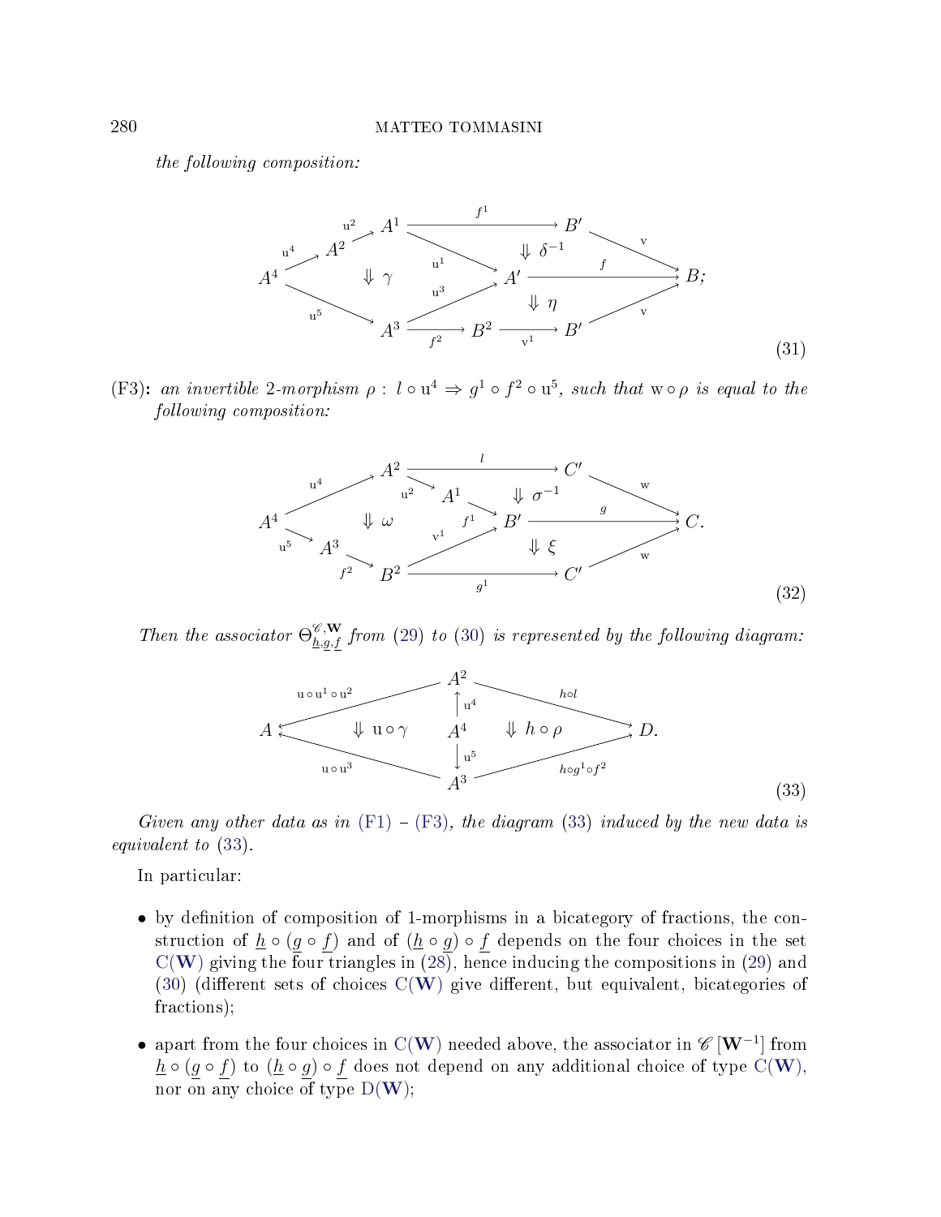*the following composition:*

$$
\begin{array}{c}
A^4 \xrightarrow{\mathrm{u}^4} A^2 \xrightarrow{\mathrm{u}^2} A^1 \xrightarrow{f^1} B' \xrightarrow{\mathrm{v}} B; \\
A^1 \xrightarrow{\mathrm{u}^1} A' \xrightarrow{f} B, \quad A^4 \xrightarrow{\mathrm{u}^5} A^3 \xrightarrow{\mathrm{u}^3} A', \quad A^3 \xrightarrow{f^2} B^2 \xrightarrow{\mathrm{v}^1} B' \xrightarrow{\mathrm{v}} B \\
\Downarrow \gamma, \quad \Downarrow \delta^{-1}, \quad \Downarrow \eta
\end{array}
\tag{31}
$$

**(F3):** *an invertible 2-morphism* $\rho:\ l \circ \mathrm{u}^4 \Rightarrow g^1 \circ f^2 \circ \mathrm{u}^5$, *such that* $\mathrm{w} \circ \rho$ *is equal to the following composition:*

$$
\begin{array}{c}
A^4 \xrightarrow{\mathrm{u}^4} A^2 \xrightarrow{l} C' \xrightarrow{\mathrm{w}} C. \\
A^2 \xrightarrow{\mathrm{u}^2} A^1 \xrightarrow{f^1} B' \xrightarrow{g} C, \quad A^4 \xrightarrow{\mathrm{u}^5} A^3 \xrightarrow{f^2} B^2 \xrightarrow{\mathrm{v}^1} B', \quad B^2 \xrightarrow{g^1} C' \xrightarrow{\mathrm{w}} C \\
\Downarrow \omega, \quad \Downarrow \sigma^{-1}, \quad \Downarrow \xi
\end{array}
\tag{32}
$$

*Then the associator* $\Theta^{\mathscr{C},\mathbf{W}}_{\underline{h},\underline{g},\underline{f}}$ *from* (29) *to* (30) *is represented by the following diagram:*

$$
\begin{array}{c}
A \xleftarrow{\mathrm{u}\circ\mathrm{u}^1\circ\mathrm{u}^2} A^2 \xrightarrow{h\circ l} D. \\
A^2 \xleftarrow{\mathrm{u}^4} A^4 \xrightarrow{\mathrm{u}^5} A^3 \\
A \xleftarrow{\mathrm{u}\circ\mathrm{u}^3} A^3 \xrightarrow{h\circ g^1\circ f^2} D \\
\Downarrow \mathrm{u}\circ\gamma, \quad \Downarrow h\circ\rho
\end{array}
\tag{33}
$$

*Given any other data as in* (F1) – (F3)*, the diagram* (33) *induced by the new data is equivalent to* (33)*.*

In particular:

- by definition of composition of 1-morphisms in a bicategory of fractions, the construction of $\underline{h} \circ (\underline{g} \circ \underline{f})$ and of $(\underline{h} \circ \underline{g}) \circ \underline{f}$ depends on the four choices in the set $\mathrm{C}(\mathbf{W})$ giving the four triangles in (28), hence inducing the compositions in (29) and (30) (different sets of choices $\mathrm{C}(\mathbf{W})$ give different, but equivalent, bicategories of fractions);
- apart from the four choices in $\mathrm{C}(\mathbf{W})$ needed above, the associator in $\mathscr{C}\left[\mathbf{W}^{-1}\right]$ from $\underline{h} \circ (\underline{g} \circ \underline{f})$ to $(\underline{h} \circ \underline{g}) \circ \underline{f}$ does not depend on any additional choice of type $\mathrm{C}(\mathbf{W})$, nor on any choice of type $\mathrm{D}(\mathbf{W})$;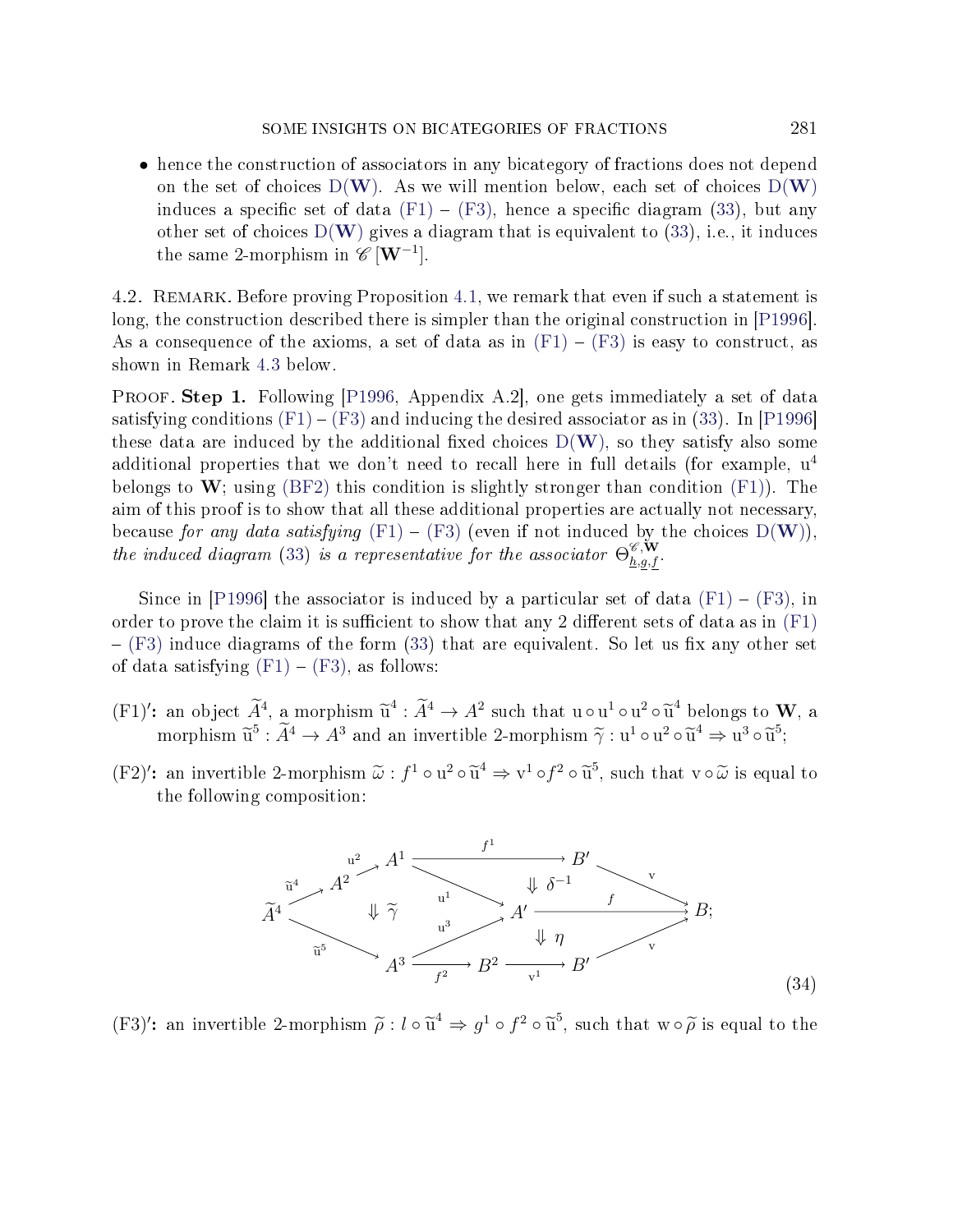- hence the construction of associators in any bicategory of fractions does not depend on the set of choices $\mathrm{D}(\mathbf{W})$. As we will mention below, each set of choices $\mathrm{D}(\mathbf{W})$ induces a specific set of data (F1) – (F3), hence a specific diagram (33), but any other set of choices $\mathrm{D}(\mathbf{W})$ gives a diagram that is equivalent to (33), i.e., it induces the same 2-morphism in $\mathscr{C}[\mathbf{W}^{-1}]$.

4.2. Remark. Before proving Proposition 4.1, we remark that even if such a statement is long, the construction described there is simpler than the original construction in [P1996]. As a consequence of the axioms, a set of data as in (F1) – (F3) is easy to construct, as shown in Remark 4.3 below.

Proof. **Step 1.** Following [P1996, Appendix A.2], one gets immediately a set of data satisfying conditions (F1) – (F3) and inducing the desired associator as in (33). In [P1996] these data are induced by the additional fixed choices $\mathrm{D}(\mathbf{W})$, so they satisfy also some additional properties that we don't need to recall here in full details (for example, $\mathrm{u}^4$ belongs to $\mathbf{W}$; using (BF2) this condition is slightly stronger than condition (F1)). The aim of this proof is to show that all these additional properties are actually not necessary, because *for any data satisfying* (F1) – (F3) (even if not induced by the choices $\mathrm{D}(\mathbf{W})$), *the induced diagram* (33) *is a representative for the associator* $\Theta^{\mathscr{C},\mathbf{W}}_{\underline{h},\underline{g},\underline{f}}$.

Since in [P1996] the associator is induced by a particular set of data (F1) – (F3), in order to prove the claim it is sufficient to show that any 2 different sets of data as in (F1) – (F3) induce diagrams of the form (33) that are equivalent. So let us fix any other set of data satisfying (F1) – (F3), as follows:

**(F1)′:** an object $\widetilde{A}^4$, a morphism $\widetilde{\mathrm{u}}^4 : \widetilde{A}^4 \to A^2$ such that $\mathrm{u}\circ\mathrm{u}^1\circ\mathrm{u}^2\circ\widetilde{\mathrm{u}}^4$ belongs to $\mathbf{W}$, a morphism $\widetilde{\mathrm{u}}^5 : \widetilde{A}^4 \to A^3$ and an invertible 2-morphism $\widetilde{\gamma} : \mathrm{u}^1\circ\mathrm{u}^2\circ\widetilde{\mathrm{u}}^4 \Rightarrow \mathrm{u}^3\circ\widetilde{\mathrm{u}}^5$;

**(F2)′:** an invertible 2-morphism $\widetilde{\omega} : f^1\circ\mathrm{u}^2\circ\widetilde{\mathrm{u}}^4 \Rightarrow \mathrm{v}^1\circ f^2\circ\widetilde{\mathrm{u}}^5$, such that $\mathrm{v}\circ\widetilde{\omega}$ is equal to the following composition:

$$
\begin{array}{c}
\widetilde{A}^4 \xrightarrow{\widetilde{\mathrm{u}}^4} A^2 \xrightarrow{\mathrm{u}^2} A^1 \xrightarrow{f^1} B' \xrightarrow{\mathrm{v}} B \\
A^1 \xrightarrow{\mathrm{u}^1} A' \xrightarrow{f} B, \qquad A^3 \xrightarrow{\mathrm{u}^3} A' \\
\widetilde{A}^4 \xrightarrow{\widetilde{\mathrm{u}}^5} A^3 \xrightarrow{f^2} B^2 \xrightarrow{\mathrm{v}^1} B' \xrightarrow{\mathrm{v}} B; \\
\Downarrow \widetilde{\gamma}, \quad \Downarrow \delta^{-1}, \quad \Downarrow \eta
\end{array}
\tag{34}
$$

**(F3)′:** an invertible 2-morphism $\widetilde{\rho} : l\circ\widetilde{\mathrm{u}}^4 \Rightarrow g^1\circ f^2\circ\widetilde{\mathrm{u}}^5$, such that $\mathrm{w}\circ\widetilde{\rho}$ is equal to the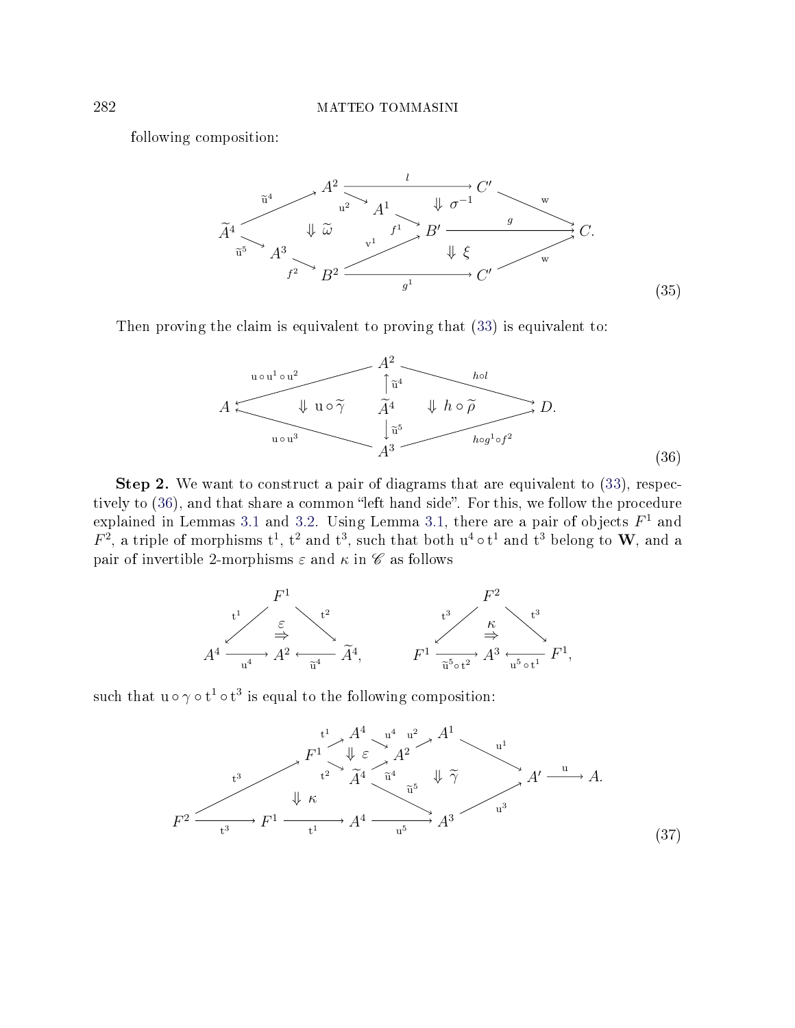following composition:

$$
\begin{array}{c}
\widetilde{A}^4 \xrightarrow{\widetilde{\mathrm{u}}^4} A^2 \xrightarrow{l} C' \xrightarrow{\mathrm{w}} C, \quad A^2 \xrightarrow{\mathrm{u}^2} A^1 \xrightarrow{f^1} B' \xrightarrow{g} C, \quad \Downarrow \sigma^{-1} \\
\Downarrow \widetilde{\omega} \\
\widetilde{A}^4 \xrightarrow{\widetilde{\mathrm{u}}^5} A^3 \xrightarrow{f^2} B^2 \xrightarrow{g^1} C' \xrightarrow{\mathrm{w}} C, \quad B^2 \xrightarrow{\mathrm{v}^1} B', \quad \Downarrow \xi
\end{array}
\tag{35}
$$

Then proving the claim is equivalent to proving that (33) is equivalent to:

$$
\begin{array}{c}
A \xleftarrow{\mathrm{u}\circ\mathrm{u}^1\circ\mathrm{u}^2} A^2 \xrightarrow{h\circ l} D \\
\Downarrow \mathrm{u}\circ\widetilde{\gamma} \qquad \widetilde{A}^4 \xrightarrow{\widetilde{\mathrm{u}}^4} A^2, \quad \widetilde{A}^4 \xrightarrow{\widetilde{\mathrm{u}}^5} A^3 \qquad \Downarrow h\circ\widetilde{\rho} \\
A \xleftarrow{\mathrm{u}\circ\mathrm{u}^3} A^3 \xrightarrow{h\circ g^1\circ f^2} D.
\end{array}
\tag{36}
$$

**Step 2.** We want to construct a pair of diagrams that are equivalent to (33), respectively to (36), and that share a common "left hand side". For this, we follow the procedure explained in Lemmas 3.1 and 3.2. Using Lemma 3.1, there are a pair of objects $F^1$ and $F^2$, a triple of morphisms $\mathrm{t}^1$, $\mathrm{t}^2$ and $\mathrm{t}^3$, such that both $\mathrm{u}^4\circ\mathrm{t}^1$ and $\mathrm{t}^3$ belong to $\mathbf{W}$, and a pair of invertible 2-morphisms $\varepsilon$ and $\kappa$ in $\mathscr{C}$ as follows

$$
\begin{array}{ccc}
 & F^1 & \\
\mathrm{t}^1 \swarrow & \overset{\varepsilon}{\Rightarrow} & \searrow \mathrm{t}^2 \\
A^4 \xrightarrow{\mathrm{u}^4} & A^2 & \xleftarrow{\widetilde{\mathrm{u}}^4} \widetilde{A}^4,
\end{array}
\qquad
\begin{array}{ccc}
 & F^2 & \\
\mathrm{t}^3 \swarrow & \overset{\kappa}{\Rightarrow} & \searrow \mathrm{t}^3 \\
F^1 \xrightarrow{\widetilde{\mathrm{u}}^5\circ\mathrm{t}^2} & A^3 & \xleftarrow{\mathrm{u}^5\circ\mathrm{t}^1} F^1,
\end{array}
$$

such that $\mathrm{u}\circ\gamma\circ\mathrm{t}^1\circ\mathrm{t}^3$ is equal to the following composition:

$$
\begin{array}{c}
F^2 \xrightarrow{\mathrm{t}^3} F^1, \quad F^1 \xrightarrow{\mathrm{t}^1} A^4 \xrightarrow{\mathrm{u}^4} A^2 \xrightarrow{\mathrm{u}^2} A^1 \xrightarrow{\mathrm{u}^1} A' \xrightarrow{\mathrm{u}} A, \quad \Downarrow \varepsilon \\
F^1 \xrightarrow{\mathrm{t}^2} \widetilde{A}^4 \xrightarrow{\widetilde{\mathrm{u}}^4} A^2, \quad \widetilde{A}^4 \xrightarrow{\widetilde{\mathrm{u}}^5} A^3, \quad \Downarrow \widetilde{\gamma} \\
\Downarrow \kappa \\
F^2 \xrightarrow{\mathrm{t}^3} F^1 \xrightarrow{\mathrm{t}^1} A^4 \xrightarrow{\mathrm{u}^5} A^3 \xrightarrow{\mathrm{u}^3} A' \xrightarrow{\mathrm{u}} A.
\end{array}
\tag{37}
$$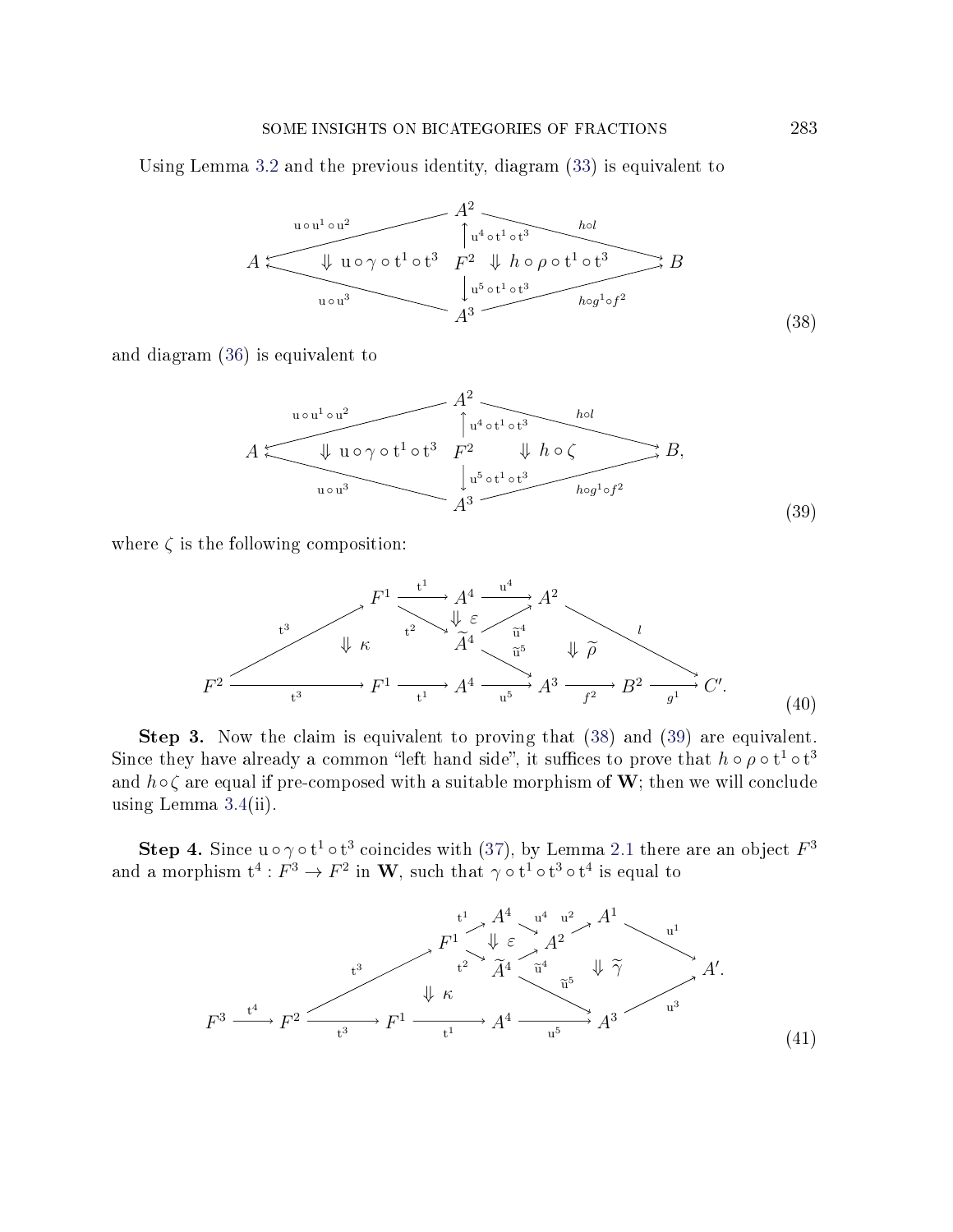Using Lemma 3.2 and the previous identity, diagram (33) is equivalent to

$$
\begin{array}{ccccc}
 & & A^2 & & \\
 & \swarrow^{\mathrm{u}\circ\mathrm{u}^1\circ\mathrm{u}^2} & \uparrow{\scriptstyle \mathrm{u}^4\circ\mathrm{t}^1\circ\mathrm{t}^3} & \searrow^{h\circ l} & \\
A & \Downarrow\, \mathrm{u}\circ\gamma\circ\mathrm{t}^1\circ\mathrm{t}^3 & F^2 & \Downarrow\, h\circ\rho\circ\mathrm{t}^1\circ\mathrm{t}^3 & B \\
 & \nwarrow_{\mathrm{u}\circ\mathrm{u}^3} & \downarrow{\scriptstyle \mathrm{u}^5\circ\mathrm{t}^1\circ\mathrm{t}^3} & \nearrow_{h\circ g^1\circ f^2} & \\
 & & A^3 & &
\end{array}
\tag{38}
$$

and diagram (36) is equivalent to

$$
\begin{array}{ccccc}
 & & A^2 & & \\
 & \swarrow^{\mathrm{u}\circ\mathrm{u}^1\circ\mathrm{u}^2} & \uparrow{\scriptstyle \mathrm{u}^4\circ\mathrm{t}^1\circ\mathrm{t}^3} & \searrow^{h\circ l} & \\
A & \Downarrow\, \mathrm{u}\circ\gamma\circ\mathrm{t}^1\circ\mathrm{t}^3 & F^2 & \Downarrow\, h\circ\zeta & B, \\
 & \nwarrow_{\mathrm{u}\circ\mathrm{u}^3} & \downarrow{\scriptstyle \mathrm{u}^5\circ\mathrm{t}^1\circ\mathrm{t}^3} & \nearrow_{h\circ g^1\circ f^2} & \\
 & & A^3 & &
\end{array}
\tag{39}
$$

where $\zeta$ is the following composition:

$$
\begin{array}{ccccccccccc}
 & & F^1 & \xrightarrow{\mathrm{t}^1} & A^4 & \xrightarrow{\mathrm{u}^4} & A^2 & & & & \\
 & \nearrow^{\mathrm{t}^3} & & \searrow^{\mathrm{t}^2} & \Downarrow\,\varepsilon & \nearrow_{\widetilde{\mathrm{u}}^4} & & \searrow^{l} & & & \\
 & & \Downarrow\,\kappa & & \widetilde{A}^4 & & \Downarrow\,\widetilde{\rho} & & & & \\
 & & & & & \searrow_{\widetilde{\mathrm{u}}^5} & & & \searrow & & \\
F^2 & \xrightarrow{\mathrm{t}^3} & F^1 & \xrightarrow{\mathrm{t}^1} & A^4 & \xrightarrow{\mathrm{u}^5} & A^3 & \xrightarrow{f^2} & B^2 & \xrightarrow{g^1} & C'.
\end{array}
\tag{40}
$$

**Step 3.** Now the claim is equivalent to proving that (38) and (39) are equivalent. Since they have already a common "left hand side", it suffices to prove that $h\circ\rho\circ\mathrm{t}^1\circ\mathrm{t}^3$ and $h\circ\zeta$ are equal if pre-composed with a suitable morphism of $\mathbf{W}$; then we will conclude using Lemma 3.4(ii).

**Step 4.** Since $\mathrm{u}\circ\gamma\circ\mathrm{t}^1\circ\mathrm{t}^3$ coincides with (37), by Lemma 2.1 there are an object $F^3$ and a morphism $\mathrm{t}^4: F^3 \to F^2$ in $\mathbf{W}$, such that $\gamma\circ\mathrm{t}^1\circ\mathrm{t}^3\circ\mathrm{t}^4$ is equal to

$$
\begin{array}{cccccccccc}
 & & & & A^4 & \xrightarrow{\mathrm{u}^4} A^2 \xrightarrow{\mathrm{u}^2} & A^1 & & & \\
 & & & \nearrow^{\mathrm{t}^1} F^1 \searrow^{\mathrm{t}^2} & \Downarrow\,\varepsilon & \nearrow_{\widetilde{\mathrm{u}}^4} & & \searrow^{\mathrm{u}^1} & & \\
 & & \nearrow^{\mathrm{t}^3} & & \widetilde{A}^4 & & \Downarrow\,\widetilde{\gamma} & & A'. & \\
 & & & \Downarrow\,\kappa & & \searrow_{\widetilde{\mathrm{u}}^5} & & \nearrow_{\mathrm{u}^3} & & \\
F^3 \xrightarrow{\mathrm{t}^4} & F^2 & \xrightarrow{\mathrm{t}^3} & F^1 & \xrightarrow{\mathrm{t}^1} A^4 & \xrightarrow{\mathrm{u}^5} & A^3 & & &
\end{array}
\tag{41}
$$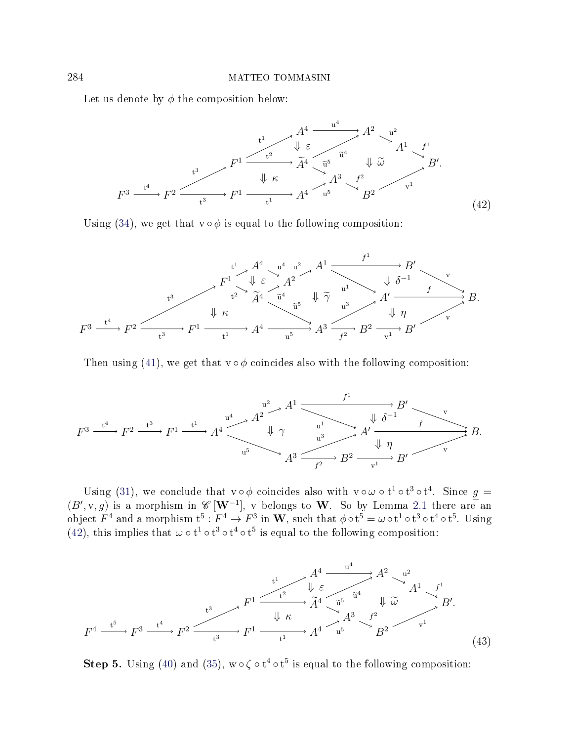Let us denote by $\phi$ the composition below:

$$
\begin{array}{c}
F^3 \xrightarrow{\mathrm{t}^4} F^2 \xrightarrow{\mathrm{t}^3} F^1 \xrightarrow{\mathrm{t}^1} A^4 \xrightarrow{\mathrm{u}^4} A^2 \xrightarrow{\mathrm{u}^2} A^1 \xrightarrow{f^1} B' \\
F^1 \xrightarrow{\mathrm{t}^2} \widetilde{A}^4 \;(\Downarrow \varepsilon),\quad \widetilde{A}^4 \xrightarrow{\widetilde{\mathrm{u}}^4} A^2,\quad \widetilde{A}^4 \xrightarrow{\widetilde{\mathrm{u}}^5} A^3 \;(\Downarrow \widetilde{\omega}) \\
F^2 \xrightarrow{\mathrm{t}^3} F^1 \xrightarrow{\mathrm{t}^1} A^4 \xrightarrow{\mathrm{u}^5} A^3 \xrightarrow{f^2} B^2 \xrightarrow{\mathrm{v}^1} B' \;(\Downarrow \kappa)
\end{array}
\tag{42}
$$

Using (34), we get that $\mathrm{v} \circ \phi$ is equal to the following composition:

$$
\begin{array}{c}
F^3 \xrightarrow{\mathrm{t}^4} F^2 \xrightarrow{\mathrm{t}^3} F^1 \xrightarrow{\mathrm{t}^1} A^4 \xrightarrow{\mathrm{u}^4} A^2 \xrightarrow{\mathrm{u}^2} A^1 \xrightarrow{f^1} B' \xrightarrow{\mathrm{v}} B \\
F^1 \xrightarrow{\mathrm{t}^2} \widetilde{A}^4 \;(\Downarrow \varepsilon),\quad \widetilde{A}^4 \xrightarrow{\widetilde{\mathrm{u}}^4} A^2,\quad \widetilde{A}^4 \xrightarrow{\widetilde{\mathrm{u}}^5} A^3 \;(\Downarrow \widetilde{\gamma}),\quad A^1 \xrightarrow{\mathrm{u}^1} A' \xrightarrow{f} B \;(\Downarrow \delta^{-1}),\quad A^3 \xrightarrow{\mathrm{u}^3} A' \;(\Downarrow \eta) \\
F^2 \xrightarrow{\mathrm{t}^3} F^1 \xrightarrow{\mathrm{t}^1} A^4 \xrightarrow{\mathrm{u}^5} A^3 \xrightarrow{f^2} B^2 \xrightarrow{\mathrm{v}^1} B' \xrightarrow{\mathrm{v}} B \;(\Downarrow \kappa)
\end{array}
$$

Then using (41), we get that $\mathrm{v} \circ \phi$ coincides also with the following composition:

$$
\begin{array}{c}
F^3 \xrightarrow{\mathrm{t}^4} F^2 \xrightarrow{\mathrm{t}^3} F^1 \xrightarrow{\mathrm{t}^1} A^4 \xrightarrow{\mathrm{u}^4} A^2 \xrightarrow{\mathrm{u}^2} A^1 \xrightarrow{f^1} B' \xrightarrow{\mathrm{v}} B \\
A^4 \xrightarrow{\mathrm{u}^5} A^3 \;(\Downarrow \gamma),\quad A^1 \xrightarrow{\mathrm{u}^1} A' \xrightarrow{f} B \;(\Downarrow \delta^{-1}),\quad A^3 \xrightarrow{\mathrm{u}^3} A' \;(\Downarrow \eta) \\
A^3 \xrightarrow{f^2} B^2 \xrightarrow{\mathrm{v}^1} B' \xrightarrow{\mathrm{v}} B
\end{array}
$$

Using (31), we conclude that $\mathrm{v} \circ \phi$ coincides also with $\mathrm{v} \circ \omega \circ \mathrm{t}^1 \circ \mathrm{t}^3 \circ \mathrm{t}^4$. Since $\underline{g} = (B', \mathrm{v}, g)$ is a morphism in $\mathscr{C}[\mathbf{W}^{-1}]$, $\mathrm{v}$ belongs to $\mathbf{W}$. So by Lemma 2.1 there are an object $F^4$ and a morphism $\mathrm{t}^5 : F^4 \to F^3$ in $\mathbf{W}$, such that $\phi \circ \mathrm{t}^5 = \omega \circ \mathrm{t}^1 \circ \mathrm{t}^3 \circ \mathrm{t}^4 \circ \mathrm{t}^5$. Using (42), this implies that $\omega \circ \mathrm{t}^1 \circ \mathrm{t}^3 \circ \mathrm{t}^4 \circ \mathrm{t}^5$ is equal to the following composition:

$$
\begin{array}{c}
F^4 \xrightarrow{\mathrm{t}^5} F^3 \xrightarrow{\mathrm{t}^4} F^2 \xrightarrow{\mathrm{t}^3} F^1 \xrightarrow{\mathrm{t}^1} A^4 \xrightarrow{\mathrm{u}^4} A^2 \xrightarrow{\mathrm{u}^2} A^1 \xrightarrow{f^1} B' \\
F^1 \xrightarrow{\mathrm{t}^2} \widetilde{A}^4 \;(\Downarrow \varepsilon),\quad \widetilde{A}^4 \xrightarrow{\widetilde{\mathrm{u}}^4} A^2,\quad \widetilde{A}^4 \xrightarrow{\widetilde{\mathrm{u}}^5} A^3 \;(\Downarrow \widetilde{\omega}) \\
F^2 \xrightarrow{\mathrm{t}^3} F^1 \xrightarrow{\mathrm{t}^1} A^4 \xrightarrow{\mathrm{u}^5} A^3 \xrightarrow{f^2} B^2 \xrightarrow{\mathrm{v}^1} B' \;(\Downarrow \kappa)
\end{array}
\tag{43}
$$

**Step 5.** Using (40) and (35), $\mathrm{w} \circ \zeta \circ \mathrm{t}^4 \circ \mathrm{t}^5$ is equal to the following composition: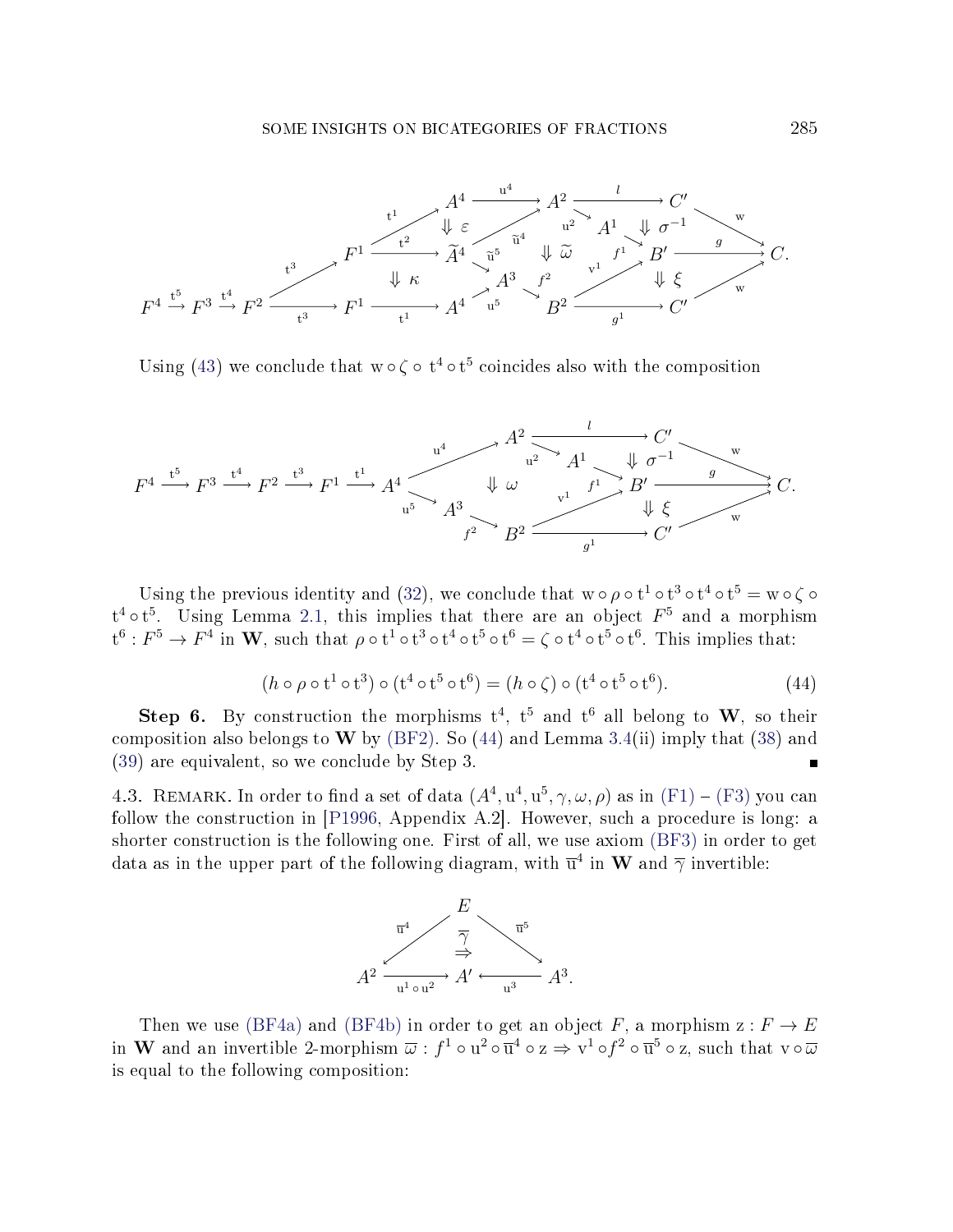$$
\begin{array}{c}
F^4 \xrightarrow{\mathrm{t}^5} F^3 \xrightarrow{\mathrm{t}^4} F^2 \xrightarrow{\mathrm{t}^3} F^1 \xrightarrow{\mathrm{t}^1} A^4 \xrightarrow{\mathrm{u}^4} A^2 \xrightarrow{l} C' \xrightarrow{\mathrm{w}} C \\
F^1 \xrightarrow{\mathrm{t}^2} \widetilde{A}^4,\quad \Downarrow \varepsilon,\quad \widetilde{A}^4 \xrightarrow{\widetilde{\mathrm{u}}^4} A^2,\quad \widetilde{A}^4 \xrightarrow{\widetilde{\mathrm{u}}^5} A^3,\quad \Downarrow \kappa,\quad \Downarrow \widetilde{\omega},\quad A^2 \xrightarrow{\mathrm{u}^2} A^1 \xrightarrow{f^1} B' \xrightarrow{g} C,\quad \Downarrow \sigma^{-1} \\
F^2 \xrightarrow{\mathrm{t}^3} F^1 \xrightarrow{\mathrm{t}^1} A^4 \xrightarrow{\mathrm{u}^5} A^3 \xrightarrow{f^2} B^2 \xrightarrow{g^1} C' \xrightarrow{\mathrm{w}} C,\quad B^2 \xrightarrow{\mathrm{v}^1} B',\quad \Downarrow \xi
\end{array}
$$

Using (43) we conclude that $\mathrm{w} \circ \zeta \circ \mathrm{t}^4 \circ \mathrm{t}^5$ coincides also with the composition

$$
F^4 \xrightarrow{\mathrm{t}^5} F^3 \xrightarrow{\mathrm{t}^4} F^2 \xrightarrow{\mathrm{t}^3} F^1 \xrightarrow{\mathrm{t}^1} A^4 \quad
\begin{array}{c}
A^4 \xrightarrow{\mathrm{u}^4} A^2 \xrightarrow{l} C' \xrightarrow{\mathrm{w}} C,\quad A^2 \xrightarrow{\mathrm{u}^2} A^1 \xrightarrow{f^1} B' \xrightarrow{g} C,\quad \Downarrow \sigma^{-1} \\
\Downarrow \omega \\
A^4 \xrightarrow{\mathrm{u}^5} A^3 \xrightarrow{f^2} B^2 \xrightarrow{g^1} C' \xrightarrow{\mathrm{w}} C,\quad B^2 \xrightarrow{\mathrm{v}^1} B',\quad \Downarrow \xi
\end{array}
$$

Using the previous identity and (32), we conclude that $\mathrm{w} \circ \rho \circ \mathrm{t}^1 \circ \mathrm{t}^3 \circ \mathrm{t}^4 \circ \mathrm{t}^5 = \mathrm{w} \circ \zeta \circ \mathrm{t}^4 \circ \mathrm{t}^5$. Using Lemma 2.1, this implies that there are an object $F^5$ and a morphism $\mathrm{t}^6 : F^5 \rightarrow F^4$ in $\mathbf{W}$, such that $\rho \circ \mathrm{t}^1 \circ \mathrm{t}^3 \circ \mathrm{t}^4 \circ \mathrm{t}^5 \circ \mathrm{t}^6 = \zeta \circ \mathrm{t}^4 \circ \mathrm{t}^5 \circ \mathrm{t}^6$. This implies that:

$$
(h \circ \rho \circ \mathrm{t}^1 \circ \mathrm{t}^3) \circ (\mathrm{t}^4 \circ \mathrm{t}^5 \circ \mathrm{t}^6) = (h \circ \zeta) \circ (\mathrm{t}^4 \circ \mathrm{t}^5 \circ \mathrm{t}^6). \tag{44}
$$

**Step 6.** By construction the morphisms $\mathrm{t}^4$, $\mathrm{t}^5$ and $\mathrm{t}^6$ all belong to $\mathbf{W}$, so their composition also belongs to $\mathbf{W}$ by (BF2). So (44) and Lemma 3.4(ii) imply that (38) and (39) are equivalent, so we conclude by Step 3. ∎

4.3. Remark. In order to find a set of data $(A^4, \mathrm{u}^4, \mathrm{u}^5, \gamma, \omega, \rho)$ as in (F1) – (F3) you can follow the construction in [P1996, Appendix A.2]. However, such a procedure is long: a shorter construction is the following one. First of all, we use axiom (BF3) in order to get data as in the upper part of the following diagram, with $\overline{\mathrm{u}}^4$ in $\mathbf{W}$ and $\overline{\gamma}$ invertible:

$$
\begin{array}{c}
A^2 \xleftarrow{\overline{\mathrm{u}}^4} E \xrightarrow{\overline{\mathrm{u}}^5} A^3 \\
\overline{\gamma} \Rightarrow \\
A^2 \xrightarrow{\mathrm{u}^1 \circ \mathrm{u}^2} A' \xleftarrow{\mathrm{u}^3} A^3.
\end{array}
$$

Then we use (BF4a) and (BF4b) in order to get an object $F$, a morphism $\mathrm{z} : F \rightarrow E$ in $\mathbf{W}$ and an invertible 2-morphism $\overline{\omega} : f^1 \circ \mathrm{u}^2 \circ \overline{\mathrm{u}}^4 \circ \mathrm{z} \Rightarrow \mathrm{v}^1 \circ f^2 \circ \overline{\mathrm{u}}^5 \circ \mathrm{z}$, such that $\mathrm{v} \circ \overline{\omega}$ is equal to the following composition: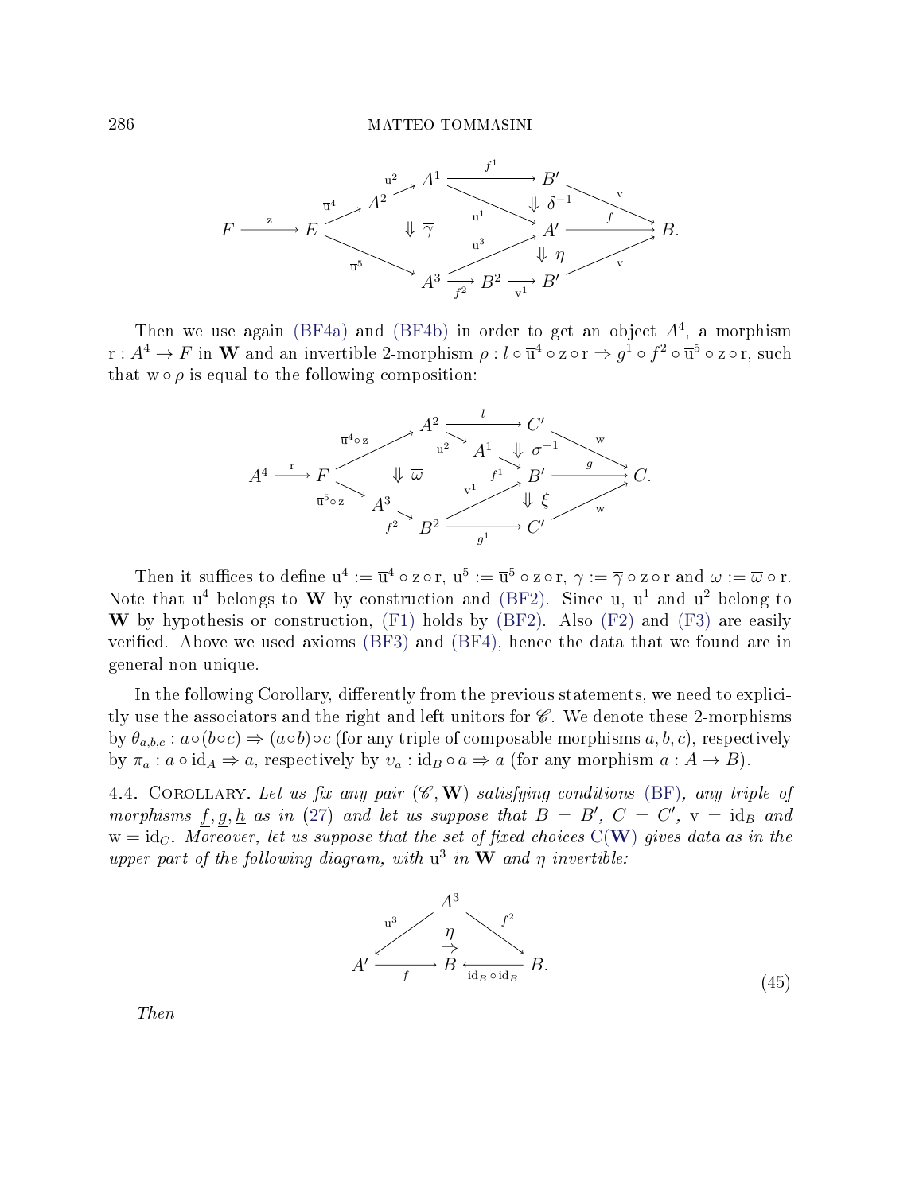$$
\begin{array}{c}
F \xrightarrow{\mathrm{z}} E \xrightarrow{\overline{\mathrm{u}}^4} A^2 \xrightarrow{\mathrm{u}^2} A^1 \xrightarrow{f^1} B' \xrightarrow{\mathrm{v}} B \\
A^1 \xrightarrow{\mathrm{u}^1} A' \xrightarrow{f} B, \quad E \xrightarrow{\overline{\mathrm{u}}^5} A^3 \xrightarrow{\mathrm{u}^3} A' \\
A^3 \xrightarrow{f^2} B^2 \xrightarrow{\mathrm{v}^1} B' \xrightarrow{\mathrm{v}} B \\
\Downarrow \overline{\gamma}, \quad \Downarrow \delta^{-1}, \quad \Downarrow \eta
\end{array}
$$

Then we use again (BF4a) and (BF4b) in order to get an object $A^4$, a morphism $\mathrm{r}: A^4 \to F$ in $\mathbf{W}$ and an invertible 2-morphism $\rho: l \circ \overline{\mathrm{u}}^4 \circ \mathrm{z} \circ \mathrm{r} \Rightarrow g^1 \circ f^2 \circ \overline{\mathrm{u}}^5 \circ \mathrm{z} \circ \mathrm{r}$, such that $\mathrm{w} \circ \rho$ is equal to the following composition:

$$
\begin{array}{c}
A^4 \xrightarrow{\mathrm{r}} F \xrightarrow{\overline{\mathrm{u}}^4 \circ \mathrm{z}} A^2 \xrightarrow{l} C' \xrightarrow{\mathrm{w}} C \\
A^2 \xrightarrow{\mathrm{u}^2} A^1 \xrightarrow{f^1} B' \xrightarrow{g} C \\
F \xrightarrow{\overline{\mathrm{u}}^5 \circ \mathrm{z}} A^3 \xrightarrow{f^2} B^2 \xrightarrow{\mathrm{v}^1} B' \\
B^2 \xrightarrow{g^1} C' \xrightarrow{\mathrm{w}} C \\
\Downarrow \overline{\omega}, \quad \Downarrow \sigma^{-1}, \quad \Downarrow \xi
\end{array}
$$

Then it suffices to define $\mathrm{u}^4 := \overline{\mathrm{u}}^4 \circ \mathrm{z} \circ \mathrm{r}$, $\mathrm{u}^5 := \overline{\mathrm{u}}^5 \circ \mathrm{z} \circ \mathrm{r}$, $\gamma := \overline{\gamma} \circ \mathrm{z} \circ \mathrm{r}$ and $\omega := \overline{\omega} \circ \mathrm{r}$. Note that $\mathrm{u}^4$ belongs to $\mathbf{W}$ by construction and (BF2). Since u, $\mathrm{u}^1$ and $\mathrm{u}^2$ belong to $\mathbf{W}$ by hypothesis or construction, (F1) holds by (BF2). Also (F2) and (F3) are easily verified. Above we used axioms (BF3) and (BF4), hence the data that we found are in general non-unique.

In the following Corollary, differently from the previous statements, we need to explicitly use the associators and the right and left unitors for $\mathscr{C}$. We denote these 2-morphisms by $\theta_{a,b,c}: a\circ(b\circ c) \Rightarrow (a\circ b)\circ c$ (for any triple of composable morphisms $a, b, c$), respectively by $\pi_a: a \circ \mathrm{id}_A \Rightarrow a$, respectively by $\upsilon_a: \mathrm{id}_B \circ a \Rightarrow a$ (for any morphism $a: A \to B$).

4.4. Corollary. *Let us fix any pair $(\mathscr{C}, \mathbf{W})$ satisfying conditions (BF), any triple of morphisms $\underline{f}, \underline{g}, \underline{h}$ as in (27) and let us suppose that $B = B'$, $C = C'$, $\mathrm{v} = \mathrm{id}_B$ and $\mathrm{w} = \mathrm{id}_C$. Moreover, let us suppose that the set of fixed choices $\mathrm{C}(\mathbf{W})$ gives data as in the upper part of the following diagram, with $\mathrm{u}^3$ in $\mathbf{W}$ and $\eta$ invertible:*

$$
\begin{array}{c}
A' \xleftarrow{\mathrm{u}^3} A^3 \xrightarrow{f^2} B \\
A' \xrightarrow{f} B \xleftarrow{\mathrm{id}_B \circ \mathrm{id}_B} B \\
\overset{\eta}{\Rightarrow}
\end{array}
\tag{45}
$$

*Then*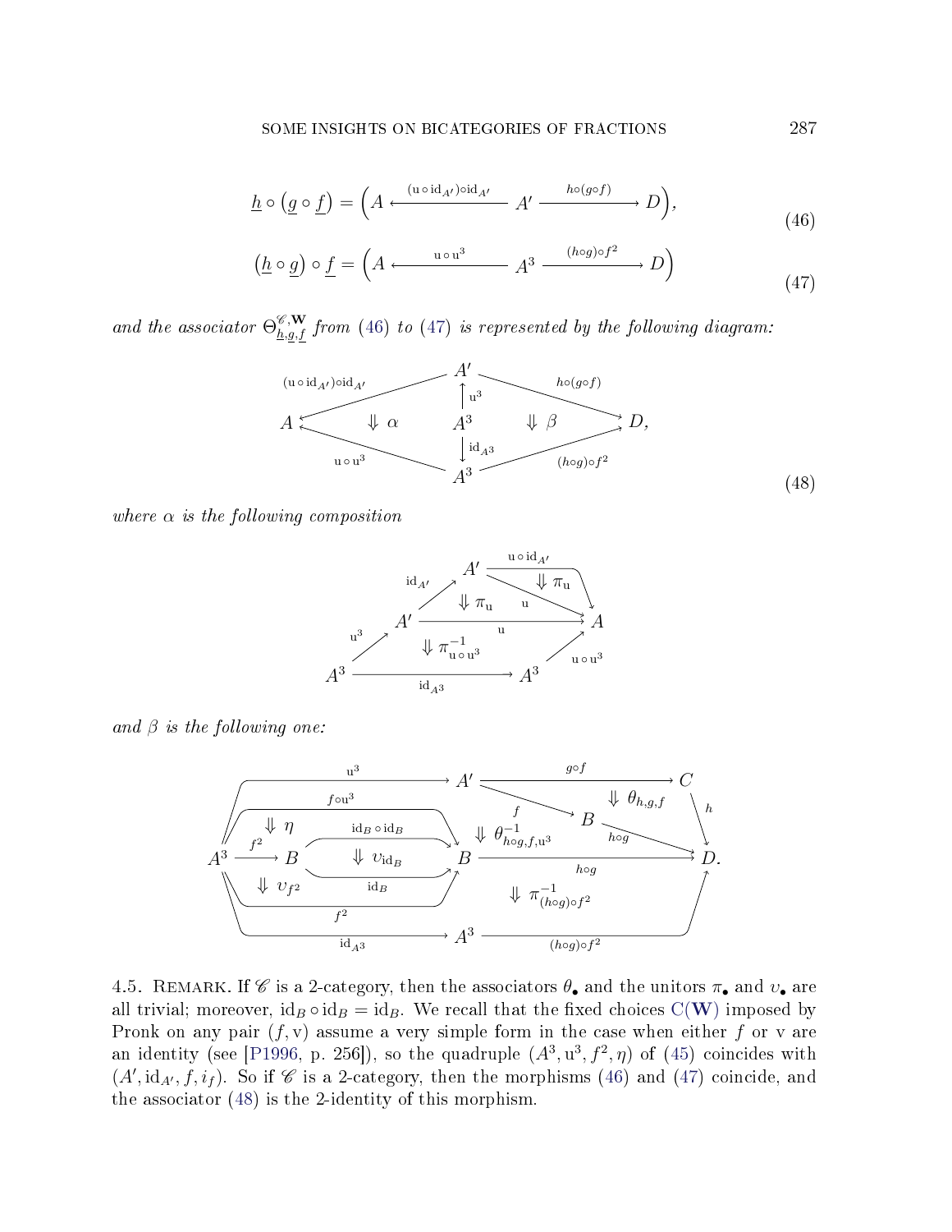$$\underline{h} \circ \left(\underline{g} \circ \underline{f}\right) = \Big(A \xleftarrow{(\mathrm{u}\circ \mathrm{id}_{A'})\circ \mathrm{id}_{A'}} A' \xrightarrow{h\circ(g\circ f)} D\Big), \tag{46}$$

$$\left(\underline{h} \circ \underline{g}\right) \circ \underline{f} = \Big(A \xleftarrow{\mathrm{u}\circ \mathrm{u}^3} A^3 \xrightarrow{(h\circ g)\circ f^2} D\Big) \tag{47}$$

*and the associator $\Theta^{\mathscr{C},\mathbf{W}}_{\underline{h},\underline{g},\underline{f}}$ from (46) to (47) is represented by the following diagram:*

$$\begin{array}{ccccc}
 & & A' & & \\
 & \overset{(\mathrm{u}\circ \mathrm{id}_{A'})\circ \mathrm{id}_{A'}}{\swarrow} & \uparrow \mathrm{u}^3 & \overset{h\circ(g\circ f)}{\searrow} & \\
A & \Downarrow \alpha & A^3 & \Downarrow \beta & D, \\
 & \underset{\mathrm{u}\circ \mathrm{u}^3}{\nwarrow} & \downarrow \mathrm{id}_{A^3} & \underset{(h\circ g)\circ f^2}{\nearrow} & \\
 & & A^3 & &
\end{array} \tag{48}$$

*where $\alpha$ is the following composition*

$$\begin{array}{l}
A^3 \xrightarrow{\mathrm{u}^3} A' \xrightarrow{\mathrm{id}_{A'}} A' \xrightarrow{\mathrm{u}\circ \mathrm{id}_{A'}} A \quad (\Downarrow \pi_{\mathrm{u}} \text{ with } \mathrm{u}: A' \to A), \\
A' \xrightarrow{\mathrm{u}} A \quad (\Downarrow \pi_{\mathrm{u}}), \\
A^3 \xrightarrow{\mathrm{id}_{A^3}} A^3 \xrightarrow{\mathrm{u}\circ \mathrm{u}^3} A \quad (\Downarrow \pi^{-1}_{\mathrm{u}\circ \mathrm{u}^3})
\end{array}$$

*and $\beta$ is the following one:*

$$\begin{array}{l}
A^3 \xrightarrow{\mathrm{u}^3} A' \xrightarrow{g\circ f} C \xrightarrow{h} D, \quad A' \xrightarrow{f} B \xrightarrow{h\circ g} D \quad (\Downarrow \theta_{h,g,f}), \\
A^3 \xrightarrow{f\circ \mathrm{u}^3} B \quad (\Downarrow \eta \text{ against } A^3 \xrightarrow{f^2} B \xrightarrow{\mathrm{id}_B\circ \mathrm{id}_B} B), \quad \Downarrow \theta^{-1}_{h\circ g, f, \mathrm{u}^3}, \\
B \xrightarrow{\mathrm{id}_B\circ \mathrm{id}_B} B \ \Downarrow \upsilon_{\mathrm{id}_B}\ B \xrightarrow{\mathrm{id}_B} B, \quad B \xrightarrow{h\circ g} D, \\
A^3 \xrightarrow{f^2} B \quad (\Downarrow \upsilon_{f^2}), \\
A^3 \xrightarrow{\mathrm{id}_{A^3}} A^3 \xrightarrow{(h\circ g)\circ f^2} D \quad (\Downarrow \pi^{-1}_{(h\circ g)\circ f^2}).
\end{array}$$

4.5. Remark. If $\mathscr{C}$ is a 2-category, then the associators $\theta_\bullet$ and the unitors $\pi_\bullet$ and $\upsilon_\bullet$ are all trivial; moreover, $\mathrm{id}_B \circ \mathrm{id}_B = \mathrm{id}_B$. We recall that the fixed choices $\mathrm{C}(\mathbf{W})$ imposed by Pronk on any pair $(f, \mathrm{v})$ assume a very simple form in the case when either $f$ or $\mathrm{v}$ are an identity (see [P1996, p. 256]), so the quadruple $(A^3, \mathrm{u}^3, f^2, \eta)$ of (45) coincides with $(A', \mathrm{id}_{A'}, f, i_f)$. So if $\mathscr{C}$ is a 2-category, then the morphisms (46) and (47) coincide, and the associator (48) is the 2-identity of this morphism.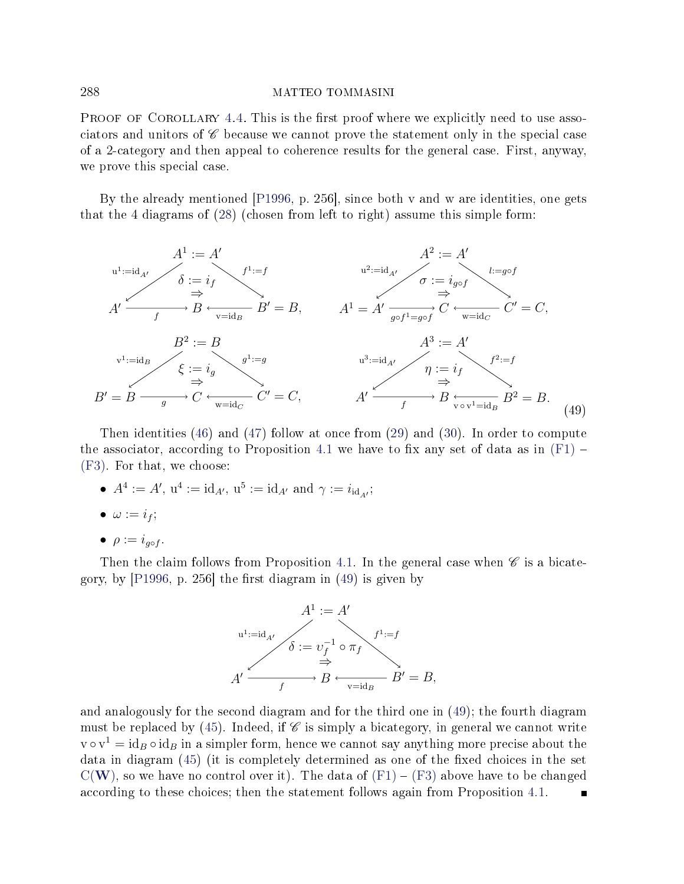Proof of Corollary 4.4. This is the first proof where we explicitly need to use associators and unitors of $\mathscr{C}$ because we cannot prove the statement only in the special case of a 2-category and then appeal to coherence results for the general case. First, anyway, we prove this special case.

By the already mentioned [P1996, p. 256], since both $\mathrm{v}$ and $\mathrm{w}$ are identities, one gets that the 4 diagrams of (28) (chosen from left to right) assume this simple form:

$$
\begin{array}{cc}
\begin{array}{c}
A^1 := A' \\
{\scriptstyle \mathrm{u}^1:=\mathrm{id}_{A'}} \swarrow \quad \delta := i_f \Rightarrow \quad \searrow {\scriptstyle f^1:=f} \\
A' \xrightarrow{\;f\;} B \xleftarrow{\;\mathrm{v}=\mathrm{id}_B\;} B' = B,
\end{array}
&
\begin{array}{c}
A^2 := A' \\
{\scriptstyle \mathrm{u}^2:=\mathrm{id}_{A'}} \swarrow \quad \sigma := i_{g\circ f} \Rightarrow \quad \searrow {\scriptstyle l:=g\circ f} \\
A^1 = A' \xrightarrow{\;g\circ f^1 = g\circ f\;} C \xleftarrow{\;\mathrm{w}=\mathrm{id}_C\;} C' = C,
\end{array}
\\[2em]
\begin{array}{c}
B^2 := B \\
{\scriptstyle \mathrm{v}^1:=\mathrm{id}_B} \swarrow \quad \xi := i_g \Rightarrow \quad \searrow {\scriptstyle g^1:=g} \\
B' = B \xrightarrow{\;g\;} C \xleftarrow{\;\mathrm{w}=\mathrm{id}_C\;} C' = C,
\end{array}
&
\begin{array}{c}
A^3 := A' \\
{\scriptstyle \mathrm{u}^3:=\mathrm{id}_{A'}} \swarrow \quad \eta := i_f \Rightarrow \quad \searrow {\scriptstyle f^2:=f} \\
A' \xrightarrow{\;f\;} B \xleftarrow{\;\mathrm{v}\circ\mathrm{v}^1=\mathrm{id}_B\;} B^2 = B.
\end{array}
\end{array}
\tag{49}
$$

Then identities (46) and (47) follow at once from (29) and (30). In order to compute the associator, according to Proposition 4.1 we have to fix any set of data as in (F1) – (F3). For that, we choose:

- $A^4 := A'$, $\mathrm{u}^4 := \mathrm{id}_{A'}$, $\mathrm{u}^5 := \mathrm{id}_{A'}$ and $\gamma := i_{\mathrm{id}_{A'}}$;
- $\omega := i_f$;
- $\rho := i_{g\circ f}$.

Then the claim follows from Proposition 4.1. In the general case when $\mathscr{C}$ is a bicategory, by [P1996, p. 256] the first diagram in (49) is given by

$$
\begin{array}{c}
A^1 := A' \\
{\scriptstyle \mathrm{u}^1:=\mathrm{id}_{A'}} \swarrow \quad \delta := \upsilon_f^{-1} \circ \pi_f \Rightarrow \quad \searrow {\scriptstyle f^1:=f} \\
A' \xrightarrow{\;f\;} B \xleftarrow{\;\mathrm{v}=\mathrm{id}_B\;} B' = B,
\end{array}
$$

and analogously for the second diagram and for the third one in (49); the fourth diagram must be replaced by (45). Indeed, if $\mathscr{C}$ is simply a bicategory, in general we cannot write $\mathrm{v}\circ\mathrm{v}^1 = \mathrm{id}_B \circ \mathrm{id}_B$ in a simpler form, hence we cannot say anything more precise about the data in diagram (45) (it is completely determined as one of the fixed choices in the set $\mathrm{C}(\mathbf{W})$, so we have no control over it). The data of (F1) – (F3) above have to be changed according to these choices; then the statement follows again from Proposition 4.1. ∎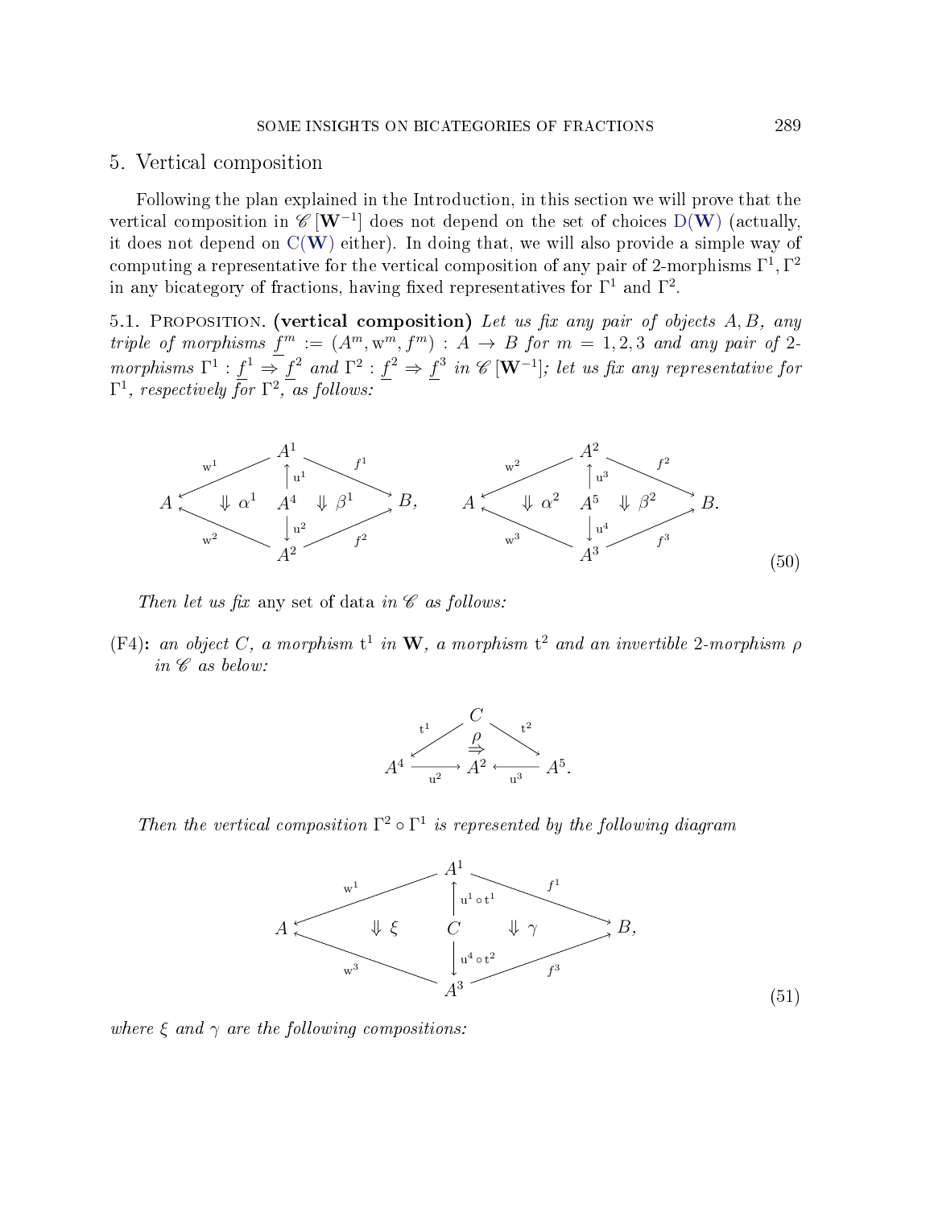## 5. Vertical composition

Following the plan explained in the Introduction, in this section we will prove that the vertical composition in $\mathscr{C}[\mathbf{W}^{-1}]$ does not depend on the set of choices $\mathrm{D}(\mathbf{W})$ (actually, it does not depend on $\mathrm{C}(\mathbf{W})$ either). In doing that, we will also provide a simple way of computing a representative for the vertical composition of any pair of 2-morphisms $\Gamma^1, \Gamma^2$ in any bicategory of fractions, having fixed representatives for $\Gamma^1$ and $\Gamma^2$.

5.1. Proposition. **(vertical composition)** *Let us fix any pair of objects $A, B$, any triple of morphisms $\underline{f}^m := (A^m, \mathrm{w}^m, f^m) : A \to B$ for $m = 1, 2, 3$ and any pair of 2-morphisms $\Gamma^1 : \underline{f}^1 \Rightarrow \underline{f}^2$ and $\Gamma^2 : \underline{f}^2 \Rightarrow \underline{f}^3$ in $\mathscr{C}[\mathbf{W}^{-1}]$; let us fix any representative for $\Gamma^1$, respectively for $\Gamma^2$, as follows:*

$$
\begin{array}{ccc}
 & A^1 & \\
\swarrow^{\mathrm{w}^1} & \uparrow \mathrm{u}^1 & \searrow^{f^1} \\
A \quad \Downarrow \alpha^1 & A^4 & \Downarrow \beta^1 \quad B, \\
\nwarrow_{\mathrm{w}^2} & \downarrow \mathrm{u}^2 & \nearrow_{f^2} \\
 & A^2 &
\end{array}
\qquad
\begin{array}{ccc}
 & A^2 & \\
\swarrow^{\mathrm{w}^2} & \uparrow \mathrm{u}^3 & \searrow^{f^2} \\
A \quad \Downarrow \alpha^2 & A^5 & \Downarrow \beta^2 \quad B. \\
\nwarrow_{\mathrm{w}^3} & \downarrow \mathrm{u}^4 & \nearrow_{f^3} \\
 & A^3 &
\end{array}
\tag{50}
$$

*Then let us fix* any set of data *in $\mathscr{C}$ as follows:*

**(F4):** *an object $C$, a morphism $\mathrm{t}^1$ in $\mathbf{W}$, a morphism $\mathrm{t}^2$ and an invertible 2-morphism $\rho$ in $\mathscr{C}$ as below:*

$$
\begin{array}{ccccc}
 & & C & & \\
 & \swarrow^{\mathrm{t}^1} & \overset{\rho}{\Rightarrow} & \searrow^{\mathrm{t}^2} & \\
A^4 & \xrightarrow[\mathrm{u}^2]{} & A^2 & \xleftarrow[\mathrm{u}^3]{} & A^5.
\end{array}
$$

*Then the vertical composition $\Gamma^2 \circ \Gamma^1$ is represented by the following diagram*

$$
\begin{array}{ccc}
 & A^1 & \\
\swarrow^{\mathrm{w}^1} & \uparrow \mathrm{u}^1 \circ \mathrm{t}^1 & \searrow^{f^1} \\
A \quad \Downarrow \xi & C & \Downarrow \gamma \quad B, \\
\nwarrow_{\mathrm{w}^3} & \downarrow \mathrm{u}^4 \circ \mathrm{t}^2 & \nearrow_{f^3} \\
 & A^3 &
\end{array}
\tag{51}
$$

*where $\xi$ and $\gamma$ are the following compositions:*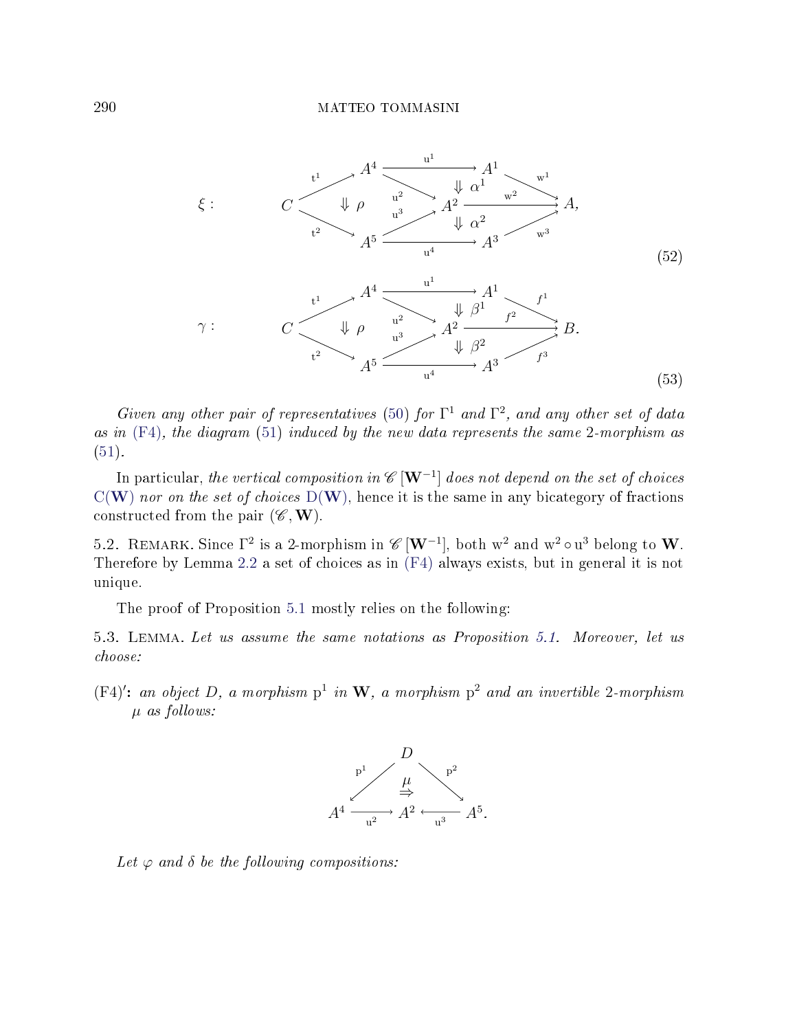$$\xi: \quad \begin{array}{c} C \xrightarrow{t^1} A^4 \xrightarrow{u^1} A^1 \xrightarrow{w^1} A, \\ C \xrightarrow{t^2} A^5 \xrightarrow{u^4} A^3 \xrightarrow{w^3} A, \\ A^4 \xrightarrow{u^2} A^2,\ A^5 \xrightarrow{u^3} A^2,\ A^2 \xrightarrow{w^2} A, \\ \Downarrow \rho,\ \Downarrow \alpha^1,\ \Downarrow \alpha^2 \end{array} \tag{52}$$

$$\gamma: \quad \begin{array}{c} C \xrightarrow{t^1} A^4 \xrightarrow{u^1} A^1 \xrightarrow{f^1} B. \\ C \xrightarrow{t^2} A^5 \xrightarrow{u^4} A^3 \xrightarrow{f^3} B. \\ A^4 \xrightarrow{u^2} A^2,\ A^5 \xrightarrow{u^3} A^2,\ A^2 \xrightarrow{f^2} B, \\ \Downarrow \rho,\ \Downarrow \beta^1,\ \Downarrow \beta^2 \end{array} \tag{53}$$

*Given any other pair of representatives* (50) *for* $\Gamma^1$ *and* $\Gamma^2$*, and any other set of data as in* (F4)*, the diagram* (51) *induced by the new data represents the same* 2*-morphism as* (51).

In particular, *the vertical composition in* $\mathscr{C}\left[\mathbf{W}^{-1}\right]$ *does not depend on the set of choices* $\mathrm{C}(\mathbf{W})$ *nor on the set of choices* $\mathrm{D}(\mathbf{W})$, hence it is the same in any bicategory of fractions constructed from the pair $(\mathscr{C}, \mathbf{W})$.

5.2. Remark. Since $\Gamma^2$ is a 2-morphism in $\mathscr{C}\left[\mathbf{W}^{-1}\right]$, both $\mathrm{w}^2$ and $\mathrm{w}^2 \circ \mathrm{u}^3$ belong to $\mathbf{W}$. Therefore by Lemma 2.2 a set of choices as in (F4) always exists, but in general it is not unique.

The proof of Proposition 5.1 mostly relies on the following:

5.3. Lemma. *Let us assume the same notations as Proposition 5.1. Moreover, let us choose:*

(F4)′: *an object* $D$*, a morphism* $\mathrm{p}^1$ *in* $\mathbf{W}$*, a morphism* $\mathrm{p}^2$ *and an invertible* 2*-morphism* $\mu$ *as follows:*

$$\begin{array}{c} D \xrightarrow{\mathrm{p}^1} A^4, \quad D \xrightarrow{\mathrm{p}^2} A^5, \\ A^4 \xrightarrow{\mathrm{u}^2} A^2 \xleftarrow{\mathrm{u}^3} A^5. \\ \mu: \Rightarrow \end{array}$$

*Let* $\varphi$ *and* $\delta$ *be the following compositions:*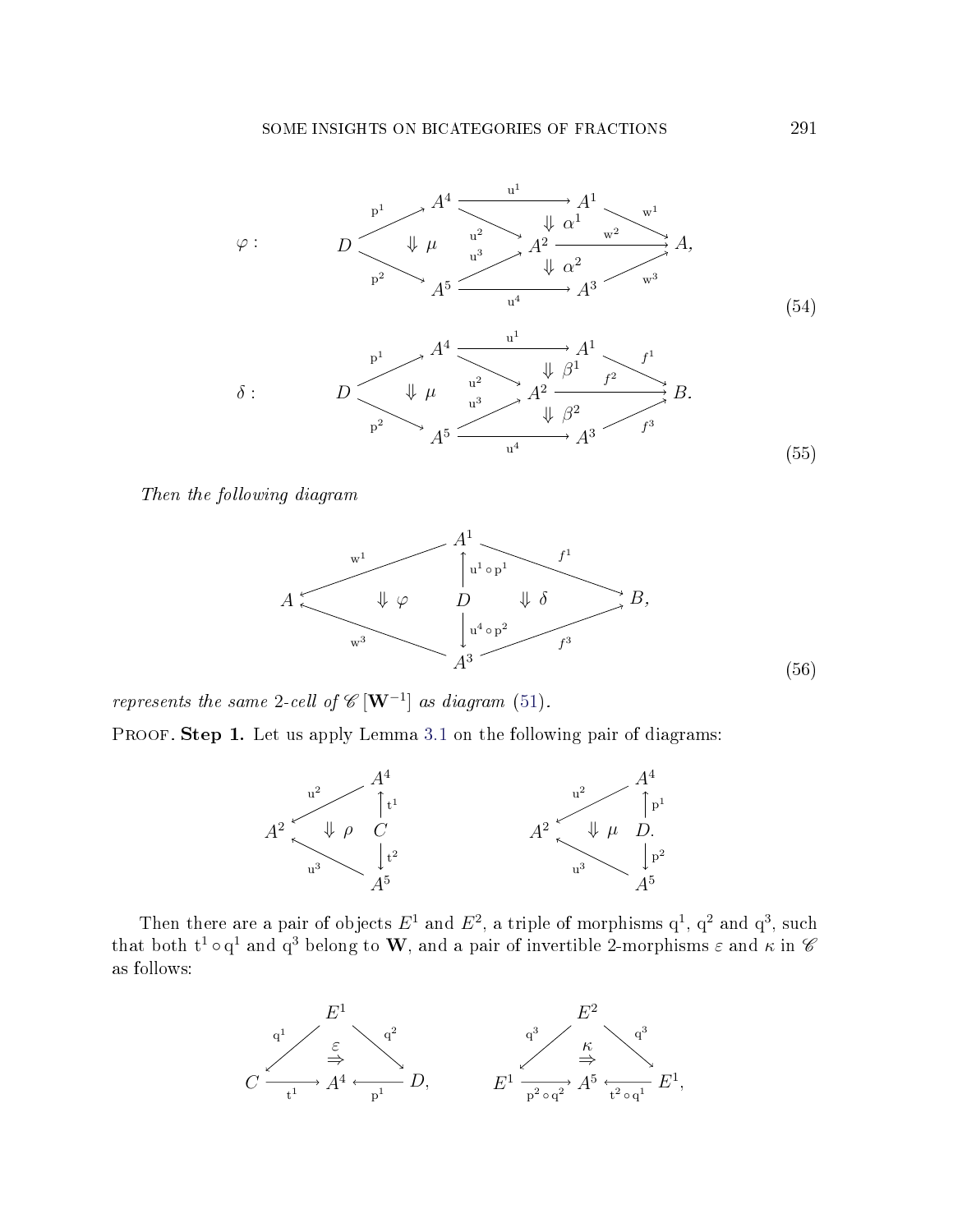$$
\varphi: \quad
\begin{array}{c}
D \xrightarrow{\mathrm{p}^1} A^4 \xrightarrow{\mathrm{u}^1} A^1 \xrightarrow{\mathrm{w}^1} A, \quad A^4 \xrightarrow{\mathrm{u}^2} A^2 \xrightarrow{\mathrm{w}^2} A, \quad D \xrightarrow{\mathrm{p}^2} A^5 \xrightarrow{\mathrm{u}^3} A^2, \quad A^5 \xrightarrow{\mathrm{u}^4} A^3 \xrightarrow{\mathrm{w}^3} A \\
\Downarrow \mu, \quad \Downarrow \alpha^1, \quad \Downarrow \alpha^2
\end{array}
\tag{54}
$$

$$
\delta: \quad
\begin{array}{c}
D \xrightarrow{\mathrm{p}^1} A^4 \xrightarrow{\mathrm{u}^1} A^1 \xrightarrow{f^1} B. \quad A^4 \xrightarrow{\mathrm{u}^2} A^2 \xrightarrow{f^2} B, \quad D \xrightarrow{\mathrm{p}^2} A^5 \xrightarrow{\mathrm{u}^3} A^2, \quad A^5 \xrightarrow{\mathrm{u}^4} A^3 \xrightarrow{f^3} B \\
\Downarrow \mu, \quad \Downarrow \beta^1, \quad \Downarrow \beta^2
\end{array}
\tag{55}
$$

*Then the following diagram*

$$
\begin{array}{c}
A \xleftarrow{\mathrm{w}^1} A^1 \xrightarrow{f^1} B, \quad A^1 \xleftarrow{\mathrm{u}^1 \circ \mathrm{p}^1} D \xrightarrow{\mathrm{u}^4 \circ \mathrm{p}^2} A^3, \quad A \xleftarrow{\mathrm{w}^3} A^3 \xrightarrow{f^3} B \\
\Downarrow \varphi \qquad \Downarrow \delta
\end{array}
\tag{56}
$$

*represents the same 2-cell of $\mathscr{C}\left[\mathbf{W}^{-1}\right]$ as diagram (51).*

Proof. **Step 1.** Let us apply Lemma 3.1 on the following pair of diagrams:

$$
A^2 \xleftarrow{\mathrm{u}^2} A^4 \xleftarrow{\mathrm{t}^1} C \xrightarrow{\mathrm{t}^2} A^5 \xrightarrow{\mathrm{u}^3} A^2, \ \Downarrow \rho \qquad\qquad A^2 \xleftarrow{\mathrm{u}^2} A^4 \xleftarrow{\mathrm{p}^1} D \xrightarrow{\mathrm{p}^2} A^5 \xrightarrow{\mathrm{u}^3} A^2, \ \Downarrow \mu.
$$

Then there are a pair of objects $E^1$ and $E^2$, a triple of morphisms $\mathrm{q}^1$, $\mathrm{q}^2$ and $\mathrm{q}^3$, such that both $\mathrm{t}^1 \circ \mathrm{q}^1$ and $\mathrm{q}^3$ belong to $\mathbf{W}$, and a pair of invertible 2-morphisms $\varepsilon$ and $\kappa$ in $\mathscr{C}$ as follows:

$$
C \xleftarrow{\mathrm{q}^1} E^1 \xrightarrow{\mathrm{q}^2} D, \quad C \xrightarrow{\mathrm{t}^1} A^4 \xleftarrow{\mathrm{p}^1} D, \ \overset{\varepsilon}{\Rightarrow} \qquad\qquad E^1 \xleftarrow{\mathrm{q}^3} E^2 \xrightarrow{\mathrm{q}^3} E^1, \quad E^1 \xrightarrow{\mathrm{p}^2 \circ \mathrm{q}^2} A^5 \xleftarrow{\mathrm{t}^2 \circ \mathrm{q}^1} E^1, \ \overset{\kappa}{\Rightarrow}
$$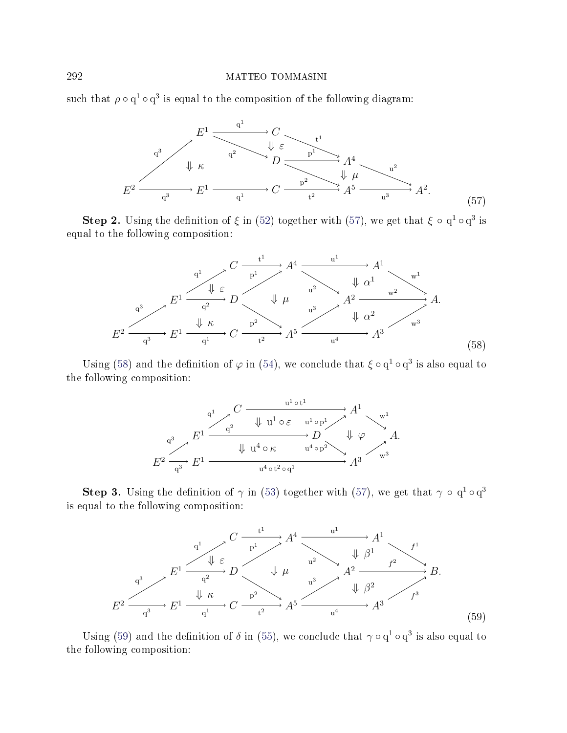such that $\rho \circ \mathrm{q}^1 \circ \mathrm{q}^3$ is equal to the composition of the following diagram:

$$
\begin{array}{c}
E^2 \xrightarrow{\mathrm{q}^3} E^1 \xrightarrow{\mathrm{q}^1} C,\quad E^2 \xrightarrow{\mathrm{q}^3} E^1 \xrightarrow{\mathrm{q}^1} C \xrightarrow{\mathrm{t}^1} A^4 \xrightarrow{\mathrm{u}^2} A^2, \\
E^1 \xrightarrow{\mathrm{q}^2} D \xrightarrow{\mathrm{p}^1} A^4,\quad D \xrightarrow{\mathrm{p}^2} A^5,\quad C \xrightarrow{\mathrm{t}^2} A^5 \xrightarrow{\mathrm{u}^3} A^2. \\
\Downarrow \kappa,\quad \Downarrow \varepsilon,\quad \Downarrow \mu
\end{array}
\tag{57}
$$

**Step 2.** Using the definition of $\xi$ in (52) together with (57), we get that $\xi \circ \mathrm{q}^1 \circ \mathrm{q}^3$ is equal to the following composition:

$$
\begin{array}{c}
E^2 \xrightarrow{\mathrm{q}^3} E^1 \xrightarrow{\mathrm{q}^1} C \xrightarrow{\mathrm{t}^1} A^4 \xrightarrow{\mathrm{u}^1} A^1 \xrightarrow{\mathrm{w}^1} A, \\
E^1 \xrightarrow{\mathrm{q}^2} D \xrightarrow{\mathrm{p}^1} A^4,\quad D \xrightarrow{\mathrm{p}^2} A^5,\quad A^4 \xrightarrow{\mathrm{u}^2} A^2 \xrightarrow{\mathrm{w}^2} A,\quad A^5 \xrightarrow{\mathrm{u}^3} A^2, \\
E^2 \xrightarrow{\mathrm{q}^3} E^1 \xrightarrow{\mathrm{q}^1} C \xrightarrow{\mathrm{t}^2} A^5 \xrightarrow{\mathrm{u}^4} A^3 \xrightarrow{\mathrm{w}^3} A. \\
\Downarrow \varepsilon,\quad \Downarrow \kappa,\quad \Downarrow \mu,\quad \Downarrow \alpha^1,\quad \Downarrow \alpha^2
\end{array}
\tag{58}
$$

Using (58) and the definition of $\varphi$ in (54), we conclude that $\xi \circ \mathrm{q}^1 \circ \mathrm{q}^3$ is also equal to the following composition:

$$
\begin{array}{c}
E^2 \xrightarrow{\mathrm{q}^3} E^1 \xrightarrow{\mathrm{q}^1} C \xrightarrow{\mathrm{u}^1 \circ \mathrm{t}^1} A^1 \xrightarrow{\mathrm{w}^1} A, \\
E^1 \xrightarrow{\mathrm{q}^2} D,\quad D \xrightarrow{\mathrm{u}^1 \circ \mathrm{p}^1} A^1,\quad D \xrightarrow{\mathrm{u}^4 \circ \mathrm{p}^2} A^3, \\
E^2 \xrightarrow{\mathrm{q}^3} E^1 \xrightarrow{\mathrm{u}^4 \circ \mathrm{t}^2 \circ \mathrm{q}^1} A^3 \xrightarrow{\mathrm{w}^3} A. \\
\Downarrow \mathrm{u}^1 \circ \varepsilon,\quad \Downarrow \mathrm{u}^4 \circ \kappa,\quad \Downarrow \varphi
\end{array}
$$

**Step 3.** Using the definition of $\gamma$ in (53) together with (57), we get that $\gamma \circ \mathrm{q}^1 \circ \mathrm{q}^3$ is equal to the following composition:

$$
\begin{array}{c}
E^2 \xrightarrow{\mathrm{q}^3} E^1 \xrightarrow{\mathrm{q}^1} C \xrightarrow{\mathrm{t}^1} A^4 \xrightarrow{\mathrm{u}^1} A^1 \xrightarrow{f^1} B, \\
E^1 \xrightarrow{\mathrm{q}^2} D \xrightarrow{\mathrm{p}^1} A^4,\quad D \xrightarrow{\mathrm{p}^2} A^5,\quad A^4 \xrightarrow{\mathrm{u}^2} A^2 \xrightarrow{f^2} B,\quad A^5 \xrightarrow{\mathrm{u}^3} A^2, \\
E^2 \xrightarrow{\mathrm{q}^3} E^1 \xrightarrow{\mathrm{q}^1} C \xrightarrow{\mathrm{t}^2} A^5 \xrightarrow{\mathrm{u}^4} A^3 \xrightarrow{f^3} B. \\
\Downarrow \varepsilon,\quad \Downarrow \kappa,\quad \Downarrow \mu,\quad \Downarrow \beta^1,\quad \Downarrow \beta^2
\end{array}
\tag{59}
$$

Using (59) and the definition of $\delta$ in (55), we conclude that $\gamma \circ \mathrm{q}^1 \circ \mathrm{q}^3$ is also equal to the following composition: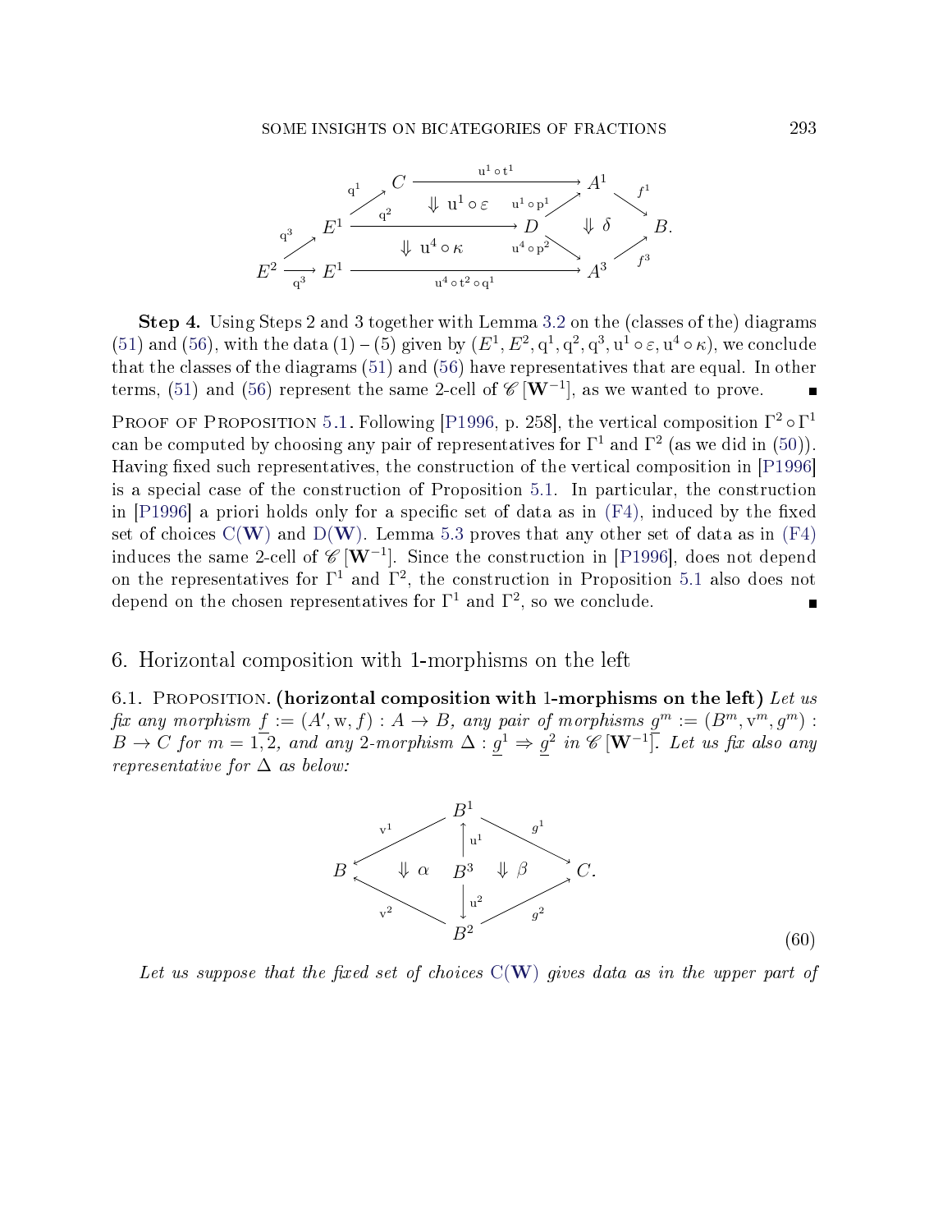$$
\begin{array}{c}
\text{(commutative diagram)} \\
E^2 \xrightarrow{q^3} E^1 \xrightarrow{u^4 \circ t^2 \circ q^1} A^3, \quad E^2 \xrightarrow{q^3} E^1 \xrightarrow{q^1} C \xrightarrow{u^1 \circ t^1} A^1, \quad E^1 \xrightarrow{q^2} D, \\
D \xrightarrow{u^1 \circ p^1} A^1, \quad D \xrightarrow{u^4 \circ p^2} A^3, \quad A^1 \xrightarrow{f^1} B, \quad A^3 \xrightarrow{f^3} B, \\
\Downarrow u^1 \circ \varepsilon, \quad \Downarrow u^4 \circ \kappa, \quad \Downarrow \delta
\end{array}
$$

**Step 4.** Using Steps 2 and 3 together with Lemma 3.2 on the (classes of the) diagrams (51) and (56), with the data (1) – (5) given by $(E^1, E^2, q^1, q^2, q^3, u^1 \circ \varepsilon, u^4 \circ \kappa)$, we conclude that the classes of the diagrams (51) and (56) have representatives that are equal. In other terms, (51) and (56) represent the same 2-cell of $\mathscr{C}\left[\mathbf{W}^{-1}\right]$, as we wanted to prove. ∎

Proof of Proposition 5.1. Following [P1996, p. 258], the vertical composition $\Gamma^2 \circ \Gamma^1$ can be computed by choosing any pair of representatives for $\Gamma^1$ and $\Gamma^2$ (as we did in (50)). Having fixed such representatives, the construction of the vertical composition in [P1996] is a special case of the construction of Proposition 5.1. In particular, the construction in [P1996] a priori holds only for a specific set of data as in (F4), induced by the fixed set of choices $\mathrm{C}(\mathbf{W})$ and $\mathrm{D}(\mathbf{W})$. Lemma 5.3 proves that any other set of data as in (F4) induces the same 2-cell of $\mathscr{C}\left[\mathbf{W}^{-1}\right]$. Since the construction in [P1996], does not depend on the representatives for $\Gamma^1$ and $\Gamma^2$, the construction in Proposition 5.1 also does not depend on the chosen representatives for $\Gamma^1$ and $\Gamma^2$, so we conclude. ∎

## 6. Horizontal composition with 1-morphisms on the left

6.1. Proposition. **(horizontal composition with 1-morphisms on the left)** *Let us fix any morphism $\underline{f} := (A', \mathrm{w}, f) : A \to B$, any pair of morphisms $\underline{g}^m := (B^m, \mathrm{v}^m, g^m) : B \to C$ for $m = 1, 2$, and any 2-morphism $\Delta : \underline{g}^1 \Rightarrow \underline{g}^2$ in $\mathscr{C}\left[\mathbf{W}^{-1}\right]$. Let us fix also any representative for $\Delta$ as below:*

$$
\begin{array}{c}
B \xleftarrow{v^1} B^1 \xrightarrow{g^1} C, \quad B^3 \xrightarrow{u^1} B^1, \quad B^3 \xrightarrow{u^2} B^2, \quad B \xleftarrow{v^2} B^2 \xrightarrow{g^2} C, \\
\Downarrow \alpha, \quad \Downarrow \beta
\end{array}
\tag{60}
$$

*Let us suppose that the fixed set of choices $\mathrm{C}(\mathbf{W})$ gives data as in the upper part of*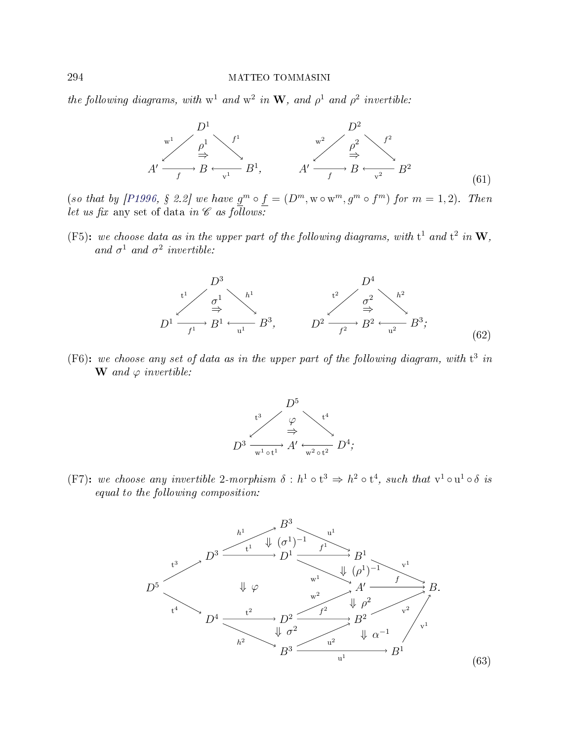*the following diagrams, with* $\mathrm{w}^1$ *and* $\mathrm{w}^2$ *in* $\mathbf{W}$*, and* $\rho^1$ *and* $\rho^2$ *invertible:*

$$
\begin{array}{ccc}
 & D^1 & \\
{\scriptstyle \mathrm{w}^1}\swarrow & \overset{\rho^1}{\Rightarrow} & \searrow{\scriptstyle f^1} \\
A' \xrightarrow[f]{} & B & \xleftarrow[\mathrm{v}^1]{} B^1,
\end{array}
\qquad
\begin{array}{ccc}
 & D^2 & \\
{\scriptstyle \mathrm{w}^2}\swarrow & \overset{\rho^2}{\Rightarrow} & \searrow{\scriptstyle f^2} \\
A' \xrightarrow[f]{} & B & \xleftarrow[\mathrm{v}^2]{} B^2
\end{array}
\tag{61}
$$

(*so that by [P1996, § 2.2] we have* $\underline{g}^m \circ \underline{f} = (D^m, \mathrm{w} \circ \mathrm{w}^m, g^m \circ f^m)$ *for* $m = 1, 2$). *Then let us fix* any set of data *in* $\mathscr{C}$ *as follows:*

**(F5):** *we choose data as in the upper part of the following diagrams, with* $\mathrm{t}^1$ *and* $\mathrm{t}^2$ *in* $\mathbf{W}$*, and* $\sigma^1$ *and* $\sigma^2$ *invertible:*

$$
\begin{array}{ccc}
 & D^3 & \\
{\scriptstyle \mathrm{t}^1}\swarrow & \overset{\sigma^1}{\Rightarrow} & \searrow{\scriptstyle h^1} \\
D^1 \xrightarrow[f^1]{} & B^1 & \xleftarrow[\mathrm{u}^1]{} B^3,
\end{array}
\qquad
\begin{array}{ccc}
 & D^4 & \\
{\scriptstyle \mathrm{t}^2}\swarrow & \overset{\sigma^2}{\Rightarrow} & \searrow{\scriptstyle h^2} \\
D^2 \xrightarrow[f^2]{} & B^2 & \xleftarrow[\mathrm{u}^2]{} B^3;
\end{array}
\tag{62}
$$

**(F6):** *we choose any set of data as in the upper part of the following diagram, with* $\mathrm{t}^3$ *in* $\mathbf{W}$ *and* $\varphi$ *invertible:*

$$
\begin{array}{ccc}
 & D^5 & \\
{\scriptstyle \mathrm{t}^3}\swarrow & \overset{\varphi}{\Rightarrow} & \searrow{\scriptstyle \mathrm{t}^4} \\
D^3 \xrightarrow[\mathrm{w}^1 \circ \mathrm{t}^1]{} & A' & \xleftarrow[\mathrm{w}^2 \circ \mathrm{t}^2]{} D^4;
\end{array}
$$

**(F7):** *we choose any invertible 2-morphism* $\delta : h^1 \circ \mathrm{t}^3 \Rightarrow h^2 \circ \mathrm{t}^4$*, such that* $\mathrm{v}^1 \circ \mathrm{u}^1 \circ \delta$ *is equal to the following composition:*

$$
\begin{array}{c}
D^5 \xrightarrow{\mathrm{t}^3} D^3 \xrightarrow{h^1} B^3 \xrightarrow{\mathrm{u}^1} B^1 \xrightarrow{\mathrm{v}^1} B \\
\Downarrow (\sigma^1)^{-1} \text{ via } D^3 \xrightarrow{\mathrm{t}^1} D^1 \xrightarrow{f^1} B^1 \\
\Downarrow (\rho^1)^{-1} \text{ via } D^1 \xrightarrow{\mathrm{w}^1} A' \xrightarrow{f} B \\
\Downarrow \varphi \text{ via } D^5 \xrightarrow{\mathrm{t}^4} D^4 \xrightarrow{\mathrm{t}^2} D^2 \xrightarrow{\mathrm{w}^2} A' \\
\Downarrow \rho^2 \text{ via } D^2 \xrightarrow{f^2} B^2 \xrightarrow{\mathrm{v}^2} B \\
\Downarrow \sigma^2 \text{ via } D^4 \xrightarrow{h^2} B^3 \xrightarrow{\mathrm{u}^2} B^2 \\
\Downarrow \alpha^{-1} \text{ via } B^3 \xrightarrow{\mathrm{u}^1} B^1 \xrightarrow{\mathrm{v}^1} B
\end{array}
\tag{63}
$$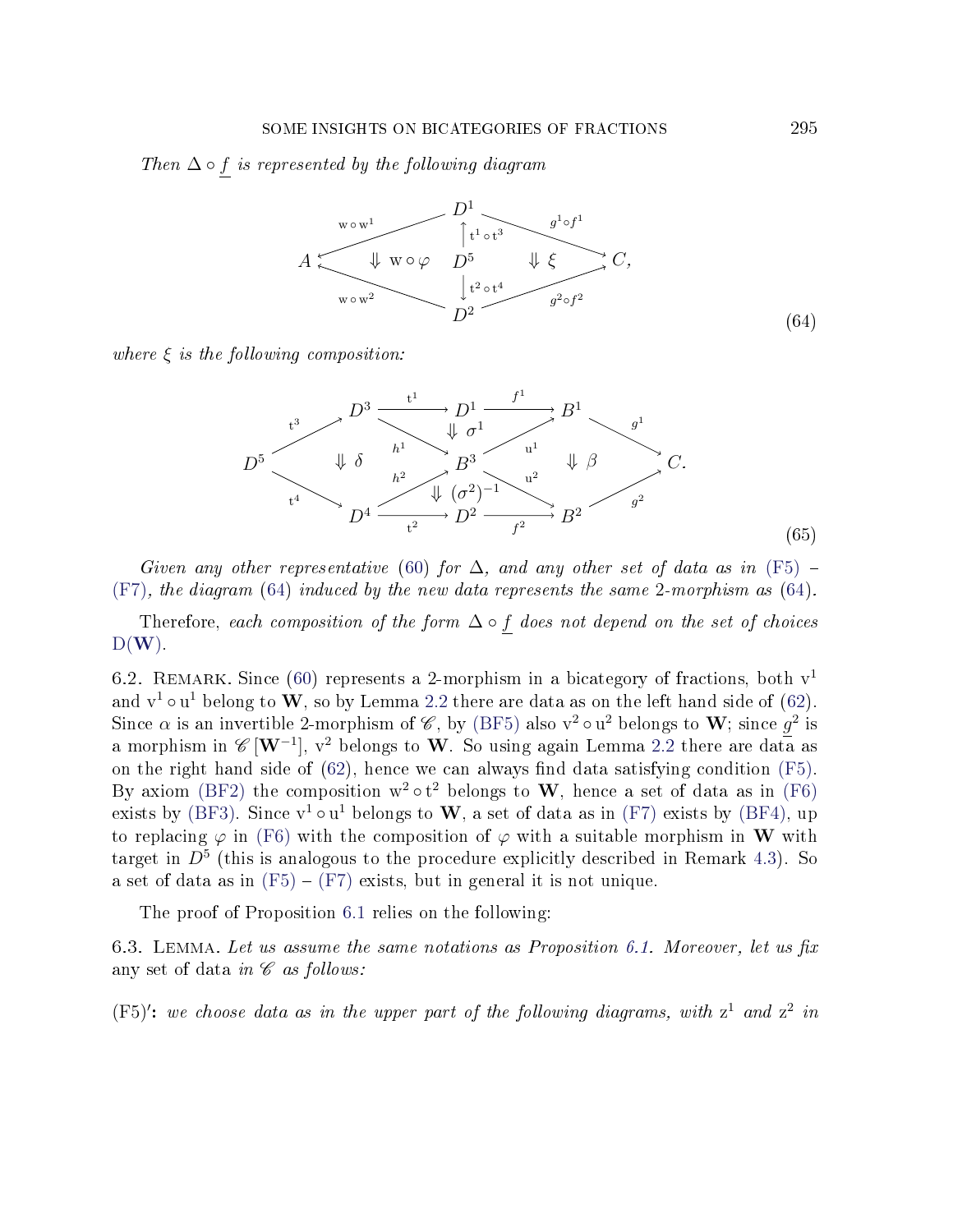*Then $\Delta \circ \underline{f}$ is represented by the following diagram*

$$
\begin{array}{ccccc}
 & & D^1 & & \\
 & \swarrow^{\mathrm{w}\circ\mathrm{w}^1} & \uparrow {\scriptstyle \mathrm{t}^1\circ\mathrm{t}^3} & \searrow^{g^1\circ f^1} & \\
A & \Downarrow\, \mathrm{w}\circ\varphi & D^5 & \Downarrow\, \xi & C, \\
 & \nwarrow_{\mathrm{w}\circ\mathrm{w}^2} & \downarrow {\scriptstyle \mathrm{t}^2\circ\mathrm{t}^4} & \nearrow_{g^2\circ f^2} & \\
 & & D^2 & &
\end{array}
\tag{64}
$$

*where $\xi$ is the following composition:*

$$
\begin{array}{ccccccccc}
 & & D^3 & \xrightarrow{\mathrm{t}^1} & D^1 & \xrightarrow{f^1} & B^1 & & \\
 & \nearrow^{\mathrm{t}^3} & & \searrow^{h^1} & \Downarrow\,\sigma^1 & \nearrow^{\mathrm{u}^1} & & \searrow^{g^1} & \\
D^5 & & \Downarrow\,\delta & & B^3 & & \Downarrow\,\beta & & C. \\
 & \searrow_{\mathrm{t}^4} & & \nearrow_{h^2} & \Downarrow\,(\sigma^2)^{-1} & \searrow_{\mathrm{u}^2} & & \nearrow_{g^2} & \\
 & & D^4 & \xrightarrow[\mathrm{t}^2]{} & D^2 & \xrightarrow[f^2]{} & B^2 & &
\end{array}
\tag{65}
$$

*Given any other representative (60) for $\Delta$, and any other set of data as in (F5) – (F7), the diagram (64) induced by the new data represents the same 2-morphism as (64).*

Therefore, *each composition of the form $\Delta \circ \underline{f}$ does not depend on the set of choices $\mathrm{D}(\mathbf{W})$.*

6.2. Remark. Since (60) represents a 2-morphism in a bicategory of fractions, both $\mathrm{v}^1$ and $\mathrm{v}^1 \circ \mathrm{u}^1$ belong to $\mathbf{W}$, so by Lemma 2.2 there are data as on the left hand side of (62). Since $\alpha$ is an invertible 2-morphism of $\mathscr{C}$, by (BF5) also $\mathrm{v}^2 \circ \mathrm{u}^2$ belongs to $\mathbf{W}$; since $\underline{g}^2$ is a morphism in $\mathscr{C}\left[\mathbf{W}^{-1}\right]$, $\mathrm{v}^2$ belongs to $\mathbf{W}$. So using again Lemma 2.2 there are data as on the right hand side of (62), hence we can always find data satisfying condition (F5). By axiom (BF2) the composition $\mathrm{w}^2 \circ \mathrm{t}^2$ belongs to $\mathbf{W}$, hence a set of data as in (F6) exists by (BF3). Since $\mathrm{v}^1 \circ \mathrm{u}^1$ belongs to $\mathbf{W}$, a set of data as in (F7) exists by (BF4), up to replacing $\varphi$ in (F6) with the composition of $\varphi$ with a suitable morphism in $\mathbf{W}$ with target in $D^5$ (this is analogous to the procedure explicitly described in Remark 4.3). So a set of data as in (F5) – (F7) exists, but in general it is not unique.

The proof of Proposition 6.1 relies on the following:

6.3. Lemma. *Let us assume the same notations as Proposition 6.1. Moreover, let us fix any set of data in $\mathscr{C}$ as follows:*

**(F5)′:** *we choose data as in the upper part of the following diagrams, with $\mathrm{z}^1$ and $\mathrm{z}^2$ in*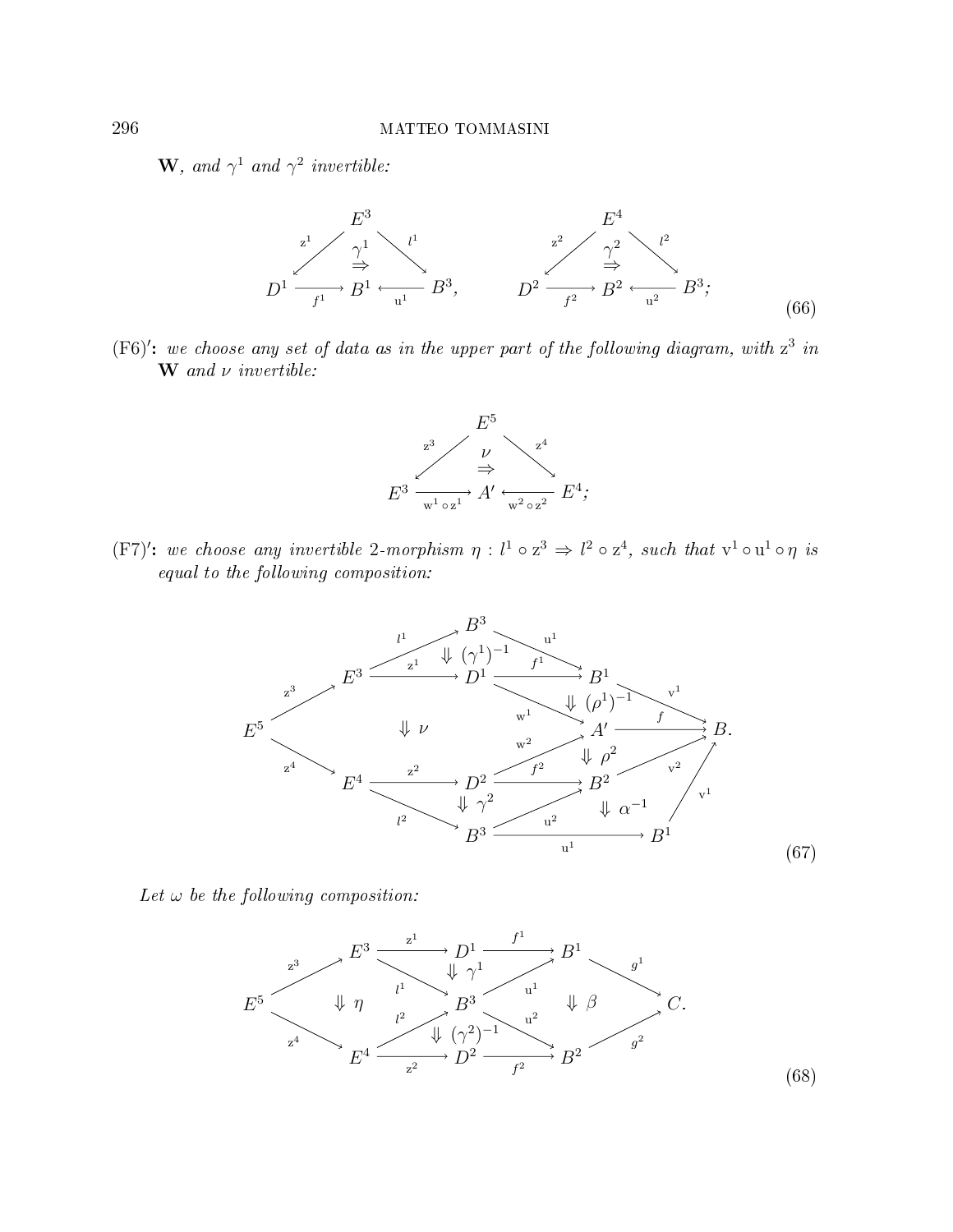$\mathbf{W}$, *and* $\gamma^1$ *and* $\gamma^2$ *invertible:*

$$
\begin{array}{ccc}
 & E^3 & \\
{}^{\mathrm{z}^1}\swarrow & \overset{\gamma^1}{\Rightarrow} & \searrow^{l^1} \\
D^1 \xrightarrow[f^1]{} & B^1 & \xleftarrow[\mathrm{u}^1]{} B^3,
\end{array}
\qquad
\begin{array}{ccc}
 & E^4 & \\
{}^{\mathrm{z}^2}\swarrow & \overset{\gamma^2}{\Rightarrow} & \searrow^{l^2} \\
D^2 \xrightarrow[f^2]{} & B^2 & \xleftarrow[\mathrm{u}^2]{} B^3;
\end{array}
\tag{66}
$$

**(F6)$'$:** *we choose any set of data as in the upper part of the following diagram, with* $\mathrm{z}^3$ *in* $\mathbf{W}$ *and* $\nu$ *invertible:*

$$
\begin{array}{ccc}
 & E^5 & \\
{}^{\mathrm{z}^3}\swarrow & \overset{\nu}{\Rightarrow} & \searrow^{\mathrm{z}^4} \\
E^3 \xrightarrow[\mathrm{w}^1 \circ \mathrm{z}^1]{} & A' & \xleftarrow[\mathrm{w}^2 \circ \mathrm{z}^2]{} E^4;
\end{array}
$$

**(F7)$'$:** *we choose any invertible 2-morphism* $\eta : l^1 \circ \mathrm{z}^3 \Rightarrow l^2 \circ \mathrm{z}^4$, *such that* $\mathrm{v}^1 \circ \mathrm{u}^1 \circ \eta$ *is equal to the following composition:*

$$
\begin{array}{c}
E^5 \xrightarrow{\mathrm{z}^3} E^3 \xrightarrow{l^1} B^3 \xrightarrow{\mathrm{u}^1} B^1 \xrightarrow{\mathrm{v}^1} B, \quad E^3 \xrightarrow{\mathrm{z}^1} D^1 \xrightarrow{f^1} B^1, \quad D^1 \xrightarrow{\mathrm{w}^1} A' \xrightarrow{f} B \\
\Downarrow (\gamma^1)^{-1}, \quad \Downarrow (\rho^1)^{-1}, \quad \Downarrow \nu, \quad \Downarrow \rho^2, \quad \Downarrow \gamma^2, \quad \Downarrow \alpha^{-1} \\
E^5 \xrightarrow{\mathrm{z}^4} E^4 \xrightarrow{\mathrm{z}^2} D^2 \xrightarrow{f^2} B^2 \xrightarrow{\mathrm{v}^2} B, \quad D^2 \xrightarrow{\mathrm{w}^2} A', \quad E^4 \xrightarrow{l^2} B^3 \xrightarrow{\mathrm{u}^2} B^2, \quad B^3 \xrightarrow{\mathrm{u}^1} B^1 \xrightarrow{\mathrm{v}^1} B.
\end{array}
\tag{67}
$$

Let $\omega$ be the following composition:

$$
\begin{array}{c}
E^5 \xrightarrow{\mathrm{z}^3} E^3 \xrightarrow{\mathrm{z}^1} D^1 \xrightarrow{f^1} B^1 \xrightarrow{g^1} C, \quad E^3 \xrightarrow{l^1} B^3 \xrightarrow{\mathrm{u}^1} B^1 \\
\Downarrow \eta, \quad \Downarrow \gamma^1, \quad \Downarrow (\gamma^2)^{-1}, \quad \Downarrow \beta \\
E^5 \xrightarrow{\mathrm{z}^4} E^4 \xrightarrow{\mathrm{z}^2} D^2 \xrightarrow{f^2} B^2 \xrightarrow{g^2} C, \quad E^4 \xrightarrow{l^2} B^3 \xrightarrow{\mathrm{u}^2} B^2.
\end{array}
\tag{68}
$$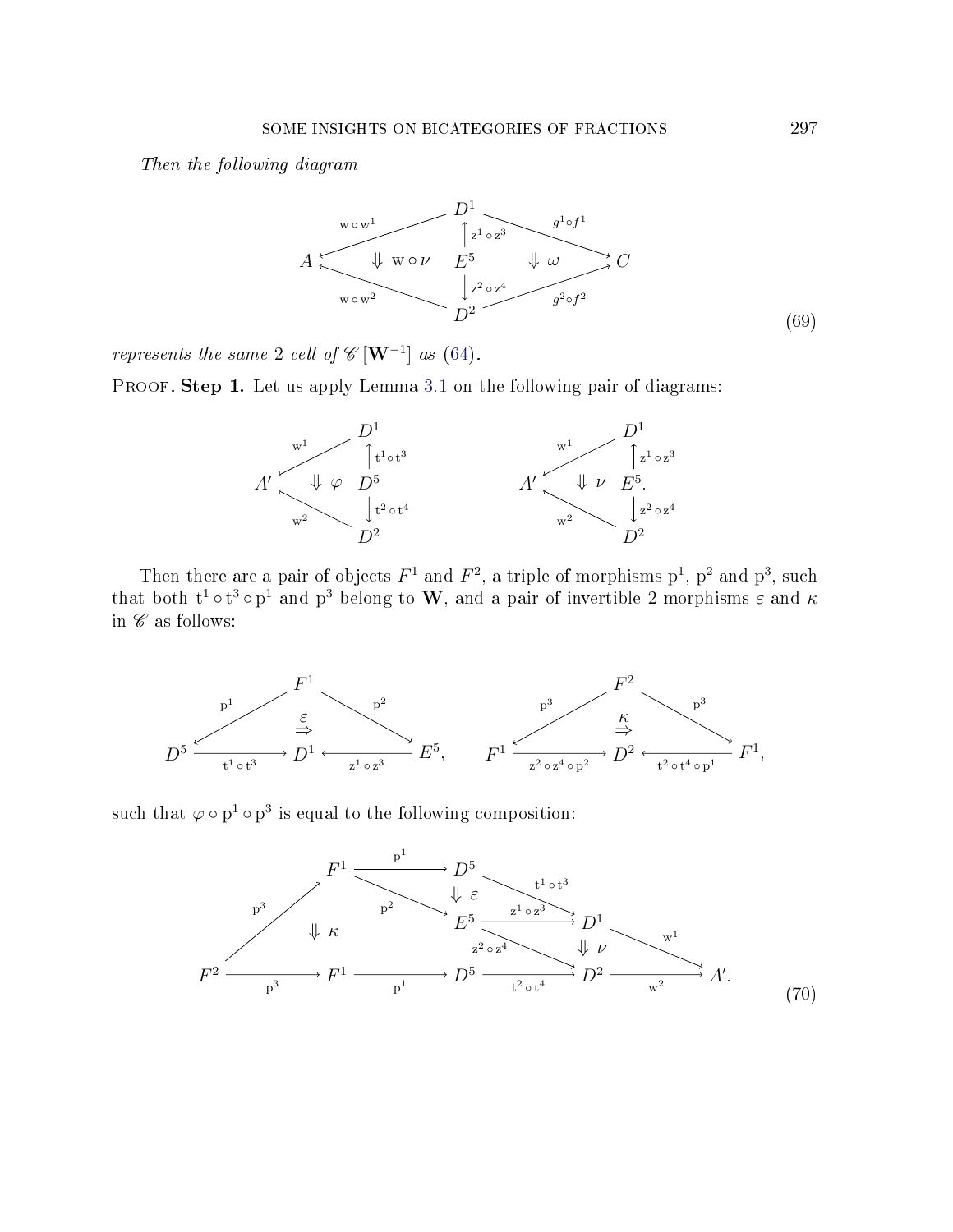*Then the following diagram*

$$
\begin{array}{ccccc}
 & & D^1 & & \\
 & \swarrow^{\mathrm{w}\circ\mathrm{w}^1} & \uparrow{\scriptstyle \mathrm{z}^1\circ\mathrm{z}^3} & \searrow^{g^1\circ f^1} & \\
A & \Downarrow\, \mathrm{w}\circ\nu & E^5 & \Downarrow\, \omega & C \\
 & \nwarrow_{\mathrm{w}\circ\mathrm{w}^2} & \downarrow{\scriptstyle \mathrm{z}^2\circ\mathrm{z}^4} & \nearrow_{g^2\circ f^2} & \\
 & & D^2 & &
\end{array}
\tag{69}
$$

*represents the same 2-cell of* $\mathscr{C}\left[\mathbf{W}^{-1}\right]$ *as* (64).

Proof. **Step 1.** Let us apply Lemma 3.1 on the following pair of diagrams:

$$
\begin{array}{ccc}
 & & D^1 \\
 & \swarrow^{\mathrm{w}^1} & \uparrow{\scriptstyle \mathrm{t}^1\circ\mathrm{t}^3} \\
A' & \Downarrow\, \varphi & D^5 \\
 & \nwarrow_{\mathrm{w}^2} & \downarrow{\scriptstyle \mathrm{t}^2\circ\mathrm{t}^4} \\
 & & D^2
\end{array}
\qquad\qquad
\begin{array}{ccc}
 & & D^1 \\
 & \swarrow^{\mathrm{w}^1} & \uparrow{\scriptstyle \mathrm{z}^1\circ\mathrm{z}^3} \\
A' & \Downarrow\, \nu & E^5. \\
 & \nwarrow_{\mathrm{w}^2} & \downarrow{\scriptstyle \mathrm{z}^2\circ\mathrm{z}^4} \\
 & & D^2
\end{array}
$$

Then there are a pair of objects $F^1$ and $F^2$, a triple of morphisms $\mathrm{p}^1$, $\mathrm{p}^2$ and $\mathrm{p}^3$, such that both $\mathrm{t}^1\circ\mathrm{t}^3\circ\mathrm{p}^1$ and $\mathrm{p}^3$ belong to $\mathbf{W}$, and a pair of invertible 2-morphisms $\varepsilon$ and $\kappa$ in $\mathscr{C}$ as follows:

$$
\begin{array}{ccccc}
 & & F^1 & & \\
 & \swarrow^{\mathrm{p}^1} & \overset{\varepsilon}{\Rightarrow} & \searrow^{\mathrm{p}^2} & \\
D^5 & \xrightarrow[\mathrm{t}^1\circ\mathrm{t}^3]{} & D^1 & \xleftarrow[\mathrm{z}^1\circ\mathrm{z}^3]{} & E^5,
\end{array}
\qquad
\begin{array}{ccccc}
 & & F^2 & & \\
 & \swarrow^{\mathrm{p}^3} & \overset{\kappa}{\Rightarrow} & \searrow^{\mathrm{p}^3} & \\
F^1 & \xrightarrow[\mathrm{z}^2\circ\mathrm{z}^4\circ\mathrm{p}^2]{} & D^2 & \xleftarrow[\mathrm{t}^2\circ\mathrm{t}^4\circ\mathrm{p}^1]{} & F^1,
\end{array}
$$

such that $\varphi\circ\mathrm{p}^1\circ\mathrm{p}^3$ is equal to the following composition:

$$
\begin{array}{ccccccccc}
 & & F^1 & \xrightarrow{\mathrm{p}^1} & D^5 & & & & \\
 & \nearrow^{\mathrm{p}^3} & & \searrow^{\mathrm{p}^2} \;\; \Downarrow\,\varepsilon & & \searrow^{\mathrm{t}^1\circ\mathrm{t}^3} & & & \\
 & & \Downarrow\,\kappa & & E^5 & \xrightarrow{\mathrm{z}^1\circ\mathrm{z}^3} & D^1 & \searrow^{\mathrm{w}^1} & \\
 & & & & & \searrow^{\mathrm{z}^2\circ\mathrm{z}^4} & \Downarrow\,\nu & & \\
F^2 & \xrightarrow[\mathrm{p}^3]{} & F^1 & \xrightarrow[\mathrm{p}^1]{} & D^5 & \xrightarrow[\mathrm{t}^2\circ\mathrm{t}^4]{} & D^2 & \xrightarrow[\mathrm{w}^2]{} & A'.
\end{array}
\tag{70}
$$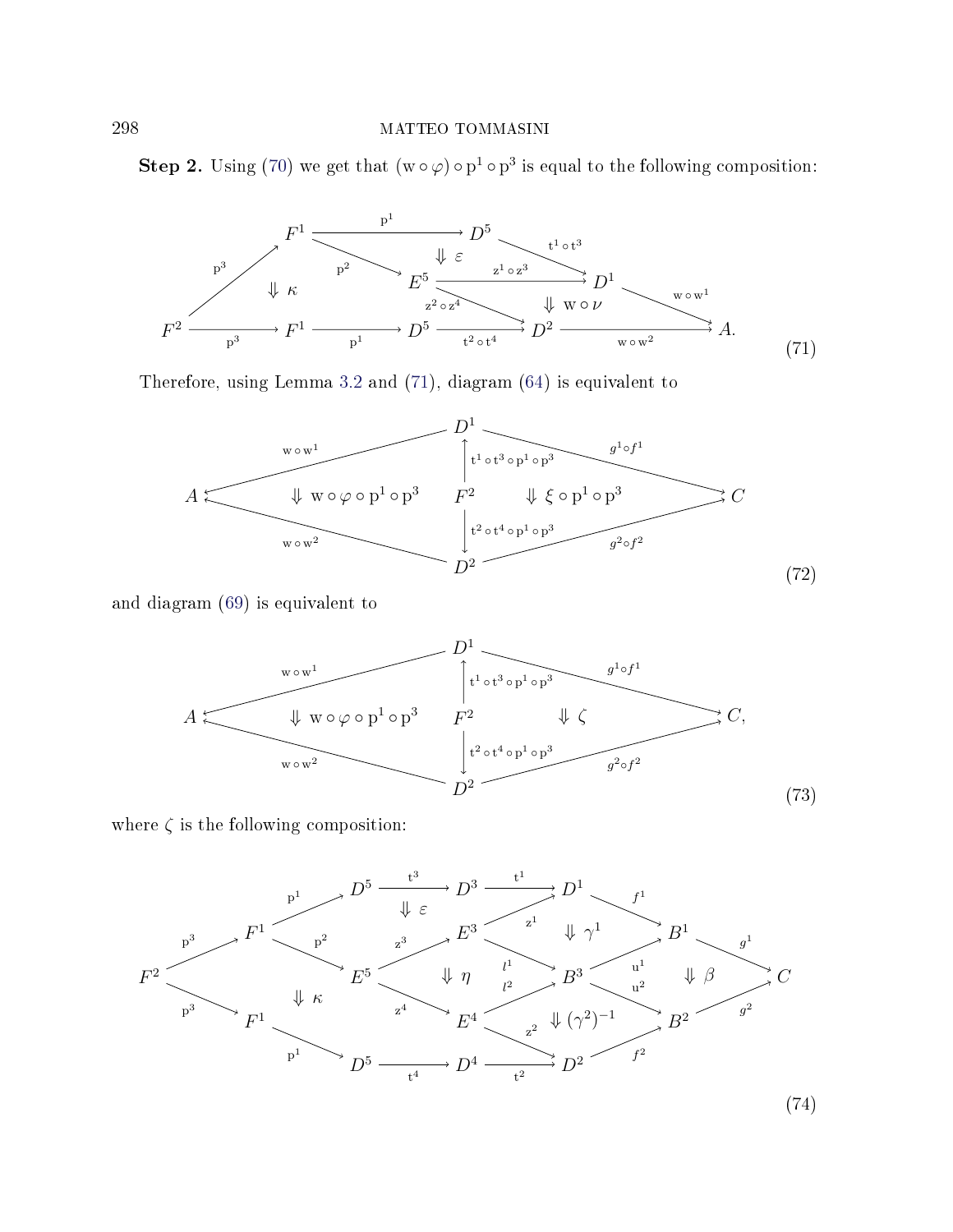**Step 2.** Using (70) we get that $(\mathrm{w}\circ\varphi)\circ\mathrm{p}^1\circ\mathrm{p}^3$ is equal to the following composition:

$$
\begin{array}{c}
F^2 \xrightarrow{\mathrm{p}^3} F^1 \xrightarrow{\mathrm{p}^1} D^5 \xrightarrow{\mathrm{t}^1\circ\mathrm{t}^3} D^1 \xrightarrow{\mathrm{w}\circ\mathrm{w}^1} A \\
\Downarrow \kappa \qquad \Downarrow \varepsilon \qquad \Downarrow \mathrm{w}\circ\nu \\
F^2 \xrightarrow{\mathrm{p}^3} F^1 \xrightarrow{\mathrm{p}^1} D^5 \xrightarrow{\mathrm{t}^2\circ\mathrm{t}^4} D^2 \xrightarrow{\mathrm{w}\circ\mathrm{w}^2} A.
\end{array}
\quad \text{with } F^1 \xrightarrow{\mathrm{p}^2} E^5,\; E^5 \xrightarrow{\mathrm{z}^1\circ\mathrm{z}^3} D^1,\; E^5 \xrightarrow{\mathrm{z}^2\circ\mathrm{z}^4} D^2
\tag{71}
$$

Therefore, using Lemma 3.2 and (71), diagram (64) is equivalent to

$$
\begin{array}{c}
A \xleftarrow{\mathrm{w}\circ\mathrm{w}^1} D^1 \xrightarrow{g^1\circ f^1} C \\
\Downarrow \mathrm{w}\circ\varphi\circ\mathrm{p}^1\circ\mathrm{p}^3 \quad F^2 \quad \Downarrow \xi\circ\mathrm{p}^1\circ\mathrm{p}^3 \\
A \xleftarrow{\mathrm{w}\circ\mathrm{w}^2} D^2 \xrightarrow{g^2\circ f^2} C
\end{array}
\quad \text{with } F^2 \xrightarrow{\mathrm{t}^1\circ\mathrm{t}^3\circ\mathrm{p}^1\circ\mathrm{p}^3} D^1,\; F^2 \xrightarrow{\mathrm{t}^2\circ\mathrm{t}^4\circ\mathrm{p}^1\circ\mathrm{p}^3} D^2
\tag{72}
$$

and diagram (69) is equivalent to

$$
\begin{array}{c}
A \xleftarrow{\mathrm{w}\circ\mathrm{w}^1} D^1 \xrightarrow{g^1\circ f^1} C, \\
\Downarrow \mathrm{w}\circ\varphi\circ\mathrm{p}^1\circ\mathrm{p}^3 \quad F^2 \quad \Downarrow \zeta \\
A \xleftarrow{\mathrm{w}\circ\mathrm{w}^2} D^2 \xrightarrow{g^2\circ f^2} C
\end{array}
\quad \text{with } F^2 \xrightarrow{\mathrm{t}^1\circ\mathrm{t}^3\circ\mathrm{p}^1\circ\mathrm{p}^3} D^1,\; F^2 \xrightarrow{\mathrm{t}^2\circ\mathrm{t}^4\circ\mathrm{p}^1\circ\mathrm{p}^3} D^2
\tag{73}
$$

where $\zeta$ is the following composition:

$$
\begin{array}{c}
F^2 \xrightarrow{\mathrm{p}^3} F^1 \xrightarrow{\mathrm{p}^1} D^5 \xrightarrow{\mathrm{t}^3} D^3 \xrightarrow{\mathrm{t}^1} D^1 \xrightarrow{f^1} B^1 \xrightarrow{g^1} C \\
\Downarrow \kappa \qquad \Downarrow \varepsilon \qquad \Downarrow \eta \qquad \Downarrow \gamma^1 \qquad \Downarrow (\gamma^2)^{-1} \qquad \Downarrow \beta \\
F^2 \xrightarrow{\mathrm{p}^3} F^1 \xrightarrow{\mathrm{p}^1} D^5 \xrightarrow{\mathrm{t}^4} D^4 \xrightarrow{\mathrm{t}^2} D^2 \xrightarrow{f^2} B^2 \xrightarrow{g^2} C
\end{array}
$$
$$
\text{with } F^1 \xrightarrow{\mathrm{p}^2} E^5,\; E^5 \xrightarrow{\mathrm{z}^3} E^3,\; E^5 \xrightarrow{\mathrm{z}^4} E^4,\; E^3 \xrightarrow{\mathrm{z}^1} D^1,\; E^3 \xrightarrow{l^1} B^3,\; E^4 \xrightarrow{l^2} B^3,\; E^4 \xrightarrow{\mathrm{z}^2} D^2,\; B^3 \xrightarrow{\mathrm{u}^1} B^1,\; B^3 \xrightarrow{\mathrm{u}^2} B^2
\tag{74}
$$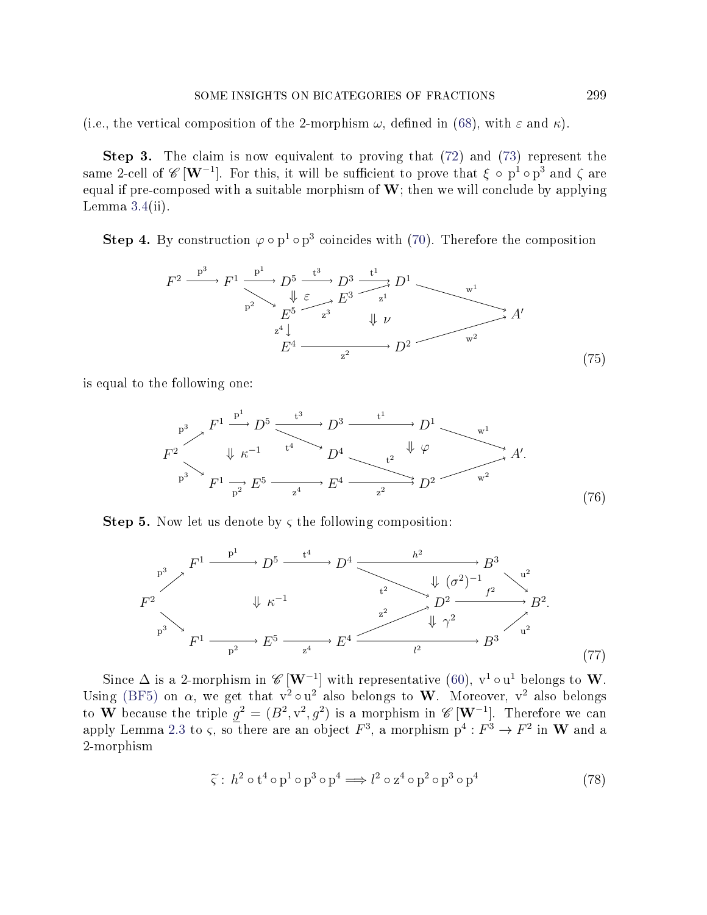(i.e., the vertical composition of the 2-morphism $\omega$, defined in (68), with $\varepsilon$ and $\kappa$).

**Step 3.** The claim is now equivalent to proving that (72) and (73) represent the same 2-cell of $\mathscr{C}[\mathbf{W}^{-1}]$. For this, it will be sufficient to prove that $\xi \circ \mathrm{p}^1 \circ \mathrm{p}^3$ and $\zeta$ are equal if pre-composed with a suitable morphism of $\mathbf{W}$; then we will conclude by applying Lemma 3.4(ii).

**Step 4.** By construction $\varphi \circ \mathrm{p}^1 \circ \mathrm{p}^3$ coincides with (70). Therefore the composition

$$
\begin{array}{c}
F^2 \xrightarrow{\mathrm{p}^3} F^1 \xrightarrow{\mathrm{p}^1} D^5 \xrightarrow{\mathrm{t}^3} D^3 \xrightarrow{\mathrm{t}^1} D^1 \xrightarrow{\mathrm{w}^1} A' \\
F^1 \xrightarrow{\mathrm{p}^2} E^5 \xrightarrow{\mathrm{z}^3} E^3 \xrightarrow{\mathrm{z}^1} D^1, \quad \Downarrow \varepsilon, \quad \Downarrow \nu \\
E^5 \xrightarrow{\mathrm{z}^4} E^4 \xrightarrow{\mathrm{z}^2} D^2 \xrightarrow{\mathrm{w}^2} A'
\end{array}
\tag{75}
$$

is equal to the following one:

$$
\begin{array}{c}
F^2 \xrightarrow{\mathrm{p}^3} F^1 \xrightarrow{\mathrm{p}^1} D^5 \xrightarrow{\mathrm{t}^3} D^3 \xrightarrow{\mathrm{t}^1} D^1 \xrightarrow{\mathrm{w}^1} A' \\
D^5 \xrightarrow{\mathrm{t}^4} D^4 \xrightarrow{\mathrm{t}^2} D^2, \quad \Downarrow \kappa^{-1}, \quad \Downarrow \varphi \\
F^2 \xrightarrow{\mathrm{p}^3} F^1 \xrightarrow{\mathrm{p}^2} E^5 \xrightarrow{\mathrm{z}^4} E^4 \xrightarrow{\mathrm{z}^2} D^2 \xrightarrow{\mathrm{w}^2} A'.
\end{array}
\tag{76}
$$

**Step 5.** Now let us denote by $\varsigma$ the following composition:

$$
\begin{array}{c}
F^2 \xrightarrow{\mathrm{p}^3} F^1 \xrightarrow{\mathrm{p}^1} D^5 \xrightarrow{\mathrm{t}^4} D^4 \xrightarrow{h^2} B^3 \xrightarrow{\mathrm{u}^2} B^2 \\
D^4 \xrightarrow{\mathrm{t}^2} D^2 \xrightarrow{f^2} B^2, \quad \Downarrow \kappa^{-1}, \quad \Downarrow (\sigma^2)^{-1}, \quad \Downarrow \gamma^2 \\
F^2 \xrightarrow{\mathrm{p}^3} F^1 \xrightarrow{\mathrm{p}^2} E^5 \xrightarrow{\mathrm{z}^4} E^4 \xrightarrow{l^2} B^3 \xrightarrow{\mathrm{u}^2} B^2, \quad E^4 \xrightarrow{\mathrm{z}^2} D^2.
\end{array}
\tag{77}
$$

Since $\Delta$ is a 2-morphism in $\mathscr{C}[\mathbf{W}^{-1}]$ with representative (60), $\mathrm{v}^1 \circ \mathrm{u}^1$ belongs to $\mathbf{W}$. Using (BF5) on $\alpha$, we get that $\mathrm{v}^2 \circ \mathrm{u}^2$ also belongs to $\mathbf{W}$. Moreover, $\mathrm{v}^2$ also belongs to $\mathbf{W}$ because the triple $\underline{g}^2 = (B^2, \mathrm{v}^2, g^2)$ is a morphism in $\mathscr{C}[\mathbf{W}^{-1}]$. Therefore we can apply Lemma 2.3 to $\varsigma$, so there are an object $F^3$, a morphism $\mathrm{p}^4 : F^3 \to F^2$ in $\mathbf{W}$ and a 2-morphism

$$
\widetilde{\varsigma} : \; h^2 \circ \mathrm{t}^4 \circ \mathrm{p}^1 \circ \mathrm{p}^3 \circ \mathrm{p}^4 \Longrightarrow l^2 \circ \mathrm{z}^4 \circ \mathrm{p}^2 \circ \mathrm{p}^3 \circ \mathrm{p}^4 \tag{78}
$$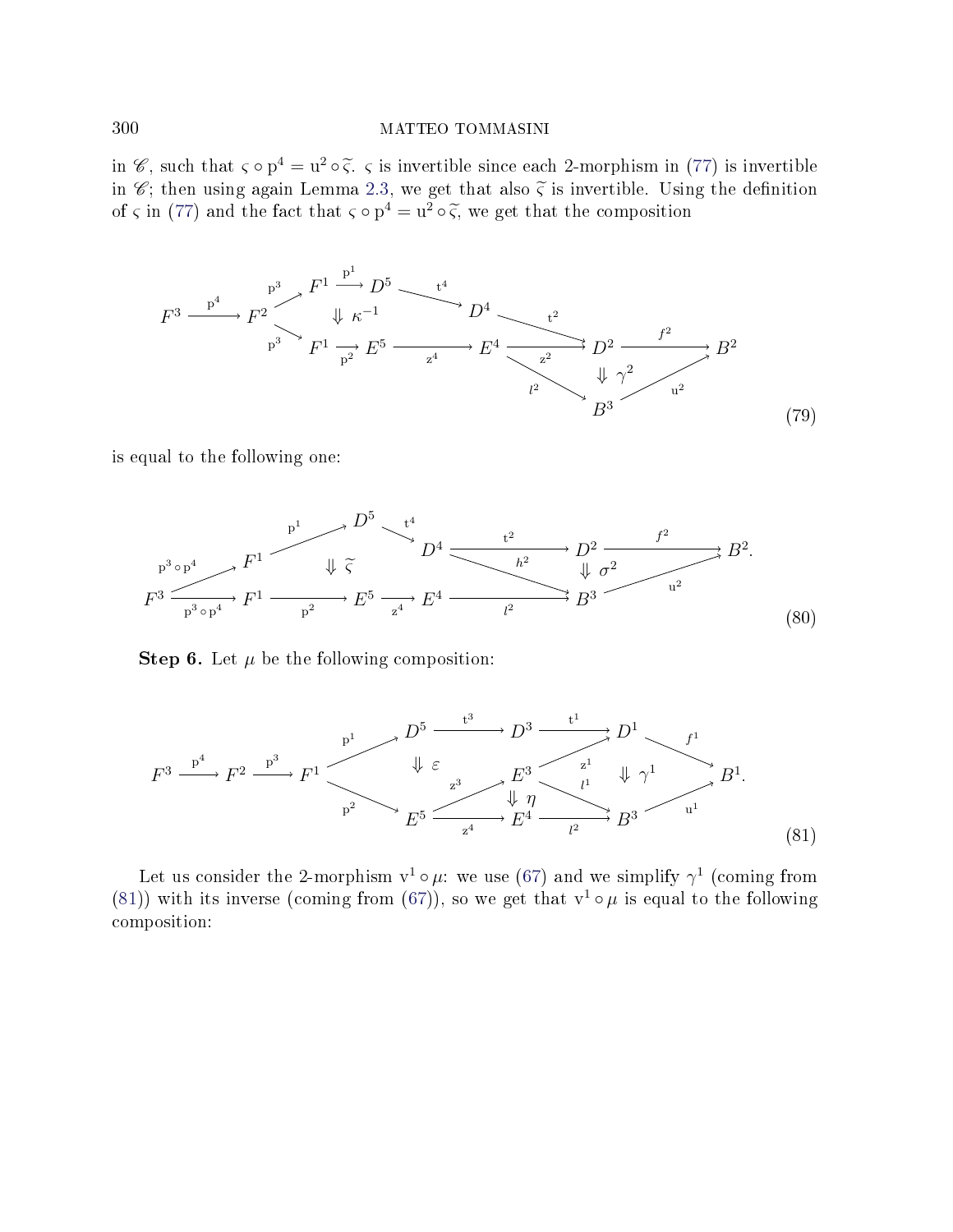in $\mathscr{C}$, such that $\varsigma \circ \mathrm{p}^4 = \mathrm{u}^2 \circ \widetilde{\varsigma}$. $\varsigma$ is invertible since each 2-morphism in (77) is invertible in $\mathscr{C}$; then using again Lemma 2.3, we get that also $\widetilde{\varsigma}$ is invertible. Using the definition of $\varsigma$ in (77) and the fact that $\varsigma \circ \mathrm{p}^4 = \mathrm{u}^2 \circ \widetilde{\varsigma}$, we get that the composition

$$
\begin{array}{c}
F^3 \xrightarrow{\mathrm{p}^4} F^2 \begin{array}{l} \xrightarrow{\mathrm{p}^3} F^1 \xrightarrow{\mathrm{p}^1} D^5 \xrightarrow{\mathrm{t}^4} D^4 \xrightarrow{\mathrm{t}^2} D^2 \\ \quad \Downarrow \kappa^{-1} \\ \xrightarrow{\mathrm{p}^3} F^1 \xrightarrow{\mathrm{p}^2} E^5 \xrightarrow{\mathrm{z}^4} E^4 \xrightarrow{\mathrm{z}^2} D^2 \xrightarrow{f^2} B^2 \\ \qquad\qquad\qquad\qquad E^4 \xrightarrow{l^2} B^3 \xrightarrow{\mathrm{u}^2} B^2, \quad \Downarrow \gamma^2 \end{array}
\end{array}
\tag{79}
$$

is equal to the following one:

$$
\begin{array}{c}
F^3 \begin{array}{l} \xrightarrow{\mathrm{p}^3 \circ \mathrm{p}^4} F^1 \xrightarrow{\mathrm{p}^1} D^5 \xrightarrow{\mathrm{t}^4} D^4 \xrightarrow{\mathrm{t}^2} D^2 \xrightarrow{f^2} B^2 \\ \qquad \Downarrow \widetilde{\varsigma} \qquad\qquad D^4 \xrightarrow{h^2} B^3, \quad \Downarrow \sigma^2 \\ \xrightarrow{\mathrm{p}^3 \circ \mathrm{p}^4} F^1 \xrightarrow{\mathrm{p}^2} E^5 \xrightarrow{\mathrm{z}^4} E^4 \xrightarrow{l^2} B^3 \xrightarrow{\mathrm{u}^2} B^2. \end{array}
\end{array}
\tag{80}
$$

**Step 6.** Let $\mu$ be the following composition:

$$
\begin{array}{c}
F^3 \xrightarrow{\mathrm{p}^4} F^2 \xrightarrow{\mathrm{p}^3} F^1 \begin{array}{l} \xrightarrow{\mathrm{p}^1} D^5 \xrightarrow{\mathrm{t}^3} D^3 \xrightarrow{\mathrm{t}^1} D^1 \xrightarrow{f^1} B^1 \\ \quad \Downarrow \varepsilon \qquad E^3 \xrightarrow{\mathrm{z}^1} D^1, \quad \Downarrow \gamma^1 \\ \xrightarrow{\mathrm{p}^2} E^5 \xrightarrow{\mathrm{z}^3} E^3 \xrightarrow{l^1} B^3, \quad \Downarrow \eta \\ \quad E^5 \xrightarrow{\mathrm{z}^4} E^4 \xrightarrow{l^2} B^3 \xrightarrow{\mathrm{u}^1} B^1. \end{array}
\end{array}
\tag{81}
$$

Let us consider the 2-morphism $\mathrm{v}^1 \circ \mu$: we use (67) and we simplify $\gamma^1$ (coming from (81)) with its inverse (coming from (67)), so we get that $\mathrm{v}^1 \circ \mu$ is equal to the following composition: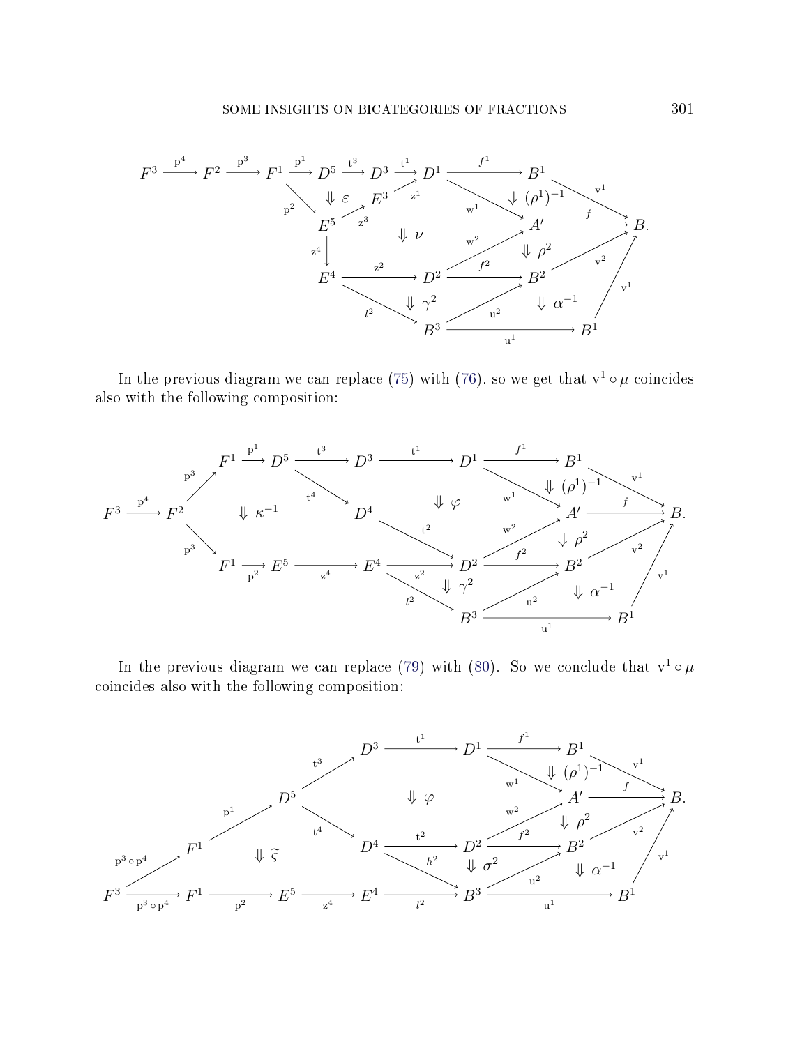$$
\begin{array}{c}
F^3 \xrightarrow{\mathrm{p}^4} F^2 \xrightarrow{\mathrm{p}^3} F^1 \xrightarrow{\mathrm{p}^1} D^5 \xrightarrow{\mathrm{t}^3} D^3 \xrightarrow{\mathrm{t}^1} D^1 \xrightarrow{f^1} B^1 \xrightarrow{\mathrm{v}^1} B \\
F^1 \xrightarrow{\mathrm{p}^2} E^5 \xrightarrow{\mathrm{z}^3} E^3 \xrightarrow{\mathrm{z}^1} D^1, \quad \Downarrow \varepsilon, \quad D^1 \xrightarrow{\mathrm{w}^1} A' \xrightarrow{f} B, \quad \Downarrow (\rho^1)^{-1}, \quad \Downarrow \nu \\
E^5 \xrightarrow{\mathrm{z}^4} E^4 \xrightarrow{\mathrm{z}^2} D^2 \xrightarrow{\mathrm{w}^2} A', \quad D^2 \xrightarrow{f^2} B^2 \xrightarrow{\mathrm{v}^2} B, \quad \Downarrow \rho^2 \\
E^4 \xrightarrow{l^2} B^3 \xrightarrow{\mathrm{u}^2} B^2, \quad \Downarrow \gamma^2, \quad B^3 \xrightarrow{\mathrm{u}^1} B^1 \xrightarrow{\mathrm{v}^1} B, \quad \Downarrow \alpha^{-1}
\end{array}
$$

In the previous diagram we can replace (75) with (76), so we get that $\mathrm{v}^1 \circ \mu$ coincides also with the following composition:

$$
\begin{array}{c}
F^3 \xrightarrow{\mathrm{p}^4} F^2 \xrightarrow{\mathrm{p}^3} F^1 \xrightarrow{\mathrm{p}^1} D^5 \xrightarrow{\mathrm{t}^3} D^3 \xrightarrow{\mathrm{t}^1} D^1 \xrightarrow{f^1} B^1 \xrightarrow{\mathrm{v}^1} B \\
F^2 \xrightarrow{\mathrm{p}^3} F^1 \xrightarrow{\mathrm{p}^2} E^5 \xrightarrow{\mathrm{z}^4} E^4 \xrightarrow{\mathrm{z}^2} D^2, \quad \Downarrow \kappa^{-1}, \quad D^5 \xrightarrow{\mathrm{t}^4} D^4 \xrightarrow{\mathrm{t}^2} D^2, \quad \Downarrow \varphi \\
D^1 \xrightarrow{\mathrm{w}^1} A' \xrightarrow{f} B, \quad \Downarrow (\rho^1)^{-1}, \quad D^2 \xrightarrow{\mathrm{w}^2} A', \quad D^2 \xrightarrow{f^2} B^2 \xrightarrow{\mathrm{v}^2} B, \quad \Downarrow \rho^2 \\
E^4 \xrightarrow{l^2} B^3 \xrightarrow{\mathrm{u}^2} B^2, \quad \Downarrow \gamma^2, \quad B^3 \xrightarrow{\mathrm{u}^1} B^1 \xrightarrow{\mathrm{v}^1} B, \quad \Downarrow \alpha^{-1}
\end{array}
$$

In the previous diagram we can replace (79) with (80). So we conclude that $\mathrm{v}^1 \circ \mu$ coincides also with the following composition:

$$
\begin{array}{c}
F^3 \xrightarrow{\mathrm{p}^3 \circ \mathrm{p}^4} F^1 \xrightarrow{\mathrm{p}^1} D^5 \xrightarrow{\mathrm{t}^3} D^3 \xrightarrow{\mathrm{t}^1} D^1 \xrightarrow{f^1} B^1 \xrightarrow{\mathrm{v}^1} B \\
F^3 \xrightarrow{\mathrm{p}^3 \circ \mathrm{p}^4} F^1 \xrightarrow{\mathrm{p}^2} E^5 \xrightarrow{\mathrm{z}^4} E^4 \xrightarrow{l^2} B^3, \quad \Downarrow \widetilde{\varsigma} \\
D^5 \xrightarrow{\mathrm{t}^4} D^4 \xrightarrow{\mathrm{t}^2} D^2, \quad D^4 \xrightarrow{h^2} B^3, \quad \Downarrow \varphi, \quad \Downarrow \sigma^2 \\
D^1 \xrightarrow{\mathrm{w}^1} A' \xrightarrow{f} B, \quad \Downarrow (\rho^1)^{-1}, \quad D^2 \xrightarrow{\mathrm{w}^2} A', \quad D^2 \xrightarrow{f^2} B^2 \xrightarrow{\mathrm{v}^2} B, \quad \Downarrow \rho^2 \\
B^3 \xrightarrow{\mathrm{u}^2} B^2, \quad B^3 \xrightarrow{\mathrm{u}^1} B^1 \xrightarrow{\mathrm{v}^1} B, \quad \Downarrow \alpha^{-1}
\end{array}
$$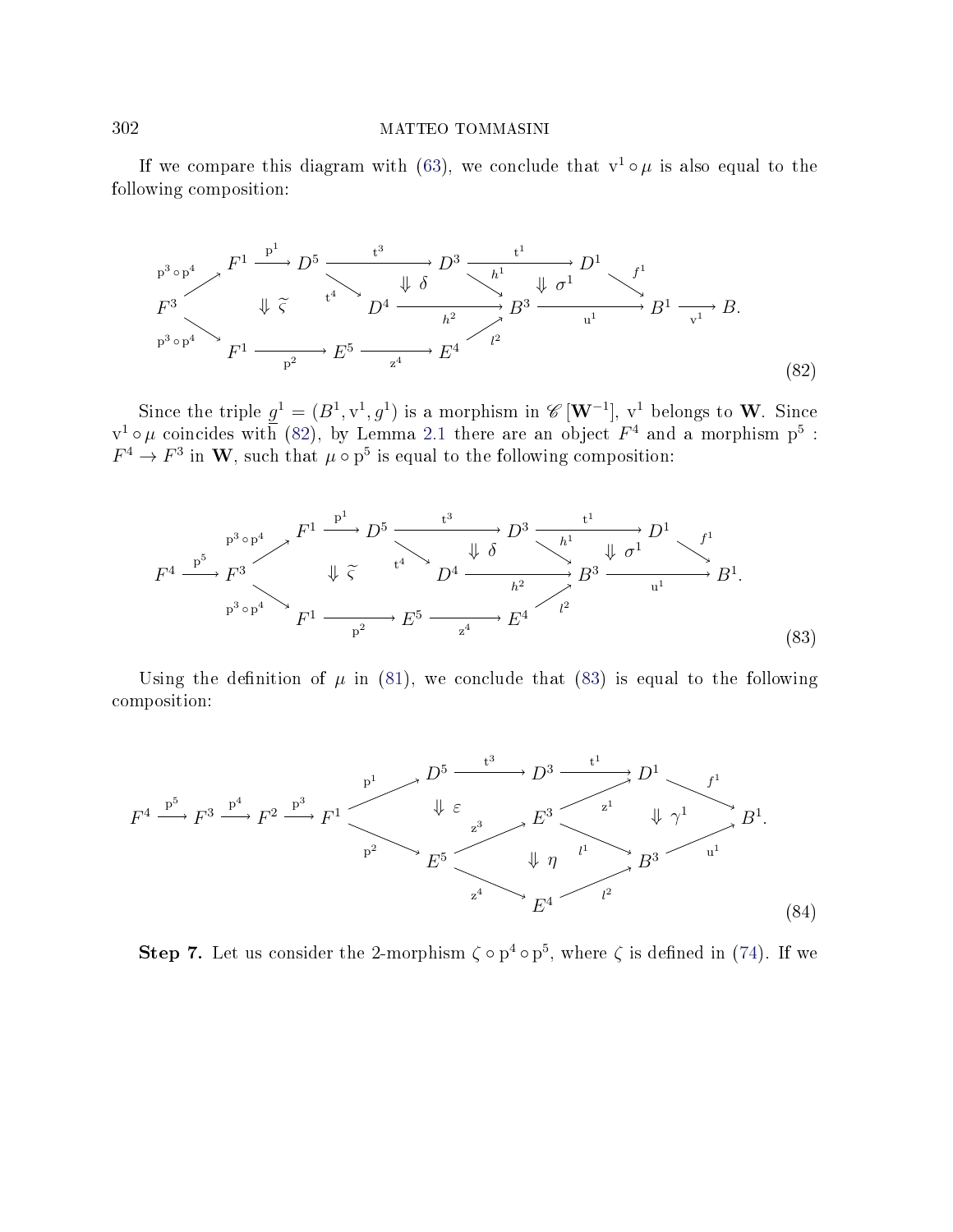If we compare this diagram with (63), we conclude that $\mathrm{v}^1 \circ \mu$ is also equal to the following composition:

$$
\begin{array}{c}
F^3 \xrightarrow{\mathrm{p}^3 \circ \mathrm{p}^4} F^1 \xrightarrow{\mathrm{p}^1} D^5 \xrightarrow{\mathrm{t}^3} D^3 \xrightarrow{\mathrm{t}^1} D^1 \xrightarrow{f^1} B^1 \xrightarrow{\mathrm{v}^1} B, \\
\Downarrow \widetilde{\varsigma}, \quad D^5 \xrightarrow{\mathrm{t}^4} D^4, \quad \Downarrow \delta, \quad D^3 \xrightarrow{h^1} B^3, \quad \Downarrow \sigma^1, \quad D^4 \xrightarrow{h^2} B^3 \xrightarrow{\mathrm{u}^1} B^1, \\
F^3 \xrightarrow{\mathrm{p}^3 \circ \mathrm{p}^4} F^1 \xrightarrow{\mathrm{p}^2} E^5 \xrightarrow{\mathrm{z}^4} E^4 \xrightarrow{l^2} B^3.
\end{array}
\tag{82}
$$

Since the triple $\underline{g}^1 = (B^1, \mathrm{v}^1, g^1)$ is a morphism in $\mathscr{C}\left[\mathbf{W}^{-1}\right]$, $\mathrm{v}^1$ belongs to $\mathbf{W}$. Since $\mathrm{v}^1 \circ \mu$ coincides with (82), by Lemma 2.1 there are an object $F^4$ and a morphism $\mathrm{p}^5 : F^4 \to F^3$ in $\mathbf{W}$, such that $\mu \circ \mathrm{p}^5$ is equal to the following composition:

$$
\begin{array}{c}
F^4 \xrightarrow{\mathrm{p}^5} F^3 \xrightarrow{\mathrm{p}^3 \circ \mathrm{p}^4} F^1 \xrightarrow{\mathrm{p}^1} D^5 \xrightarrow{\mathrm{t}^3} D^3 \xrightarrow{\mathrm{t}^1} D^1 \xrightarrow{f^1} B^1, \\
\Downarrow \widetilde{\varsigma}, \quad D^5 \xrightarrow{\mathrm{t}^4} D^4, \quad \Downarrow \delta, \quad D^3 \xrightarrow{h^1} B^3, \quad \Downarrow \sigma^1, \quad D^4 \xrightarrow{h^2} B^3 \xrightarrow{\mathrm{u}^1} B^1, \\
F^3 \xrightarrow{\mathrm{p}^3 \circ \mathrm{p}^4} F^1 \xrightarrow{\mathrm{p}^2} E^5 \xrightarrow{\mathrm{z}^4} E^4 \xrightarrow{l^2} B^3.
\end{array}
\tag{83}
$$

Using the definition of $\mu$ in (81), we conclude that (83) is equal to the following composition:

$$
\begin{array}{c}
F^4 \xrightarrow{\mathrm{p}^5} F^3 \xrightarrow{\mathrm{p}^4} F^2 \xrightarrow{\mathrm{p}^3} F^1 \xrightarrow{\mathrm{p}^1} D^5 \xrightarrow{\mathrm{t}^3} D^3 \xrightarrow{\mathrm{t}^1} D^1 \xrightarrow{f^1} B^1, \\
\Downarrow \varepsilon, \quad F^1 \xrightarrow{\mathrm{p}^2} E^5 \xrightarrow{\mathrm{z}^3} E^3 \xrightarrow{\mathrm{z}^1} D^1, \quad \Downarrow \gamma^1, \quad E^3 \xrightarrow{l^1} B^3 \xrightarrow{\mathrm{u}^1} B^1, \\
\Downarrow \eta, \quad E^5 \xrightarrow{\mathrm{z}^4} E^4 \xrightarrow{l^2} B^3.
\end{array}
\tag{84}
$$

**Step 7.** Let us consider the 2-morphism $\zeta \circ \mathrm{p}^4 \circ \mathrm{p}^5$, where $\zeta$ is defined in (74). If we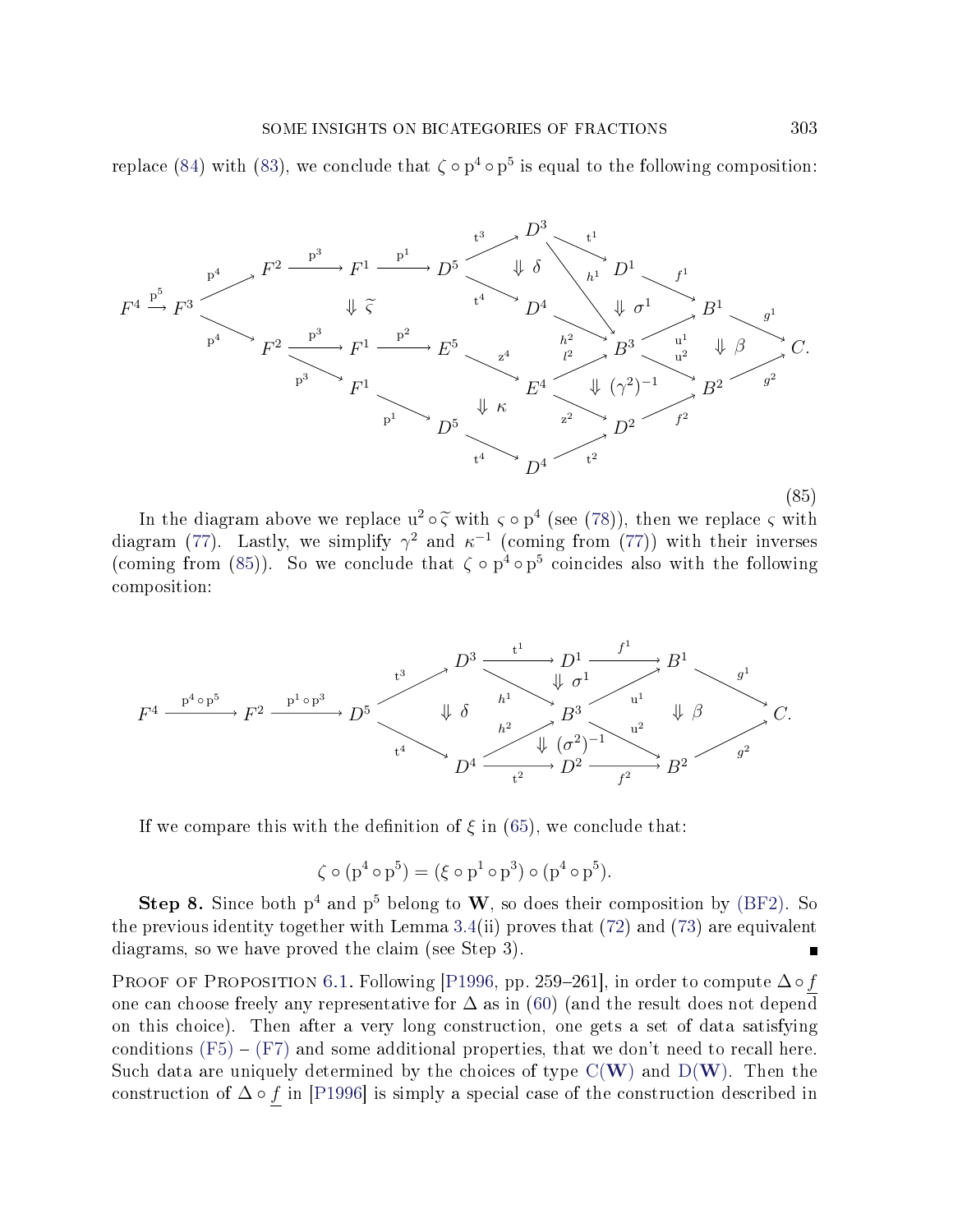replace (84) with (83), we conclude that $\zeta \circ \mathrm{p}^4 \circ \mathrm{p}^5$ is equal to the following composition:

$$
\begin{array}{c}
F^4 \xrightarrow{\mathrm{p}^5} F^3 \rightrightarrows^{\mathrm{p}^4}_{\mathrm{p}^4} F^2 \ldots \\
\text{upper row: } F^2 \xrightarrow{\mathrm{p}^3} F^1 \xrightarrow{\mathrm{p}^1} D^5 \xrightarrow{\mathrm{t}^3} D^3 \xrightarrow{\mathrm{t}^1} D^1 \xrightarrow{f^1} B^1 \xrightarrow{g^1} C, \quad D^3 \xrightarrow{h^1} B^3 \xrightarrow{\mathrm{u}^1} B^1, \quad D^5 \xrightarrow{\mathrm{t}^4} D^4 \xrightarrow{h^2} B^3 \\
\Downarrow \widetilde{\varsigma}, \quad \Downarrow \delta, \quad \Downarrow \sigma^1, \quad \Downarrow \beta, \quad \Downarrow (\gamma^2)^{-1}, \quad \Downarrow \kappa \\
\text{lower rows: } F^2 \xrightarrow{\mathrm{p}^3} F^1 \xrightarrow{\mathrm{p}^2} E^5 \xrightarrow{\mathrm{z}^4} E^4 \xrightarrow{l^2} B^3 \xrightarrow{\mathrm{u}^2} B^2 \xrightarrow{g^2} C, \quad E^4 \xrightarrow{\mathrm{z}^2} D^2 \xrightarrow{f^2} B^2 \\
F^2 \xrightarrow{\mathrm{p}^3} F^1 \xrightarrow{\mathrm{p}^1} D^5 \xrightarrow{\mathrm{t}^4} D^4 \xrightarrow{\mathrm{t}^2} D^2
\end{array}
\tag{85}
$$

In the diagram above we replace $\mathrm{u}^2 \circ \widetilde{\varsigma}$ with $\varsigma \circ \mathrm{p}^4$ (see (78)), then we replace $\varsigma$ with diagram (77). Lastly, we simplify $\gamma^2$ and $\kappa^{-1}$ (coming from (77)) with their inverses (coming from (85)). So we conclude that $\zeta \circ \mathrm{p}^4 \circ \mathrm{p}^5$ coincides also with the following composition:

$$
\begin{array}{c}
F^4 \xrightarrow{\mathrm{p}^4 \circ \mathrm{p}^5} F^2 \xrightarrow{\mathrm{p}^1 \circ \mathrm{p}^3} D^5 \\
\text{upper: } D^5 \xrightarrow{\mathrm{t}^3} D^3 \xrightarrow{\mathrm{t}^1} D^1 \xrightarrow{f^1} B^1 \xrightarrow{g^1} C, \quad D^3 \xrightarrow{h^1} B^3 \xrightarrow{\mathrm{u}^1} B^1 \\
\Downarrow \delta, \quad \Downarrow \sigma^1, \quad \Downarrow \beta, \quad \Downarrow (\sigma^2)^{-1} \\
\text{lower: } D^5 \xrightarrow{\mathrm{t}^4} D^4 \xrightarrow{\mathrm{t}^2} D^2 \xrightarrow{f^2} B^2 \xrightarrow{g^2} C, \quad D^4 \xrightarrow{h^2} B^3 \xrightarrow{\mathrm{u}^2} B^2
\end{array}
$$

If we compare this with the definition of $\xi$ in (65), we conclude that:

$$\zeta \circ (\mathrm{p}^4 \circ \mathrm{p}^5) = (\xi \circ \mathrm{p}^1 \circ \mathrm{p}^3) \circ (\mathrm{p}^4 \circ \mathrm{p}^5).$$

**Step 8.** Since both $\mathrm{p}^4$ and $\mathrm{p}^5$ belong to $\mathbf{W}$, so does their composition by (BF2). So the previous identity together with Lemma 3.4(ii) proves that (72) and (73) are equivalent diagrams, so we have proved the claim (see Step 3). ∎

Proof of Proposition 6.1. Following [P1996, pp. 259–261], in order to compute $\Delta \circ \underline{f}$ one can choose freely any representative for $\Delta$ as in (60) (and the result does not depend on this choice). Then after a very long construction, one gets a set of data satisfying conditions (F5) – (F7) and some additional properties, that we don't need to recall here. Such data are uniquely determined by the choices of type C($\mathbf{W}$) and D($\mathbf{W}$). Then the construction of $\Delta \circ \underline{f}$ in [P1996] is simply a special case of the construction described in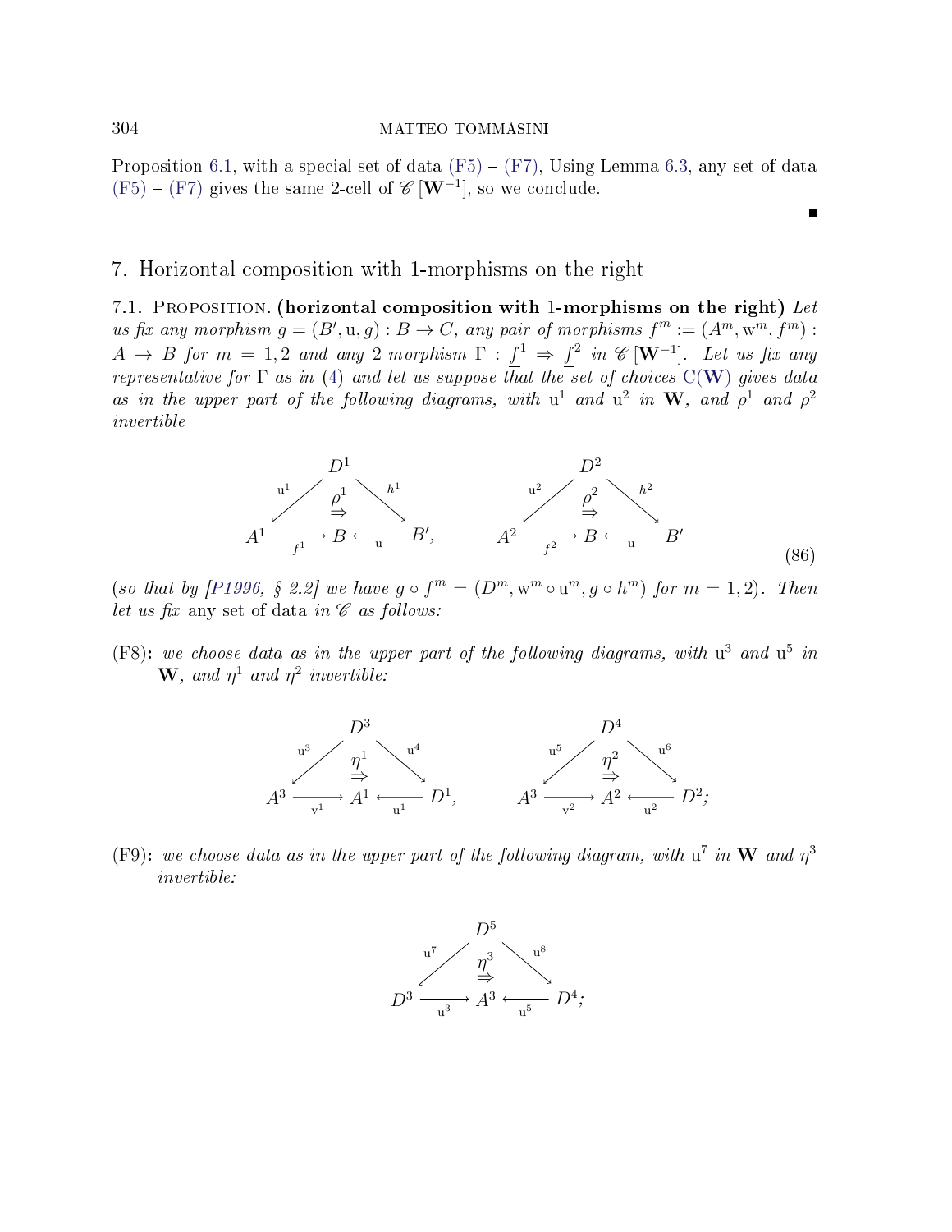Proposition 6.1, with a special set of data (F5) – (F7), Using Lemma 6.3, any set of data (F5) – (F7) gives the same 2-cell of $\mathscr{C}\left[\mathbf{W}^{-1}\right]$, so we conclude.

∎

## 7. Horizontal composition with 1-morphisms on the right

7.1. Proposition. **(horizontal composition with 1-morphisms on the right)** *Let us fix any morphism $\underline{g} = (B', \mathrm{u}, g) : B \to C$, any pair of morphisms $\underline{f}^m := (A^m, \mathrm{w}^m, f^m) : A \to B$ for $m = 1, 2$ and any 2-morphism $\Gamma : \underline{f}^1 \Rightarrow \underline{f}^2$ in $\mathscr{C}\left[\mathbf{W}^{-1}\right]$. Let us fix any representative for $\Gamma$ as in (4) and let us suppose that the set of choices $\mathrm{C}(\mathbf{W})$ gives data as in the upper part of the following diagrams, with $\mathrm{u}^1$ and $\mathrm{u}^2$ in $\mathbf{W}$, and $\rho^1$ and $\rho^2$ invertible*

$$
\begin{array}{ccc}
 & D^1 & \\
\swarrow^{\mathrm{u}^1} & \overset{\rho^1}{\Rightarrow} & \searrow^{h^1} \\
A^1 \xrightarrow[f^1]{} & B & \xleftarrow[\mathrm{u}]{} B',
\end{array}
\qquad
\begin{array}{ccc}
 & D^2 & \\
\swarrow^{\mathrm{u}^2} & \overset{\rho^2}{\Rightarrow} & \searrow^{h^2} \\
A^2 \xrightarrow[f^2]{} & B & \xleftarrow[\mathrm{u}]{} B'
\end{array}
\tag{86}
$$

(*so that by [P1996, § 2.2] we have $\underline{g} \circ \underline{f}^m = (D^m, \mathrm{w}^m \circ \mathrm{u}^m, g \circ h^m)$ for $m = 1, 2$*). *Then let us fix* any set of data *in $\mathscr{C}$ as follows:*

**(F8):** *we choose data as in the upper part of the following diagrams, with $\mathrm{u}^3$ and $\mathrm{u}^5$ in $\mathbf{W}$, and $\eta^1$ and $\eta^2$ invertible:*

$$
\begin{array}{ccc}
 & D^3 & \\
\swarrow^{\mathrm{u}^3} & \overset{\eta^1}{\Rightarrow} & \searrow^{\mathrm{u}^4} \\
A^3 \xrightarrow[\mathrm{v}^1]{} & A^1 & \xleftarrow[\mathrm{u}^1]{} D^1,
\end{array}
\qquad
\begin{array}{ccc}
 & D^4 & \\
\swarrow^{\mathrm{u}^5} & \overset{\eta^2}{\Rightarrow} & \searrow^{\mathrm{u}^6} \\
A^3 \xrightarrow[\mathrm{v}^2]{} & A^2 & \xleftarrow[\mathrm{u}^2]{} D^2;
\end{array}
$$

**(F9):** *we choose data as in the upper part of the following diagram, with $\mathrm{u}^7$ in $\mathbf{W}$ and $\eta^3$ invertible:*

$$
\begin{array}{ccc}
 & D^5 & \\
\swarrow^{\mathrm{u}^7} & \overset{\eta^3}{\Rightarrow} & \searrow^{\mathrm{u}^8} \\
D^3 \xrightarrow[\mathrm{u}^3]{} & A^3 & \xleftarrow[\mathrm{u}^5]{} D^4;
\end{array}
$$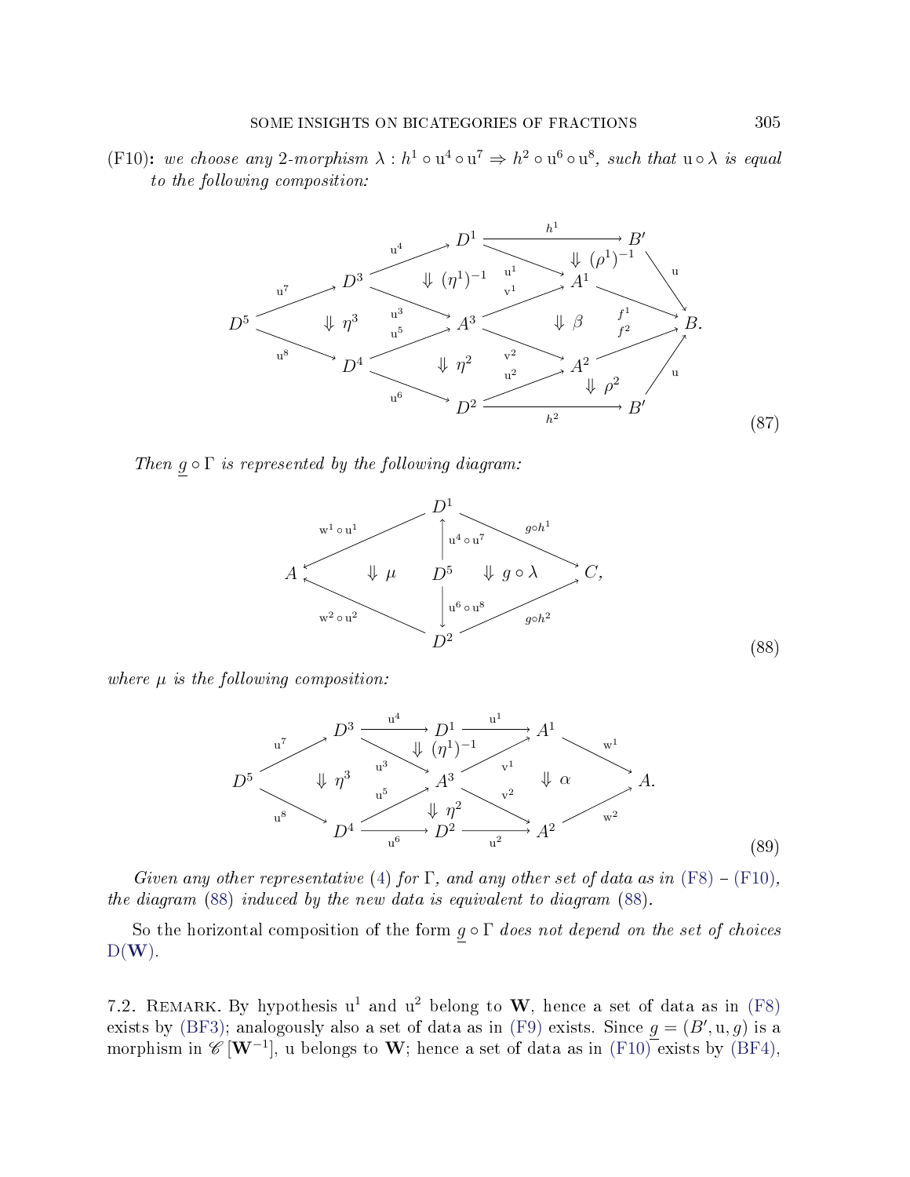(F10): *we choose any 2-morphism* $\lambda : h^1 \circ \mathrm{u}^4 \circ \mathrm{u}^7 \Rightarrow h^2 \circ \mathrm{u}^6 \circ \mathrm{u}^8$*, such that* $\mathrm{u} \circ \lambda$ *is equal to the following composition:*

$$
\begin{array}{c}
D^5 \xrightarrow{\mathrm{u}^7} D^3 \xrightarrow{\mathrm{u}^4} D^1 \xrightarrow{h^1} B' \xrightarrow{\mathrm{u}} B, \quad D^1 \xrightarrow{\mathrm{u}^1} A^1 \xrightarrow{f^1} B, \quad D^3 \xrightarrow{\mathrm{u}^3} A^3 \xrightarrow{\mathrm{v}^1} A^1, \\
D^5 \xrightarrow{\mathrm{u}^8} D^4 \xrightarrow{\mathrm{u}^6} D^2 \xrightarrow{h^2} B' \xrightarrow{\mathrm{u}} B, \quad D^2 \xrightarrow{\mathrm{u}^2} A^2 \xrightarrow{f^2} B, \quad D^4 \xrightarrow{\mathrm{u}^5} A^3 \xrightarrow{\mathrm{v}^2} A^2, \\
\Downarrow (\rho^1)^{-1}, \quad \Downarrow (\eta^1)^{-1}, \quad \Downarrow \eta^3, \quad \Downarrow \beta, \quad \Downarrow \eta^2, \quad \Downarrow \rho^2
\end{array}
\tag{87}
$$

*Then* $\underline{g} \circ \Gamma$ *is represented by the following diagram:*

$$
\begin{array}{c}
A \xleftarrow{\mathrm{w}^1 \circ \mathrm{u}^1} D^1 \xrightarrow{g \circ h^1} C, \\
D^1 \xleftarrow{\mathrm{u}^4 \circ \mathrm{u}^7} D^5 \xrightarrow{\mathrm{u}^6 \circ \mathrm{u}^8} D^2, \quad \Downarrow \mu, \quad \Downarrow g \circ \lambda, \\
A \xleftarrow{\mathrm{w}^2 \circ \mathrm{u}^2} D^2 \xrightarrow{g \circ h^2} C,
\end{array}
\tag{88}
$$

*where* $\mu$ *is the following composition:*

$$
\begin{array}{c}
D^5 \xrightarrow{\mathrm{u}^7} D^3 \xrightarrow{\mathrm{u}^4} D^1 \xrightarrow{\mathrm{u}^1} A^1 \xrightarrow{\mathrm{w}^1} A, \quad D^3 \xrightarrow{\mathrm{u}^3} A^3 \xrightarrow{\mathrm{v}^1} A^1, \\
D^5 \xrightarrow{\mathrm{u}^8} D^4 \xrightarrow{\mathrm{u}^6} D^2 \xrightarrow{\mathrm{u}^2} A^2 \xrightarrow{\mathrm{w}^2} A, \quad D^4 \xrightarrow{\mathrm{u}^5} A^3 \xrightarrow{\mathrm{v}^2} A^2, \\
\Downarrow (\eta^1)^{-1}, \quad \Downarrow \eta^3, \quad \Downarrow \eta^2, \quad \Downarrow \alpha
\end{array}
\tag{89}
$$

*Given any other representative* (4) *for* $\Gamma$*, and any other set of data as in* (F8) – (F10)*, the diagram* (88) *induced by the new data is equivalent to diagram* (88)*.*

So the horizontal composition of the form $\underline{g} \circ \Gamma$ *does not depend on the set of choices* $\mathrm{D}(\mathbf{W})$.

7.2. Remark. By hypothesis $\mathrm{u}^1$ and $\mathrm{u}^2$ belong to $\mathbf{W}$, hence a set of data as in (F8) exists by (BF3); analogously also a set of data as in (F9) exists. Since $\underline{g} = (B', \mathrm{u}, g)$ is a morphism in $\mathscr{C}[\mathbf{W}^{-1}]$, u belongs to $\mathbf{W}$; hence a set of data as in (F10) exists by (BF4),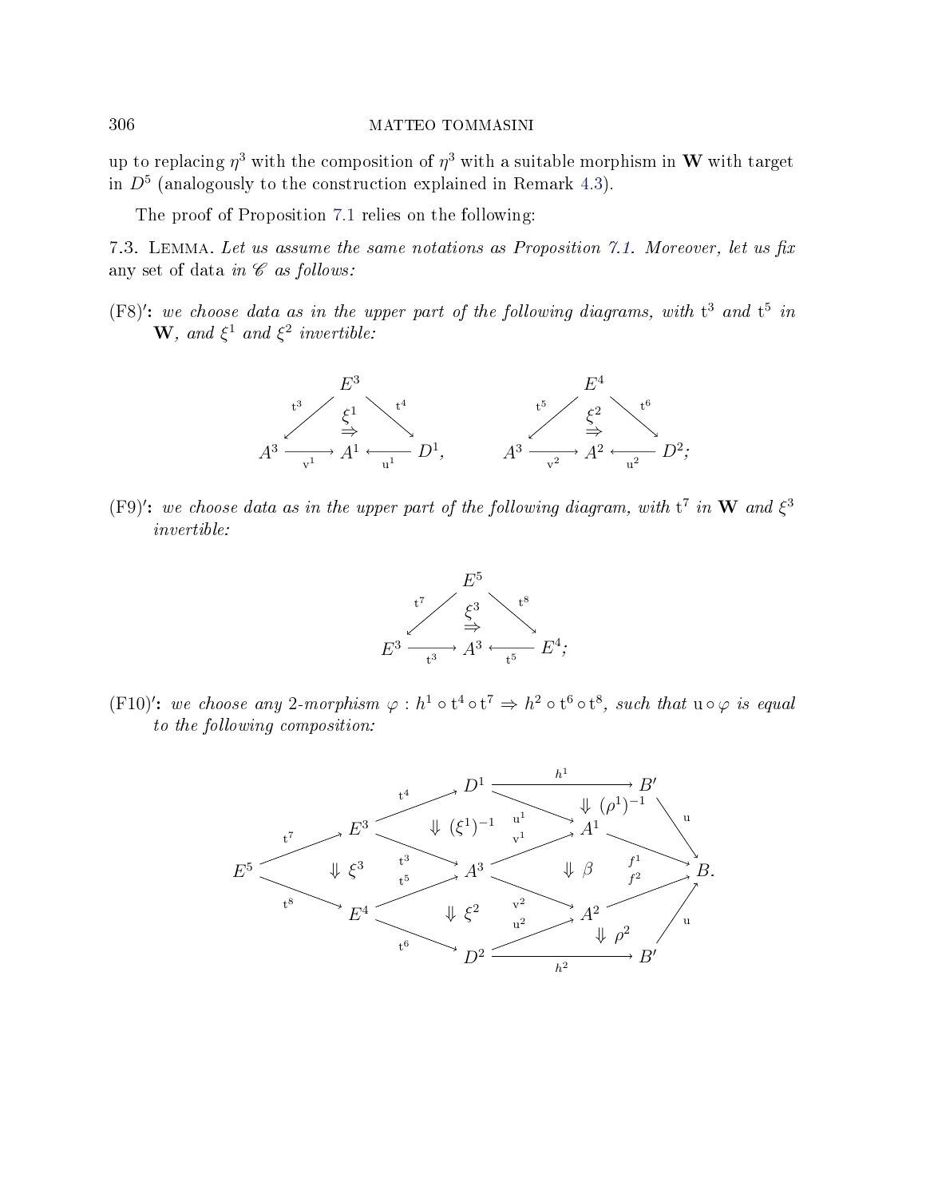up to replacing $\eta^3$ with the composition of $\eta^3$ with a suitable morphism in $\mathbf{W}$ with target in $D^5$ (analogously to the construction explained in Remark 4.3).

The proof of Proposition 7.1 relies on the following:

7.3. Lemma. *Let us assume the same notations as Proposition 7.1. Moreover, let us fix any set of data in $\mathscr{C}$ as follows:*

**(F8)′:** *we choose data as in the upper part of the following diagrams, with $\mathrm{t}^3$ and $\mathrm{t}^5$ in $\mathbf{W}$, and $\xi^1$ and $\xi^2$ invertible:*

$$
\begin{array}{ccc}
 & E^3 & \\
{\scriptstyle \mathrm{t}^3}\swarrow & \overset{\xi^1}{\Rightarrow} & \searrow{\scriptstyle \mathrm{t}^4} \\
A^3 \xrightarrow{\mathrm{v}^1} & A^1 & \xleftarrow{\mathrm{u}^1} D^1,
\end{array}
\qquad
\begin{array}{ccc}
 & E^4 & \\
{\scriptstyle \mathrm{t}^5}\swarrow & \overset{\xi^2}{\Rightarrow} & \searrow{\scriptstyle \mathrm{t}^6} \\
A^3 \xrightarrow{\mathrm{v}^2} & A^2 & \xleftarrow{\mathrm{u}^2} D^2;
\end{array}
$$

**(F9)′:** *we choose data as in the upper part of the following diagram, with $\mathrm{t}^7$ in $\mathbf{W}$ and $\xi^3$ invertible:*

$$
\begin{array}{ccc}
 & E^5 & \\
{\scriptstyle \mathrm{t}^7}\swarrow & \overset{\xi^3}{\Rightarrow} & \searrow{\scriptstyle \mathrm{t}^8} \\
E^3 \xrightarrow{\mathrm{t}^3} & A^3 & \xleftarrow{\mathrm{t}^5} E^4;
\end{array}
$$

**(F10)′:** *we choose any 2-morphism $\varphi : h^1 \circ \mathrm{t}^4 \circ \mathrm{t}^7 \Rightarrow h^2 \circ \mathrm{t}^6 \circ \mathrm{t}^8$, such that $\mathrm{u} \circ \varphi$ is equal to the following composition:*

$$
\begin{array}{c}
E^5 \xrightarrow{\mathrm{t}^7} E^3 \xrightarrow{\mathrm{t}^4} D^1 \xrightarrow{h^1} B' \xrightarrow{\mathrm{u}} B, \quad E^3 \xrightarrow{\mathrm{t}^3} A^3, \quad D^1 \xrightarrow{\mathrm{u}^1} A^1 \xrightarrow{f^1} B, \quad A^3 \xrightarrow{\mathrm{v}^1} A^1 \\
E^5 \xrightarrow{\mathrm{t}^8} E^4 \xrightarrow{\mathrm{t}^6} D^2 \xrightarrow{h^2} B' \xrightarrow{\mathrm{u}} B, \quad E^4 \xrightarrow{\mathrm{t}^5} A^3, \quad D^2 \xrightarrow{\mathrm{u}^2} A^2 \xrightarrow{f^2} B, \quad A^3 \xrightarrow{\mathrm{v}^2} A^2 \\
\Downarrow \xi^3, \quad \Downarrow (\xi^1)^{-1}, \quad \Downarrow \xi^2, \quad \Downarrow (\rho^1)^{-1}, \quad \Downarrow \beta, \quad \Downarrow \rho^2
\end{array}
$$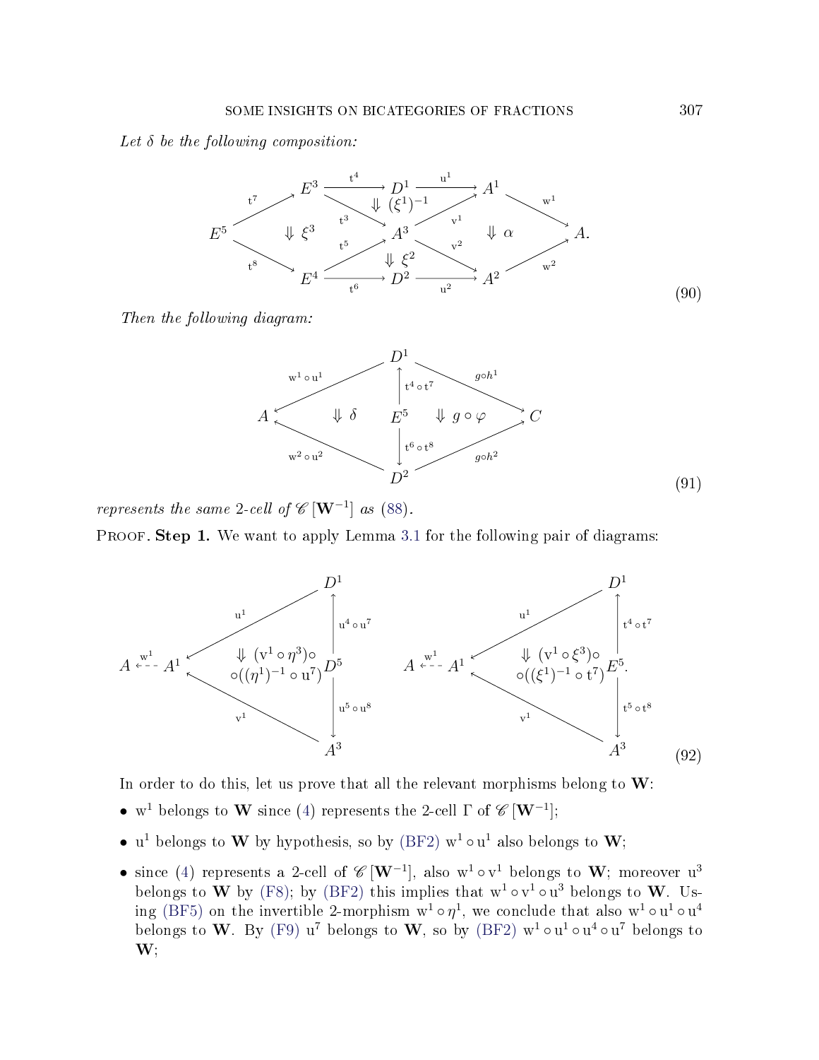*Let $\delta$ be the following composition:*

$$
\begin{array}{ccccccc}
 & E^3 & \xrightarrow{\mathrm{t}^4} & D^1 & \xrightarrow{\mathrm{u}^1} & A^1 & \\
 \nearrow^{\mathrm{t}^7} & & \searrow^{\mathrm{t}^3} \Downarrow (\xi^1)^{-1} & & \nearrow_{\mathrm{v}^1} & & \searrow^{\mathrm{w}^1} \\
E^5 & \Downarrow \xi^3 & & A^3 & & \Downarrow \alpha & & A. \\
 \searrow_{\mathrm{t}^8} & & \nearrow_{\mathrm{t}^5} \Downarrow \xi^2 & & \searrow^{\mathrm{v}^2} & & \nearrow_{\mathrm{w}^2} \\
 & E^4 & \xrightarrow[\mathrm{t}^6]{} & D^2 & \xrightarrow[\mathrm{u}^2]{} & A^2 &
\end{array}
\tag{90}
$$

*Then the following diagram:*

$$
\begin{array}{ccccc}
 & & D^1 & & \\
 & \swarrow^{\mathrm{w}^1 \circ \mathrm{u}^1} & \uparrow {\scriptstyle \mathrm{t}^4 \circ \mathrm{t}^7} & \searrow^{g \circ h^1} & \\
A & \Downarrow \delta & E^5 & \Downarrow g \circ \varphi & C \\
 & \nwarrow_{\mathrm{w}^2 \circ \mathrm{u}^2} & \downarrow {\scriptstyle \mathrm{t}^6 \circ \mathrm{t}^8} & \nearrow_{g \circ h^2} & \\
 & & D^2 & &
\end{array}
\tag{91}
$$

*represents the same 2-cell of $\mathscr{C}\,[\mathbf{W}^{-1}]$ as (88).*

Proof. **Step 1.** We want to apply Lemma 3.1 for the following pair of diagrams:

$$
\begin{array}{cccc}
 & & & D^1 \\
 & & \swarrow^{\mathrm{u}^1} & \uparrow {\scriptstyle \mathrm{u}^4 \circ \mathrm{u}^7} \\
A \overset{\mathrm{w}^1}{\dashleftarrow} & A^1 & \begin{array}{c}\Downarrow (\mathrm{v}^1 \circ \eta^3) \circ \\ \circ ((\eta^1)^{-1} \circ \mathrm{u}^7)\end{array} & D^5 \\
 & & \nwarrow_{\mathrm{v}^1} & \downarrow {\scriptstyle \mathrm{u}^5 \circ \mathrm{u}^8} \\
 & & & A^3
\end{array}
\qquad
\begin{array}{cccc}
 & & & D^1 \\
 & & \swarrow^{\mathrm{u}^1} & \uparrow {\scriptstyle \mathrm{t}^4 \circ \mathrm{t}^7} \\
A \overset{\mathrm{w}^1}{\dashleftarrow} & A^1 & \begin{array}{c}\Downarrow (\mathrm{v}^1 \circ \xi^3) \circ \\ \circ ((\xi^1)^{-1} \circ \mathrm{t}^7)\end{array} & E^5. \\
 & & \nwarrow_{\mathrm{v}^1} & \downarrow {\scriptstyle \mathrm{t}^5 \circ \mathrm{t}^8} \\
 & & & A^3
\end{array}
\tag{92}
$$

In order to do this, let us prove that all the relevant morphisms belong to $\mathbf{W}$:

- $\mathrm{w}^1$ belongs to $\mathbf{W}$ since (4) represents the 2-cell $\Gamma$ of $\mathscr{C}\,[\mathbf{W}^{-1}]$;
- $\mathrm{u}^1$ belongs to $\mathbf{W}$ by hypothesis, so by (BF2) $\mathrm{w}^1 \circ \mathrm{u}^1$ also belongs to $\mathbf{W}$;
- since (4) represents a 2-cell of $\mathscr{C}\,[\mathbf{W}^{-1}]$, also $\mathrm{w}^1 \circ \mathrm{v}^1$ belongs to $\mathbf{W}$; moreover $\mathrm{u}^3$ belongs to $\mathbf{W}$ by (F8); by (BF2) this implies that $\mathrm{w}^1 \circ \mathrm{v}^1 \circ \mathrm{u}^3$ belongs to $\mathbf{W}$. Using (BF5) on the invertible 2-morphism $\mathrm{w}^1 \circ \eta^1$, we conclude that also $\mathrm{w}^1 \circ \mathrm{u}^1 \circ \mathrm{u}^4$ belongs to $\mathbf{W}$. By (F9) $\mathrm{u}^7$ belongs to $\mathbf{W}$, so by (BF2) $\mathrm{w}^1 \circ \mathrm{u}^1 \circ \mathrm{u}^4 \circ \mathrm{u}^7$ belongs to $\mathbf{W}$;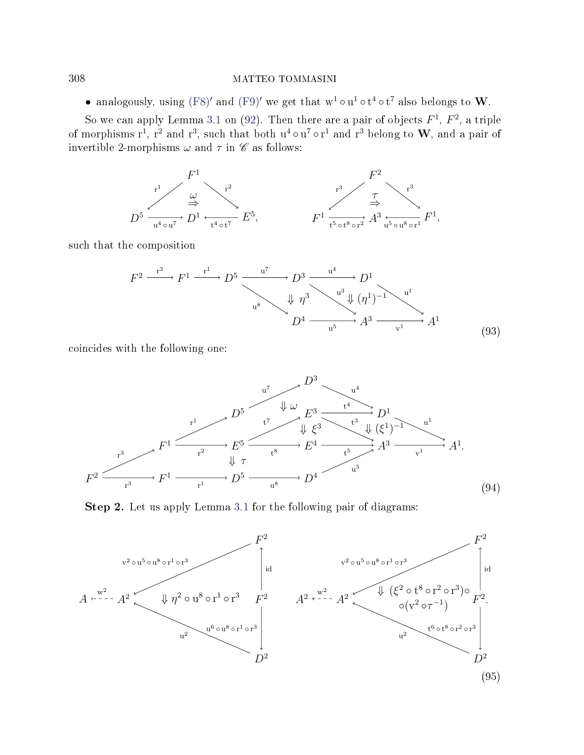- analogously, using (F8)′ and (F9)′ we get that $\mathrm{w}^1 \circ \mathrm{u}^1 \circ \mathrm{t}^4 \circ \mathrm{t}^7$ also belongs to $\mathbf{W}$.

So we can apply Lemma 3.1 on (92). Then there are a pair of objects $F^1$, $F^2$, a triple of morphisms $\mathrm{r}^1$, $\mathrm{r}^2$ and $\mathrm{r}^3$, such that both $\mathrm{u}^4 \circ \mathrm{u}^7 \circ \mathrm{r}^1$ and $\mathrm{r}^3$ belong to $\mathbf{W}$, and a pair of invertible 2-morphisms $\omega$ and $\tau$ in $\mathscr{C}$ as follows:

$$
\begin{array}{ccc}
 & F^1 & \\
{\scriptstyle \mathrm{r}^1} \swarrow & \overset{\omega}{\Rightarrow} & \searrow {\scriptstyle \mathrm{r}^2} \\
D^5 \xrightarrow{\mathrm{u}^4 \circ \mathrm{u}^7} & D^1 & \xleftarrow{\mathrm{t}^4 \circ \mathrm{t}^7} E^5,
\end{array}
\qquad
\begin{array}{ccc}
 & F^2 & \\
{\scriptstyle \mathrm{r}^3} \swarrow & \overset{\tau}{\Rightarrow} & \searrow {\scriptstyle \mathrm{r}^3} \\
F^1 \xrightarrow{\mathrm{t}^5 \circ \mathrm{t}^8 \circ \mathrm{r}^2} & A^3 & \xleftarrow{\mathrm{u}^5 \circ \mathrm{u}^8 \circ \mathrm{r}^1} F^1,
\end{array}
$$

such that the composition

$$
\begin{array}{l}
F^2 \xrightarrow{\mathrm{r}^3} F^1 \xrightarrow{\mathrm{r}^1} D^5 \xrightarrow{\mathrm{u}^7} D^3 \xrightarrow{\mathrm{u}^4} D^1 \\
\qquad\qquad D^5 \xrightarrow{\mathrm{u}^8} D^4 \quad \Downarrow \eta^3, \quad D^3 \xrightarrow{\mathrm{u}^3} A^3 \quad \Downarrow (\eta^1)^{-1}, \quad D^1 \xrightarrow{\mathrm{u}^1} A^1 \\
\qquad\qquad D^4 \xrightarrow{\mathrm{u}^5} A^3 \xrightarrow{\mathrm{v}^1} A^1
\end{array}
\tag{93}
$$

coincides with the following one:

$$
\begin{array}{l}
F^2 \xrightarrow{\mathrm{r}^3} F^1 \xrightarrow{\mathrm{r}^1} D^5 \xrightarrow{\mathrm{u}^7} D^3 \xrightarrow{\mathrm{u}^4} D^1 \xrightarrow{\mathrm{u}^1} A^1 \\
\qquad \Downarrow \omega \\
F^1 \xrightarrow{\mathrm{r}^2} E^5 \xrightarrow{\mathrm{t}^7} E^3 \xrightarrow{\mathrm{t}^4} D^1, \quad E^3 \xrightarrow{\mathrm{t}^3} A^3 \quad \Downarrow \xi^3, \ \Downarrow (\xi^1)^{-1} \\
E^5 \xrightarrow{\mathrm{t}^8} E^4 \xrightarrow{\mathrm{t}^5} A^3 \xrightarrow{\mathrm{v}^1} A^1. \\
\qquad \Downarrow \tau \\
F^2 \xrightarrow{\mathrm{r}^3} F^1 \xrightarrow{\mathrm{r}^1} D^5 \xrightarrow{\mathrm{u}^8} D^4 \xrightarrow{\mathrm{u}^5} A^3
\end{array}
\tag{94}
$$

**Step 2.** Let us apply Lemma 3.1 for the following pair of diagrams:

$$
\begin{array}{c}
A \overset{\mathrm{w}^2}{\dashleftarrow} A^2 \xleftarrow{\mathrm{v}^2 \circ \mathrm{u}^5 \circ \mathrm{u}^8 \circ \mathrm{r}^1 \circ \mathrm{r}^3} F^2 \xleftarrow{\mathrm{id}} F^2 \xrightarrow{\mathrm{u}^6 \circ \mathrm{u}^8 \circ \mathrm{r}^1 \circ \mathrm{r}^3} D^2 \xrightarrow{\mathrm{u}^2} A^2 \\
\Downarrow \eta^2 \circ \mathrm{u}^8 \circ \mathrm{r}^1 \circ \mathrm{r}^3
\end{array}
\qquad
\begin{array}{c}
A^2 \overset{\mathrm{w}^2}{\dashleftarrow} A^2 \xleftarrow{\mathrm{v}^2 \circ \mathrm{u}^5 \circ \mathrm{u}^8 \circ \mathrm{r}^1 \circ \mathrm{r}^3} F^2 \xleftarrow{\mathrm{id}} F^2 \xrightarrow{\mathrm{t}^6 \circ \mathrm{t}^8 \circ \mathrm{r}^2 \circ \mathrm{r}^3} D^2 \xrightarrow{\mathrm{u}^2} A^2. \\
\Downarrow (\xi^2 \circ \mathrm{t}^8 \circ \mathrm{r}^2 \circ \mathrm{r}^3) \circ (\mathrm{v}^2 \circ \tau^{-1})
\end{array}
\tag{95}
$$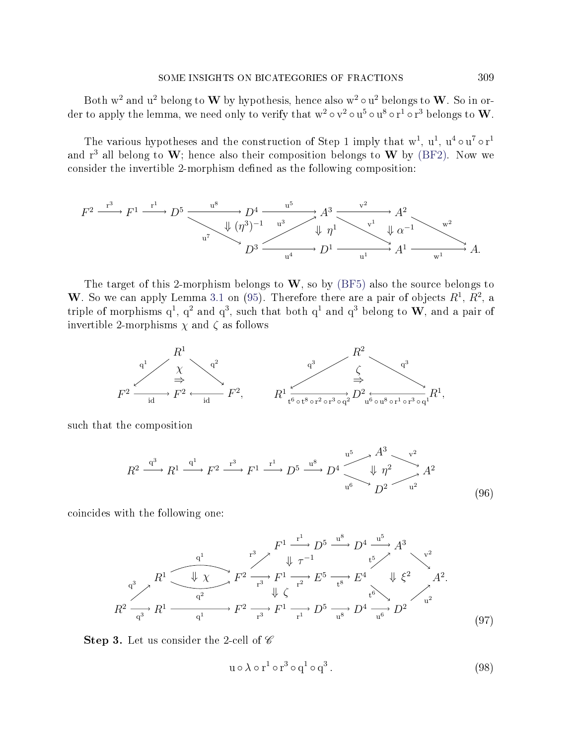Both $\mathrm{w}^2$ and $\mathrm{u}^2$ belong to $\mathbf{W}$ by hypothesis, hence also $\mathrm{w}^2 \circ \mathrm{u}^2$ belongs to $\mathbf{W}$. So in order to apply the lemma, we need only to verify that $\mathrm{w}^2 \circ \mathrm{v}^2 \circ \mathrm{u}^5 \circ \mathrm{u}^8 \circ \mathrm{r}^1 \circ \mathrm{r}^3$ belongs to $\mathbf{W}$.

The various hypotheses and the construction of Step 1 imply that $\mathrm{w}^1$, $\mathrm{u}^1$, $\mathrm{u}^4 \circ \mathrm{u}^7 \circ \mathrm{r}^1$ and $\mathrm{r}^3$ all belong to $\mathbf{W}$; hence also their composition belongs to $\mathbf{W}$ by (BF2). Now we consider the invertible 2-morphism defined as the following composition:

$$
\begin{array}{c}
F^2 \xrightarrow{\mathrm{r}^3} F^1 \xrightarrow{\mathrm{r}^1} D^5 \xrightarrow{\mathrm{u}^8} D^4 \xrightarrow{\mathrm{u}^5} A^3 \xrightarrow{\mathrm{v}^2} A^2 \xrightarrow{\mathrm{w}^2} A \\
\Downarrow (\eta^3)^{-1} \qquad \Downarrow \eta^1 \qquad \Downarrow \alpha^{-1} \\
D^5 \xrightarrow{\mathrm{u}^7} D^3 \xrightarrow{\mathrm{u}^4} D^1 \xrightarrow{\mathrm{u}^1} A^1 \xrightarrow{\mathrm{w}^1} A, \quad D^3 \xrightarrow{\mathrm{u}^3} A^3, \quad A^3 \xrightarrow{\mathrm{v}^1} A^1.
\end{array}
$$

The target of this 2-morphism belongs to $\mathbf{W}$, so by (BF5) also the source belongs to $\mathbf{W}$. So we can apply Lemma 3.1 on (95). Therefore there are a pair of objects $R^1$, $R^2$, a triple of morphisms $\mathrm{q}^1$, $\mathrm{q}^2$ and $\mathrm{q}^3$, such that both $\mathrm{q}^1$ and $\mathrm{q}^3$ belong to $\mathbf{W}$, and a pair of invertible 2-morphisms $\chi$ and $\zeta$ as follows

$$
\chi: \mathrm{id} \circ \mathrm{q}^1 \Rightarrow \mathrm{id} \circ \mathrm{q}^2 \quad (R^1 \to F^2), \qquad \zeta: \mathrm{t}^6 \circ \mathrm{t}^8 \circ \mathrm{r}^2 \circ \mathrm{r}^3 \circ \mathrm{q}^2 \circ \mathrm{q}^3 \Rightarrow \mathrm{u}^6 \circ \mathrm{u}^8 \circ \mathrm{r}^1 \circ \mathrm{r}^3 \circ \mathrm{q}^1 \circ \mathrm{q}^3 \quad (R^2 \to D^2),
$$

such that the composition

$$
R^2 \xrightarrow{\mathrm{q}^3} R^1 \xrightarrow{\mathrm{q}^1} F^2 \xrightarrow{\mathrm{r}^3} F^1 \xrightarrow{\mathrm{r}^1} D^5 \xrightarrow{\mathrm{u}^8} D^4 \underset{\mathrm{u}^6 \searrow D^2 \nearrow \mathrm{u}^2}{\overset{\mathrm{u}^5 \nearrow A^3 \searrow \mathrm{v}^2}{\Downarrow \eta^2}} A^2 \tag{96}
$$

coincides with the following one:

$$
\begin{array}{c}
R^2 \xrightarrow{\mathrm{q}^3} R^1 \underset{\mathrm{q}^2}{\overset{\mathrm{q}^1}{\Downarrow \chi}} F^2 \xrightarrow{\mathrm{r}^3} F^1 \xrightarrow{\mathrm{r}^1} D^5 \xrightarrow{\mathrm{u}^8} D^4 \xrightarrow{\mathrm{u}^5} A^3 \xrightarrow{\mathrm{v}^2} A^2 \\
\Downarrow \tau^{-1} \\
F^2 \xrightarrow{\mathrm{r}^3} F^1 \xrightarrow{\mathrm{r}^2} E^5 \xrightarrow{\mathrm{t}^8} E^4 \quad (E^4 \xrightarrow{\mathrm{t}^5} A^3,\ E^4 \xrightarrow{\mathrm{t}^6} D^2) \quad \Downarrow \xi^2 \\
\Downarrow \zeta \\
R^2 \xrightarrow{\mathrm{q}^3} R^1 \xrightarrow{\mathrm{q}^1} F^2 \xrightarrow{\mathrm{r}^3} F^1 \xrightarrow{\mathrm{r}^1} D^5 \xrightarrow{\mathrm{u}^8} D^4 \xrightarrow{\mathrm{u}^6} D^2 \xrightarrow{\mathrm{u}^2} A^2.
\end{array} \tag{97}
$$

**Step 3.** Let us consider the 2-cell of $\mathscr{C}$

$$
\mathrm{u} \circ \lambda \circ \mathrm{r}^1 \circ \mathrm{r}^3 \circ \mathrm{q}^1 \circ \mathrm{q}^3 \,. \tag{98}
$$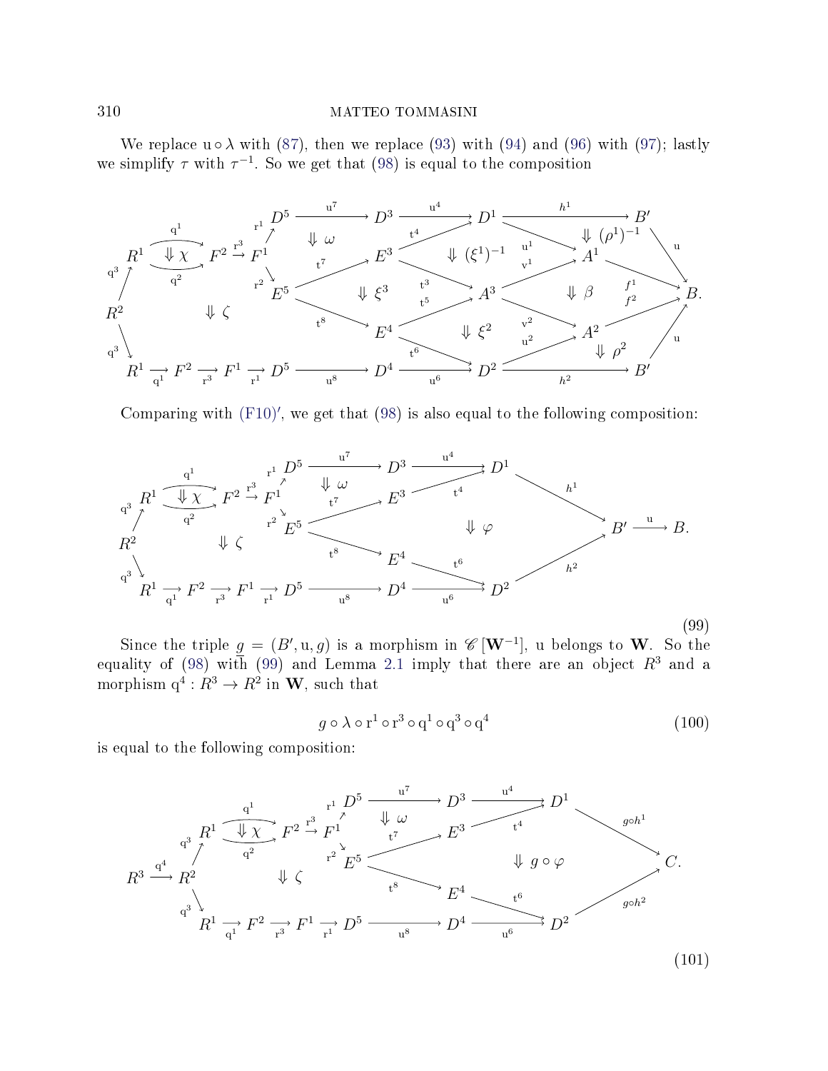We replace $\mathrm{u} \circ \lambda$ with (87), then we replace (93) with (94) and (96) with (97); lastly we simplify $\tau$ with $\tau^{-1}$. So we get that (98) is equal to the composition

$$
\begin{array}{c}
R^1 \underset{q^2}{\overset{q^1}{\Downarrow \chi}} F^2 \xrightarrow{r^3} F^1 \xrightarrow{r^1} D^5 \xrightarrow{u^7} D^3 \xrightarrow{u^4} D^1 \xrightarrow{h^1} B' \xrightarrow{u} B \\
F^1 \xrightarrow{r^2} E^5,\quad E^5 \xrightarrow{t^7} E^3,\quad E^5 \xrightarrow{t^8} E^4,\quad E^3 \xrightarrow{t^4} D^1,\quad E^3 \xrightarrow{t^3} A^3,\quad E^4 \xrightarrow{t^5} A^3,\quad E^4 \xrightarrow{t^6} D^2 \\
D^1 \xrightarrow{u^1} A^1,\quad A^3 \xrightarrow{v^1} A^1,\quad A^3 \xrightarrow{v^2} A^2,\quad D^2 \xrightarrow{u^2} A^2,\quad A^1 \xrightarrow{f^1} B,\quad A^2 \xrightarrow{f^2} B \\
\Downarrow \omega,\ \Downarrow \xi^3,\ \Downarrow (\xi^1)^{-1},\ \Downarrow \xi^2,\ \Downarrow (\rho^1)^{-1},\ \Downarrow \beta,\ \Downarrow \rho^2,\ \Downarrow \zeta \\
R^2 \xrightarrow{q^3} R^1 \xrightarrow{q^1} F^2 \xrightarrow{r^3} F^1 \xrightarrow{r^1} D^5 \xrightarrow{u^8} D^4 \xrightarrow{u^6} D^2 \xrightarrow{h^2} B' \xrightarrow{u} B.
\end{array}
$$

Comparing with (F10)$'$, we get that (98) is also equal to the following composition:

$$
\begin{array}{c}
R^1 \underset{q^2}{\overset{q^1}{\Downarrow \chi}} F^2 \xrightarrow{r^3} F^1 \xrightarrow{r^1} D^5 \xrightarrow{u^7} D^3 \xrightarrow{u^4} D^1 \xrightarrow{h^1} B' \xrightarrow{u} B. \\
F^1 \xrightarrow{r^2} E^5,\quad E^5 \xrightarrow{t^7} E^3 \xrightarrow{t^4} D^1,\quad E^5 \xrightarrow{t^8} E^4 \xrightarrow{t^6} D^2,\quad D^2 \xrightarrow{h^2} B' \\
\Downarrow \omega,\ \Downarrow \varphi,\ \Downarrow \zeta \\
R^2 \xrightarrow{q^3} R^1 \xrightarrow{q^1} F^2 \xrightarrow{r^3} F^1 \xrightarrow{r^1} D^5 \xrightarrow{u^8} D^4 \xrightarrow{u^6} D^2
\end{array}
\tag{99}
$$

Since the triple $\underline{g} = (B', \mathrm{u}, g)$ is a morphism in $\mathscr{C}[\mathbf{W}^{-1}]$, u belongs to $\mathbf{W}$. So the equality of (98) with (99) and Lemma 2.1 imply that there are an object $R^3$ and a morphism $\mathrm{q}^4 : R^3 \to R^2$ in $\mathbf{W}$, such that

$$
g \circ \lambda \circ \mathrm{r}^1 \circ \mathrm{r}^3 \circ \mathrm{q}^1 \circ \mathrm{q}^3 \circ \mathrm{q}^4 \tag{100}
$$

is equal to the following composition:

$$
\begin{array}{c}
R^1 \underset{q^2}{\overset{q^1}{\Downarrow \chi}} F^2 \xrightarrow{r^3} F^1 \xrightarrow{r^1} D^5 \xrightarrow{u^7} D^3 \xrightarrow{u^4} D^1 \xrightarrow{g \circ h^1} C. \\
R^3 \xrightarrow{q^4} R^2 \xrightarrow{q^3} R^1,\quad F^1 \xrightarrow{r^2} E^5,\quad E^5 \xrightarrow{t^7} E^3 \xrightarrow{t^4} D^1,\quad E^5 \xrightarrow{t^8} E^4 \xrightarrow{t^6} D^2,\quad D^2 \xrightarrow{g \circ h^2} C \\
\Downarrow \omega,\ \Downarrow g \circ \varphi,\ \Downarrow \zeta \\
R^2 \xrightarrow{q^3} R^1 \xrightarrow{q^1} F^2 \xrightarrow{r^3} F^1 \xrightarrow{r^1} D^5 \xrightarrow{u^8} D^4 \xrightarrow{u^6} D^2
\end{array}
\tag{101}
$$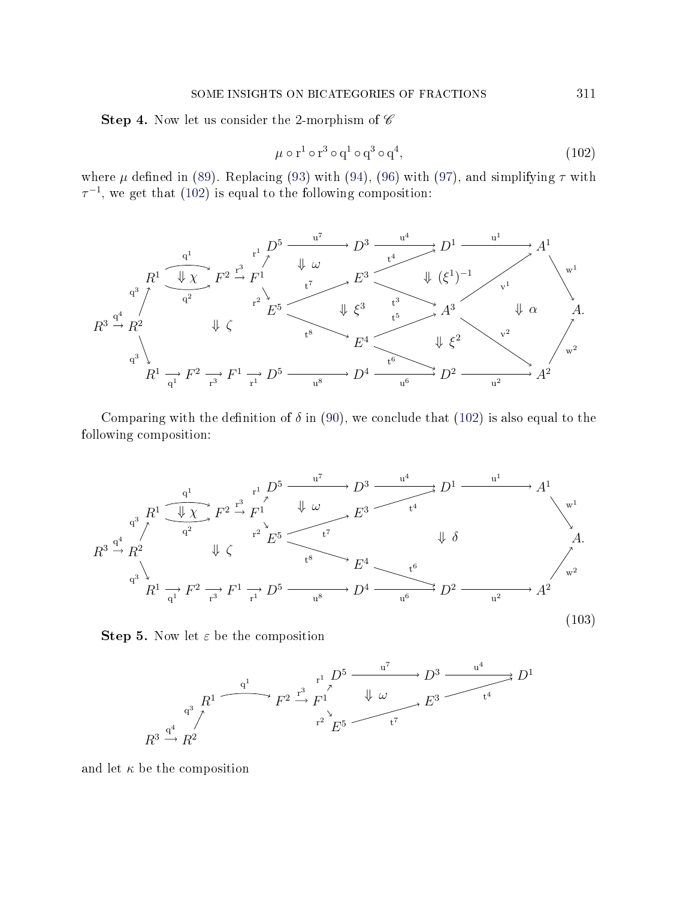**Step 4.** Now let us consider the 2-morphism of $\mathscr{C}$

$$\mu \circ \mathrm{r}^1 \circ \mathrm{r}^3 \circ \mathrm{q}^1 \circ \mathrm{q}^3 \circ \mathrm{q}^4, \tag{102}$$

where $\mu$ defined in (89). Replacing (93) with (94), (96) with (97), and simplifying $\tau$ with $\tau^{-1}$, we get that (102) is equal to the following composition:

$$
\begin{tikzcd}
 & & & & & D^5 \arrow[r, "\mathrm{u}^7"] & D^3 \arrow[r, "\mathrm{u}^4"] & D^1 \arrow[r, "\mathrm{u}^1"] & A^1 \arrow[dr, "\mathrm{w}^1"] & \\
 & & R^1 \arrow[r, bend left, "\mathrm{q}^1"] \arrow[r, bend right, "\mathrm{q}^2"'] \arrow[r, phantom, "\Downarrow \chi"] & F^2 \arrow[r, "\mathrm{r}^3"] & F^1 \arrow[ur, "\mathrm{r}^1"] \arrow[dr, "\mathrm{r}^2"'] & \Downarrow \omega & E^3 \arrow[ur, "\mathrm{t}^4"] \arrow[dr, "\mathrm{t}^3"] & \Downarrow (\xi^1)^{-1} & & \\
R^3 \arrow[r, "\mathrm{q}^4"] & R^2 \arrow[ur, "\mathrm{q}^3"] \arrow[dr, "\mathrm{q}^3"'] & & \Downarrow \zeta & & E^5 \arrow[ur, "\mathrm{t}^7"] \arrow[dr, "\mathrm{t}^8"'] & \Downarrow \xi^3 & A^3 \arrow[uur, "\mathrm{v}^1"] \arrow[ddr, "\mathrm{v}^2"'] & \Downarrow \alpha & A. \\
 & & & & & & E^4 \arrow[ur, "\mathrm{t}^5"] \arrow[dr, "\mathrm{t}^6"'] & \Downarrow \xi^2 & & \\
 & & R^1 \arrow[r, "\mathrm{q}^1"'] & F^2 \arrow[r, "\mathrm{r}^3"'] & F^1 \arrow[r, "\mathrm{r}^1"'] & D^5 \arrow[r, "\mathrm{u}^8"'] & D^4 \arrow[r, "\mathrm{u}^6"'] & D^2 \arrow[r, "\mathrm{u}^2"'] & A^2 \arrow[uur, "\mathrm{w}^2"'] &
\end{tikzcd}
$$

Comparing with the definition of $\delta$ in (90), we conclude that (102) is also equal to the following composition:

$$
\begin{tikzcd}
 & & & & & D^5 \arrow[r, "\mathrm{u}^7"] & D^3 \arrow[r, "\mathrm{u}^4"] & D^1 \arrow[r, "\mathrm{u}^1"] & A^1 \arrow[dr, "\mathrm{w}^1"] & \\
 & & R^1 \arrow[r, bend left, "\mathrm{q}^1"] \arrow[r, bend right, "\mathrm{q}^2"'] \arrow[r, phantom, "\Downarrow \chi"] & F^2 \arrow[r, "\mathrm{r}^3"] & F^1 \arrow[ur, "\mathrm{r}^1"] \arrow[dr, "\mathrm{r}^2"'] & \Downarrow \omega & E^3 \arrow[ur, "\mathrm{t}^4"'] & & & \\
R^3 \arrow[r, "\mathrm{q}^4"] & R^2 \arrow[ur, "\mathrm{q}^3"] \arrow[dr, "\mathrm{q}^3"'] & & \Downarrow \zeta & & E^5 \arrow[ur, "\mathrm{t}^7"'] \arrow[dr, "\mathrm{t}^8"'] & & \Downarrow \delta & & A. \\
 & & & & & & E^4 \arrow[dr, "\mathrm{t}^6"] & & & \\
 & & R^1 \arrow[r, "\mathrm{q}^1"'] & F^2 \arrow[r, "\mathrm{r}^3"'] & F^1 \arrow[r, "\mathrm{r}^1"'] & D^5 \arrow[r, "\mathrm{u}^8"'] & D^4 \arrow[r, "\mathrm{u}^6"'] & D^2 \arrow[r, "\mathrm{u}^2"'] & A^2 \arrow[uur, "\mathrm{w}^2"'] &
\end{tikzcd}
\tag{103}
$$

**Step 5.** Now let $\varepsilon$ be the composition

$$
\begin{tikzcd}
 & & & & D^5 \arrow[r, "\mathrm{u}^7"] & D^3 \arrow[r, "\mathrm{u}^4"] & D^1 \\
 & R^1 \arrow[r, bend left, "\mathrm{q}^1"] & F^2 \arrow[r, "\mathrm{r}^3"] & F^1 \arrow[ur, "\mathrm{r}^1"] \arrow[dr, "\mathrm{r}^2"'] & \Downarrow \omega & E^3 \arrow[ur, "\mathrm{t}^4"'] & \\
R^3 \arrow[r, "\mathrm{q}^4"] & R^2 \arrow[u, "\mathrm{q}^3"] & & & E^5 \arrow[ur, "\mathrm{t}^7"'] & &
\end{tikzcd}
$$

and let $\kappa$ be the composition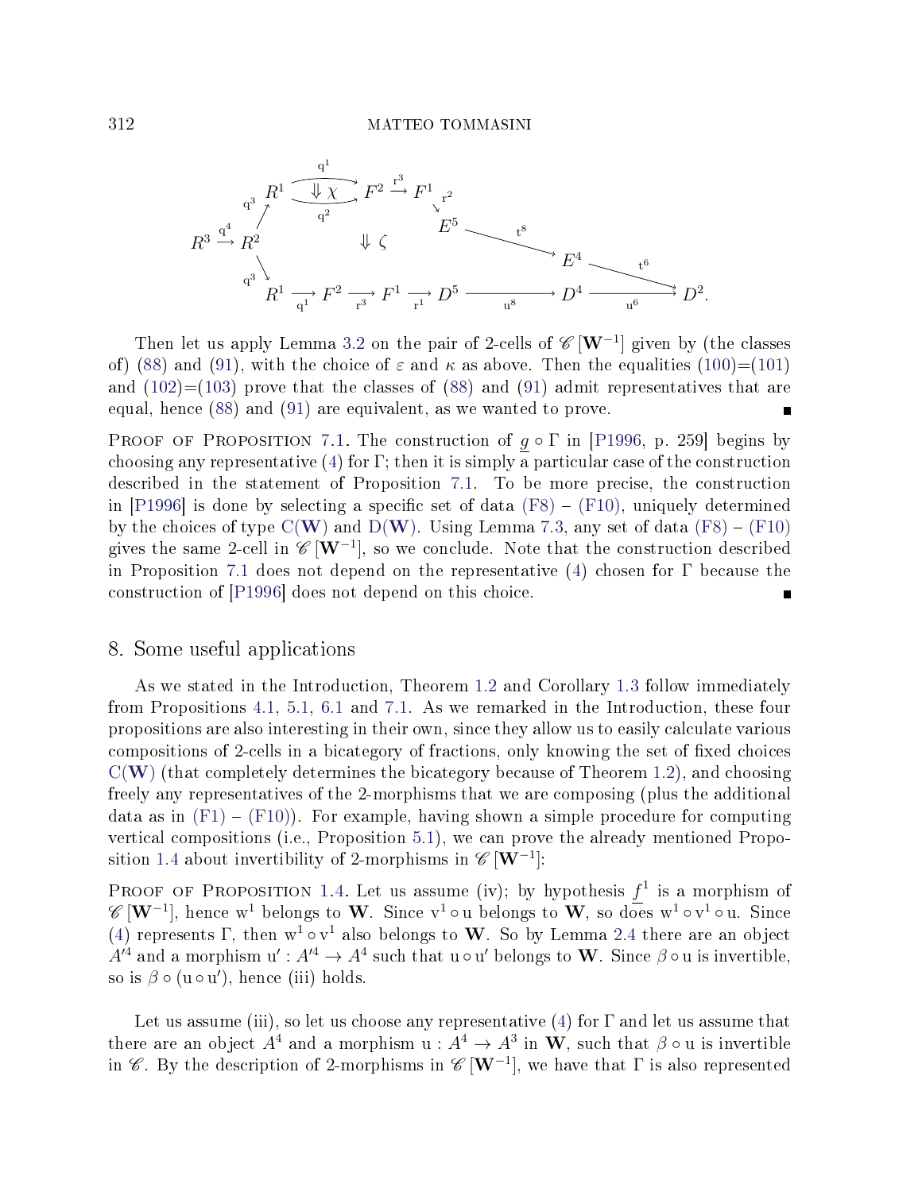$$
\begin{array}{c}
R^3 \xrightarrow{\mathrm{q}^4} R^2, \quad R^2 \xrightarrow{\mathrm{q}^3} R^1 \underset{\mathrm{q}^2}{\overset{\mathrm{q}^1}{\rightrightarrows}} F^2 \ (\Downarrow \chi) \xrightarrow{\mathrm{r}^3} F^1 \xrightarrow{\mathrm{r}^2} E^5 \xrightarrow{\mathrm{t}^8} E^4 \xrightarrow{\mathrm{t}^6} D^2 \\
\Downarrow \zeta \\
R^2 \xrightarrow{\mathrm{q}^3} R^1 \xrightarrow{\mathrm{q}^1} F^2 \xrightarrow{\mathrm{r}^3} F^1 \xrightarrow{\mathrm{r}^1} D^5 \xrightarrow{\mathrm{u}^8} D^4 \xrightarrow{\mathrm{u}^6} D^2.
\end{array}
$$

Then let us apply Lemma 3.2 on the pair of 2-cells of $\mathscr{C}[\mathbf{W}^{-1}]$ given by (the classes of) (88) and (91), with the choice of $\varepsilon$ and $\kappa$ as above. Then the equalities (100)=(101) and (102)=(103) prove that the classes of (88) and (91) admit representatives that are equal, hence (88) and (91) are equivalent, as we wanted to prove. ∎

Proof of Proposition 7.1. The construction of $\underline{g} \circ \Gamma$ in [P1996, p. 259] begins by choosing any representative (4) for $\Gamma$; then it is simply a particular case of the construction described in the statement of Proposition 7.1. To be more precise, the construction in [P1996] is done by selecting a specific set of data (F8) – (F10), uniquely determined by the choices of type C(**W**) and D(**W**). Using Lemma 7.3, any set of data (F8) – (F10) gives the same 2-cell in $\mathscr{C}[\mathbf{W}^{-1}]$, so we conclude. Note that the construction described in Proposition 7.1 does not depend on the representative (4) chosen for $\Gamma$ because the construction of [P1996] does not depend on this choice. ∎

## 8. Some useful applications

As we stated in the Introduction, Theorem 1.2 and Corollary 1.3 follow immediately from Propositions 4.1, 5.1, 6.1 and 7.1. As we remarked in the Introduction, these four propositions are also interesting in their own, since they allow us to easily calculate various compositions of 2-cells in a bicategory of fractions, only knowing the set of fixed choices C(**W**) (that completely determines the bicategory because of Theorem 1.2), and choosing freely any representatives of the 2-morphisms that we are composing (plus the additional data as in (F1) – (F10)). For example, having shown a simple procedure for computing vertical compositions (i.e., Proposition 5.1), we can prove the already mentioned Proposition 1.4 about invertibility of 2-morphisms in $\mathscr{C}[\mathbf{W}^{-1}]$:

Proof of Proposition 1.4. Let us assume (iv); by hypothesis $\underline{f}^1$ is a morphism of $\mathscr{C}[\mathbf{W}^{-1}]$, hence $\mathrm{w}^1$ belongs to $\mathbf{W}$. Since $\mathrm{v}^1 \circ \mathrm{u}$ belongs to $\mathbf{W}$, so does $\mathrm{w}^1 \circ \mathrm{v}^1 \circ \mathrm{u}$. Since (4) represents $\Gamma$, then $\mathrm{w}^1 \circ \mathrm{v}^1$ also belongs to $\mathbf{W}$. So by Lemma 2.4 there are an object $A'^4$ and a morphism $\mathrm{u}' : A'^4 \to A^4$ such that $\mathrm{u} \circ \mathrm{u}'$ belongs to $\mathbf{W}$. Since $\beta \circ \mathrm{u}$ is invertible, so is $\beta \circ (\mathrm{u} \circ \mathrm{u}')$, hence (iii) holds.

Let us assume (iii), so let us choose any representative (4) for $\Gamma$ and let us assume that there are an object $A^4$ and a morphism $\mathrm{u} : A^4 \to A^3$ in $\mathbf{W}$, such that $\beta \circ \mathrm{u}$ is invertible in $\mathscr{C}$. By the description of 2-morphisms in $\mathscr{C}[\mathbf{W}^{-1}]$, we have that $\Gamma$ is also represented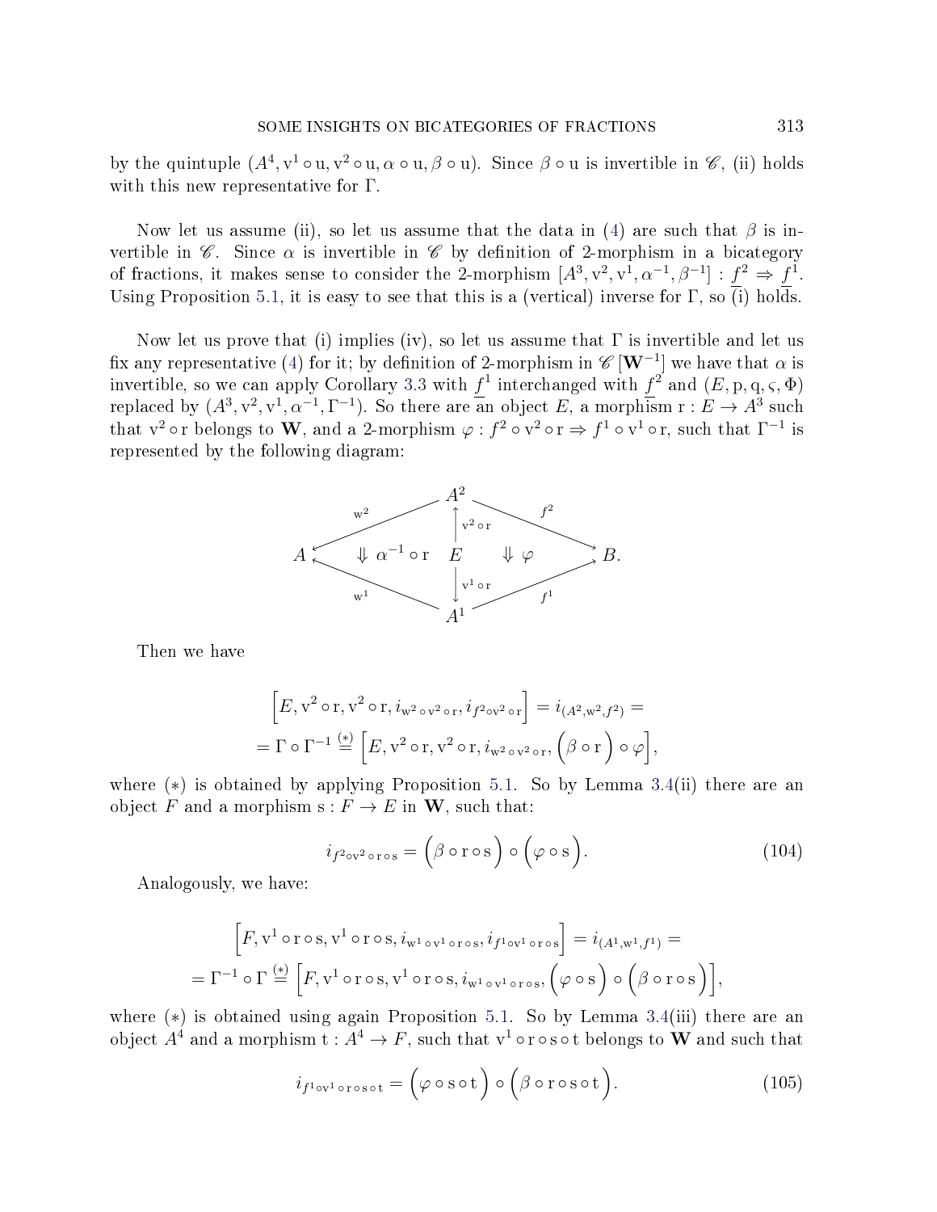by the quintuple $(A^4, \mathrm{v}^1 \circ \mathrm{u}, \mathrm{v}^2 \circ \mathrm{u}, \alpha \circ \mathrm{u}, \beta \circ \mathrm{u})$. Since $\beta \circ \mathrm{u}$ is invertible in $\mathscr{C}$, (ii) holds with this new representative for $\Gamma$.

Now let us assume (ii), so let us assume that the data in (4) are such that $\beta$ is invertible in $\mathscr{C}$. Since $\alpha$ is invertible in $\mathscr{C}$ by definition of 2-morphism in a bicategory of fractions, it makes sense to consider the 2-morphism $[A^3, \mathrm{v}^2, \mathrm{v}^1, \alpha^{-1}, \beta^{-1}] : \underline{f}^2 \Rightarrow \underline{f}^1$. Using Proposition 5.1, it is easy to see that this is a (vertical) inverse for $\Gamma$, so (i) holds.

Now let us prove that (i) implies (iv), so let us assume that $\Gamma$ is invertible and let us fix any representative (4) for it; by definition of 2-morphism in $\mathscr{C}\left[\mathbf{W}^{-1}\right]$ we have that $\alpha$ is invertible, so we can apply Corollary 3.3 with $\underline{f}^1$ interchanged with $\underline{f}^2$ and $(E, \mathrm{p}, \mathrm{q}, \varsigma, \Phi)$ replaced by $(A^3, \mathrm{v}^2, \mathrm{v}^1, \alpha^{-1}, \Gamma^{-1})$. So there are an object $E$, a morphism $\mathrm{r} : E \to A^3$ such that $\mathrm{v}^2 \circ \mathrm{r}$ belongs to $\mathbf{W}$, and a 2-morphism $\varphi : f^2 \circ \mathrm{v}^2 \circ \mathrm{r} \Rightarrow f^1 \circ \mathrm{v}^1 \circ \mathrm{r}$, such that $\Gamma^{-1}$ is represented by the following diagram:

$$
\begin{array}{ccccc}
 & & A^2 & & \\
 & \swarrow^{\mathrm{w}^2} & \uparrow{\scriptstyle \mathrm{v}^2 \circ \mathrm{r}} & \searrow^{f^2} & \\
A & \Downarrow \alpha^{-1} \circ \mathrm{r} & E & \Downarrow \varphi & B. \\
 & \nwarrow_{\mathrm{w}^1} & \downarrow{\scriptstyle \mathrm{v}^1 \circ \mathrm{r}} & \nearrow_{f^1} & \\
 & & A^1 & &
\end{array}
$$

Then we have

$$
\begin{gathered}
\Big[E, \mathrm{v}^2 \circ \mathrm{r}, \mathrm{v}^2 \circ \mathrm{r}, i_{\mathrm{w}^2 \circ \mathrm{v}^2 \circ \mathrm{r}}, i_{f^2 \circ \mathrm{v}^2 \circ \mathrm{r}}\Big] = i_{(A^2, \mathrm{w}^2, f^2)} = \\
= \Gamma \circ \Gamma^{-1} \stackrel{(*)}{=} \Big[E, \mathrm{v}^2 \circ \mathrm{r}, \mathrm{v}^2 \circ \mathrm{r}, i_{\mathrm{w}^2 \circ \mathrm{v}^2 \circ \mathrm{r}}, \Big(\beta \circ \mathrm{r}\Big) \circ \varphi\Big],
\end{gathered}
$$

where $(*)$ is obtained by applying Proposition 5.1. So by Lemma 3.4(ii) there are an object $F$ and a morphism $\mathrm{s} : F \to E$ in $\mathbf{W}$, such that:

$$
i_{f^2 \circ \mathrm{v}^2 \circ \mathrm{r} \circ \mathrm{s}} = \Big(\beta \circ \mathrm{r} \circ \mathrm{s}\Big) \circ \Big(\varphi \circ \mathrm{s}\Big). \tag{104}
$$

Analogously, we have:

$$
\begin{gathered}
\Big[F, \mathrm{v}^1 \circ \mathrm{r} \circ \mathrm{s}, \mathrm{v}^1 \circ \mathrm{r} \circ \mathrm{s}, i_{\mathrm{w}^1 \circ \mathrm{v}^1 \circ \mathrm{r} \circ \mathrm{s}}, i_{f^1 \circ \mathrm{v}^1 \circ \mathrm{r} \circ \mathrm{s}}\Big] = i_{(A^1, \mathrm{w}^1, f^1)} = \\
= \Gamma^{-1} \circ \Gamma \stackrel{(*)}{=} \Big[F, \mathrm{v}^1 \circ \mathrm{r} \circ \mathrm{s}, \mathrm{v}^1 \circ \mathrm{r} \circ \mathrm{s}, i_{\mathrm{w}^1 \circ \mathrm{v}^1 \circ \mathrm{r} \circ \mathrm{s}}, \Big(\varphi \circ \mathrm{s}\Big) \circ \Big(\beta \circ \mathrm{r} \circ \mathrm{s}\Big)\Big],
\end{gathered}
$$

where $(*)$ is obtained using again Proposition 5.1. So by Lemma 3.4(iii) there are an object $A^4$ and a morphism $\mathrm{t} : A^4 \to F$, such that $\mathrm{v}^1 \circ \mathrm{r} \circ \mathrm{s} \circ \mathrm{t}$ belongs to $\mathbf{W}$ and such that

$$
i_{f^1 \circ \mathrm{v}^1 \circ \mathrm{r} \circ \mathrm{s} \circ \mathrm{t}} = \Big(\varphi \circ \mathrm{s} \circ \mathrm{t}\Big) \circ \Big(\beta \circ \mathrm{r} \circ \mathrm{s} \circ \mathrm{t}\Big). \tag{105}
$$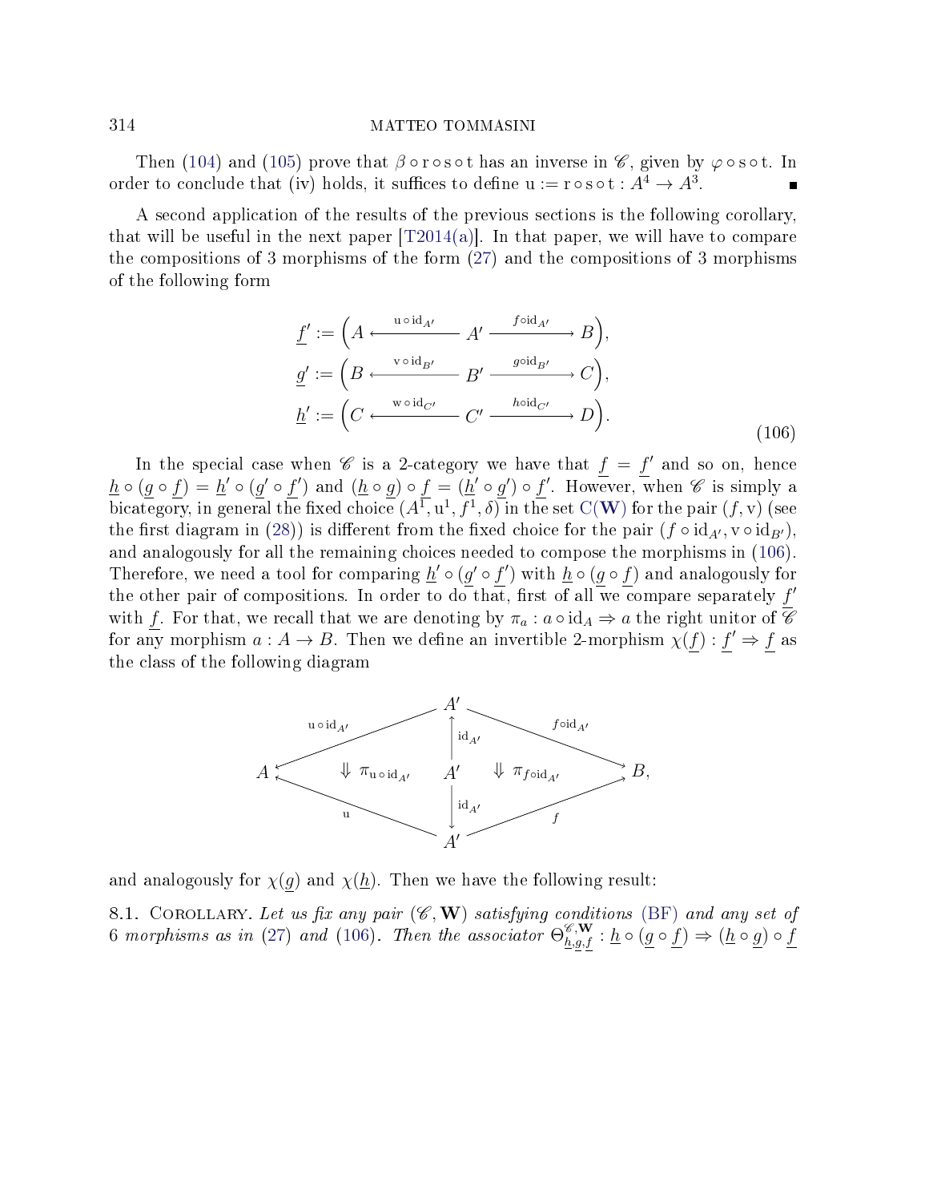Then (104) and (105) prove that $\beta \circ \mathrm{r} \circ \mathrm{s} \circ \mathrm{t}$ has an inverse in $\mathscr{C}$, given by $\varphi \circ \mathrm{s} \circ \mathrm{t}$. In order to conclude that (iv) holds, it suffices to define $\mathrm{u} := \mathrm{r} \circ \mathrm{s} \circ \mathrm{t} : A^4 \to A^3$. ∎

A second application of the results of the previous sections is the following corollary, that will be useful in the next paper [T2014(a)]. In that paper, we will have to compare the compositions of 3 morphisms of the form (27) and the compositions of 3 morphisms of the following form

$$
\begin{aligned}
\underline{f}' &:= \Big( A \xleftarrow{\;\mathrm{u} \circ \mathrm{id}_{A'}\;} A' \xrightarrow{\;f \circ \mathrm{id}_{A'}\;} B \Big), \\
\underline{g}' &:= \Big( B \xleftarrow{\;\mathrm{v} \circ \mathrm{id}_{B'}\;} B' \xrightarrow{\;g \circ \mathrm{id}_{B'}\;} C \Big), \\
\underline{h}' &:= \Big( C \xleftarrow{\;\mathrm{w} \circ \mathrm{id}_{C'}\;} C' \xrightarrow{\;h \circ \mathrm{id}_{C'}\;} D \Big).
\end{aligned}
\tag{106}
$$

In the special case when $\mathscr{C}$ is a 2-category we have that $\underline{f} = \underline{f}'$ and so on, hence $\underline{h} \circ (\underline{g} \circ \underline{f}) = \underline{h}' \circ (\underline{g}' \circ \underline{f}')$ and $(\underline{h} \circ \underline{g}) \circ \underline{f} = (\underline{h}' \circ \underline{g}') \circ \underline{f}'$. However, when $\mathscr{C}$ is simply a bicategory, in general the fixed choice $(A^1, \mathrm{u}^1, f^1, \delta)$ in the set $\mathrm{C}(\mathbf{W})$ for the pair $(f, \mathrm{v})$ (see the first diagram in (28)) is different from the fixed choice for the pair $(f \circ \mathrm{id}_{A'}, \mathrm{v} \circ \mathrm{id}_{B'})$, and analogously for all the remaining choices needed to compose the morphisms in (106). Therefore, we need a tool for comparing $\underline{h}' \circ (\underline{g}' \circ \underline{f}')$ with $\underline{h} \circ (\underline{g} \circ \underline{f})$ and analogously for the other pair of compositions. In order to do that, first of all we compare separately $\underline{f}'$ with $\underline{f}$. For that, we recall that we are denoting by $\pi_a : a \circ \mathrm{id}_A \Rightarrow a$ the right unitor of $\mathscr{C}$ for any morphism $a : A \to B$. Then we define an invertible 2-morphism $\chi(\underline{f}) : \underline{f}' \Rightarrow \underline{f}$ as the class of the following diagram

$$
\begin{array}{ccccc}
 & & A' & & \\
 & \overset{\mathrm{u} \circ \mathrm{id}_{A'}}{\swarrow} & \uparrow \mathrm{id}_{A'} & \overset{f \circ \mathrm{id}_{A'}}{\searrow} & \\
A & \Downarrow \pi_{\mathrm{u} \circ \mathrm{id}_{A'}} & A' & \Downarrow \pi_{f \circ \mathrm{id}_{A'}} & B, \\
 & \underset{\mathrm{u}}{\nwarrow} & \downarrow \mathrm{id}_{A'} & \underset{f}{\nearrow} & \\
 & & A' & &
\end{array}
$$

and analogously for $\chi(\underline{g})$ and $\chi(\underline{h})$. Then we have the following result:

8.1. Corollary. *Let us fix any pair $(\mathscr{C}, \mathbf{W})$ satisfying conditions (BF) and any set of 6 morphisms as in (27) and (106). Then the associator $\Theta^{\mathscr{C}, \mathbf{W}}_{\underline{h}, \underline{g}, \underline{f}} : \underline{h} \circ (\underline{g} \circ \underline{f}) \Rightarrow (\underline{h} \circ \underline{g}) \circ \underline{f}$*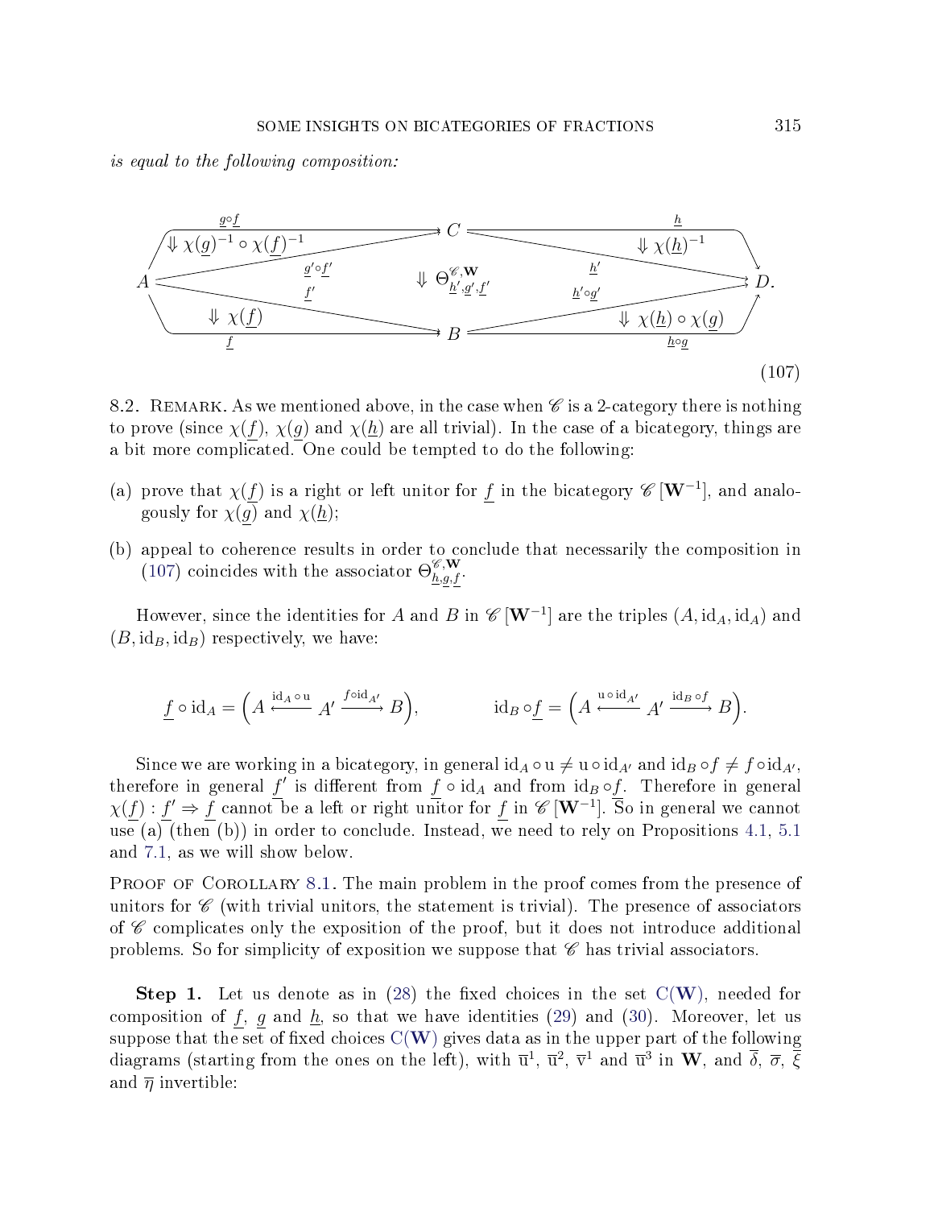*is equal to the following composition:*

$$
\begin{array}{c}
A \xrightarrow{\underline{g}\circ\underline{f}} C \xrightarrow{\underline{h}} D,\quad A \xrightarrow{\underline{f}} B \xrightarrow{\underline{h}\circ\underline{g}} D \\
\Downarrow \chi(\underline{g})^{-1}\circ\chi(\underline{f})^{-1} \quad (\underline{g}'\circ\underline{f}' \Rightarrow \underline{g}\circ\underline{f}) \qquad \Downarrow \chi(\underline{h})^{-1} \quad (\underline{h} \Rightarrow \underline{h}') \\
\Downarrow \Theta^{\mathscr{C},\mathbf{W}}_{\underline{h}',\underline{g}',\underline{f}'} \\
\Downarrow \chi(\underline{f}) \quad (\underline{f}' \Rightarrow \underline{f}) \qquad \Downarrow \chi(\underline{h})\circ\chi(\underline{g}) \quad (\underline{h}'\circ\underline{g}' \Rightarrow \underline{h}\circ\underline{g})
\end{array}
\tag{107}
$$

8.2. Remark. As we mentioned above, in the case when $\mathscr{C}$ is a 2-category there is nothing to prove (since $\chi(\underline{f})$, $\chi(\underline{g})$ and $\chi(\underline{h})$ are all trivial). In the case of a bicategory, things are a bit more complicated. One could be tempted to do the following:

(a) prove that $\chi(\underline{f})$ is a right or left unitor for $\underline{f}$ in the bicategory $\mathscr{C}\left[\mathbf{W}^{-1}\right]$, and analogously for $\chi(\underline{g})$ and $\chi(\underline{h})$;

(b) appeal to coherence results in order to conclude that necessarily the composition in (107) coincides with the associator $\Theta^{\mathscr{C},\mathbf{W}}_{\underline{h},\underline{g},\underline{f}}$.

However, since the identities for $A$ and $B$ in $\mathscr{C}\left[\mathbf{W}^{-1}\right]$ are the triples $(A, \mathrm{id}_A, \mathrm{id}_A)$ and $(B, \mathrm{id}_B, \mathrm{id}_B)$ respectively, we have:

$$
\underline{f}\circ\mathrm{id}_A = \Big(A \xleftarrow{\mathrm{id}_A\circ\,\mathrm{u}} A' \xrightarrow{f\circ\mathrm{id}_{A'}} B\Big), \qquad\qquad \mathrm{id}_B\circ\underline{f} = \Big(A \xleftarrow{\mathrm{u}\,\circ\,\mathrm{id}_{A'}} A' \xrightarrow{\mathrm{id}_B\circ f} B\Big).
$$

Since we are working in a bicategory, in general $\mathrm{id}_A\circ\mathrm{u} \neq \mathrm{u}\circ\mathrm{id}_{A'}$ and $\mathrm{id}_B\circ f \neq f\circ\mathrm{id}_{A'}$, therefore in general $\underline{f}'$ is different from $\underline{f}\circ\mathrm{id}_A$ and from $\mathrm{id}_B\circ\underline{f}$. Therefore in general $\chi(\underline{f}) : \underline{f}' \Rightarrow \underline{f}$ cannot be a left or right unitor for $\underline{f}$ in $\mathscr{C}\left[\mathbf{W}^{-1}\right]$. So in general we cannot use (a) (then (b)) in order to conclude. Instead, we need to rely on Propositions 4.1, 5.1 and 7.1, as we will show below.

Proof of Corollary 8.1. The main problem in the proof comes from the presence of unitors for $\mathscr{C}$ (with trivial unitors, the statement is trivial). The presence of associators of $\mathscr{C}$ complicates only the exposition of the proof, but it does not introduce additional problems. So for simplicity of exposition we suppose that $\mathscr{C}$ has trivial associators.

**Step 1.** Let us denote as in (28) the fixed choices in the set $\mathrm{C}(\mathbf{W})$, needed for composition of $\underline{f}$, $\underline{g}$ and $\underline{h}$, so that we have identities (29) and (30). Moreover, let us suppose that the set of fixed choices $\mathrm{C}(\mathbf{W})$ gives data as in the upper part of the following diagrams (starting from the ones on the left), with $\overline{\mathrm{u}}^1$, $\overline{\mathrm{u}}^2$, $\overline{\mathrm{v}}^1$ and $\overline{\mathrm{u}}^3$ in $\mathbf{W}$, and $\overline{\delta}$, $\overline{\sigma}$, $\overline{\xi}$ and $\overline{\eta}$ invertible: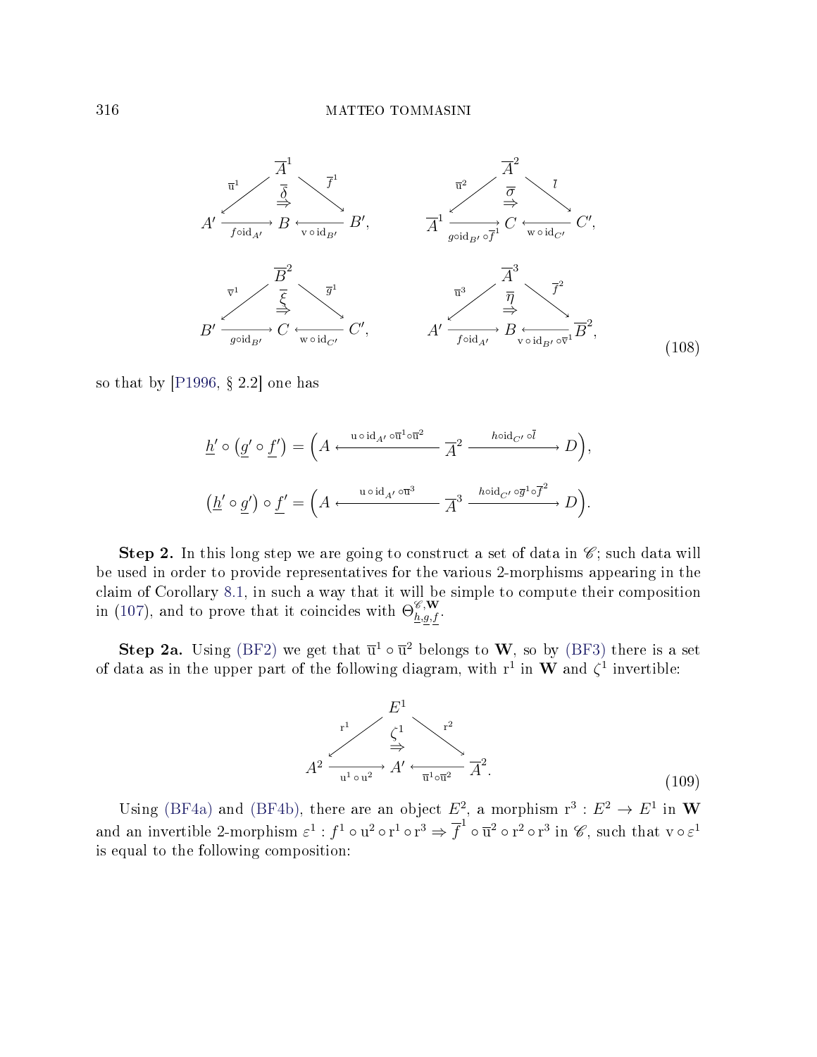$$
\begin{array}{ccc}
\begin{array}{c}
\overline{A}^1 \\
\overline{\mathrm{u}}^1 \swarrow \quad \overset{\overline{\delta}}{\Rightarrow} \quad \searrow \overline{f}^1 \\
A' \xrightarrow[f \circ \mathrm{id}_{A'}]{} B \xleftarrow[\mathrm{v} \circ \mathrm{id}_{B'}]{} B',
\end{array}
&
\begin{array}{c}
\overline{A}^2 \\
\overline{\mathrm{u}}^2 \swarrow \quad \overset{\overline{\sigma}}{\Rightarrow} \quad \searrow \overline{l} \\
\overline{A}^1 \xrightarrow[g \circ \mathrm{id}_{B'} \circ \overline{f}^1]{} C \xleftarrow[\mathrm{w} \circ \mathrm{id}_{C'}]{} C',
\end{array}
\\
\begin{array}{c}
\overline{B}^2 \\
\overline{\mathrm{v}}^1 \swarrow \quad \overset{\overline{\xi}}{\Rightarrow} \quad \searrow \overline{g}^1 \\
B' \xrightarrow[g \circ \mathrm{id}_{B'}]{} C \xleftarrow[\mathrm{w} \circ \mathrm{id}_{C'}]{} C',
\end{array}
&
\begin{array}{c}
\overline{A}^3 \\
\overline{\mathrm{u}}^3 \swarrow \quad \overset{\overline{\eta}}{\Rightarrow} \quad \searrow \overline{f}^2 \\
A' \xrightarrow[f \circ \mathrm{id}_{A'}]{} B \xleftarrow[\mathrm{v} \circ \mathrm{id}_{B'} \circ \overline{\mathrm{v}}^1]{} \overline{B}^2,
\end{array}
\end{array}
\tag{108}
$$

so that by [P1996, § 2.2] one has

$$
\underline{h}' \circ \left(\underline{g}' \circ \underline{f}'\right) = \Big(A \xleftarrow{\mathrm{u} \circ \mathrm{id}_{A'} \circ \overline{\mathrm{u}}^1 \circ \overline{\mathrm{u}}^2} \overline{A}^2 \xrightarrow{h \circ \mathrm{id}_{C'} \circ \overline{l}} D\Big),
$$

$$
\left(\underline{h}' \circ \underline{g}'\right) \circ \underline{f}' = \Big(A \xleftarrow{\mathrm{u} \circ \mathrm{id}_{A'} \circ \overline{\mathrm{u}}^3} \overline{A}^3 \xrightarrow{h \circ \mathrm{id}_{C'} \circ \overline{g}^1 \circ \overline{f}^2} D\Big).
$$

**Step 2.** In this long step we are going to construct a set of data in $\mathscr{C}$; such data will be used in order to provide representatives for the various 2-morphisms appearing in the claim of Corollary 8.1, in such a way that it will be simple to compute their composition in (107), and to prove that it coincides with $\Theta^{\mathscr{C},\mathbf{W}}_{\underline{h},\underline{g},\underline{f}}$.

**Step 2a.** Using (BF2) we get that $\overline{\mathrm{u}}^1 \circ \overline{\mathrm{u}}^2$ belongs to $\mathbf{W}$, so by (BF3) there is a set of data as in the upper part of the following diagram, with $\mathrm{r}^1$ in $\mathbf{W}$ and $\zeta^1$ invertible:

$$
\begin{array}{c}
E^1 \\
\mathrm{r}^1 \swarrow \quad \overset{\zeta^1}{\Rightarrow} \quad \searrow \mathrm{r}^2 \\
A^2 \xrightarrow[\mathrm{u}^1 \circ \mathrm{u}^2]{} A' \xleftarrow[\overline{\mathrm{u}}^1 \circ \overline{\mathrm{u}}^2]{} \overline{A}^2.
\end{array}
\tag{109}
$$

Using (BF4a) and (BF4b), there are an object $E^2$, a morphism $\mathrm{r}^3 : E^2 \to E^1$ in $\mathbf{W}$ and an invertible 2-morphism $\varepsilon^1 : f^1 \circ \mathrm{u}^2 \circ \mathrm{r}^1 \circ \mathrm{r}^3 \Rightarrow \overline{f}^1 \circ \overline{\mathrm{u}}^2 \circ \mathrm{r}^2 \circ \mathrm{r}^3$ in $\mathscr{C}$, such that $\mathrm{v} \circ \varepsilon^1$ is equal to the following composition: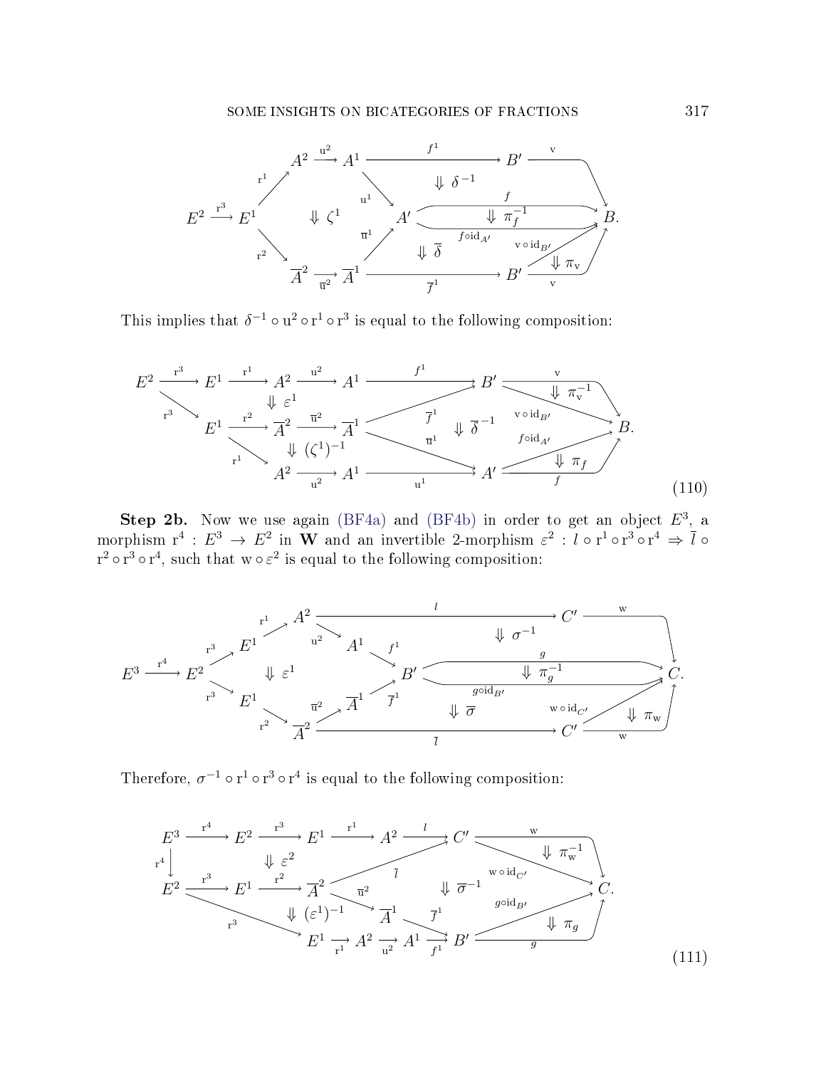$$
\begin{array}{c}
\text{[diagram]}\quad E^2 \xrightarrow{\mathrm{r}^3} E^1 \xrightarrow{\mathrm{r}^1} A^2 \xrightarrow{\mathrm{u}^2} A^1 \xrightarrow{f^1} B' \xrightarrow{\mathrm{v}} B,\quad E^1 \xrightarrow{\mathrm{r}^2} \overline{A}^2 \xrightarrow{\overline{\mathrm{u}}^2} \overline{A}^1 \xrightarrow{\overline{f}^1} B' \xrightarrow{\mathrm{v}} B,\\
\Downarrow \zeta^1,\ \Downarrow \delta^{-1},\ \Downarrow \pi_f^{-1},\ \Downarrow \overline{\delta},\ \Downarrow \pi_{\mathrm{v}}\ \text{(via } A' \text{ with } \mathrm{u}^1, \overline{\mathrm{u}}^1, f, f\circ \mathrm{id}_{A'}, \mathrm{v}\circ\mathrm{id}_{B'}\text{)}.
\end{array}
$$

This implies that $\delta^{-1} \circ \mathrm{u}^2 \circ \mathrm{r}^1 \circ \mathrm{r}^3$ is equal to the following composition:

$$
\begin{array}{c}
E^2 \xrightarrow{\mathrm{r}^3} E^1 \xrightarrow{\mathrm{r}^1} A^2 \xrightarrow{\mathrm{u}^2} A^1 \xrightarrow{f^1} B' \xrightarrow{\mathrm{v}} B,\quad E^2 \xrightarrow{\mathrm{r}^3} E^1 \xrightarrow{\mathrm{r}^2} \overline{A}^2 \xrightarrow{\overline{\mathrm{u}}^2} \overline{A}^1,\quad E^1 \xrightarrow{\mathrm{r}^1} A^2 \xrightarrow{\mathrm{u}^2} A^1 \xrightarrow{\mathrm{u}^1} A' \xrightarrow{f} B,\\
\Downarrow \varepsilon^1,\ \Downarrow (\zeta^1)^{-1},\ \Downarrow \overline{\delta}^{-1}\ (\overline{f}^1, \overline{\mathrm{u}}^1),\ \Downarrow \pi_{\mathrm{v}}^{-1}\ (\mathrm{v}\circ\mathrm{id}_{B'}),\ \Downarrow \pi_f\ (f\circ\mathrm{id}_{A'}).
\end{array}
\tag{110}
$$

**Step 2b.** Now we use again (BF4a) and (BF4b) in order to get an object $E^3$, a morphism $\mathrm{r}^4 : E^3 \to E^2$ in $\mathbf{W}$ and an invertible 2-morphism $\varepsilon^2 : l \circ \mathrm{r}^1 \circ \mathrm{r}^3 \circ \mathrm{r}^4 \Rightarrow \overline{l} \circ \mathrm{r}^2 \circ \mathrm{r}^3 \circ \mathrm{r}^4$, such that $\mathrm{w} \circ \varepsilon^2$ is equal to the following composition:

$$
\begin{array}{c}
E^3 \xrightarrow{\mathrm{r}^4} E^2 \xrightarrow{\mathrm{r}^3} E^1 \xrightarrow{\mathrm{r}^1} A^2 \xrightarrow{l} C' \xrightarrow{\mathrm{w}} C,\quad E^2 \xrightarrow{\mathrm{r}^3} E^1 \xrightarrow{\mathrm{r}^2} \overline{A}^2 \xrightarrow{\overline{l}} C' \xrightarrow{\mathrm{w}} C,\\
A^2 \xrightarrow{\mathrm{u}^2} A^1 \xrightarrow{f^1} B',\quad \overline{A}^2 \xrightarrow{\overline{\mathrm{u}}^2} \overline{A}^1 \xrightarrow{\overline{f}^1} B',\quad B' \xrightarrow{g} C,\\
\Downarrow \varepsilon^1,\ \Downarrow \sigma^{-1},\ \Downarrow \pi_g^{-1}\ (g\circ\mathrm{id}_{B'}),\ \Downarrow \overline{\sigma},\ \Downarrow \pi_{\mathrm{w}}\ (\mathrm{w}\circ\mathrm{id}_{C'}).
\end{array}
$$

Therefore, $\sigma^{-1} \circ \mathrm{r}^1 \circ \mathrm{r}^3 \circ \mathrm{r}^4$ is equal to the following composition:

$$
\begin{array}{c}
E^3 \xrightarrow{\mathrm{r}^4} E^2 \xrightarrow{\mathrm{r}^3} E^1 \xrightarrow{\mathrm{r}^1} A^2 \xrightarrow{l} C' \xrightarrow{\mathrm{w}} C,\quad E^3 \xrightarrow{\mathrm{r}^4} E^2 \xrightarrow{\mathrm{r}^3} E^1 \xrightarrow{\mathrm{r}^2} \overline{A}^2 \xrightarrow{\overline{l}} C',\\
\overline{A}^2 \xrightarrow{\overline{\mathrm{u}}^2} \overline{A}^1 \xrightarrow{\overline{f}^1} B',\quad E^2 \xrightarrow{\mathrm{r}^3} E^1 \xrightarrow{\mathrm{r}^1} A^2 \xrightarrow{\mathrm{u}^2} A^1 \xrightarrow{f^1} B' \xrightarrow{g} C,\\
\Downarrow \varepsilon^2,\ \Downarrow (\varepsilon^1)^{-1},\ \Downarrow \pi_{\mathrm{w}}^{-1}\ (\mathrm{w}\circ\mathrm{id}_{C'}),\ \Downarrow \overline{\sigma}^{-1},\ \Downarrow \pi_g\ (g\circ\mathrm{id}_{B'}).
\end{array}
\tag{111}
$$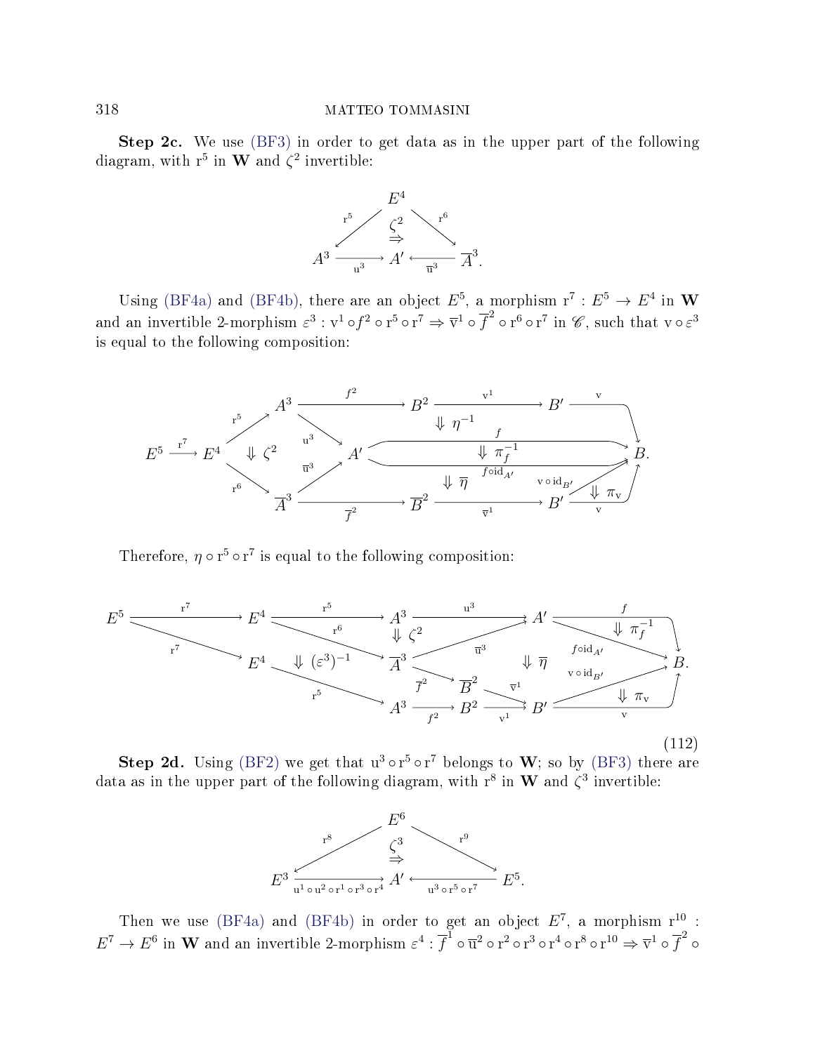**Step 2c.** We use (BF3) in order to get data as in the upper part of the following diagram, with $\mathrm{r}^5$ in $\mathbf{W}$ and $\zeta^2$ invertible:

$$
\begin{array}{ccccc}
 & & E^4 & & \\
 & \swarrow^{\mathrm{r}^5} & \overset{\zeta^2}{\Rightarrow} & \searrow^{\mathrm{r}^6} & \\
A^3 & \xrightarrow[\mathrm{u}^3]{} & A' & \xleftarrow[\overline{\mathrm{u}}^3]{} & \overline{A}^3.
\end{array}
$$

Using (BF4a) and (BF4b), there are an object $E^5$, a morphism $\mathrm{r}^7 : E^5 \to E^4$ in $\mathbf{W}$ and an invertible 2-morphism $\varepsilon^3 : \mathrm{v}^1 \circ f^2 \circ \mathrm{r}^5 \circ \mathrm{r}^7 \Rightarrow \overline{\mathrm{v}}^1 \circ \overline{f}^2 \circ \mathrm{r}^6 \circ \mathrm{r}^7$ in $\mathscr{C}$, such that $\mathrm{v} \circ \varepsilon^3$ is equal to the following composition:

$$
\begin{array}{c}
E^5 \xrightarrow{\mathrm{r}^7} E^4 \xrightarrow{\mathrm{r}^5} A^3 \xrightarrow{f^2} B^2 \xrightarrow{\mathrm{v}^1} B' \xrightarrow{\mathrm{v}} B, \quad \Downarrow \zeta^2,\ \Downarrow \eta^{-1},\ \Downarrow \pi_f^{-1},\ \Downarrow \overline{\eta},\ \Downarrow \pi_{\mathrm{v}} \\
E^4 \xrightarrow{\mathrm{r}^6} \overline{A}^3 \xrightarrow{\overline{f}^2} \overline{B}^2 \xrightarrow{\overline{\mathrm{v}}^1} B' \xrightarrow{\mathrm{v}} B, \quad A^3 \xrightarrow{\mathrm{u}^3} A',\ \overline{A}^3 \xrightarrow{\overline{\mathrm{u}}^3} A',\ A' \xrightarrow{f} B,\ A' \xrightarrow{f\circ \mathrm{id}_{A'}} B,\ B' \xrightarrow{\mathrm{v}\circ \mathrm{id}_{B'}} B.
\end{array}
$$

Therefore, $\eta \circ \mathrm{r}^5 \circ \mathrm{r}^7$ is equal to the following composition:

$$
\begin{array}{c}
E^5 \xrightarrow{\mathrm{r}^7} E^4 \xrightarrow{\mathrm{r}^5} A^3 \xrightarrow{\mathrm{u}^3} A' \xrightarrow{f} B, \quad \Downarrow (\varepsilon^3)^{-1},\ \Downarrow \zeta^2,\ \Downarrow \overline{\eta},\ \Downarrow \pi_f^{-1},\ \Downarrow \pi_{\mathrm{v}} \\
E^5 \xrightarrow{\mathrm{r}^7} E^4 \xrightarrow{\mathrm{r}^5} A^3 \xrightarrow{f^2} B^2 \xrightarrow{\mathrm{v}^1} B' \xrightarrow{\mathrm{v}} B, \quad E^4 \xrightarrow{\mathrm{r}^6} \overline{A}^3 \xrightarrow{\overline{\mathrm{u}}^3} A',\ \overline{A}^3 \xrightarrow{\overline{f}^2} \overline{B}^2 \xrightarrow{\overline{\mathrm{v}}^1} B',\ A' \xrightarrow{f\circ \mathrm{id}_{A'}} B,\ B' \xrightarrow{\mathrm{v}\circ \mathrm{id}_{B'}} B.
\end{array}
\tag{112}
$$

**Step 2d.** Using (BF2) we get that $\mathrm{u}^3 \circ \mathrm{r}^5 \circ \mathrm{r}^7$ belongs to $\mathbf{W}$; so by (BF3) there are data as in the upper part of the following diagram, with $\mathrm{r}^8$ in $\mathbf{W}$ and $\zeta^3$ invertible:

$$
\begin{array}{ccccc}
 & & E^6 & & \\
 & \swarrow^{\mathrm{r}^8} & \overset{\zeta^3}{\Rightarrow} & \searrow^{\mathrm{r}^9} & \\
E^3 & \xrightarrow[\mathrm{u}^1 \circ \mathrm{u}^2 \circ \mathrm{r}^1 \circ \mathrm{r}^3 \circ \mathrm{r}^4]{} & A' & \xleftarrow[\mathrm{u}^3 \circ \mathrm{r}^5 \circ \mathrm{r}^7]{} & E^5.
\end{array}
$$

Then we use (BF4a) and (BF4b) in order to get an object $E^7$, a morphism $\mathrm{r}^{10} : E^7 \to E^6$ in $\mathbf{W}$ and an invertible 2-morphism $\varepsilon^4 : \overline{f}^1 \circ \overline{\mathrm{u}}^2 \circ \mathrm{r}^2 \circ \mathrm{r}^3 \circ \mathrm{r}^4 \circ \mathrm{r}^8 \circ \mathrm{r}^{10} \Rightarrow \overline{\mathrm{v}}^1 \circ \overline{f}^2 \circ$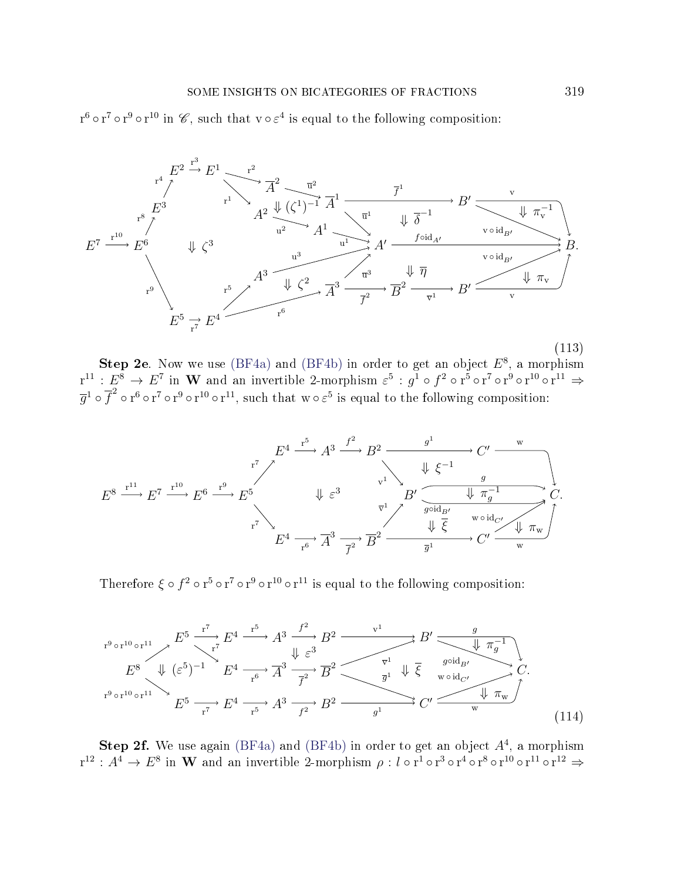$\mathrm{r}^6 \circ \mathrm{r}^7 \circ \mathrm{r}^9 \circ \mathrm{r}^{10}$ in $\mathscr{C}$, such that $\mathrm{v} \circ \varepsilon^4$ is equal to the following composition:

$$
\begin{array}{c}
E^7 \xrightarrow{\mathrm{r}^{10}} E^6 \xrightarrow{\mathrm{r}^8} E^3 \xrightarrow{\mathrm{r}^4} E^2 \xrightarrow{\mathrm{r}^3} E^1 \xrightarrow{\mathrm{r}^2} \overline{A}^2 \xrightarrow{\overline{\mathrm{u}}^2} \overline{A}^1 \xrightarrow{\overline{f}^1} B' \xrightarrow{\mathrm{v}} B \\
E^1 \xrightarrow{\mathrm{r}^1} A^2 \xrightarrow{\mathrm{u}^2} A^1 \xrightarrow{\mathrm{u}^1} A', \quad \overline{A}^1 \xrightarrow{\overline{\mathrm{u}}^1} A' \xrightarrow{f \circ \mathrm{id}_{A'}} B, \quad B' \xrightarrow{\mathrm{v} \circ \mathrm{id}_{B'}} B \\
E^6 \xrightarrow{\mathrm{r}^9} E^5 \xrightarrow{\mathrm{r}^7} E^4 \xrightarrow{\mathrm{r}^5} A^3 \xrightarrow{\mathrm{u}^3} A', \quad E^4 \xrightarrow{\mathrm{r}^6} \overline{A}^3 \xrightarrow{\overline{\mathrm{u}}^3} A' \\
\overline{A}^3 \xrightarrow{\overline{f}^2} \overline{B}^2 \xrightarrow{\overline{\mathrm{v}}^1} B' \xrightarrow{\mathrm{v}} B \\
\Downarrow \zeta^3, \quad \Downarrow (\zeta^1)^{-1}, \quad \Downarrow \zeta^2, \quad \Downarrow \overline{\delta}^{-1}, \quad \Downarrow \overline{\eta}, \quad \Downarrow \pi_{\mathrm{v}}^{-1}, \quad \Downarrow \pi_{\mathrm{v}}
\end{array}
\tag{113}
$$

**Step 2e**. Now we use (BF4a) and (BF4b) in order to get an object $E^8$, a morphism $\mathrm{r}^{11} : E^8 \to E^7$ in $\mathbf{W}$ and an invertible 2-morphism $\varepsilon^5 : g^1 \circ f^2 \circ \mathrm{r}^5 \circ \mathrm{r}^7 \circ \mathrm{r}^9 \circ \mathrm{r}^{10} \circ \mathrm{r}^{11} \Rightarrow \overline{g}^1 \circ \overline{f}^2 \circ \mathrm{r}^6 \circ \mathrm{r}^7 \circ \mathrm{r}^9 \circ \mathrm{r}^{10} \circ \mathrm{r}^{11}$, such that $\mathrm{w} \circ \varepsilon^5$ is equal to the following composition:

$$
\begin{array}{c}
E^8 \xrightarrow{\mathrm{r}^{11}} E^7 \xrightarrow{\mathrm{r}^{10}} E^6 \xrightarrow{\mathrm{r}^9} E^5 \\
E^5 \xrightarrow{\mathrm{r}^7} E^4 \xrightarrow{\mathrm{r}^5} A^3 \xrightarrow{f^2} B^2 \xrightarrow{g^1} C' \xrightarrow{\mathrm{w}} C, \quad B^2 \xrightarrow{\mathrm{v}^1} B' \\
E^5 \xrightarrow{\mathrm{r}^7} E^4 \xrightarrow{\mathrm{r}^6} \overline{A}^3 \xrightarrow{\overline{f}^2} \overline{B}^2 \xrightarrow{\overline{g}^1} C' \xrightarrow{\mathrm{w}} C, \quad \overline{B}^2 \xrightarrow{\overline{\mathrm{v}}^1} B' \\
B' \xrightarrow{g} C, \quad B' \xrightarrow{g \circ \mathrm{id}_{B'}} C, \quad C' \xrightarrow{\mathrm{w} \circ \mathrm{id}_{C'}} C \\
\Downarrow \varepsilon^3, \quad \Downarrow \xi^{-1}, \quad \Downarrow \pi_g^{-1}, \quad \Downarrow \overline{\xi}, \quad \Downarrow \pi_{\mathrm{w}}
\end{array}
$$

Therefore $\xi \circ f^2 \circ \mathrm{r}^5 \circ \mathrm{r}^7 \circ \mathrm{r}^9 \circ \mathrm{r}^{10} \circ \mathrm{r}^{11}$ is equal to the following composition:

$$
\begin{array}{c}
E^8 \xrightarrow{\mathrm{r}^9 \circ \mathrm{r}^{10} \circ \mathrm{r}^{11}} E^5 \xrightarrow{\mathrm{r}^7} E^4 \xrightarrow{\mathrm{r}^5} A^3 \xrightarrow{f^2} B^2 \xrightarrow{\mathrm{v}^1} B' \xrightarrow{g} C \\
E^5 \xrightarrow{\mathrm{r}^7} E^4 \xrightarrow{\mathrm{r}^6} \overline{A}^3 \xrightarrow{\overline{f}^2} \overline{B}^2, \quad \overline{B}^2 \xrightarrow{\overline{\mathrm{v}}^1} B', \quad \overline{B}^2 \xrightarrow{\overline{g}^1} C' \\
E^8 \xrightarrow{\mathrm{r}^9 \circ \mathrm{r}^{10} \circ \mathrm{r}^{11}} E^5 \xrightarrow{\mathrm{r}^7} E^4 \xrightarrow{\mathrm{r}^5} A^3 \xrightarrow{f^2} B^2 \xrightarrow{g^1} C' \xrightarrow{\mathrm{w}} C \\
B' \xrightarrow{g \circ \mathrm{id}_{B'}} C, \quad C' \xrightarrow{\mathrm{w} \circ \mathrm{id}_{C'}} C \\
\Downarrow (\varepsilon^5)^{-1}, \quad \Downarrow \varepsilon^3, \quad \Downarrow \overline{\xi}, \quad \Downarrow \pi_g^{-1}, \quad \Downarrow \pi_{\mathrm{w}}
\end{array}
\tag{114}
$$

**Step 2f.** We use again (BF4a) and (BF4b) in order to get an object $A^4$, a morphism $\mathrm{r}^{12} : A^4 \to E^8$ in $\mathbf{W}$ and an invertible 2-morphism $\rho : l \circ \mathrm{r}^1 \circ \mathrm{r}^3 \circ \mathrm{r}^4 \circ \mathrm{r}^8 \circ \mathrm{r}^{10} \circ \mathrm{r}^{11} \circ \mathrm{r}^{12} \Rightarrow$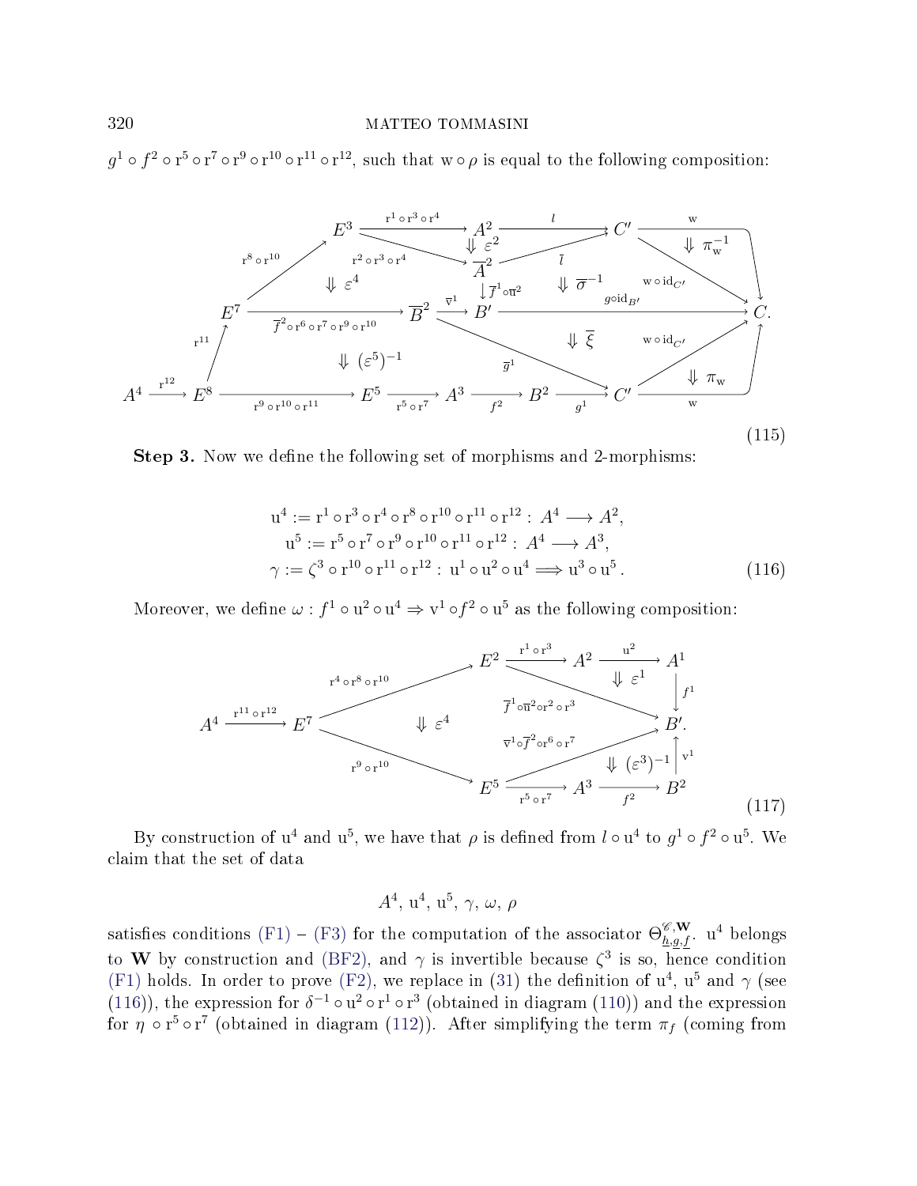$g^1 \circ f^2 \circ \mathrm{r}^5 \circ \mathrm{r}^7 \circ \mathrm{r}^9 \circ \mathrm{r}^{10} \circ \mathrm{r}^{11} \circ \mathrm{r}^{12}$, such that $\mathrm{w} \circ \rho$ is equal to the following composition:

$$
\begin{array}{c}
E^3 \xrightarrow{\mathrm{r}^1 \circ \mathrm{r}^3 \circ \mathrm{r}^4} A^2 \xrightarrow{l} C' \xrightarrow{\mathrm{w}} C, \quad E^3 \xrightarrow{\mathrm{r}^2 \circ \mathrm{r}^3 \circ \mathrm{r}^4} \overline{A}^2 \xrightarrow{\overline{l}} C', \quad \Downarrow \varepsilon^2, \quad \Downarrow \pi_{\mathrm{w}}^{-1}, \quad C' \xrightarrow{\mathrm{w} \circ \mathrm{id}_{C'}} C \\
E^7 \xrightarrow{\mathrm{r}^8 \circ \mathrm{r}^{10}} E^3, \quad \Downarrow \varepsilon^4, \quad \overline{A}^2 \xrightarrow{\overline{f}^1 \circ \overline{\mathrm{u}}^2} B' \;(\downarrow), \quad \Downarrow \overline{\sigma}^{-1} \\
E^7 \xrightarrow{\overline{f}^2 \circ \mathrm{r}^6 \circ \mathrm{r}^7 \circ \mathrm{r}^9 \circ \mathrm{r}^{10}} \overline{B}^2 \xrightarrow{\overline{\mathrm{v}}^1} B' \xrightarrow{g \circ \mathrm{id}_{B'}} C \\
E^8 \xrightarrow{\mathrm{r}^{11}} E^7, \quad \Downarrow (\varepsilon^5)^{-1}, \quad \overline{B}^2 \xrightarrow{\overline{g}^1} C', \quad \Downarrow \overline{\xi}, \quad C' \xrightarrow{\mathrm{w} \circ \mathrm{id}_{C'}} C, \quad \Downarrow \pi_{\mathrm{w}} \\
A^4 \xrightarrow{\mathrm{r}^{12}} E^8 \xrightarrow{\mathrm{r}^9 \circ \mathrm{r}^{10} \circ \mathrm{r}^{11}} E^5 \xrightarrow{\mathrm{r}^5 \circ \mathrm{r}^7} A^3 \xrightarrow{f^2} B^2 \xrightarrow{g^1} C' \xrightarrow{\mathrm{w}} C.
\end{array}
\tag{115}
$$

**Step 3.** Now we define the following set of morphisms and 2-morphisms:

$$
\begin{gathered}
\mathrm{u}^4 := \mathrm{r}^1 \circ \mathrm{r}^3 \circ \mathrm{r}^4 \circ \mathrm{r}^8 \circ \mathrm{r}^{10} \circ \mathrm{r}^{11} \circ \mathrm{r}^{12} : \; A^4 \longrightarrow A^2, \\
\mathrm{u}^5 := \mathrm{r}^5 \circ \mathrm{r}^7 \circ \mathrm{r}^9 \circ \mathrm{r}^{10} \circ \mathrm{r}^{11} \circ \mathrm{r}^{12} : \; A^4 \longrightarrow A^3, \\
\gamma := \zeta^3 \circ \mathrm{r}^{10} \circ \mathrm{r}^{11} \circ \mathrm{r}^{12} : \; \mathrm{u}^1 \circ \mathrm{u}^2 \circ \mathrm{u}^4 \Longrightarrow \mathrm{u}^3 \circ \mathrm{u}^5 .
\end{gathered}
\tag{116}
$$

Moreover, we define $\omega : f^1 \circ \mathrm{u}^2 \circ \mathrm{u}^4 \Rightarrow \mathrm{v}^1 \circ f^2 \circ \mathrm{u}^5$ as the following composition:

$$
\begin{array}{c}
E^2 \xrightarrow{\mathrm{r}^1 \circ \mathrm{r}^3} A^2 \xrightarrow{\mathrm{u}^2} A^1 \xrightarrow{f^1} B', \quad \Downarrow \varepsilon^1, \quad E^2 \xrightarrow{\overline{f}^1 \circ \overline{\mathrm{u}}^2 \circ \mathrm{r}^2 \circ \mathrm{r}^3} B' \\
A^4 \xrightarrow{\mathrm{r}^{11} \circ \mathrm{r}^{12}} E^7, \quad E^7 \xrightarrow{\mathrm{r}^4 \circ \mathrm{r}^8 \circ \mathrm{r}^{10}} E^2, \quad \Downarrow \varepsilon^4, \quad E^7 \xrightarrow{\mathrm{r}^9 \circ \mathrm{r}^{10}} E^5 \\
E^5 \xrightarrow{\overline{\mathrm{v}}^1 \circ \overline{f}^2 \circ \mathrm{r}^6 \circ \mathrm{r}^7} B', \quad \Downarrow (\varepsilon^3)^{-1}, \quad E^5 \xrightarrow{\mathrm{r}^5 \circ \mathrm{r}^7} A^3 \xrightarrow{f^2} B^2 \xrightarrow{\mathrm{v}^1} B'.
\end{array}
\tag{117}
$$

By construction of $\mathrm{u}^4$ and $\mathrm{u}^5$, we have that $\rho$ is defined from $l \circ \mathrm{u}^4$ to $g^1 \circ f^2 \circ \mathrm{u}^5$. We claim that the set of data

$$A^4, \, \mathrm{u}^4, \, \mathrm{u}^5, \, \gamma, \, \omega, \, \rho$$

satisfies conditions (F1) – (F3) for the computation of the associator $\Theta^{\mathscr{C},\mathbf{W}}_{\underline{h},\underline{g},\underline{f}}$. $\mathrm{u}^4$ belongs to $\mathbf{W}$ by construction and (BF2), and $\gamma$ is invertible because $\zeta^3$ is so, hence condition (F1) holds. In order to prove (F2), we replace in (31) the definition of $\mathrm{u}^4$, $\mathrm{u}^5$ and $\gamma$ (see (116)), the expression for $\delta^{-1} \circ \mathrm{u}^2 \circ \mathrm{r}^1 \circ \mathrm{r}^3$ (obtained in diagram (110)) and the expression for $\eta \circ \mathrm{r}^5 \circ \mathrm{r}^7$ (obtained in diagram (112)). After simplifying the term $\pi_f$ (coming from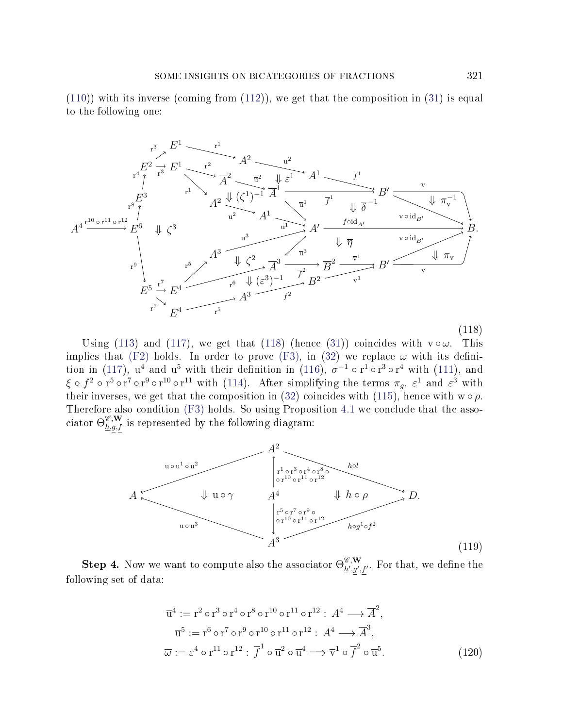(110)) with its inverse (coming from (112)), we get that the composition in (31) is equal to the following one:

$$
\begin{array}{c}
A^4 \xrightarrow{\mathrm{r}^{10}\circ\mathrm{r}^{11}\circ\mathrm{r}^{12}} E^6 \xrightarrow{\mathrm{r}^8} E^3 \xrightarrow{\mathrm{r}^4} E^2 \xrightarrow{\mathrm{r}^3} E^1 \xrightarrow{\mathrm{r}^1} A^2 \xrightarrow{\mathrm{u}^2} A^1 \xrightarrow{f^1} B' \xrightarrow{\mathrm{v}} B, \\
E^2 \xrightarrow{\mathrm{r}^3} E^1 \xrightarrow{\mathrm{r}^2} \overline{A}^2 \xrightarrow{\overline{\mathrm{u}}^2} \overline{A}^1 \xrightarrow{\overline{f}^1} B', \quad \Downarrow \varepsilon^1, \quad E^1 \xrightarrow{\mathrm{r}^1} A^2 \xrightarrow{\mathrm{u}^2} A^1 \xrightarrow{\mathrm{u}^1} A', \quad \Downarrow (\zeta^1)^{-1}, \quad \overline{A}^1 \xrightarrow{\overline{\mathrm{u}}^1} A', \quad \Downarrow \overline{\delta}^{\,-1}, \quad \Downarrow \pi_{\mathrm{v}}^{-1}, \\
A' \xrightarrow{f\circ \mathrm{id}_{A'}} B' \xrightarrow{\mathrm{v}\circ\mathrm{id}_{B'}} B, \quad \Downarrow \zeta^3, \quad \Downarrow \overline{\eta}, \\
E^6 \xrightarrow{\mathrm{r}^9} E^5 \xrightarrow{\mathrm{r}^7} E^4 \xrightarrow{\mathrm{r}^5} A^3 \xrightarrow{\mathrm{u}^3} A', \quad \Downarrow \zeta^2, \quad E^4 \xrightarrow{\mathrm{r}^6} \overline{A}^3 \xrightarrow{\overline{\mathrm{u}}^3} A', \quad \overline{A}^3 \xrightarrow{\overline{f}^2} \overline{B}^2 \xrightarrow{\overline{\mathrm{v}}^1} B' \xrightarrow{\mathrm{v}\circ\mathrm{id}_{B'}} B, \quad \Downarrow \pi_{\mathrm{v}}, \\
\Downarrow (\varepsilon^3)^{-1}, \quad E^5 \xrightarrow{\mathrm{r}^7} E^4 \xrightarrow{\mathrm{r}^5} A^3 \xrightarrow{f^2} B^2 \xrightarrow{\mathrm{v}^1} B' \xrightarrow{\mathrm{v}} B.
\end{array}
\tag{118}
$$

Using (113) and (117), we get that (118) (hence (31)) coincides with $\mathrm{v}\circ\omega$. This implies that (F2) holds. In order to prove (F3), in (32) we replace $\omega$ with its definition in (117), $\mathrm{u}^4$ and $\mathrm{u}^5$ with their definition in (116), $\sigma^{-1}\circ\mathrm{r}^1\circ\mathrm{r}^3\circ\mathrm{r}^4$ with (111), and $\xi\circ f^2\circ\mathrm{r}^5\circ\mathrm{r}^7\circ\mathrm{r}^9\circ\mathrm{r}^{10}\circ\mathrm{r}^{11}$ with (114). After simplifying the terms $\pi_g$, $\varepsilon^1$ and $\varepsilon^3$ with their inverses, we get that the composition in (32) coincides with (115), hence with $\mathrm{w}\circ\rho$. Therefore also condition (F3) holds. So using Proposition 4.1 we conclude that the associator $\Theta^{\mathscr{C},\mathbf{W}}_{\underline{h},\underline{g},\underline{f}}$ is represented by the following diagram:

$$
\begin{array}{ccccc}
 & & A^2 & & \\
 & \swarrow^{\mathrm{u}\circ\mathrm{u}^1\circ\mathrm{u}^2} & \uparrow{\scriptstyle \mathrm{r}^1\circ\mathrm{r}^3\circ\mathrm{r}^4\circ\mathrm{r}^8\circ\mathrm{r}^{10}\circ\mathrm{r}^{11}\circ\mathrm{r}^{12}} & \searrow^{h\circ l} & \\
A & \Downarrow \mathrm{u}\circ\gamma & A^4 & \Downarrow h\circ\rho & D. \\
 & \nwarrow_{\mathrm{u}\circ\mathrm{u}^3} & \downarrow{\scriptstyle \mathrm{r}^5\circ\mathrm{r}^7\circ\mathrm{r}^9\circ\mathrm{r}^{10}\circ\mathrm{r}^{11}\circ\mathrm{r}^{12}} & \nearrow_{h\circ g^1\circ f^2} & \\
 & & A^3 & &
\end{array}
\tag{119}
$$

**Step 4.** Now we want to compute also the associator $\Theta^{\mathscr{C},\mathbf{W}}_{\underline{h}',\underline{g}',\underline{f}'}$. For that, we define the following set of data:

$$
\begin{gathered}
\overline{\mathrm{u}}^4 := \mathrm{r}^2\circ\mathrm{r}^3\circ\mathrm{r}^4\circ\mathrm{r}^8\circ\mathrm{r}^{10}\circ\mathrm{r}^{11}\circ\mathrm{r}^{12} : A^4 \longrightarrow \overline{A}^2, \\
\overline{\mathrm{u}}^5 := \mathrm{r}^6\circ\mathrm{r}^7\circ\mathrm{r}^9\circ\mathrm{r}^{10}\circ\mathrm{r}^{11}\circ\mathrm{r}^{12} : A^4 \longrightarrow \overline{A}^3, \\
\overline{\omega} := \varepsilon^4\circ\mathrm{r}^{11}\circ\mathrm{r}^{12} : \overline{f}^1\circ\overline{\mathrm{u}}^2\circ\overline{\mathrm{u}}^4 \Longrightarrow \overline{\mathrm{v}}^1\circ\overline{f}^2\circ\overline{\mathrm{u}}^5.
\end{gathered}
\tag{120}
$$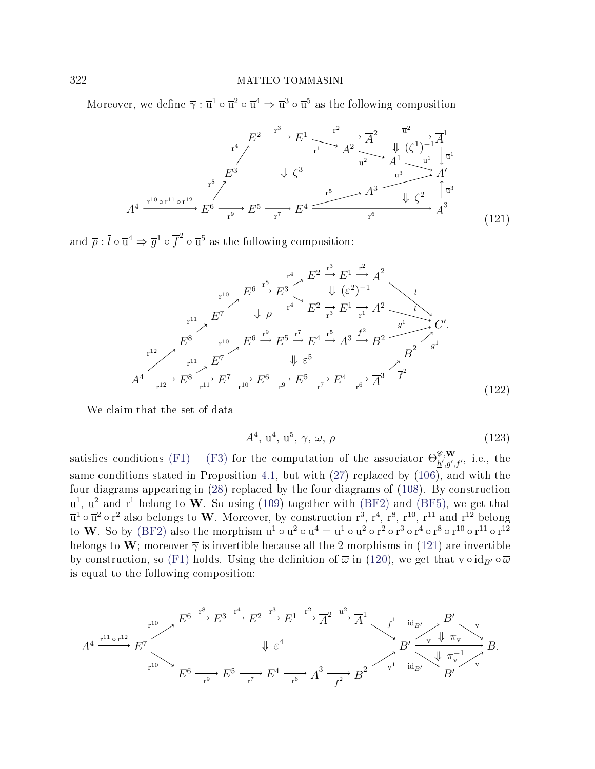Moreover, we define $\overline{\gamma}: \overline{\mathrm{u}}^1 \circ \overline{\mathrm{u}}^2 \circ \overline{\mathrm{u}}^4 \Rightarrow \overline{\mathrm{u}}^3 \circ \overline{\mathrm{u}}^5$ as the following composition

$$
\begin{array}{c}
A^4 \xrightarrow{\mathrm{r}^{10}\circ\mathrm{r}^{11}\circ\mathrm{r}^{12}} E^6 \xrightarrow{\mathrm{r}^8} E^3 \xrightarrow{\mathrm{r}^4} E^2 \xrightarrow{\mathrm{r}^3} E^1 \xrightarrow{\mathrm{r}^2} \overline{A}^2 \xrightarrow{\overline{\mathrm{u}}^2} \overline{A}^1 \xrightarrow{\overline{\mathrm{u}}^1} A' \\
E^1 \xrightarrow{\mathrm{r}^1} A^2 \xrightarrow{\mathrm{u}^2} A^1 \xrightarrow{\mathrm{u}^1} A' \quad \Downarrow (\zeta^1)^{-1} \\
\Downarrow \zeta^3 \\
E^6 \xrightarrow{\mathrm{r}^9} E^5 \xrightarrow{\mathrm{r}^7} E^4 \xrightarrow{\mathrm{r}^5} A^3 \xrightarrow{\mathrm{u}^3} A' \quad \Downarrow \zeta^2 \\
E^4 \xrightarrow{\mathrm{r}^6} \overline{A}^3 \xrightarrow{\overline{\mathrm{u}}^3} A'
\end{array}
\tag{121}
$$

and $\overline{\rho}: \overline{l} \circ \overline{\mathrm{u}}^4 \Rightarrow \overline{g}^1 \circ \overline{f}^2 \circ \overline{\mathrm{u}}^5$ as the following composition:

$$
\begin{array}{c}
A^4 \xrightarrow{\mathrm{r}^{12}} E^8 \xrightarrow{\mathrm{r}^{11}} E^7 \xrightarrow{\mathrm{r}^{10}} E^6 \xrightarrow{\mathrm{r}^8} E^3 \xrightarrow{\mathrm{r}^4} E^2 \xrightarrow{\mathrm{r}^3} E^1 \xrightarrow{\mathrm{r}^2} \overline{A}^2 \xrightarrow{\overline{l}} C' \\
\Downarrow (\varepsilon^2)^{-1} \\
E^3 \xrightarrow{\mathrm{r}^4} E^2 \xrightarrow{\mathrm{r}^3} E^1 \xrightarrow{\mathrm{r}^1} A^2 \xrightarrow{l} C' \\
\Downarrow \rho \\
E^7 \xrightarrow{\mathrm{r}^{10}} E^6 \xrightarrow{\mathrm{r}^9} E^5 \xrightarrow{\mathrm{r}^7} E^4 \xrightarrow{\mathrm{r}^5} A^3 \xrightarrow{f^2} B^2 \xrightarrow{g^1} C' \\
\Downarrow \varepsilon^5 \\
A^4 \xrightarrow{\mathrm{r}^{12}} E^8 \xrightarrow{\mathrm{r}^{11}} E^7 \xrightarrow{\mathrm{r}^{10}} E^6 \xrightarrow{\mathrm{r}^9} E^5 \xrightarrow{\mathrm{r}^7} E^4 \xrightarrow{\mathrm{r}^6} \overline{A}^3 \xrightarrow{\overline{f}^2} \overline{B}^2 \xrightarrow{\overline{g}^1} C'.
\end{array}
\tag{122}
$$

We claim that the set of data

$$
A^4,\ \overline{\mathrm{u}}^4,\ \overline{\mathrm{u}}^5,\ \overline{\gamma},\ \overline{\omega},\ \overline{\rho} \tag{123}
$$

satisfies conditions (F1) – (F3) for the computation of the associator $\Theta^{\mathscr{C},\mathbf{W}}_{\underline{h}',\underline{g}',\underline{f}'}$, i.e., the same conditions stated in Proposition 4.1, but with (27) replaced by (106), and with the four diagrams appearing in (28) replaced by the four diagrams of (108). By construction $\mathrm{u}^1$, $\mathrm{u}^2$ and $\mathrm{r}^1$ belong to $\mathbf{W}$. So using (109) together with (BF2) and (BF5), we get that $\overline{\mathrm{u}}^1 \circ \overline{\mathrm{u}}^2 \circ \mathrm{r}^2$ also belongs to $\mathbf{W}$. Moreover, by construction $\mathrm{r}^3$, $\mathrm{r}^4$, $\mathrm{r}^8$, $\mathrm{r}^{10}$, $\mathrm{r}^{11}$ and $\mathrm{r}^{12}$ belong to $\mathbf{W}$. So by (BF2) also the morphism $\overline{\mathrm{u}}^1 \circ \overline{\mathrm{u}}^2 \circ \overline{\mathrm{u}}^4 = \overline{\mathrm{u}}^1 \circ \overline{\mathrm{u}}^2 \circ \mathrm{r}^2 \circ \mathrm{r}^3 \circ \mathrm{r}^4 \circ \mathrm{r}^8 \circ \mathrm{r}^{10} \circ \mathrm{r}^{11} \circ \mathrm{r}^{12}$ belongs to $\mathbf{W}$; moreover $\overline{\gamma}$ is invertible because all the 2-morphisms in (121) are invertible by construction, so (F1) holds. Using the definition of $\overline{\omega}$ in (120), we get that $\mathrm{v} \circ \mathrm{id}_{B'} \circ \overline{\omega}$ is equal to the following composition:

$$
\begin{array}{c}
A^4 \xrightarrow{\mathrm{r}^{11}\circ\mathrm{r}^{12}} E^7 \xrightarrow{\mathrm{r}^{10}} E^6 \xrightarrow{\mathrm{r}^8} E^3 \xrightarrow{\mathrm{r}^4} E^2 \xrightarrow{\mathrm{r}^3} E^1 \xrightarrow{\mathrm{r}^2} \overline{A}^2 \xrightarrow{\overline{\mathrm{u}}^2} \overline{A}^1 \xrightarrow{\overline{f}^1} B' \xrightarrow{\mathrm{id}_{B'}} B' \xrightarrow{\mathrm{v}} B \\
\Downarrow \varepsilon^4 \qquad\qquad B' \xrightarrow{\mathrm{v}} B \quad \Downarrow \pi_{\mathrm{v}},\ \Downarrow \pi_{\mathrm{v}}^{-1} \\
E^7 \xrightarrow{\mathrm{r}^{10}} E^6 \xrightarrow{\mathrm{r}^9} E^5 \xrightarrow{\mathrm{r}^7} E^4 \xrightarrow{\mathrm{r}^6} \overline{A}^3 \xrightarrow{\overline{f}^2} \overline{B}^2 \xrightarrow{\overline{\mathrm{v}}^1} B' \xrightarrow{\mathrm{id}_{B'}} B' \xrightarrow{\mathrm{v}} B.
\end{array}
$$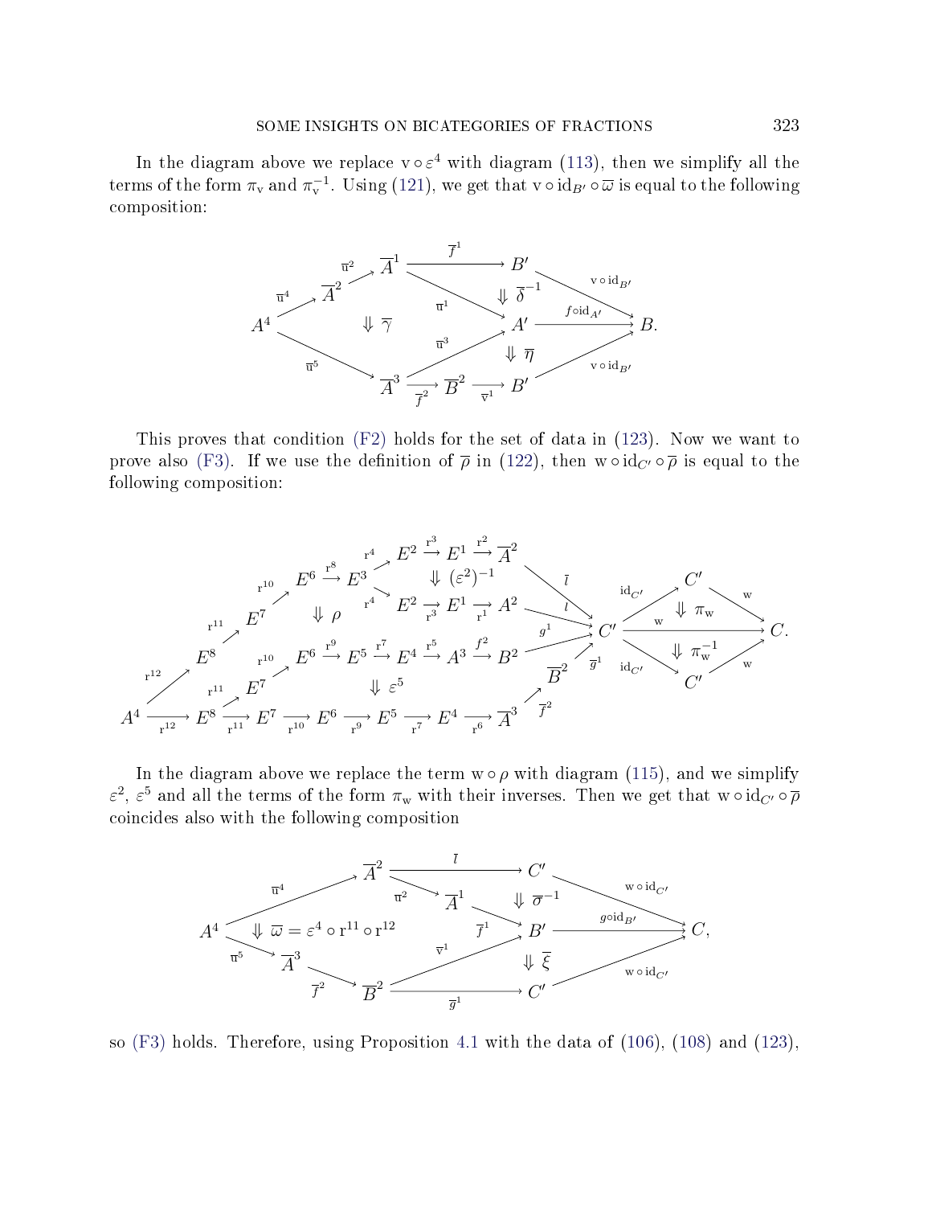In the diagram above we replace $\mathrm{v} \circ \varepsilon^4$ with diagram (113), then we simplify all the terms of the form $\pi_{\mathrm{v}}$ and $\pi_{\mathrm{v}}^{-1}$. Using (121), we get that $\mathrm{v} \circ \mathrm{id}_{B'} \circ \overline{\omega}$ is equal to the following composition:

$$
\begin{array}{c}
A^4 \xrightarrow{\overline{\mathrm{u}}^4} \overline{A}^2 \xrightarrow{\overline{\mathrm{u}}^2} \overline{A}^1 \xrightarrow{\overline{f}^1} B' \xrightarrow{\mathrm{v} \circ \mathrm{id}_{B'}} B \\
\Downarrow \overline{\gamma} \qquad \overline{A}^1 \xrightarrow{\overline{\mathrm{u}}^1} A' \xrightarrow{f \circ \mathrm{id}_{A'}} B, \quad \Downarrow \overline{\delta}^{-1} \\
A^4 \xrightarrow{\overline{\mathrm{u}}^5} \overline{A}^3 \xrightarrow{\overline{\mathrm{u}}^3} A', \quad \Downarrow \overline{\eta} \\
\overline{A}^3 \xrightarrow{\overline{f}^2} \overline{B}^2 \xrightarrow{\overline{\mathrm{v}}^1} B' \xrightarrow{\mathrm{v} \circ \mathrm{id}_{B'}} B.
\end{array}
$$

This proves that condition (F2) holds for the set of data in (123). Now we want to prove also (F3). If we use the definition of $\overline{\rho}$ in (122), then $\mathrm{w} \circ \mathrm{id}_{C'} \circ \overline{\rho}$ is equal to the following composition:

$$
\begin{array}{c}
A^4 \xrightarrow{\mathrm{r}^{12}} E^8 \xrightarrow{\mathrm{r}^{11}} E^7 \xrightarrow{\mathrm{r}^{10}} E^6 \xrightarrow{\mathrm{r}^8} E^3 \xrightarrow{\mathrm{r}^4} E^2 \xrightarrow{\mathrm{r}^3} E^1 \xrightarrow{\mathrm{r}^2} \overline{A}^2 \xrightarrow{\overline{l}} C' \\
\Downarrow (\varepsilon^2)^{-1} \\
E^3 \xrightarrow{\mathrm{r}^4} E^2 \xrightarrow{\mathrm{r}^3} E^1 \xrightarrow{\mathrm{r}^1} A^2 \xrightarrow{l} C' \\
\Downarrow \rho \\
E^7 \xrightarrow{\mathrm{r}^{10}} E^6 \xrightarrow{\mathrm{r}^9} E^5 \xrightarrow{\mathrm{r}^7} E^4 \xrightarrow{\mathrm{r}^5} A^3 \xrightarrow{f^2} B^2 \xrightarrow{g^1} C' \\
\Downarrow \varepsilon^5 \\
A^4 \xrightarrow{\mathrm{r}^{12}} E^8 \xrightarrow{\mathrm{r}^{11}} E^7 \xrightarrow{\mathrm{r}^{10}} E^6 \xrightarrow{\mathrm{r}^9} E^5 \xrightarrow{\mathrm{r}^7} E^4 \xrightarrow{\mathrm{r}^6} \overline{A}^3 \xrightarrow{\overline{f}^2} \overline{B}^2 \xrightarrow{\overline{g}^1} C' \\[1em]
C' \xrightarrow{\mathrm{id}_{C'}} C' \xrightarrow{\mathrm{w}} C, \quad \Downarrow \pi_{\mathrm{w}}, \quad C' \xrightarrow{\mathrm{w}} C, \quad \Downarrow \pi_{\mathrm{w}}^{-1}, \quad C' \xrightarrow{\mathrm{id}_{C'}} C' \xrightarrow{\mathrm{w}} C.
\end{array}
$$

In the diagram above we replace the term $\mathrm{w} \circ \rho$ with diagram (115), and we simplify $\varepsilon^2$, $\varepsilon^5$ and all the terms of the form $\pi_{\mathrm{w}}$ with their inverses. Then we get that $\mathrm{w} \circ \mathrm{id}_{C'} \circ \overline{\rho}$ coincides also with the following composition

$$
\begin{array}{c}
A^4 \xrightarrow{\overline{\mathrm{u}}^4} \overline{A}^2 \xrightarrow{\overline{l}} C' \xrightarrow{\mathrm{w} \circ \mathrm{id}_{C'}} C \\
\Downarrow \overline{\omega} = \varepsilon^4 \circ \mathrm{r}^{11} \circ \mathrm{r}^{12} \qquad \overline{A}^2 \xrightarrow{\overline{\mathrm{u}}^2} \overline{A}^1 \xrightarrow{\overline{f}^1} B' \xrightarrow{g \circ \mathrm{id}_{B'}} C, \quad \Downarrow \overline{\sigma}^{-1} \\
A^4 \xrightarrow{\overline{\mathrm{u}}^5} \overline{A}^3 \xrightarrow{\overline{f}^2} \overline{B}^2 \xrightarrow{\overline{\mathrm{v}}^1} B', \quad \Downarrow \overline{\xi} \\
\overline{B}^2 \xrightarrow{\overline{g}^1} C' \xrightarrow{\mathrm{w} \circ \mathrm{id}_{C'}} C,
\end{array}
$$

so (F3) holds. Therefore, using Proposition 4.1 with the data of (106), (108) and (123),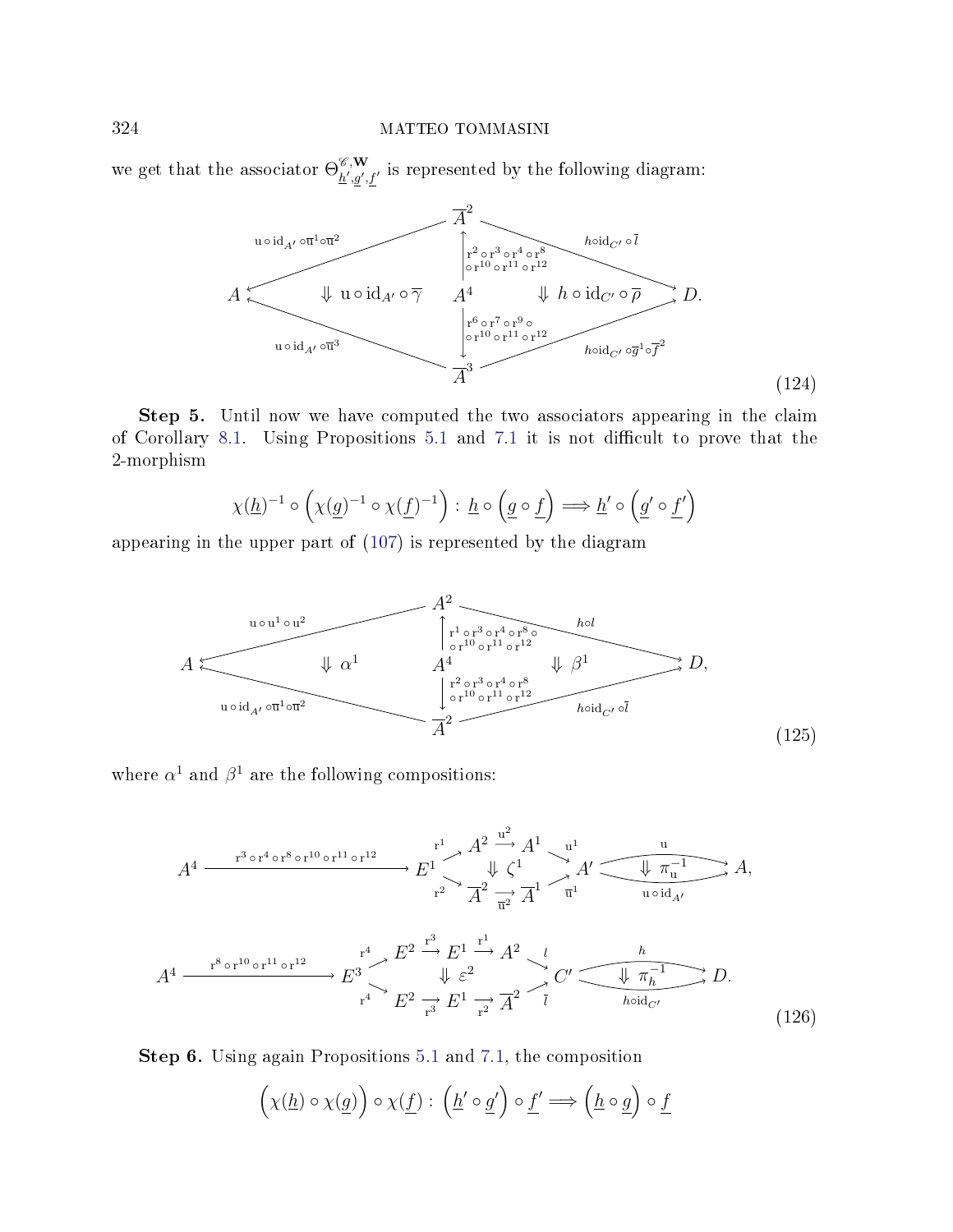we get that the associator $\Theta^{\mathscr{C},\mathbf{W}}_{\underline{h}',\underline{g}',\underline{f}'}$ is represented by the following diagram:

$$
\begin{array}{ccccc}
 & & \overline{A}^2 & & \\
 & \swarrow^{\mathrm{u}\circ\mathrm{id}_{A'}\circ\overline{\mathrm{u}}^1\circ\overline{\mathrm{u}}^2} & \uparrow{\scriptstyle \mathrm{r}^2\circ\mathrm{r}^3\circ\mathrm{r}^4\circ\mathrm{r}^8\circ\mathrm{r}^{10}\circ\mathrm{r}^{11}\circ\mathrm{r}^{12}} & \searrow^{h\circ\mathrm{id}_{C'}\circ\overline{l}} & \\
A & \Downarrow\, \mathrm{u}\circ\mathrm{id}_{A'}\circ\overline{\gamma} & A^4 & \Downarrow\, h\circ\mathrm{id}_{C'}\circ\overline{\rho} & D. \\
 & \nwarrow_{\mathrm{u}\circ\mathrm{id}_{A'}\circ\overline{\mathrm{u}}^3} & \downarrow{\scriptstyle \mathrm{r}^6\circ\mathrm{r}^7\circ\mathrm{r}^9\circ\mathrm{r}^{10}\circ\mathrm{r}^{11}\circ\mathrm{r}^{12}} & \nearrow_{h\circ\mathrm{id}_{C'}\circ\overline{g}^1\circ\overline{f}^2} & \\
 & & \overline{A}^3 & &
\end{array}
\tag{124}
$$

**Step 5.** Until now we have computed the two associators appearing in the claim of Corollary 8.1. Using Propositions 5.1 and 7.1 it is not difficult to prove that the 2-morphism

$$\chi(\underline{h})^{-1}\circ\Big(\chi(\underline{g})^{-1}\circ\chi(\underline{f})^{-1}\Big):\,\underline{h}\circ\Big(\underline{g}\circ\underline{f}\Big)\Longrightarrow\underline{h}'\circ\Big(\underline{g}'\circ\underline{f}'\Big)$$

appearing in the upper part of (107) is represented by the diagram

$$
\begin{array}{ccccc}
 & & A^2 & & \\
 & \swarrow^{\mathrm{u}\circ\mathrm{u}^1\circ\mathrm{u}^2} & \uparrow{\scriptstyle \mathrm{r}^1\circ\mathrm{r}^3\circ\mathrm{r}^4\circ\mathrm{r}^8\circ\mathrm{r}^{10}\circ\mathrm{r}^{11}\circ\mathrm{r}^{12}} & \searrow^{h\circ l} & \\
A & \Downarrow\,\alpha^1 & A^4 & \Downarrow\,\beta^1 & D, \\
 & \nwarrow_{\mathrm{u}\circ\mathrm{id}_{A'}\circ\overline{\mathrm{u}}^1\circ\overline{\mathrm{u}}^2} & \downarrow{\scriptstyle \mathrm{r}^2\circ\mathrm{r}^3\circ\mathrm{r}^4\circ\mathrm{r}^8\circ\mathrm{r}^{10}\circ\mathrm{r}^{11}\circ\mathrm{r}^{12}} & \nearrow_{h\circ\mathrm{id}_{C'}\circ\overline{l}} & \\
 & & \overline{A}^2 & &
\end{array}
\tag{125}
$$

where $\alpha^1$ and $\beta^1$ are the following compositions:

$$
A^4\xrightarrow{\mathrm{r}^3\circ\mathrm{r}^4\circ\mathrm{r}^8\circ\mathrm{r}^{10}\circ\mathrm{r}^{11}\circ\mathrm{r}^{12}}E^1\;
\begin{array}{c}
\xrightarrow{\mathrm{r}^1} A^2\xrightarrow{\mathrm{u}^2}A^1\xrightarrow{\mathrm{u}^1}\\
\Downarrow\,\zeta^1\\
\xrightarrow[\mathrm{r}^2]{}\overline{A}^2\xrightarrow[\overline{\mathrm{u}}^2]{}\overline{A}^1\xrightarrow[\overline{\mathrm{u}}^1]{}
\end{array}
A'\;
\begin{array}{c}
\xrightarrow{\mathrm{u}}\\
\Downarrow\,\pi_{\mathrm{u}}^{-1}\\
\xrightarrow[\mathrm{u}\circ\mathrm{id}_{A'}]{}
\end{array}
A,
$$

$$
A^4\xrightarrow{\mathrm{r}^8\circ\mathrm{r}^{10}\circ\mathrm{r}^{11}\circ\mathrm{r}^{12}}E^3\;
\begin{array}{c}
\xrightarrow{\mathrm{r}^4} E^2\xrightarrow{\mathrm{r}^3}E^1\xrightarrow{\mathrm{r}^1}A^2\xrightarrow{l}\\
\Downarrow\,\varepsilon^2\\
\xrightarrow[\mathrm{r}^4]{}E^2\xrightarrow[\mathrm{r}^3]{}E^1\xrightarrow[\mathrm{r}^2]{}\overline{A}^2\xrightarrow[\overline{l}]{}
\end{array}
C'\;
\begin{array}{c}
\xrightarrow{h}\\
\Downarrow\,\pi_h^{-1}\\
\xrightarrow[h\circ\mathrm{id}_{C'}]{}
\end{array}
D.
\tag{126}
$$

**Step 6.** Using again Propositions 5.1 and 7.1, the composition

$$\Big(\chi(\underline{h})\circ\chi(\underline{g})\Big)\circ\chi(\underline{f}):\,\Big(\underline{h}'\circ\underline{g}'\Big)\circ\underline{f}'\Longrightarrow\Big(\underline{h}\circ\underline{g}\Big)\circ\underline{f}$$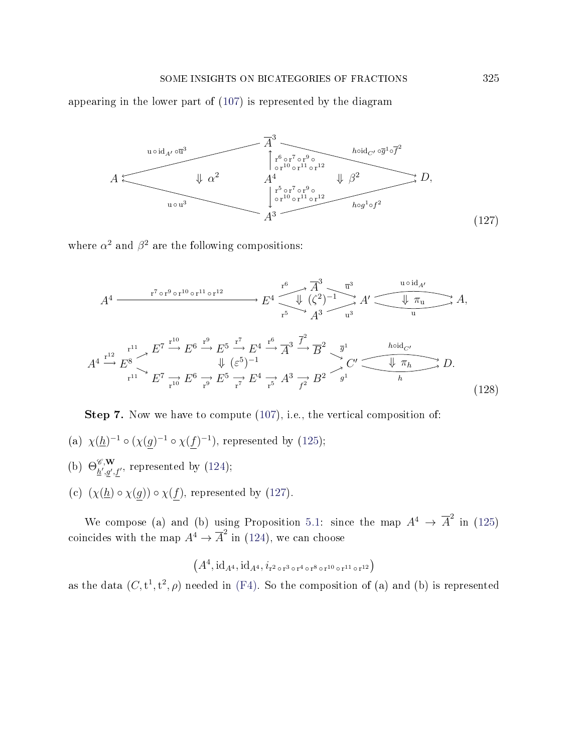appearing in the lower part of (107) is represented by the diagram

$$
\begin{array}{ccccc}
 & & \overline{A}^3 & & \\
 & \nearrow^{\mathrm{u}\circ\mathrm{id}_{A'}\circ\overline{\mathrm{u}}^3} & \uparrow {\scriptstyle \mathrm{r}^6\circ\mathrm{r}^7\circ\mathrm{r}^9\circ\mathrm{r}^{10}\circ\mathrm{r}^{11}\circ\mathrm{r}^{12}} & \searrow^{h\circ\mathrm{id}_{C'}\circ\overline{g}^1\circ\overline{f}^2} & \\
A & \Downarrow\alpha^2 & A^4 & \Downarrow\beta^2 & D, \\
 & \nwarrow_{\mathrm{u}\circ\mathrm{u}^3} & \downarrow {\scriptstyle \mathrm{r}^5\circ\mathrm{r}^7\circ\mathrm{r}^9\circ\mathrm{r}^{10}\circ\mathrm{r}^{11}\circ\mathrm{r}^{12}} & \nearrow_{h\circ g^1\circ f^2} & \\
 & & A^3 & &
\end{array}
\tag{127}
$$

where $\alpha^2$ and $\beta^2$ are the following compositions:

$$
A^4 \xrightarrow{\mathrm{r}^7\circ\mathrm{r}^9\circ\mathrm{r}^{10}\circ\mathrm{r}^{11}\circ\mathrm{r}^{12}} E^4 \begin{array}{c} \xrightarrow{\mathrm{r}^6} \overline{A}^3 \xrightarrow{\overline{\mathrm{u}}^3} \\ \Downarrow (\zeta^2)^{-1} \\ \xrightarrow[\mathrm{r}^5]{} A^3 \xrightarrow[\mathrm{u}^3]{} \end{array} A' \begin{array}{c} \xrightarrow{\mathrm{u}\circ\mathrm{id}_{A'}} \\ \Downarrow\pi_{\mathrm{u}} \\ \xrightarrow[\mathrm{u}]{} \end{array} A,
$$

$$
A^4 \xrightarrow{\mathrm{r}^{12}} E^8 \begin{array}{c} \xrightarrow{\mathrm{r}^{11}} E^7 \xrightarrow{\mathrm{r}^{10}} E^6 \xrightarrow{\mathrm{r}^9} E^5 \xrightarrow{\mathrm{r}^7} E^4 \xrightarrow{\mathrm{r}^6} \overline{A}^3 \xrightarrow{\overline{f}^2} \overline{B}^2 \xrightarrow{\overline{g}^1} \\ \Downarrow (\varepsilon^5)^{-1} \\ \xrightarrow[\mathrm{r}^{11}]{} E^7 \xrightarrow[\mathrm{r}^{10}]{} E^6 \xrightarrow[\mathrm{r}^9]{} E^5 \xrightarrow[\mathrm{r}^7]{} E^4 \xrightarrow[\mathrm{r}^5]{} A^3 \xrightarrow[f^2]{} B^2 \xrightarrow[g^1]{} \end{array} C' \begin{array}{c} \xrightarrow{h\circ\mathrm{id}_{C'}} \\ \Downarrow\pi_h \\ \xrightarrow[h]{} \end{array} D.
\tag{128}
$$

**Step 7.** Now we have to compute (107), i.e., the vertical composition of:

(a) $\chi(\underline{h})^{-1}\circ(\chi(\underline{g})^{-1}\circ\chi(\underline{f})^{-1})$, represented by (125);

(b) $\Theta^{\mathscr{C},\mathbf{W}}_{\underline{h}',\underline{g}',\underline{f}'}$, represented by (124);

(c) $(\chi(\underline{h})\circ\chi(\underline{g}))\circ\chi(\underline{f})$, represented by (127).

We compose (a) and (b) using Proposition 5.1: since the map $A^4\to\overline{A}^2$ in (125) coincides with the map $A^4\to\overline{A}^2$ in (124), we can choose

$$
\left(A^4,\mathrm{id}_{A^4},\mathrm{id}_{A^4},i_{\mathrm{r}^2\circ\mathrm{r}^3\circ\mathrm{r}^4\circ\mathrm{r}^8\circ\mathrm{r}^{10}\circ\mathrm{r}^{11}\circ\mathrm{r}^{12}}\right)
$$

as the data $(C,\mathrm{t}^1,\mathrm{t}^2,\rho)$ needed in (F4). So the composition of (a) and (b) is represented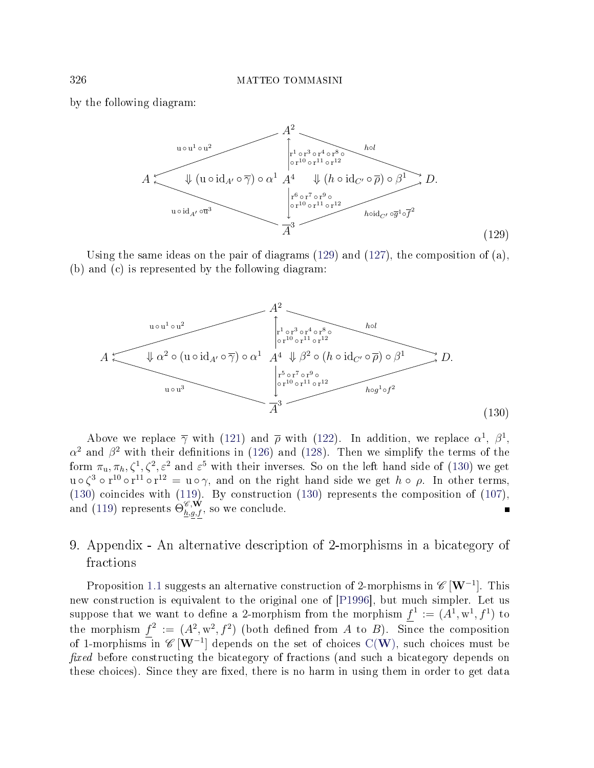by the following diagram:

$$
\begin{array}{ccccc}
 & & A^2 & & \\
 & \swarrow^{\mathrm{u}\circ\mathrm{u}^1\circ\mathrm{u}^2} & \uparrow{\scriptstyle \mathrm{r}^1\circ\mathrm{r}^3\circ\mathrm{r}^4\circ\mathrm{r}^8\circ \circ\mathrm{r}^{10}\circ\mathrm{r}^{11}\circ\mathrm{r}^{12}} & \searrow^{h\circ l} & \\
A & \Downarrow (\mathrm{u}\circ\mathrm{id}_{A'}\circ\overline{\gamma})\circ\alpha^1 & A^4 & \Downarrow (h\circ\mathrm{id}_{C'}\circ\overline{\rho})\circ\beta^1 & D. \\
 & \nwarrow_{\mathrm{u}\circ\mathrm{id}_{A'}\circ\overline{\mathrm{u}}^3} & \downarrow{\scriptstyle \mathrm{r}^6\circ\mathrm{r}^7\circ\mathrm{r}^9\circ \circ\mathrm{r}^{10}\circ\mathrm{r}^{11}\circ\mathrm{r}^{12}} & \nearrow_{h\circ\mathrm{id}_{C'}\circ\overline{g}^1\circ\overline{f}^2} & \\
 & & \overline{A}^3 & &
\end{array}
\tag{129}
$$

Using the same ideas on the pair of diagrams (129) and (127), the composition of (a), (b) and (c) is represented by the following diagram:

$$
\begin{array}{ccccc}
 & & A^2 & & \\
 & \swarrow^{\mathrm{u}\circ\mathrm{u}^1\circ\mathrm{u}^2} & \uparrow{\scriptstyle \mathrm{r}^1\circ\mathrm{r}^3\circ\mathrm{r}^4\circ\mathrm{r}^8\circ \circ\mathrm{r}^{10}\circ\mathrm{r}^{11}\circ\mathrm{r}^{12}} & \searrow^{h\circ l} & \\
A & \Downarrow \alpha^2\circ(\mathrm{u}\circ\mathrm{id}_{A'}\circ\overline{\gamma})\circ\alpha^1 & A^4 & \Downarrow \beta^2\circ(h\circ\mathrm{id}_{C'}\circ\overline{\rho})\circ\beta^1 & D. \\
 & \nwarrow_{\mathrm{u}\circ\mathrm{u}^3} & \downarrow{\scriptstyle \mathrm{r}^5\circ\mathrm{r}^7\circ\mathrm{r}^9\circ \circ\mathrm{r}^{10}\circ\mathrm{r}^{11}\circ\mathrm{r}^{12}} & \nearrow_{h\circ g^1\circ f^2} & \\
 & & \overline{A}^3 & &
\end{array}
\tag{130}
$$

Above we replace $\overline{\gamma}$ with (121) and $\overline{\rho}$ with (122). In addition, we replace $\alpha^1$, $\beta^1$, $\alpha^2$ and $\beta^2$ with their definitions in (126) and (128). Then we simplify the terms of the form $\pi_{\mathrm{u}}, \pi_h, \zeta^1, \zeta^2, \varepsilon^2$ and $\varepsilon^5$ with their inverses. So on the left hand side of (130) we get $\mathrm{u}\circ\zeta^3\circ\mathrm{r}^{10}\circ\mathrm{r}^{11}\circ\mathrm{r}^{12} = \mathrm{u}\circ\gamma$, and on the right hand side we get $h\circ\rho$. In other terms, (130) coincides with (119). By construction (130) represents the composition of (107), and (119) represents $\Theta^{\mathscr{C},\mathbf{W}}_{\underline{h},\underline{g},\underline{f}}$, so we conclude. ∎

## 9. Appendix - An alternative description of 2-morphisms in a bicategory of fractions

Proposition 1.1 suggests an alternative construction of 2-morphisms in $\mathscr{C}\left[\mathbf{W}^{-1}\right]$. This new construction is equivalent to the original one of [P1996], but much simpler. Let us suppose that we want to define a 2-morphism from the morphism $\underline{f}^1 := (A^1, \mathrm{w}^1, f^1)$ to the morphism $\underline{f}^2 := (A^2, \mathrm{w}^2, f^2)$ (both defined from $A$ to $B$). Since the composition of 1-morphisms in $\mathscr{C}\left[\mathbf{W}^{-1}\right]$ depends on the set of choices $\mathrm{C}(\mathbf{W})$, such choices must be *fixed* before constructing the bicategory of fractions (and such a bicategory depends on these choices). Since they are fixed, there is no harm in using them in order to get data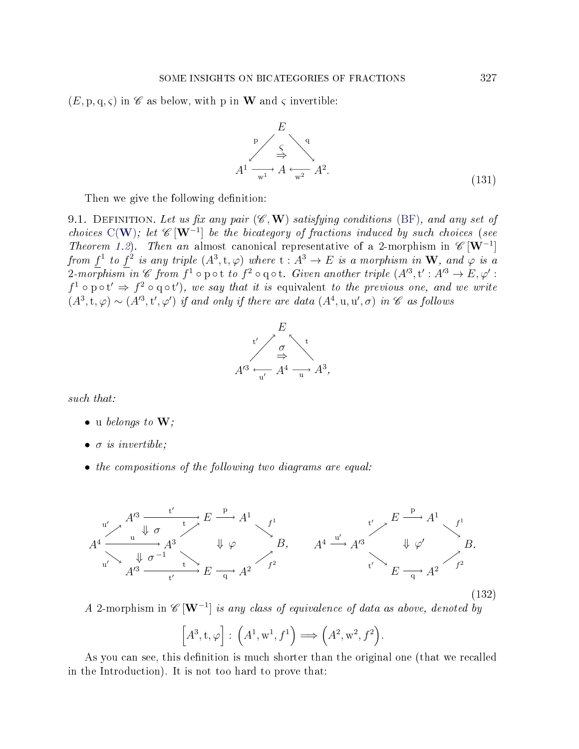$(E, \mathrm{p}, \mathrm{q}, \varsigma)$ in $\mathscr{C}$ as below, with p in $\mathbf{W}$ and $\varsigma$ invertible:

$$
\begin{array}{ccccc}
 & & E & & \\
 & \swarrow^{\mathrm{p}} & \overset{\varsigma}{\Rightarrow} & \searrow^{\mathrm{q}} & \\
A^1 & \xrightarrow[\mathrm{w}^1]{} & A & \xleftarrow[\mathrm{w}^2]{} & A^2.
\end{array}
\tag{131}
$$

Then we give the following definition:

9.1. Definition. *Let us fix any pair $(\mathscr{C}, \mathbf{W})$ satisfying conditions (BF), and any set of choices $\mathrm{C}(\mathbf{W})$; let $\mathscr{C}\left[\mathbf{W}^{-1}\right]$ be the bicategory of fractions induced by such choices (see Theorem 1.2). Then an* almost canonical representative of a 2-morphism in $\mathscr{C}\left[\mathbf{W}^{-1}\right]$ *from $\underline{f}^1$ to $\underline{f}^2$ is any triple $(A^3, \mathrm{t}, \varphi)$ where $\mathrm{t}: A^3 \to E$ is a morphism in $\mathbf{W}$, and $\varphi$ is a 2-morphism in $\mathscr{C}$ from $f^1 \circ \mathrm{p} \circ \mathrm{t}$ to $f^2 \circ \mathrm{q} \circ \mathrm{t}$. Given another triple $(A'^3, \mathrm{t}': A'^3 \to E, \varphi': f^1 \circ \mathrm{p} \circ \mathrm{t}' \Rightarrow f^2 \circ \mathrm{q} \circ \mathrm{t}')$, we say that it is* equivalent *to the previous one, and we write $(A^3, \mathrm{t}, \varphi) \sim (A'^3, \mathrm{t}', \varphi')$ if and only if there are data $(A^4, \mathrm{u}, \mathrm{u}', \sigma)$ in $\mathscr{C}$ as follows*

$$
\begin{array}{ccccc}
 & & E & & \\
 & \nearrow^{\mathrm{t}'} & \overset{\sigma}{\Rightarrow} & \nwarrow^{\mathrm{t}} & \\
A'^3 & \xleftarrow[\mathrm{u}']{} & A^4 & \xrightarrow[\mathrm{u}]{} & A^3,
\end{array}
$$

*such that:*

- *u belongs to $\mathbf{W}$;*
- *$\sigma$ is invertible;*
- *the compositions of the following two diagrams are equal:*

$$
\begin{array}{ccccccc}
 & A'^3 & \xrightarrow{\mathrm{t}'} & E \xrightarrow{\mathrm{p}} A^1 & & \\
{}^{\mathrm{u}'}\nearrow & \Downarrow \sigma & {}^{\mathrm{t}}\nearrow & & \searrow^{f^1} & \\
A^4 & \xrightarrow{\mathrm{u}} & A^3 & \Downarrow \varphi & & B, \\
{}_{\mathrm{u}'}\searrow & \Downarrow \sigma^{-1} & {}_{\mathrm{t}}\searrow & & \nearrow_{f^2} & \\
 & A'^3 & \xrightarrow[\mathrm{t}']{} & E \xrightarrow[\mathrm{q}]{} A^2 & &
\end{array}
\qquad
\begin{array}{ccccc}
 & & E \xrightarrow{\mathrm{p}} A^1 & & \\
 & {}^{\mathrm{t}'}\nearrow & & \searrow^{f^1} & \\
A^4 \xrightarrow{\mathrm{u}'} A'^3 & & \Downarrow \varphi' & & B. \\
 & {}_{\mathrm{t}'}\searrow & & \nearrow_{f^2} & \\
 & & E \xrightarrow[\mathrm{q}]{} A^2 & &
\end{array}
\tag{132}
$$

*A* 2-morphism in $\mathscr{C}\left[\mathbf{W}^{-1}\right]$ *is any class of equivalence of data as above, denoted by*

$$
\left[A^3, \mathrm{t}, \varphi\right]: \left(A^1, \mathrm{w}^1, f^1\right) \Longrightarrow \left(A^2, \mathrm{w}^2, f^2\right).
$$

As you can see, this definition is much shorter than the original one (that we recalled in the Introduction). It is not too hard to prove that: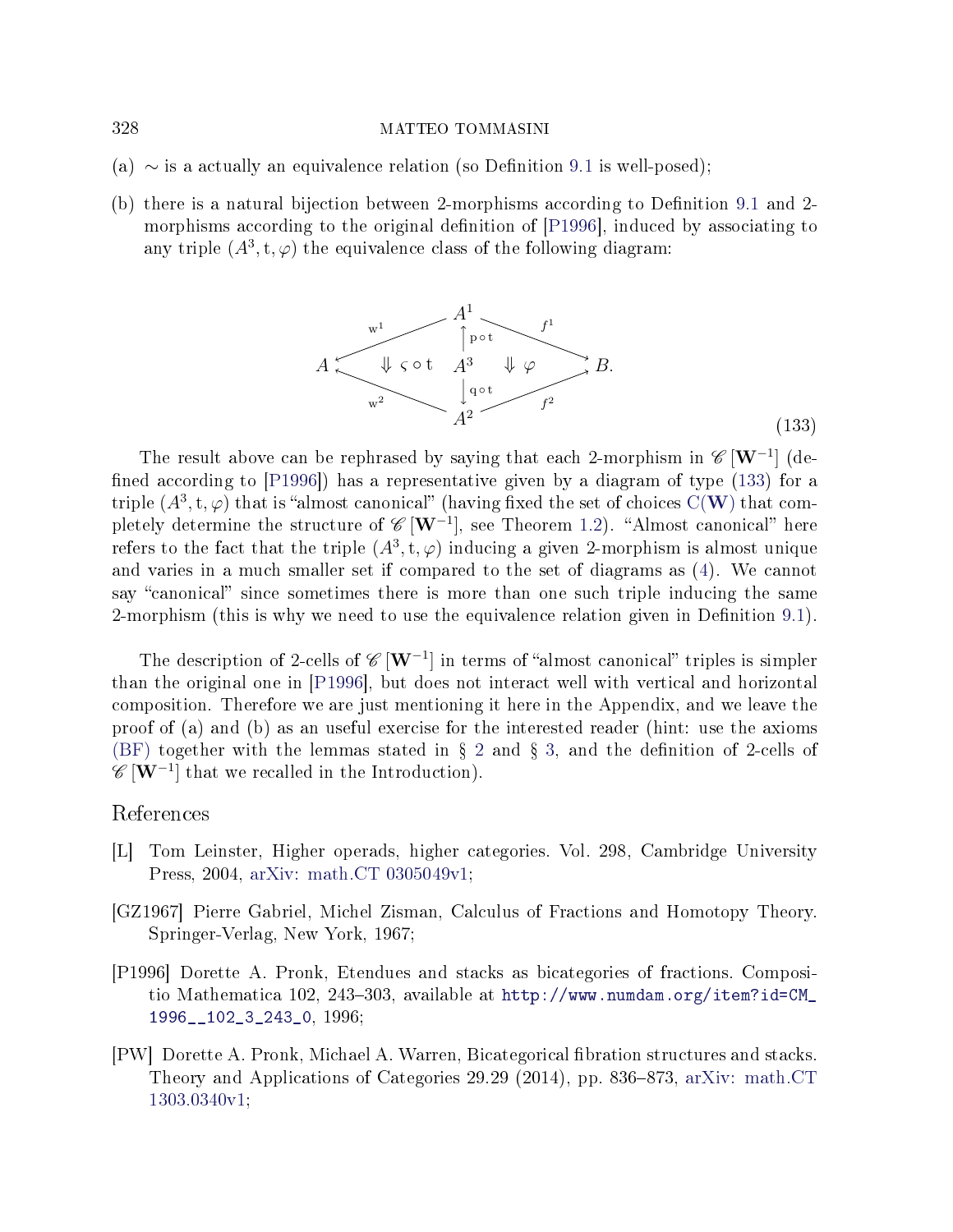(a) $\sim$ is a actually an equivalence relation (so Definition 9.1 is well-posed);

(b) there is a natural bijection between 2-morphisms according to Definition 9.1 and 2-morphisms according to the original definition of [P1996], induced by associating to any triple $(A^3, \mathrm{t}, \varphi)$ the equivalence class of the following diagram:

$$
\begin{array}{ccccc}
 & & A^1 & & \\
 & \overset{\mathrm{w}^1}{\swarrow} & \uparrow {\scriptstyle \mathrm{p}\circ\mathrm{t}} & \overset{f^1}{\searrow} & \\
A & \Downarrow \varsigma\circ\mathrm{t} & A^3 & \Downarrow \varphi & B. \\
 & \underset{\mathrm{w}^2}{\nwarrow} & \downarrow {\scriptstyle \mathrm{q}\circ\mathrm{t}} & \underset{f^2}{\nearrow} & \\
 & & A^2 & &
\end{array}
\tag{133}
$$

The result above can be rephrased by saying that each 2-morphism in $\mathscr{C}\left[\mathbf{W}^{-1}\right]$ (defined according to [P1996]) has a representative given by a diagram of type (133) for a triple $(A^3, \mathrm{t}, \varphi)$ that is "almost canonical" (having fixed the set of choices $\mathrm{C}(\mathbf{W})$ that completely determine the structure of $\mathscr{C}\left[\mathbf{W}^{-1}\right]$, see Theorem 1.2). "Almost canonical" here refers to the fact that the triple $(A^3, \mathrm{t}, \varphi)$ inducing a given 2-morphism is almost unique and varies in a much smaller set if compared to the set of diagrams as (4). We cannot say "canonical" since sometimes there is more than one such triple inducing the same 2-morphism (this is why we need to use the equivalence relation given in Definition 9.1).

The description of 2-cells of $\mathscr{C}\left[\mathbf{W}^{-1}\right]$ in terms of "almost canonical" triples is simpler than the original one in [P1996], but does not interact well with vertical and horizontal composition. Therefore we are just mentioning it here in the Appendix, and we leave the proof of (a) and (b) as an useful exercise for the interested reader (hint: use the axioms (BF) together with the lemmas stated in § 2 and § 3, and the definition of 2-cells of $\mathscr{C}\left[\mathbf{W}^{-1}\right]$ that we recalled in the Introduction).

## References

[L] Tom Leinster, Higher operads, higher categories. Vol. 298, Cambridge University Press, 2004, arXiv: math.CT 0305049v1;

[GZ1967] Pierre Gabriel, Michel Zisman, Calculus of Fractions and Homotopy Theory. Springer-Verlag, New York, 1967;

[P1996] Dorette A. Pronk, Etendues and stacks as bicategories of fractions. Compositio Mathematica 102, 243–303, available at http://www.numdam.org/item?id=CM_1996__102_3_243_0, 1996;

[PW] Dorette A. Pronk, Michael A. Warren, Bicategorical fibration structures and stacks. Theory and Applications of Categories 29.29 (2014), pp. 836–873, arXiv: math.CT 1303.0340v1;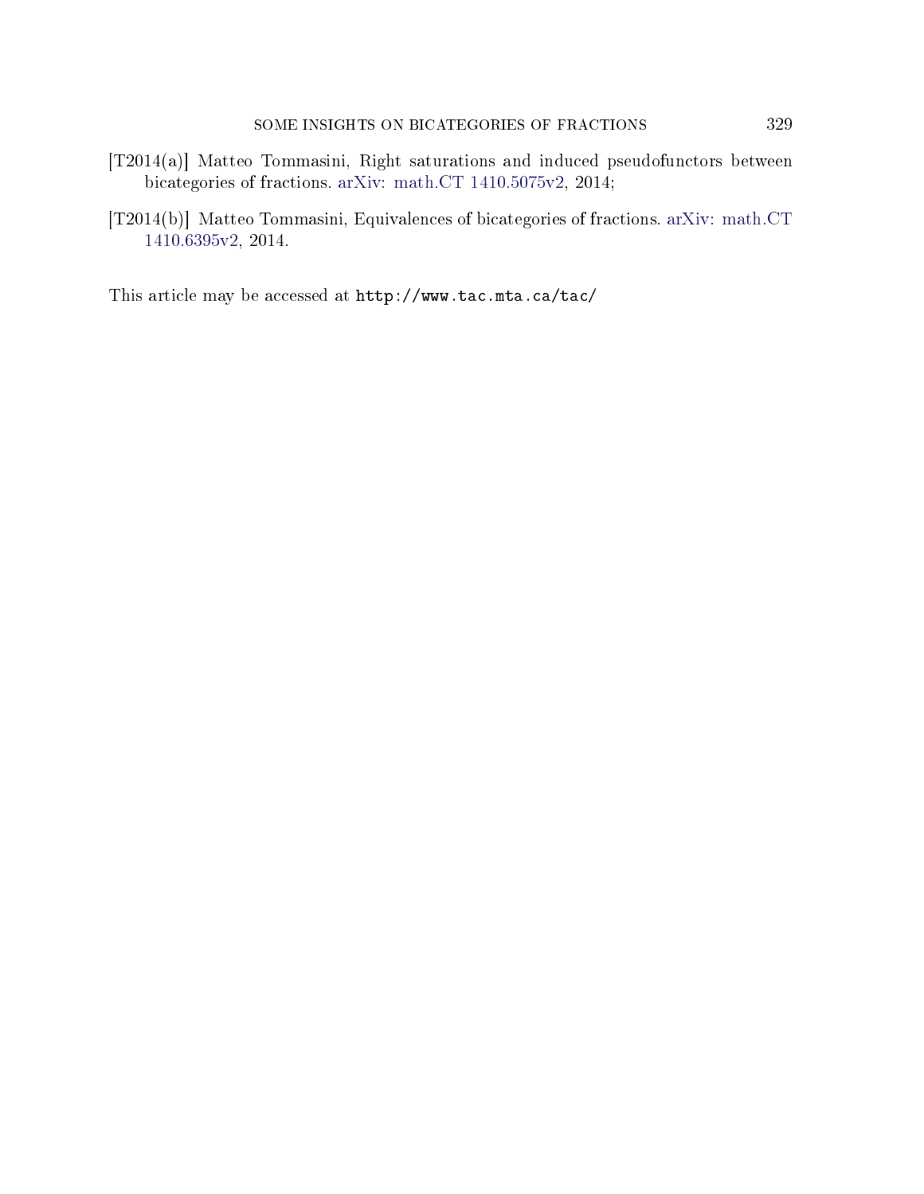[T2014(a)] Matteo Tommasini, Right saturations and induced pseudofunctors between bicategories of fractions. arXiv: math.CT 1410.5075v2, 2014;

[T2014(b)] Matteo Tommasini, Equivalences of bicategories of fractions. arXiv: math.CT 1410.6395v2, 2014.

This article may be accessed at `http://www.tac.mta.ca/tac/`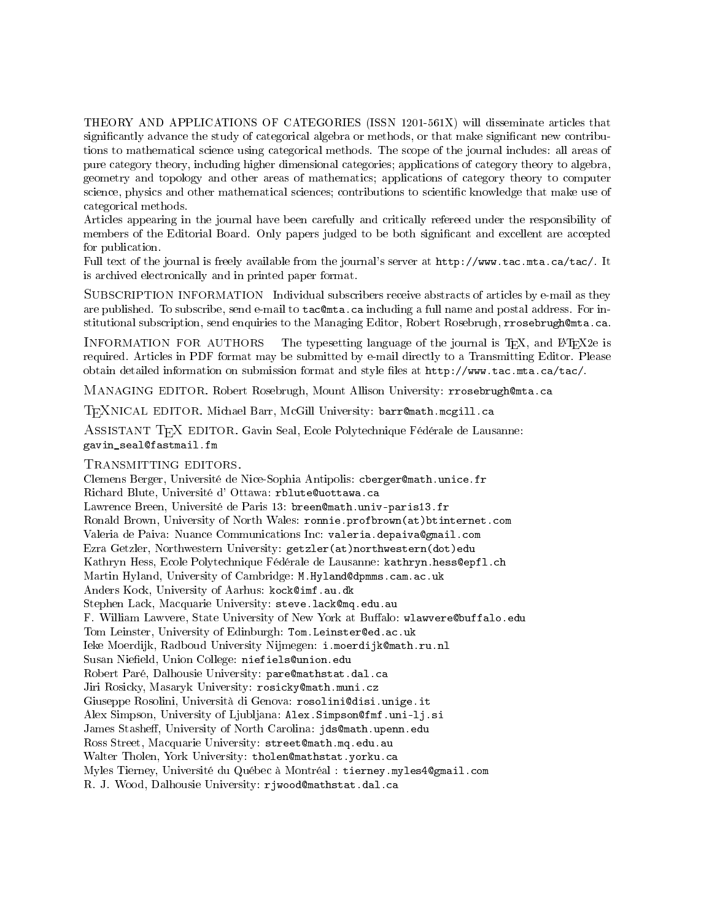THEORY AND APPLICATIONS OF CATEGORIES (ISSN 1201-561X) will disseminate articles that significantly advance the study of categorical algebra or methods, or that make significant new contributions to mathematical science using categorical methods. The scope of the journal includes: all areas of pure category theory, including higher dimensional categories; applications of category theory to algebra, geometry and topology and other areas of mathematics; applications of category theory to computer science, physics and other mathematical sciences; contributions to scientific knowledge that make use of categorical methods.

Articles appearing in the journal have been carefully and critically refereed under the responsibility of members of the Editorial Board. Only papers judged to be both significant and excellent are accepted for publication.

Full text of the journal is freely available from the journal's server at `http://www.tac.mta.ca/tac/`. It is archived electronically and in printed paper format.

Subscription information Individual subscribers receive abstracts of articles by e-mail as they are published. To subscribe, send e-mail to `tac@mta.ca` including a full name and postal address. For institutional subscription, send enquiries to the Managing Editor, Robert Rosebrugh, `rrosebrugh@mta.ca`.

Information for authors The typesetting language of the journal is TeX, and LaTeX2e is required. Articles in PDF format may be submitted by e-mail directly to a Transmitting Editor. Please obtain detailed information on submission format and style files at `http://www.tac.mta.ca/tac/`.

Managing editor. Robert Rosebrugh, Mount Allison University: `rrosebrugh@mta.ca`

TeXnical editor. Michael Barr, McGill University: `barr@math.mcgill.ca`

Assistant TeX editor. Gavin Seal, Ecole Polytechnique Fédérale de Lausanne: `gavin_seal@fastmail.fm`

Transmitting editors.

Clemens Berger, Université de Nice-Sophia Antipolis: `cberger@math.unice.fr`
Richard Blute, Université d' Ottawa: `rblute@uottawa.ca`
Lawrence Breen, Université de Paris 13: `breen@math.univ-paris13.fr`
Ronald Brown, University of North Wales: `ronnie.profbrown(at)btinternet.com`
Valeria de Paiva: Nuance Communications Inc: `valeria.depaiva@gmail.com`
Ezra Getzler, Northwestern University: `getzler(at)northwestern(dot)edu`
Kathryn Hess, Ecole Polytechnique Fédérale de Lausanne: `kathryn.hess@epfl.ch`
Martin Hyland, University of Cambridge: `M.Hyland@dpmms.cam.ac.uk`
Anders Kock, University of Aarhus: `kock@imf.au.dk`
Stephen Lack, Macquarie University: `steve.lack@mq.edu.au`
F. William Lawvere, State University of New York at Buffalo: `wlawvere@buffalo.edu`
Tom Leinster, University of Edinburgh: `Tom.Leinster@ed.ac.uk`
Ieke Moerdijk, Radboud University Nijmegen: `i.moerdijk@math.ru.nl`
Susan Niefield, Union College: `niefiels@union.edu`
Robert Paré, Dalhousie University: `pare@mathstat.dal.ca`
Jiri Rosicky, Masaryk University: `rosicky@math.muni.cz`
Giuseppe Rosolini, Università di Genova: `rosolini@disi.unige.it`
Alex Simpson, University of Ljubljana: `Alex.Simpson@fmf.uni-lj.si`
James Stasheff, University of North Carolina: `jds@math.upenn.edu`
Ross Street, Macquarie University: `street@math.mq.edu.au`
Walter Tholen, York University: `tholen@mathstat.yorku.ca`
Myles Tierney, Université du Québec à Montréal : `tierney.myles4@gmail.com`
R. J. Wood, Dalhousie University: `rjwood@mathstat.dal.ca`